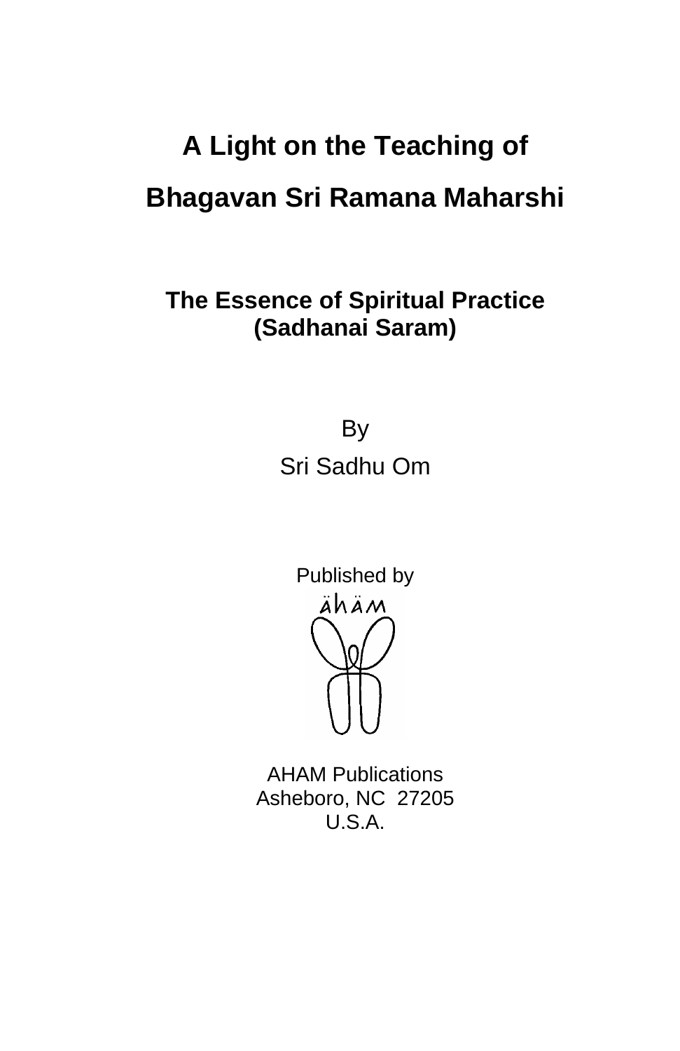# A Light on the Teaching of

# Bhagavan Sri Ramana Maharshi

## The Essence of Spiritual Practice (Sadhanai Saram)

By

Sri Sadhu Om

Published by

AHAM Publications
Asheboro, NC 27205
U.S.A.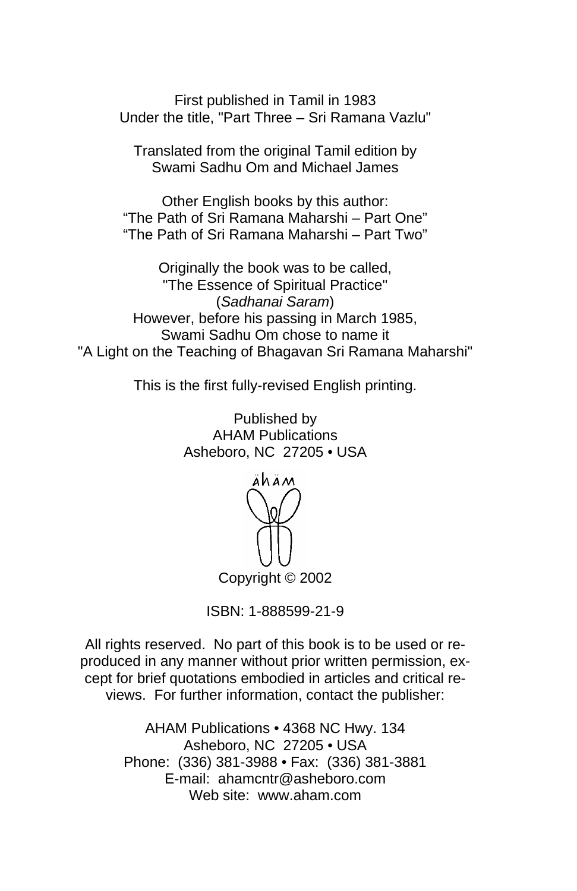First published in Tamil in 1983
Under the title, "Part Three – Sri Ramana Vazlu"

Translated from the original Tamil edition by
Swami Sadhu Om and Michael James

Other English books by this author:
“The Path of Sri Ramana Maharshi – Part One”
“The Path of Sri Ramana Maharshi – Part Two”

Originally the book was to be called,
"The Essence of Spiritual Practice"
(*Sadhanai Saram*)
However, before his passing in March 1985,
Swami Sadhu Om chose to name it
"A Light on the Teaching of Bhagavan Sri Ramana Maharshi"

This is the first fully-revised English printing.

Published by
AHAM Publications
Asheboro, NC 27205 • USA

Copyright © 2002

ISBN: 1-888599-21-9

All rights reserved. No part of this book is to be used or reproduced in any manner without prior written permission, except for brief quotations embodied in articles and critical reviews. For further information, contact the publisher:

AHAM Publications • 4368 NC Hwy. 134
Asheboro, NC 27205 • USA
Phone: (336) 381-3988 • Fax: (336) 381-3881
E-mail: ahamcntr@asheboro.com
Web site: www.aham.com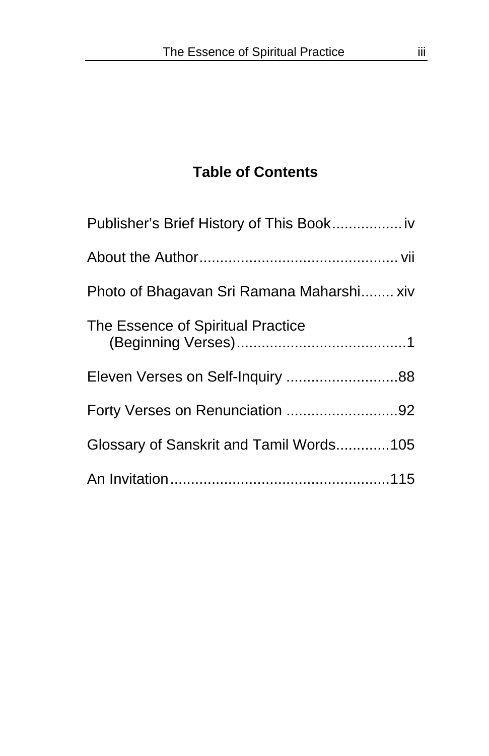## Table of Contents

Publisher's Brief History of This Book................. iv

About the Author................................................ vii

Photo of Bhagavan Sri Ramana Maharshi........ xiv

The Essence of Spiritual Practice
(Beginning Verses).........................................1

Eleven Verses on Self-Inquiry ...........................88

Forty Verses on Renunciation ...........................92

Glossary of Sanskrit and Tamil Words.............105

An Invitation.....................................................115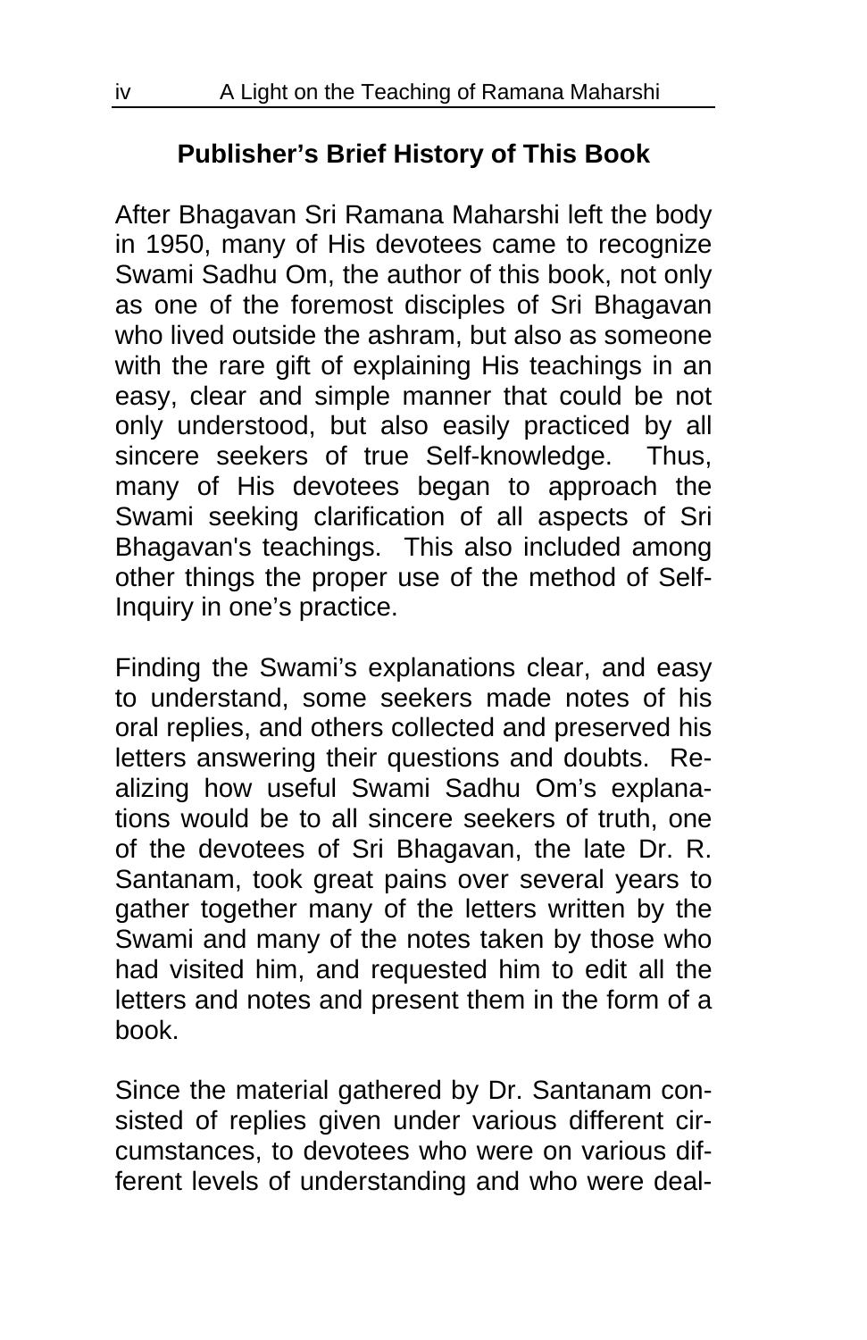## Publisher's Brief History of This Book

After Bhagavan Sri Ramana Maharshi left the body in 1950, many of His devotees came to recognize Swami Sadhu Om, the author of this book, not only as one of the foremost disciples of Sri Bhagavan who lived outside the ashram, but also as someone with the rare gift of explaining His teachings in an easy, clear and simple manner that could be not only understood, but also easily practiced by all sincere seekers of true Self-knowledge. Thus, many of His devotees began to approach the Swami seeking clarification of all aspects of Sri Bhagavan's teachings. This also included among other things the proper use of the method of Self-Inquiry in one's practice.

Finding the Swami's explanations clear, and easy to understand, some seekers made notes of his oral replies, and others collected and preserved his letters answering their questions and doubts. Realizing how useful Swami Sadhu Om's explanations would be to all sincere seekers of truth, one of the devotees of Sri Bhagavan, the late Dr. R. Santanam, took great pains over several years to gather together many of the letters written by the Swami and many of the notes taken by those who had visited him, and requested him to edit all the letters and notes and present them in the form of a book.

Since the material gathered by Dr. Santanam consisted of replies given under various different circumstances, to devotees who were on various different levels of understanding and who were deal-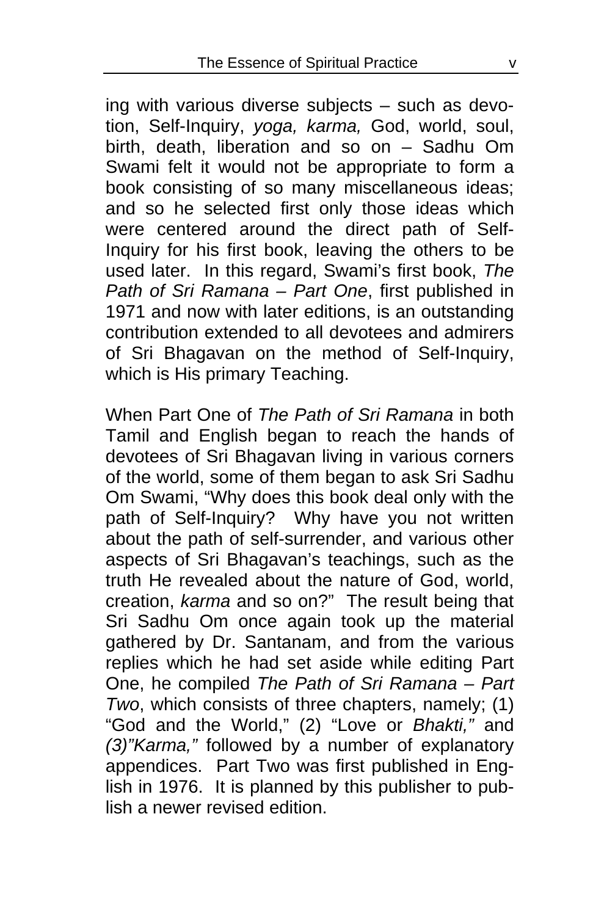ing with various diverse subjects – such as devotion, Self-Inquiry, *yoga, karma,* God, world, soul, birth, death, liberation and so on – Sadhu Om Swami felt it would not be appropriate to form a book consisting of so many miscellaneous ideas; and so he selected first only those ideas which were centered around the direct path of Self-Inquiry for his first book, leaving the others to be used later. In this regard, Swami's first book, *The Path of Sri Ramana – Part One*, first published in 1971 and now with later editions, is an outstanding contribution extended to all devotees and admirers of Sri Bhagavan on the method of Self-Inquiry, which is His primary Teaching.

When Part One of *The Path of Sri Ramana* in both Tamil and English began to reach the hands of devotees of Sri Bhagavan living in various corners of the world, some of them began to ask Sri Sadhu Om Swami, "Why does this book deal only with the path of Self-Inquiry? Why have you not written about the path of self-surrender, and various other aspects of Sri Bhagavan's teachings, such as the truth He revealed about the nature of God, world, creation, *karma* and so on?" The result being that Sri Sadhu Om once again took up the material gathered by Dr. Santanam, and from the various replies which he had set aside while editing Part One, he compiled *The Path of Sri Ramana – Part Two*, which consists of three chapters, namely; (1) "God and the World," (2) "Love or *Bhakti,"* and *(3)"Karma,"* followed by a number of explanatory appendices. Part Two was first published in English in 1976. It is planned by this publisher to publish a newer revised edition.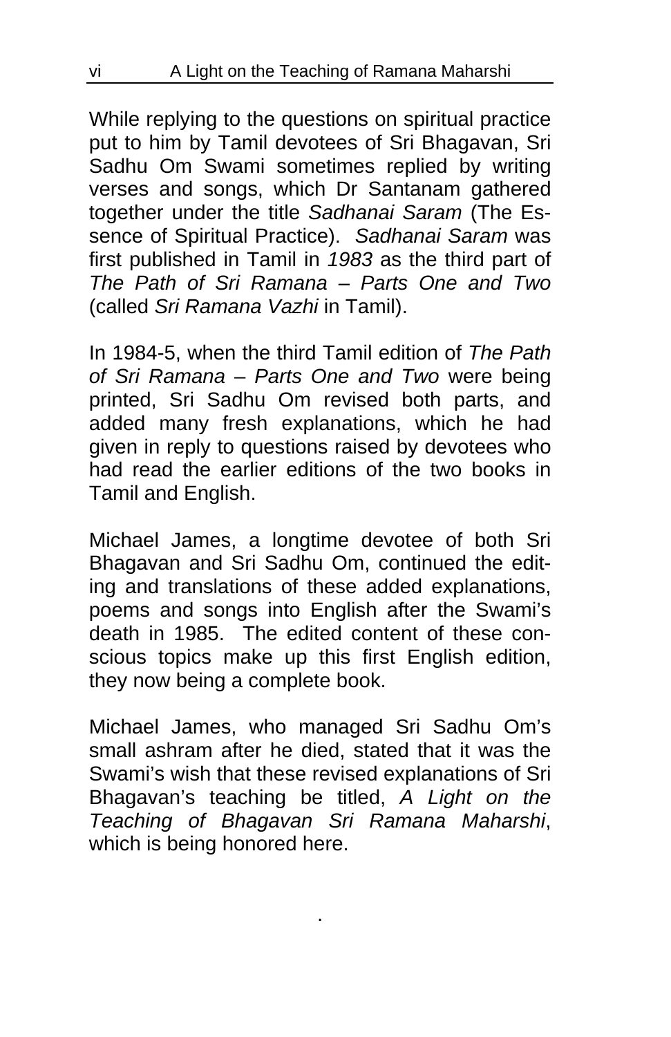While replying to the questions on spiritual practice put to him by Tamil devotees of Sri Bhagavan, Sri Sadhu Om Swami sometimes replied by writing verses and songs, which Dr Santanam gathered together under the title *Sadhanai Saram* (The Essence of Spiritual Practice). *Sadhanai Saram* was first published in Tamil in *1983* as the third part of *The Path of Sri Ramana – Parts One and Two* (called *Sri Ramana Vazhi* in Tamil).

In 1984-5, when the third Tamil edition of *The Path of Sri Ramana – Parts One and Two* were being printed, Sri Sadhu Om revised both parts, and added many fresh explanations, which he had given in reply to questions raised by devotees who had read the earlier editions of the two books in Tamil and English.

Michael James, a longtime devotee of both Sri Bhagavan and Sri Sadhu Om, continued the editing and translations of these added explanations, poems and songs into English after the Swami's death in 1985. The edited content of these conscious topics make up this first English edition, they now being a complete book.

Michael James, who managed Sri Sadhu Om's small ashram after he died, stated that it was the Swami's wish that these revised explanations of Sri Bhagavan's teaching be titled, *A Light on the Teaching of Bhagavan Sri Ramana Maharshi*, which is being honored here.

.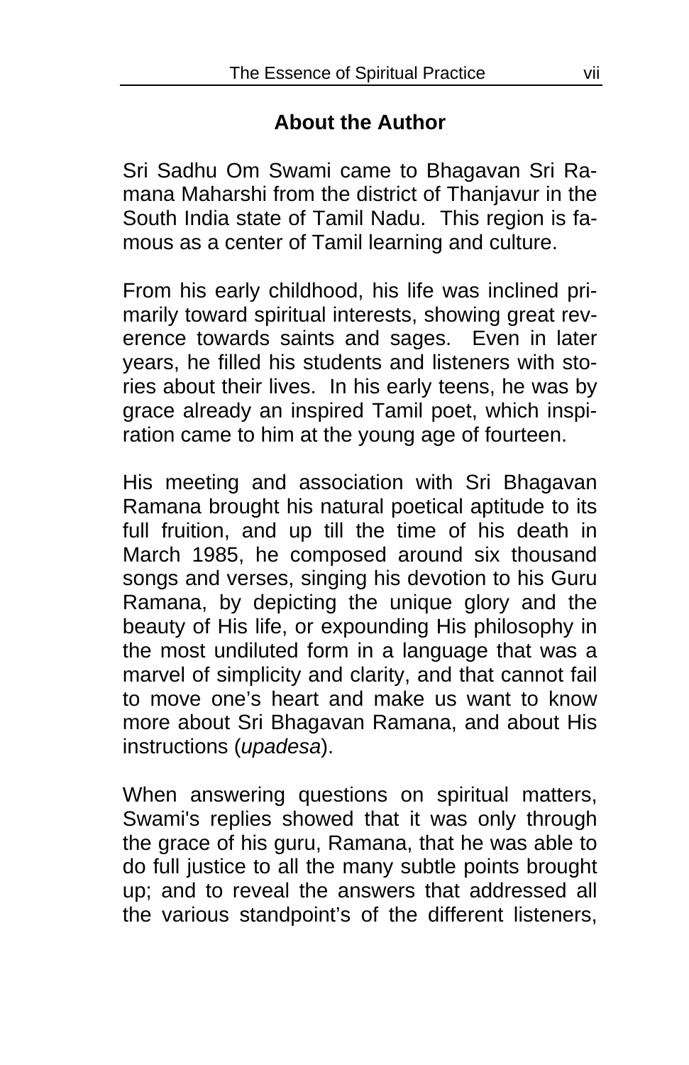## About the Author

Sri Sadhu Om Swami came to Bhagavan Sri Ramana Maharshi from the district of Thanjavur in the South India state of Tamil Nadu. This region is famous as a center of Tamil learning and culture.

From his early childhood, his life was inclined primarily toward spiritual interests, showing great reverence towards saints and sages. Even in later years, he filled his students and listeners with stories about their lives. In his early teens, he was by grace already an inspired Tamil poet, which inspiration came to him at the young age of fourteen.

His meeting and association with Sri Bhagavan Ramana brought his natural poetical aptitude to its full fruition, and up till the time of his death in March 1985, he composed around six thousand songs and verses, singing his devotion to his Guru Ramana, by depicting the unique glory and the beauty of His life, or expounding His philosophy in the most undiluted form in a language that was a marvel of simplicity and clarity, and that cannot fail to move one's heart and make us want to know more about Sri Bhagavan Ramana, and about His instructions (*upadesa*).

When answering questions on spiritual matters, Swami's replies showed that it was only through the grace of his guru, Ramana, that he was able to do full justice to all the many subtle points brought up; and to reveal the answers that addressed all the various standpoint's of the different listeners,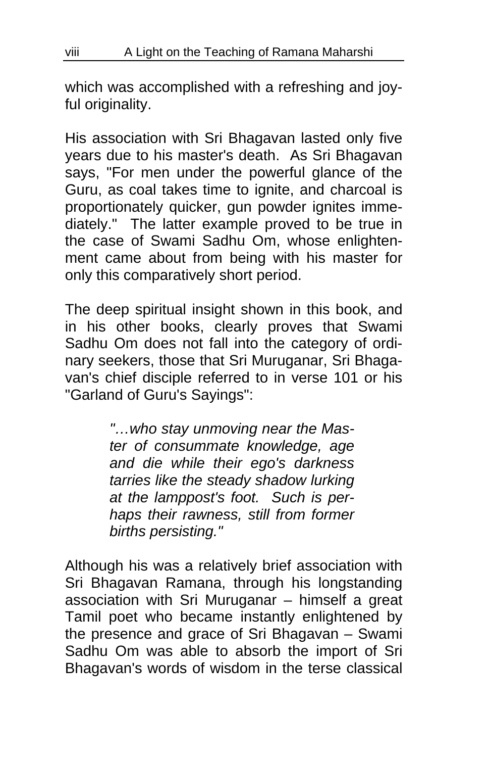which was accomplished with a refreshing and joyful originality.

His association with Sri Bhagavan lasted only five years due to his master's death. As Sri Bhagavan says, "For men under the powerful glance of the Guru, as coal takes time to ignite, and charcoal is proportionately quicker, gun powder ignites immediately." The latter example proved to be true in the case of Swami Sadhu Om, whose enlightenment came about from being with his master for only this comparatively short period.

The deep spiritual insight shown in this book, and in his other books, clearly proves that Swami Sadhu Om does not fall into the category of ordinary seekers, those that Sri Muruganar, Sri Bhagavan's chief disciple referred to in verse 101 or his "Garland of Guru's Sayings":

> *"…who stay unmoving near the Master of consummate knowledge, age and die while their ego's darkness tarries like the steady shadow lurking at the lamppost's foot. Such is perhaps their rawness, still from former births persisting."*

Although his was a relatively brief association with Sri Bhagavan Ramana, through his longstanding association with Sri Muruganar – himself a great Tamil poet who became instantly enlightened by the presence and grace of Sri Bhagavan – Swami Sadhu Om was able to absorb the import of Sri Bhagavan's words of wisdom in the terse classical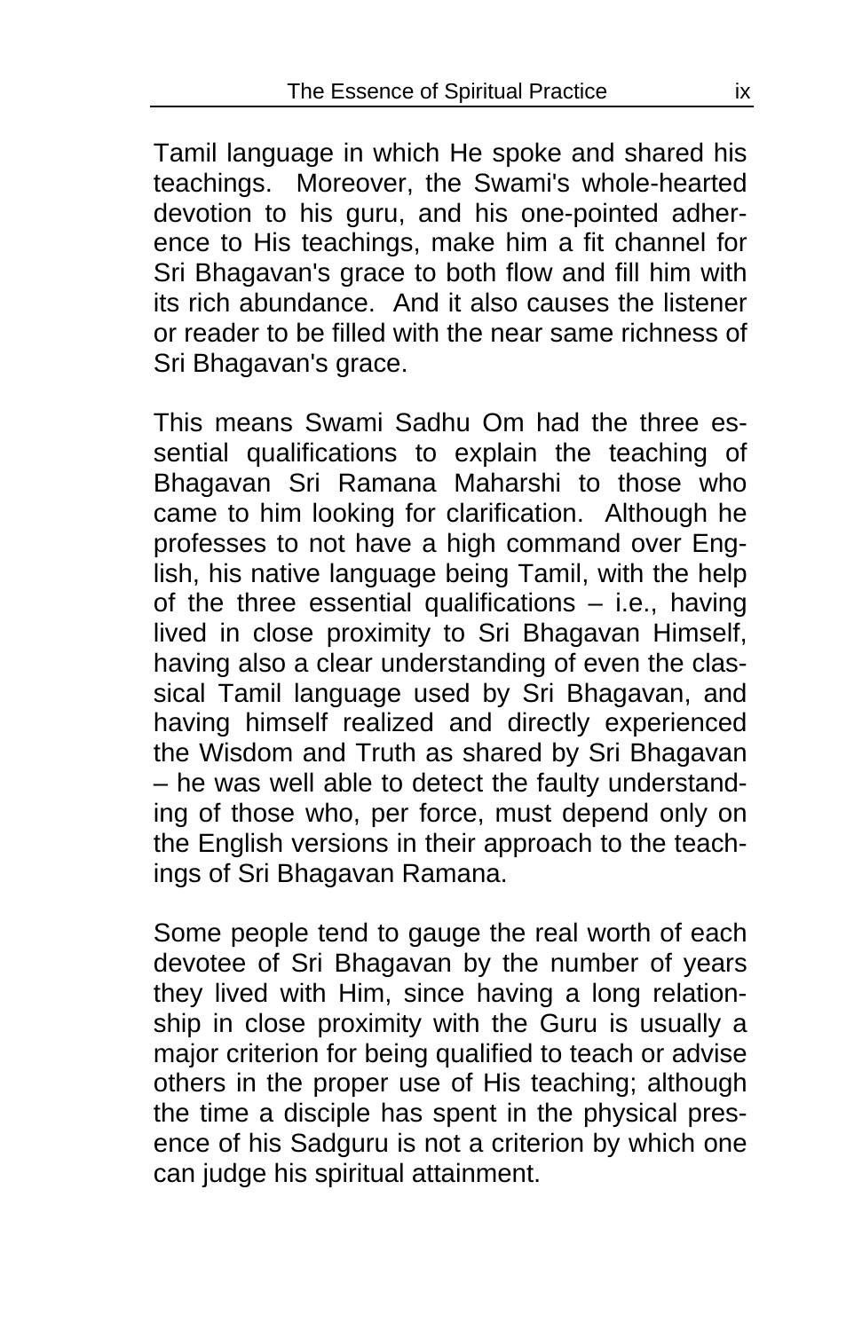Tamil language in which He spoke and shared his teachings. Moreover, the Swami's whole-hearted devotion to his guru, and his one-pointed adherence to His teachings, make him a fit channel for Sri Bhagavan's grace to both flow and fill him with its rich abundance. And it also causes the listener or reader to be filled with the near same richness of Sri Bhagavan's grace.

This means Swami Sadhu Om had the three essential qualifications to explain the teaching of Bhagavan Sri Ramana Maharshi to those who came to him looking for clarification. Although he professes to not have a high command over English, his native language being Tamil, with the help of the three essential qualifications – i.e., having lived in close proximity to Sri Bhagavan Himself, having also a clear understanding of even the classical Tamil language used by Sri Bhagavan, and having himself realized and directly experienced the Wisdom and Truth as shared by Sri Bhagavan – he was well able to detect the faulty understanding of those who, per force, must depend only on the English versions in their approach to the teachings of Sri Bhagavan Ramana.

Some people tend to gauge the real worth of each devotee of Sri Bhagavan by the number of years they lived with Him, since having a long relationship in close proximity with the Guru is usually a major criterion for being qualified to teach or advise others in the proper use of His teaching; although the time a disciple has spent in the physical presence of his Sadguru is not a criterion by which one can judge his spiritual attainment.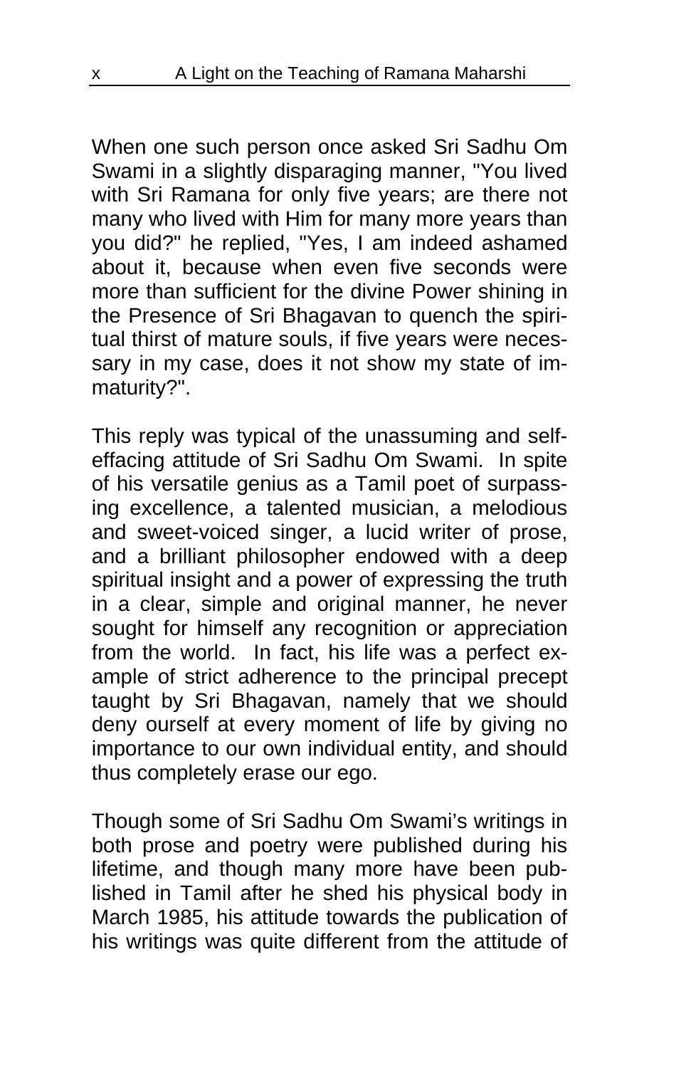When one such person once asked Sri Sadhu Om Swami in a slightly disparaging manner, "You lived with Sri Ramana for only five years; are there not many who lived with Him for many more years than you did?" he replied, "Yes, I am indeed ashamed about it, because when even five seconds were more than sufficient for the divine Power shining in the Presence of Sri Bhagavan to quench the spiritual thirst of mature souls, if five years were necessary in my case, does it not show my state of immaturity?".

This reply was typical of the unassuming and self-effacing attitude of Sri Sadhu Om Swami. In spite of his versatile genius as a Tamil poet of surpassing excellence, a talented musician, a melodious and sweet-voiced singer, a lucid writer of prose, and a brilliant philosopher endowed with a deep spiritual insight and a power of expressing the truth in a clear, simple and original manner, he never sought for himself any recognition or appreciation from the world. In fact, his life was a perfect example of strict adherence to the principal precept taught by Sri Bhagavan, namely that we should deny ourself at every moment of life by giving no importance to our own individual entity, and should thus completely erase our ego.

Though some of Sri Sadhu Om Swami's writings in both prose and poetry were published during his lifetime, and though many more have been published in Tamil after he shed his physical body in March 1985, his attitude towards the publication of his writings was quite different from the attitude of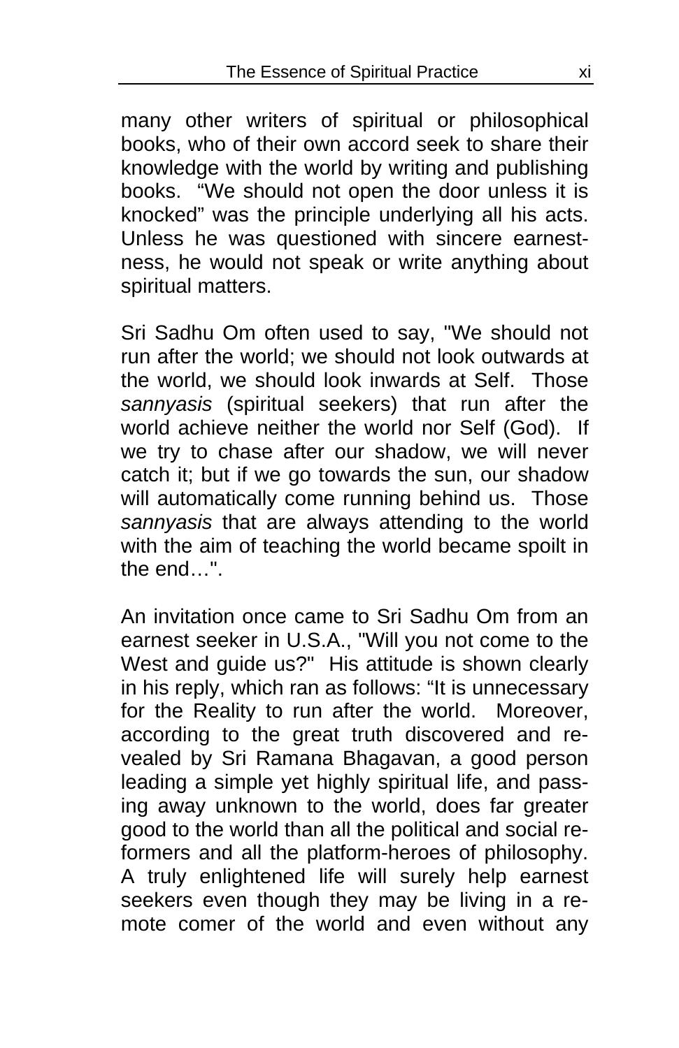many other writers of spiritual or philosophical books, who of their own accord seek to share their knowledge with the world by writing and publishing books. "We should not open the door unless it is knocked" was the principle underlying all his acts. Unless he was questioned with sincere earnestness, he would not speak or write anything about spiritual matters.

Sri Sadhu Om often used to say, "We should not run after the world; we should not look outwards at the world, we should look inwards at Self. Those *sannyasis* (spiritual seekers) that run after the world achieve neither the world nor Self (God). If we try to chase after our shadow, we will never catch it; but if we go towards the sun, our shadow will automatically come running behind us. Those *sannyasis* that are always attending to the world with the aim of teaching the world became spoilt in the end…".

An invitation once came to Sri Sadhu Om from an earnest seeker in U.S.A., "Will you not come to the West and guide us?" His attitude is shown clearly in his reply, which ran as follows: "It is unnecessary for the Reality to run after the world. Moreover, according to the great truth discovered and revealed by Sri Ramana Bhagavan, a good person leading a simple yet highly spiritual life, and passing away unknown to the world, does far greater good to the world than all the political and social reformers and all the platform-heroes of philosophy. A truly enlightened life will surely help earnest seekers even though they may be living in a remote comer of the world and even without any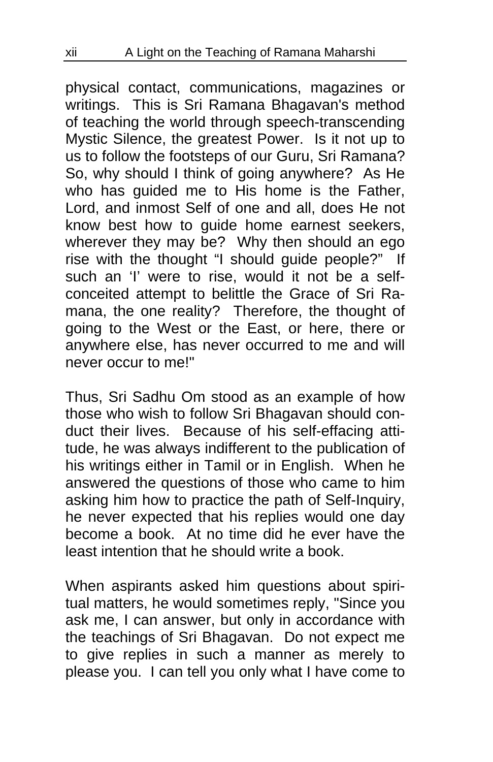physical contact, communications, magazines or writings. This is Sri Ramana Bhagavan's method of teaching the world through speech-transcending Mystic Silence, the greatest Power. Is it not up to us to follow the footsteps of our Guru, Sri Ramana? So, why should I think of going anywhere? As He who has guided me to His home is the Father, Lord, and inmost Self of one and all, does He not know best how to guide home earnest seekers, wherever they may be? Why then should an ego rise with the thought "I should guide people?" If such an 'I' were to rise, would it not be a self-conceited attempt to belittle the Grace of Sri Ramana, the one reality? Therefore, the thought of going to the West or the East, or here, there or anywhere else, has never occurred to me and will never occur to me!"

Thus, Sri Sadhu Om stood as an example of how those who wish to follow Sri Bhagavan should conduct their lives. Because of his self-effacing attitude, he was always indifferent to the publication of his writings either in Tamil or in English. When he answered the questions of those who came to him asking him how to practice the path of Self-Inquiry, he never expected that his replies would one day become a book. At no time did he ever have the least intention that he should write a book.

When aspirants asked him questions about spiritual matters, he would sometimes reply, "Since you ask me, I can answer, but only in accordance with the teachings of Sri Bhagavan. Do not expect me to give replies in such a manner as merely to please you. I can tell you only what I have come to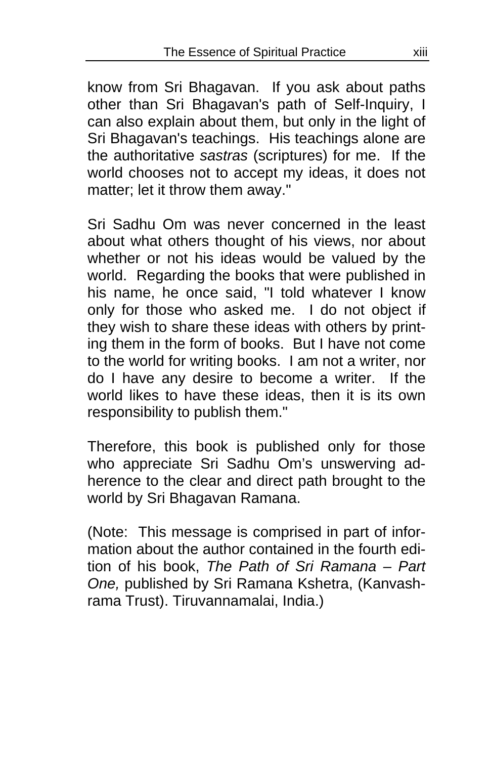know from Sri Bhagavan. If you ask about paths other than Sri Bhagavan's path of Self-Inquiry, I can also explain about them, but only in the light of Sri Bhagavan's teachings. His teachings alone are the authoritative *sastras* (scriptures) for me. If the world chooses not to accept my ideas, it does not matter; let it throw them away."

Sri Sadhu Om was never concerned in the least about what others thought of his views, nor about whether or not his ideas would be valued by the world. Regarding the books that were published in his name, he once said, "I told whatever I know only for those who asked me. I do not object if they wish to share these ideas with others by printing them in the form of books. But I have not come to the world for writing books. I am not a writer, nor do I have any desire to become a writer. If the world likes to have these ideas, then it is its own responsibility to publish them."

Therefore, this book is published only for those who appreciate Sri Sadhu Om's unswerving adherence to the clear and direct path brought to the world by Sri Bhagavan Ramana.

(Note: This message is comprised in part of information about the author contained in the fourth edition of his book, *The Path of Sri Ramana – Part One,* published by Sri Ramana Kshetra, (Kanvashrama Trust). Tiruvannamalai, India.)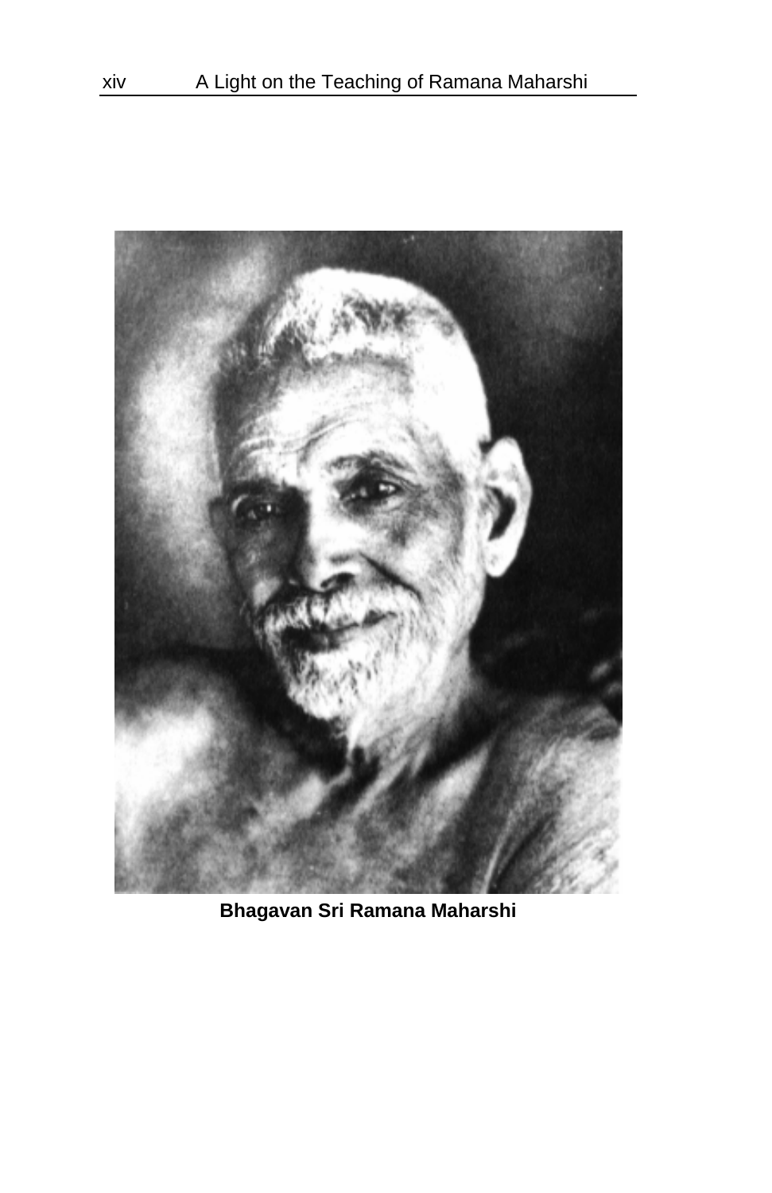**Bhagavan Sri Ramana Maharshi**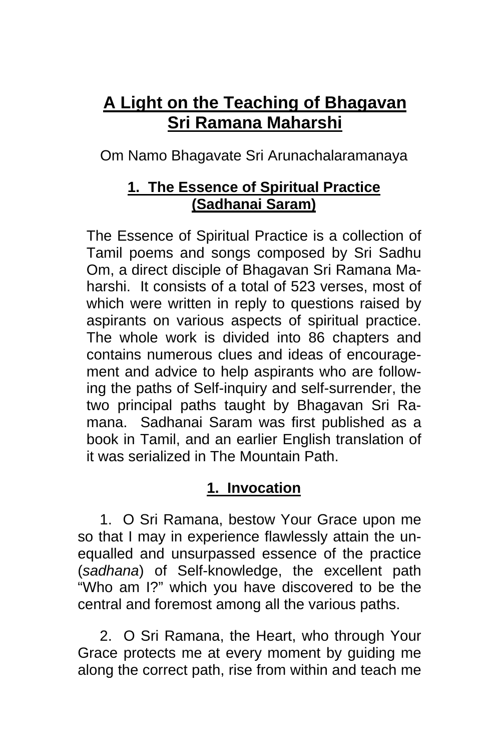# A Light on the Teaching of Bhagavan Sri Ramana Maharshi

Om Namo Bhagavate Sri Arunachalaramanaya

## 1. The Essence of Spiritual Practice (Sadhanai Saram)

The Essence of Spiritual Practice is a collection of Tamil poems and songs composed by Sri Sadhu Om, a direct disciple of Bhagavan Sri Ramana Maharshi. It consists of a total of 523 verses, most of which were written in reply to questions raised by aspirants on various aspects of spiritual practice. The whole work is divided into 86 chapters and contains numerous clues and ideas of encouragement and advice to help aspirants who are following the paths of Self-inquiry and self-surrender, the two principal paths taught by Bhagavan Sri Ramana. Sadhanai Saram was first published as a book in Tamil, and an earlier English translation of it was serialized in The Mountain Path.

### 1. Invocation

1. O Sri Ramana, bestow Your Grace upon me so that I may in experience flawlessly attain the unequalled and unsurpassed essence of the practice (*sadhana*) of Self-knowledge, the excellent path "Who am I?" which you have discovered to be the central and foremost among all the various paths.

2. O Sri Ramana, the Heart, who through Your Grace protects me at every moment by guiding me along the correct path, rise from within and teach me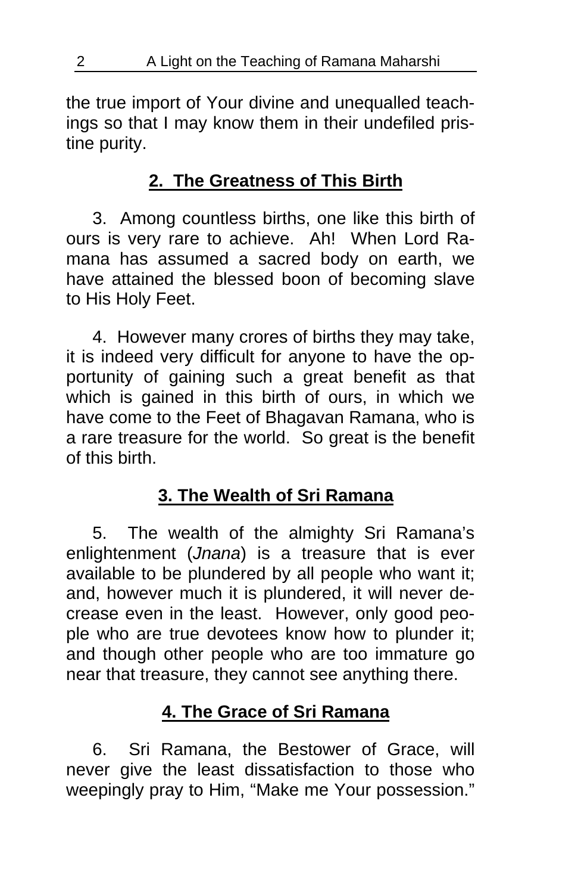the true import of Your divine and unequalled teachings so that I may know them in their undefiled pristine purity.

## 2. The Greatness of This Birth

3. Among countless births, one like this birth of ours is very rare to achieve. Ah! When Lord Ramana has assumed a sacred body on earth, we have attained the blessed boon of becoming slave to His Holy Feet.

4. However many crores of births they may take, it is indeed very difficult for anyone to have the opportunity of gaining such a great benefit as that which is gained in this birth of ours, in which we have come to the Feet of Bhagavan Ramana, who is a rare treasure for the world. So great is the benefit of this birth.

## 3. The Wealth of Sri Ramana

5. The wealth of the almighty Sri Ramana's enlightenment (*Jnana*) is a treasure that is ever available to be plundered by all people who want it; and, however much it is plundered, it will never decrease even in the least. However, only good people who are true devotees know how to plunder it; and though other people who are too immature go near that treasure, they cannot see anything there.

## 4. The Grace of Sri Ramana

6. Sri Ramana, the Bestower of Grace, will never give the least dissatisfaction to those who weepingly pray to Him, "Make me Your possession."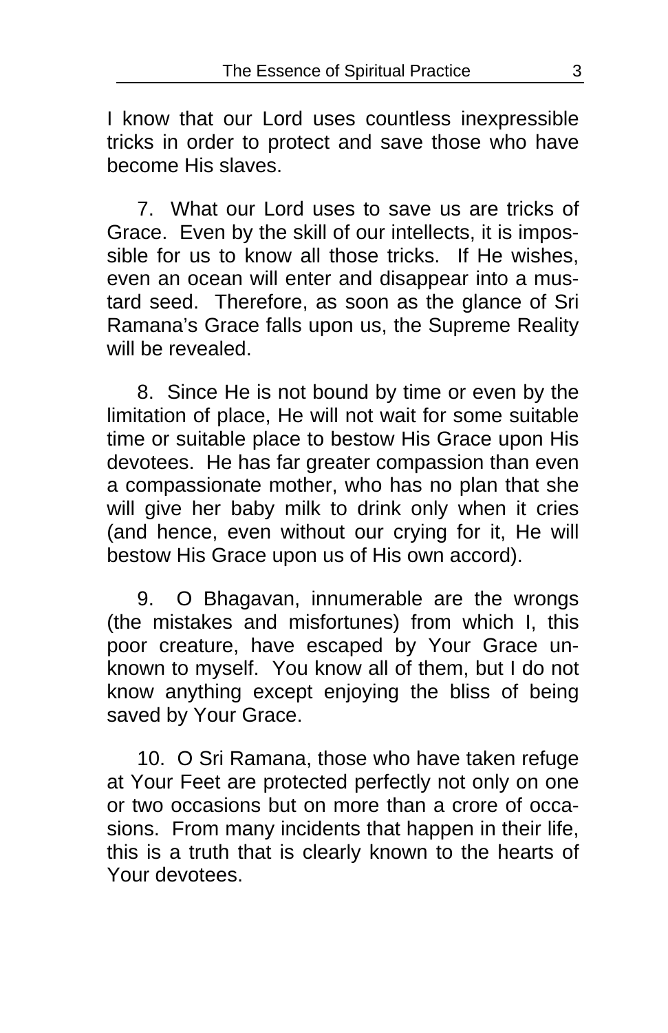I know that our Lord uses countless inexpressible tricks in order to protect and save those who have become His slaves.

7. What our Lord uses to save us are tricks of Grace. Even by the skill of our intellects, it is impossible for us to know all those tricks. If He wishes, even an ocean will enter and disappear into a mustard seed. Therefore, as soon as the glance of Sri Ramana's Grace falls upon us, the Supreme Reality will be revealed.

8. Since He is not bound by time or even by the limitation of place, He will not wait for some suitable time or suitable place to bestow His Grace upon His devotees. He has far greater compassion than even a compassionate mother, who has no plan that she will give her baby milk to drink only when it cries (and hence, even without our crying for it, He will bestow His Grace upon us of His own accord).

9. O Bhagavan, innumerable are the wrongs (the mistakes and misfortunes) from which I, this poor creature, have escaped by Your Grace unknown to myself. You know all of them, but I do not know anything except enjoying the bliss of being saved by Your Grace.

10. O Sri Ramana, those who have taken refuge at Your Feet are protected perfectly not only on one or two occasions but on more than a crore of occasions. From many incidents that happen in their life, this is a truth that is clearly known to the hearts of Your devotees.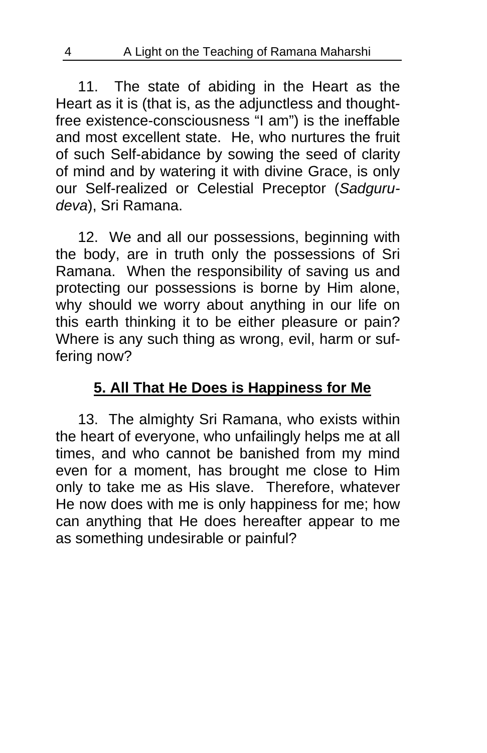11. The state of abiding in the Heart as the Heart as it is (that is, as the adjunctless and thought-free existence-consciousness “I am”) is the ineffable and most excellent state. He, who nurtures the fruit of such Self-abidance by sowing the seed of clarity of mind and by watering it with divine Grace, is only our Self-realized or Celestial Preceptor (*Sadguru-deva*), Sri Ramana.

12. We and all our possessions, beginning with the body, are in truth only the possessions of Sri Ramana. When the responsibility of saving us and protecting our possessions is borne by Him alone, why should we worry about anything in our life on this earth thinking it to be either pleasure or pain? Where is any such thing as wrong, evil, harm or suffering now?

## 5. All That He Does is Happiness for Me

13. The almighty Sri Ramana, who exists within the heart of everyone, who unfailingly helps me at all times, and who cannot be banished from my mind even for a moment, has brought me close to Him only to take me as His slave. Therefore, whatever He now does with me is only happiness for me; how can anything that He does hereafter appear to me as something undesirable or painful?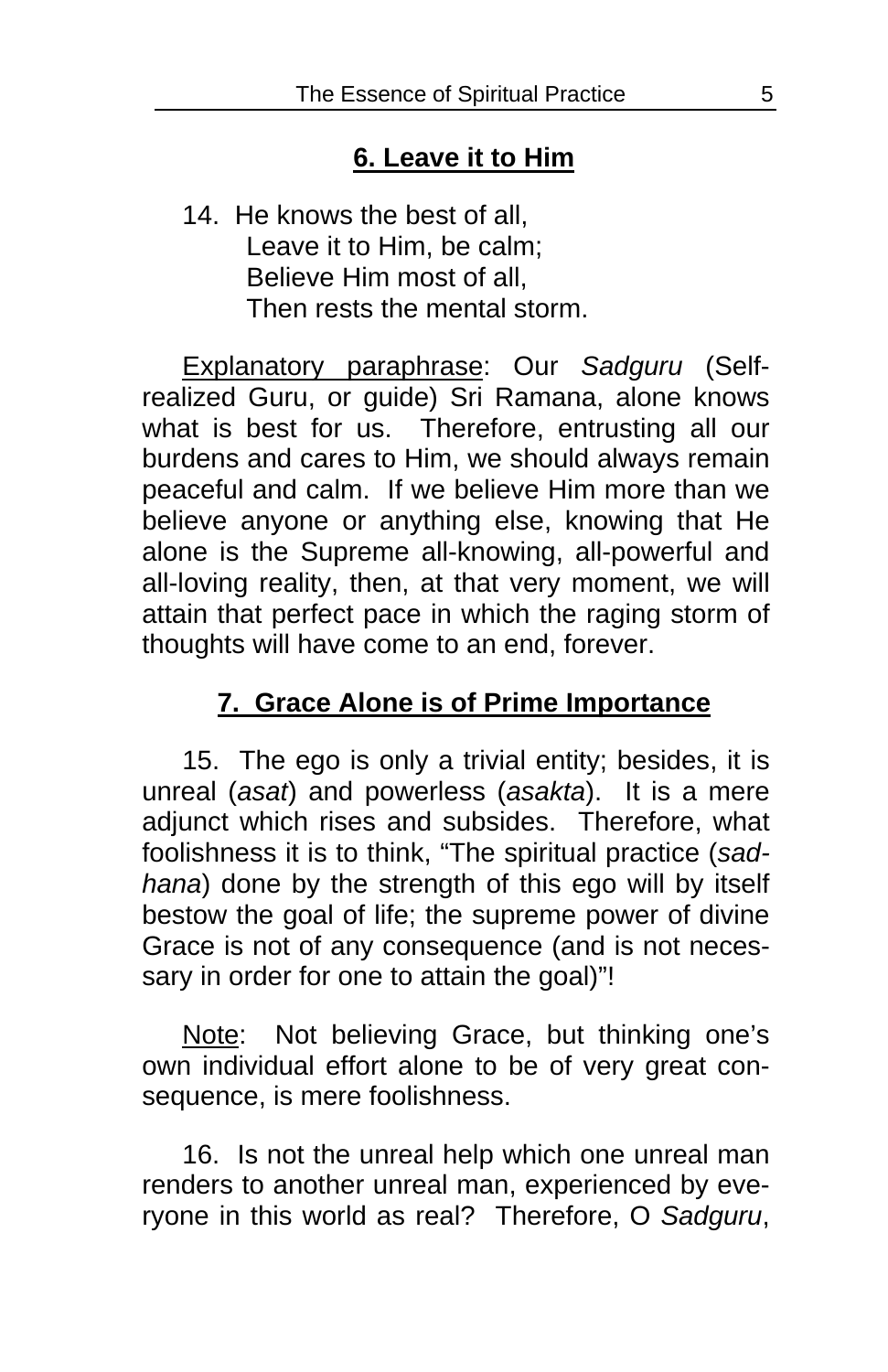## 6. Leave it to Him

14. He knows the best of all,
Leave it to Him, be calm;
Believe Him most of all,
Then rests the mental storm.

Explanatory paraphrase: Our *Sadguru* (Self-realized Guru, or guide) Sri Ramana, alone knows what is best for us. Therefore, entrusting all our burdens and cares to Him, we should always remain peaceful and calm. If we believe Him more than we believe anyone or anything else, knowing that He alone is the Supreme all-knowing, all-powerful and all-loving reality, then, at that very moment, we will attain that perfect pace in which the raging storm of thoughts will have come to an end, forever.

## 7. Grace Alone is of Prime Importance

15. The ego is only a trivial entity; besides, it is unreal (*asat*) and powerless (*asakta*). It is a mere adjunct which rises and subsides. Therefore, what foolishness it is to think, "The spiritual practice (*sadhana*) done by the strength of this ego will by itself bestow the goal of life; the supreme power of divine Grace is not of any consequence (and is not necessary in order for one to attain the goal)"!

Note: Not believing Grace, but thinking one's own individual effort alone to be of very great consequence, is mere foolishness.

16. Is not the unreal help which one unreal man renders to another unreal man, experienced by everyone in this world as real? Therefore, O *Sadguru*,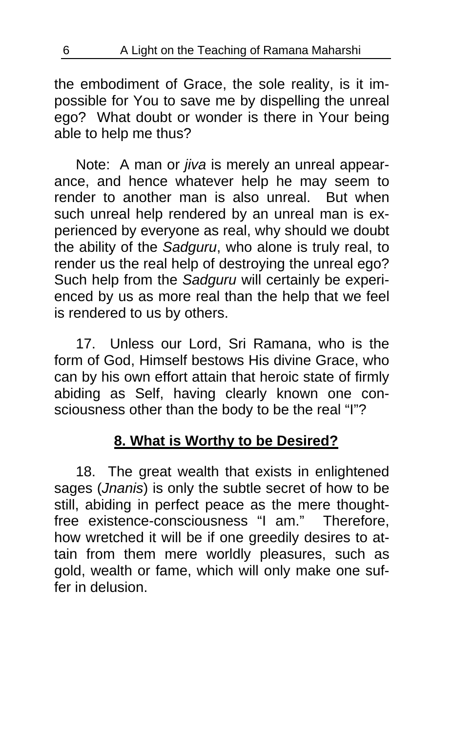the embodiment of Grace, the sole reality, is it impossible for You to save me by dispelling the unreal ego? What doubt or wonder is there in Your being able to help me thus?

Note: A man or *jiva* is merely an unreal appearance, and hence whatever help he may seem to render to another man is also unreal. But when such unreal help rendered by an unreal man is experienced by everyone as real, why should we doubt the ability of the *Sadguru*, who alone is truly real, to render us the real help of destroying the unreal ego? Such help from the *Sadguru* will certainly be experienced by us as more real than the help that we feel is rendered to us by others.

17. Unless our Lord, Sri Ramana, who is the form of God, Himself bestows His divine Grace, who can by his own effort attain that heroic state of firmly abiding as Self, having clearly known one consciousness other than the body to be the real "I"?

## 8. What is Worthy to be Desired?

18. The great wealth that exists in enlightened sages (*Jnanis*) is only the subtle secret of how to be still, abiding in perfect peace as the mere thought-free existence-consciousness "I am." Therefore, how wretched it will be if one greedily desires to attain from them mere worldly pleasures, such as gold, wealth or fame, which will only make one suffer in delusion.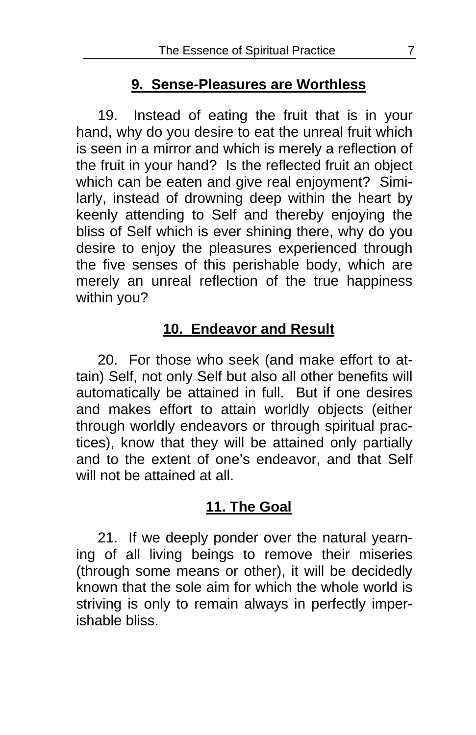## 9. Sense-Pleasures are Worthless

19. Instead of eating the fruit that is in your hand, why do you desire to eat the unreal fruit which is seen in a mirror and which is merely a reflection of the fruit in your hand? Is the reflected fruit an object which can be eaten and give real enjoyment? Similarly, instead of drowning deep within the heart by keenly attending to Self and thereby enjoying the bliss of Self which is ever shining there, why do you desire to enjoy the pleasures experienced through the five senses of this perishable body, which are merely an unreal reflection of the true happiness within you?

## 10. Endeavor and Result

20. For those who seek (and make effort to attain) Self, not only Self but also all other benefits will automatically be attained in full. But if one desires and makes effort to attain worldly objects (either through worldly endeavors or through spiritual practices), know that they will be attained only partially and to the extent of one's endeavor, and that Self will not be attained at all.

## 11. The Goal

21. If we deeply ponder over the natural yearning of all living beings to remove their miseries (through some means or other), it will be decidedly known that the sole aim for which the whole world is striving is only to remain always in perfectly imperishable bliss.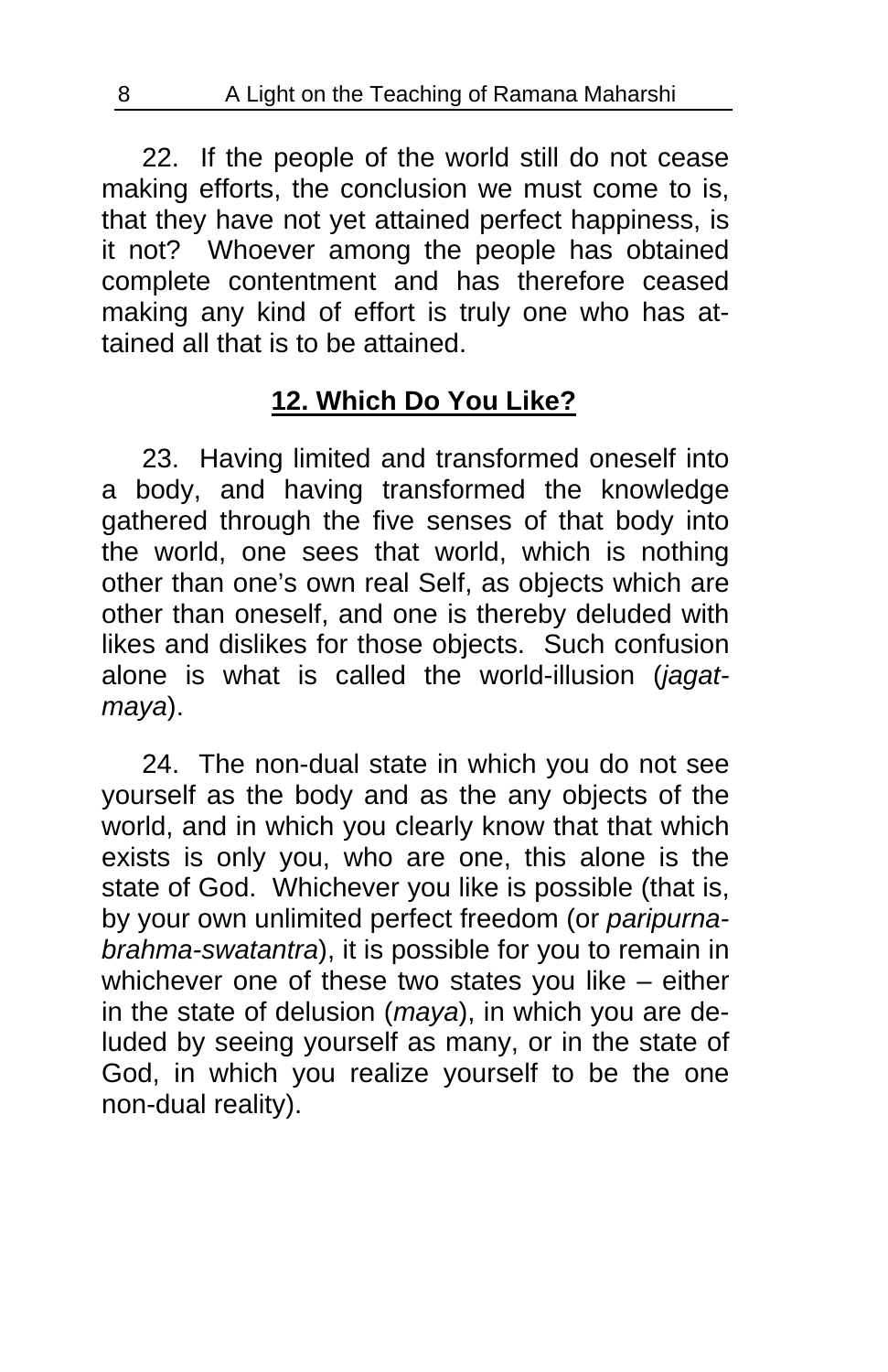22. If the people of the world still do not cease making efforts, the conclusion we must come to is, that they have not yet attained perfect happiness, is it not? Whoever among the people has obtained complete contentment and has therefore ceased making any kind of effort is truly one who has attained all that is to be attained.

## 12. Which Do You Like?

23. Having limited and transformed oneself into a body, and having transformed the knowledge gathered through the five senses of that body into the world, one sees that world, which is nothing other than one's own real Self, as objects which are other than oneself, and one is thereby deluded with likes and dislikes for those objects. Such confusion alone is what is called the world-illusion (*jagat-maya*).

24. The non-dual state in which you do not see yourself as the body and as the any objects of the world, and in which you clearly know that that which exists is only you, who are one, this alone is the state of God. Whichever you like is possible (that is, by your own unlimited perfect freedom (or *paripurna-brahma-swatantra*), it is possible for you to remain in whichever one of these two states you like – either in the state of delusion (*maya*), in which you are deluded by seeing yourself as many, or in the state of God, in which you realize yourself to be the one non-dual reality).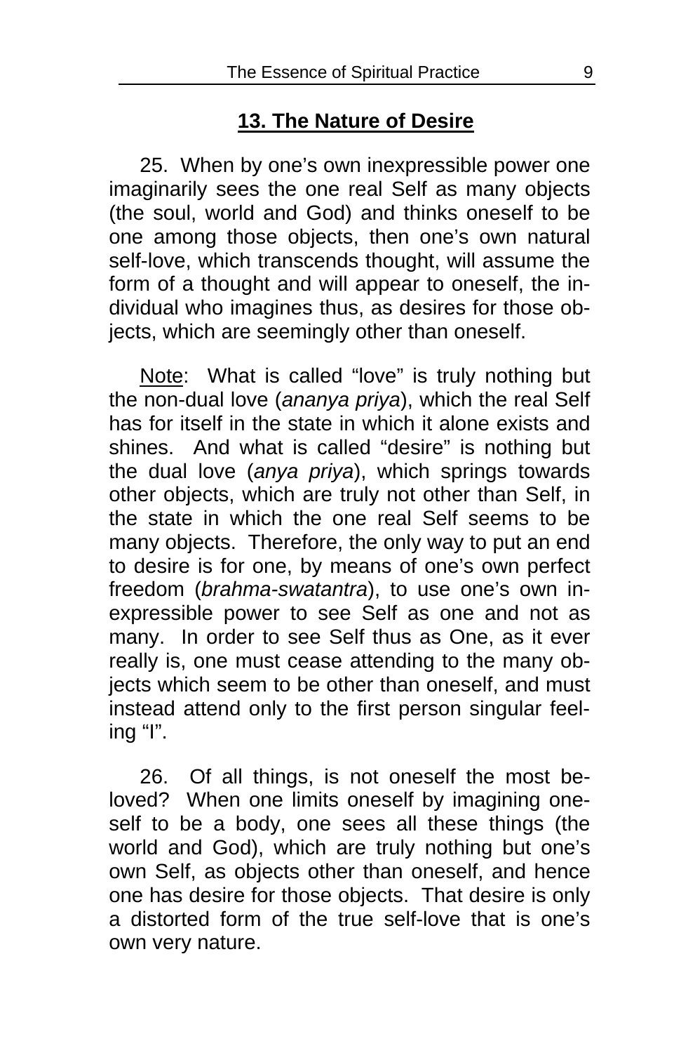## 13. The Nature of Desire

25. When by one's own inexpressible power one imaginarily sees the one real Self as many objects (the soul, world and God) and thinks oneself to be one among those objects, then one's own natural self-love, which transcends thought, will assume the form of a thought and will appear to oneself, the individual who imagines thus, as desires for those objects, which are seemingly other than oneself.

Note: What is called "love" is truly nothing but the non-dual love (*ananya priya*), which the real Self has for itself in the state in which it alone exists and shines. And what is called "desire" is nothing but the dual love (*anya priya*), which springs towards other objects, which are truly not other than Self, in the state in which the one real Self seems to be many objects. Therefore, the only way to put an end to desire is for one, by means of one's own perfect freedom (*brahma-swatantra*), to use one's own inexpressible power to see Self as one and not as many. In order to see Self thus as One, as it ever really is, one must cease attending to the many objects which seem to be other than oneself, and must instead attend only to the first person singular feeling "I".

26. Of all things, is not oneself the most beloved? When one limits oneself by imagining oneself to be a body, one sees all these things (the world and God), which are truly nothing but one's own Self, as objects other than oneself, and hence one has desire for those objects. That desire is only a distorted form of the true self-love that is one's own very nature.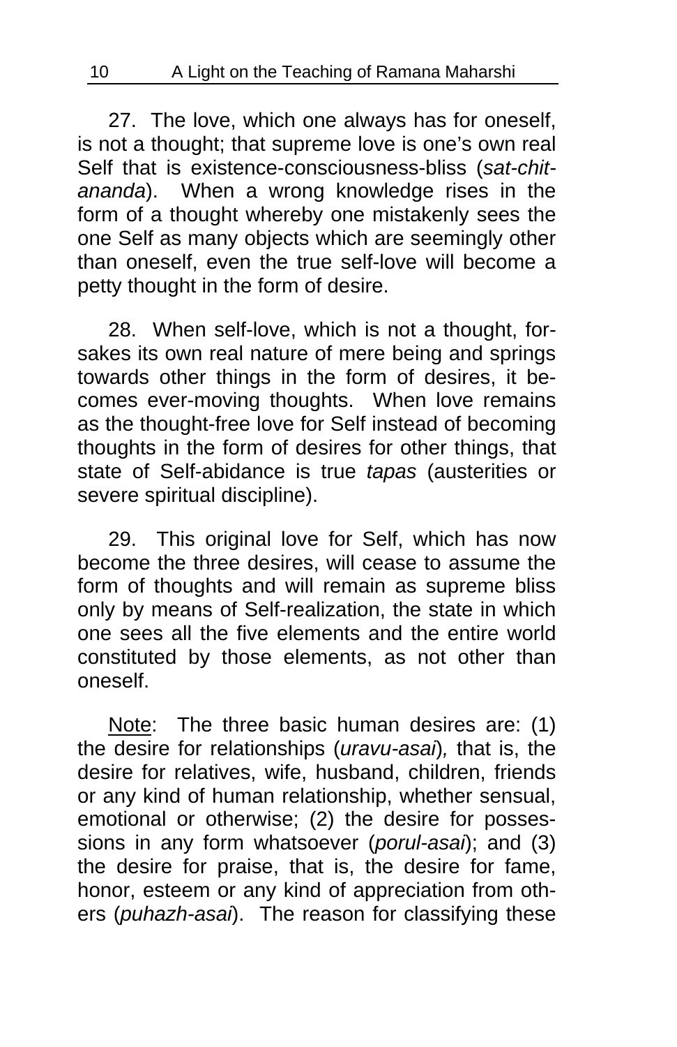27. The love, which one always has for oneself, is not a thought; that supreme love is one's own real Self that is existence-consciousness-bliss (*sat-chit-ananda*). When a wrong knowledge rises in the form of a thought whereby one mistakenly sees the one Self as many objects which are seemingly other than oneself, even the true self-love will become a petty thought in the form of desire.

28. When self-love, which is not a thought, forsakes its own real nature of mere being and springs towards other things in the form of desires, it becomes ever-moving thoughts. When love remains as the thought-free love for Self instead of becoming thoughts in the form of desires for other things, that state of Self-abidance is true *tapas* (austerities or severe spiritual discipline).

29. This original love for Self, which has now become the three desires, will cease to assume the form of thoughts and will remain as supreme bliss only by means of Self-realization, the state in which one sees all the five elements and the entire world constituted by those elements, as not other than oneself.

Note: The three basic human desires are: (1) the desire for relationships (*uravu-asai*), that is, the desire for relatives, wife, husband, children, friends or any kind of human relationship, whether sensual, emotional or otherwise; (2) the desire for possessions in any form whatsoever (*porul-asai*); and (3) the desire for praise, that is, the desire for fame, honor, esteem or any kind of appreciation from others (*puhazh-asai*). The reason for classifying these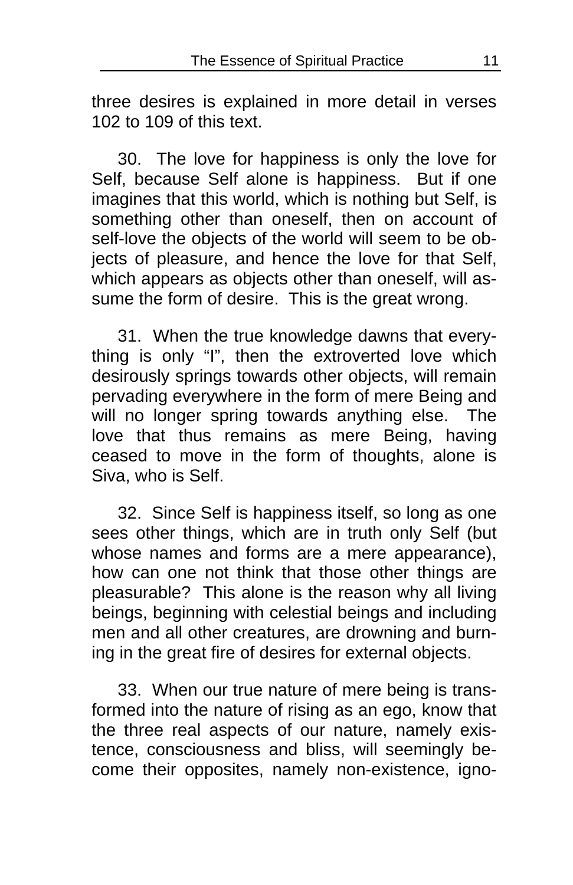three desires is explained in more detail in verses 102 to 109 of this text.

30. The love for happiness is only the love for Self, because Self alone is happiness. But if one imagines that this world, which is nothing but Self, is something other than oneself, then on account of self-love the objects of the world will seem to be objects of pleasure, and hence the love for that Self, which appears as objects other than oneself, will assume the form of desire. This is the great wrong.

31. When the true knowledge dawns that everything is only "I", then the extroverted love which desirously springs towards other objects, will remain pervading everywhere in the form of mere Being and will no longer spring towards anything else. The love that thus remains as mere Being, having ceased to move in the form of thoughts, alone is Siva, who is Self.

32. Since Self is happiness itself, so long as one sees other things, which are in truth only Self (but whose names and forms are a mere appearance), how can one not think that those other things are pleasurable? This alone is the reason why all living beings, beginning with celestial beings and including men and all other creatures, are drowning and burning in the great fire of desires for external objects.

33. When our true nature of mere being is transformed into the nature of rising as an ego, know that the three real aspects of our nature, namely existence, consciousness and bliss, will seemingly become their opposites, namely non-existence, igno-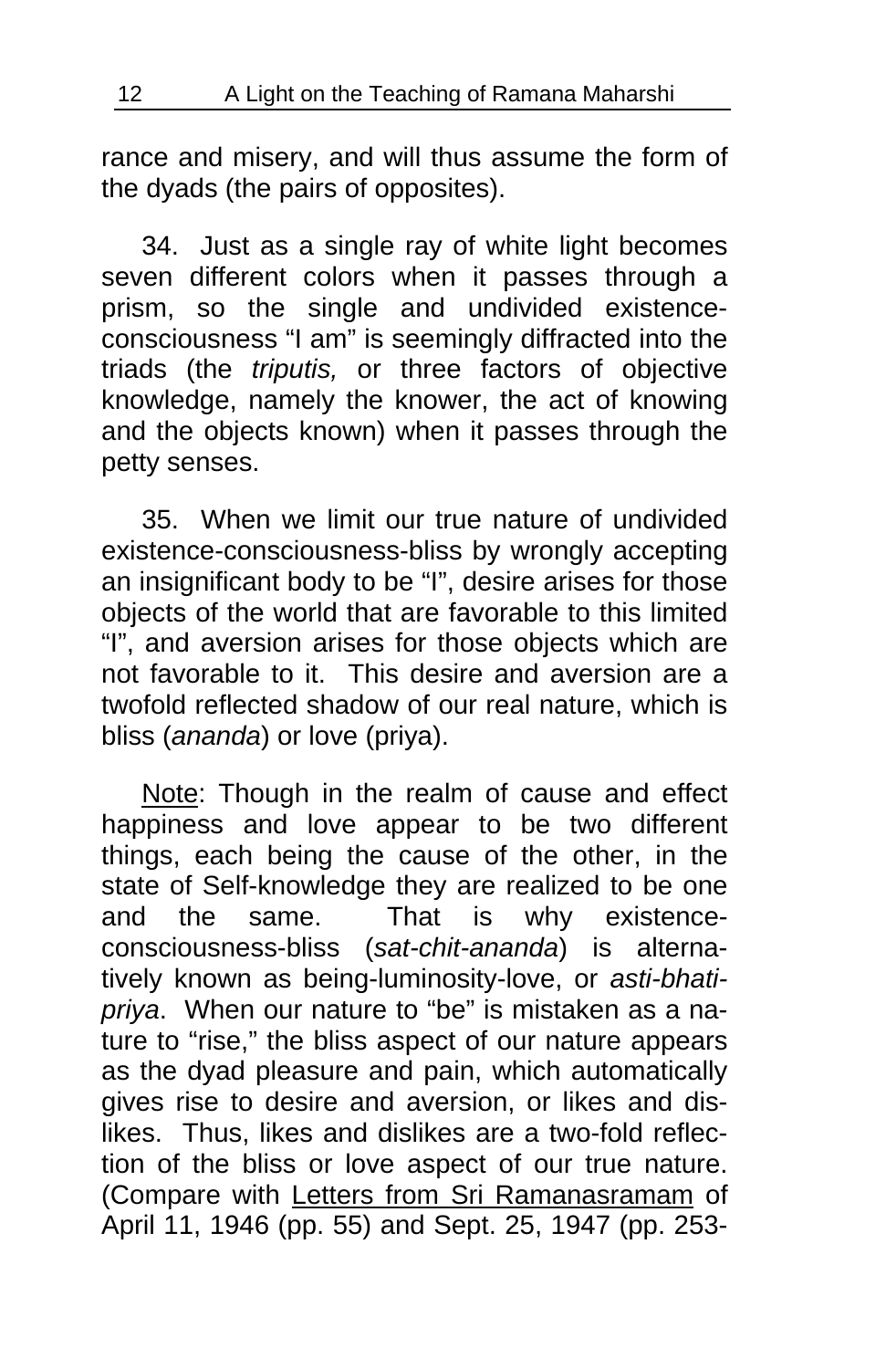rance and misery, and will thus assume the form of the dyads (the pairs of opposites).

34. Just as a single ray of white light becomes seven different colors when it passes through a prism, so the single and undivided existence-consciousness "I am" is seemingly diffracted into the triads (the *triputis,* or three factors of objective knowledge, namely the knower, the act of knowing and the objects known) when it passes through the petty senses.

35. When we limit our true nature of undivided existence-consciousness-bliss by wrongly accepting an insignificant body to be "I", desire arises for those objects of the world that are favorable to this limited "I", and aversion arises for those objects which are not favorable to it. This desire and aversion are a twofold reflected shadow of our real nature, which is bliss (*ananda*) or love (priya).

<u>Note</u>: Though in the realm of cause and effect happiness and love appear to be two different things, each being the cause of the other, in the state of Self-knowledge they are realized to be one and the same. That is why existence-consciousness-bliss (*sat-chit-ananda*) is alternatively known as being-luminosity-love, or *asti-bhati-priya*. When our nature to "be" is mistaken as a nature to "rise," the bliss aspect of our nature appears as the dyad pleasure and pain, which automatically gives rise to desire and aversion, or likes and dislikes. Thus, likes and dislikes are a two-fold reflection of the bliss or love aspect of our true nature. (Compare with <u>Letters from Sri Ramanasramam</u> of April 11, 1946 (pp. 55) and Sept. 25, 1947 (pp. 253-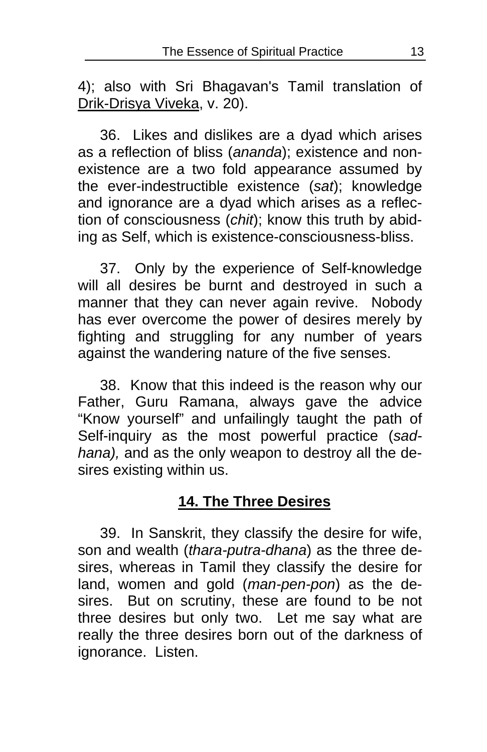4); also with Sri Bhagavan's Tamil translation of Drik-Drisya Viveka, v. 20).

36. Likes and dislikes are a dyad which arises as a reflection of bliss (*ananda*); existence and non-existence are a two fold appearance assumed by the ever-indestructible existence (*sat*); knowledge and ignorance are a dyad which arises as a reflection of consciousness (*chit*); know this truth by abiding as Self, which is existence-consciousness-bliss.

37. Only by the experience of Self-knowledge will all desires be burnt and destroyed in such a manner that they can never again revive. Nobody has ever overcome the power of desires merely by fighting and struggling for any number of years against the wandering nature of the five senses.

38. Know that this indeed is the reason why our Father, Guru Ramana, always gave the advice "Know yourself" and unfailingly taught the path of Self-inquiry as the most powerful practice (*sadhana),* and as the only weapon to destroy all the desires existing within us.

## 14. The Three Desires

39. In Sanskrit, they classify the desire for wife, son and wealth (*thara-putra-dhana*) as the three desires, whereas in Tamil they classify the desire for land, women and gold (*man-pen-pon*) as the desires. But on scrutiny, these are found to be not three desires but only two. Let me say what are really the three desires born out of the darkness of ignorance. Listen.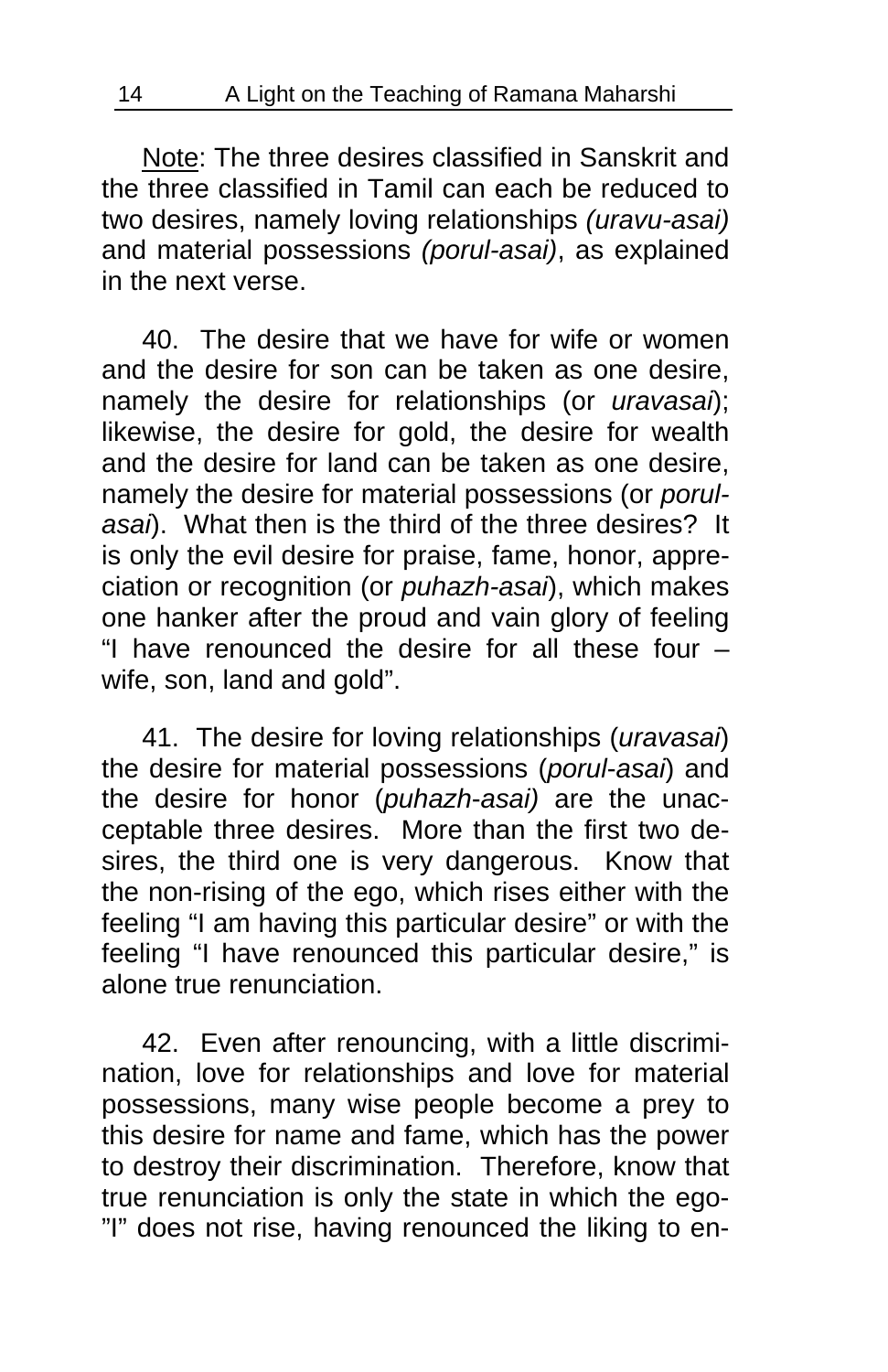Note: The three desires classified in Sanskrit and the three classified in Tamil can each be reduced to two desires, namely loving relationships *(uravu-asai)* and material possessions *(porul-asai)*, as explained in the next verse.

40. The desire that we have for wife or women and the desire for son can be taken as one desire, namely the desire for relationships (or *uravasai*); likewise, the desire for gold, the desire for wealth and the desire for land can be taken as one desire, namely the desire for material possessions (or *porul-asai*). What then is the third of the three desires? It is only the evil desire for praise, fame, honor, appreciation or recognition (or *puhazh-asai*), which makes one hanker after the proud and vain glory of feeling "I have renounced the desire for all these four – wife, son, land and gold".

41. The desire for loving relationships (*uravasai*) the desire for material possessions (*porul-asai*) and the desire for honor (*puhazh-asai)* are the unacceptable three desires. More than the first two desires, the third one is very dangerous. Know that the non-rising of the ego, which rises either with the feeling "I am having this particular desire" or with the feeling "I have renounced this particular desire," is alone true renunciation.

42. Even after renouncing, with a little discrimination, love for relationships and love for material possessions, many wise people become a prey to this desire for name and fame, which has the power to destroy their discrimination. Therefore, know that true renunciation is only the state in which the ego-"I" does not rise, having renounced the liking to en-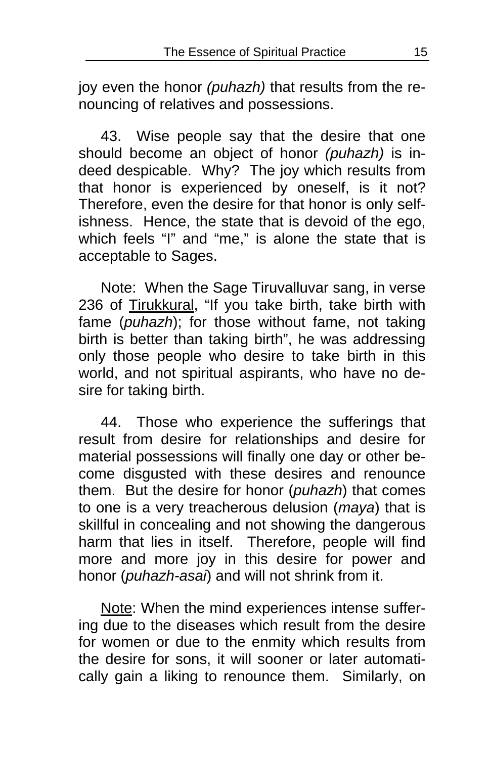joy even the honor *(puhazh)* that results from the renouncing of relatives and possessions.

43. Wise people say that the desire that one should become an object of honor *(puhazh)* is indeed despicable. Why? The joy which results from that honor is experienced by oneself, is it not? Therefore, even the desire for that honor is only selfishness. Hence, the state that is devoid of the ego, which feels "I" and "me," is alone the state that is acceptable to Sages.

Note: When the Sage Tiruvalluvar sang, in verse 236 of <u>Tirukkural</u>, "If you take birth, take birth with fame (*puhazh*); for those without fame, not taking birth is better than taking birth", he was addressing only those people who desire to take birth in this world, and not spiritual aspirants, who have no desire for taking birth.

44. Those who experience the sufferings that result from desire for relationships and desire for material possessions will finally one day or other become disgusted with these desires and renounce them. But the desire for honor (*puhazh*) that comes to one is a very treacherous delusion (*maya*) that is skillful in concealing and not showing the dangerous harm that lies in itself. Therefore, people will find more and more joy in this desire for power and honor (*puhazh-asai*) and will not shrink from it.

<u>Note</u>: When the mind experiences intense suffering due to the diseases which result from the desire for women or due to the enmity which results from the desire for sons, it will sooner or later automatically gain a liking to renounce them. Similarly, on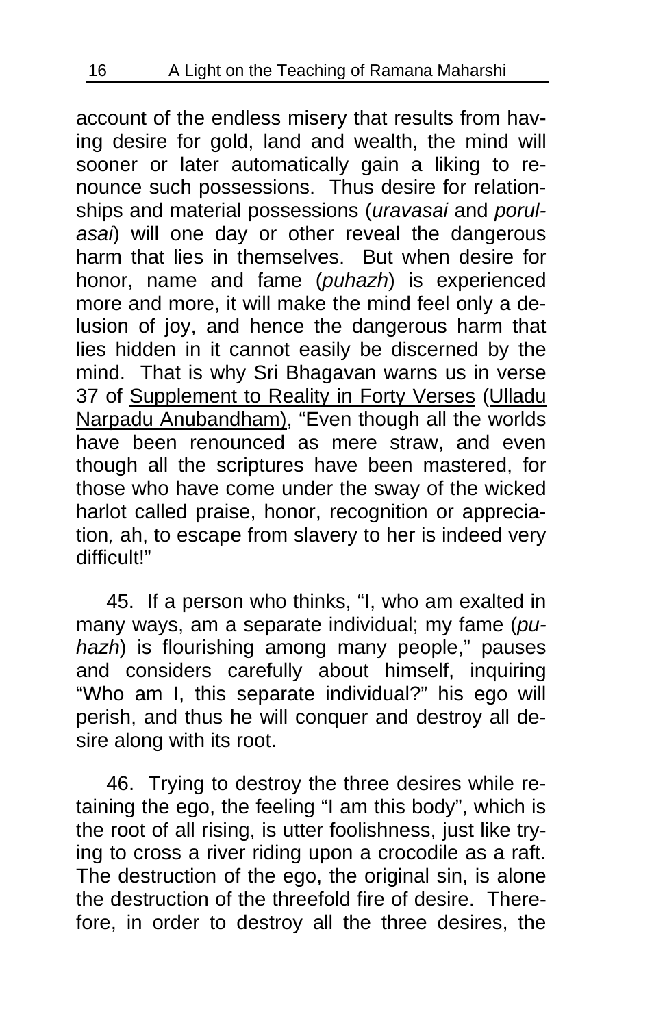account of the endless misery that results from having desire for gold, land and wealth, the mind will sooner or later automatically gain a liking to renounce such possessions. Thus desire for relationships and material possessions (*uravasai* and *porulasai*) will one day or other reveal the dangerous harm that lies in themselves. But when desire for honor, name and fame (*puhazh*) is experienced more and more, it will make the mind feel only a delusion of joy, and hence the dangerous harm that lies hidden in it cannot easily be discerned by the mind. That is why Sri Bhagavan warns us in verse 37 of <u>Supplement to Reality in Forty Verses</u> (<u>Ulladu Narpadu Anubandham)</u>, "Even though all the worlds have been renounced as mere straw, and even though all the scriptures have been mastered, for those who have come under the sway of the wicked harlot called praise, honor, recognition or appreciation*,* ah, to escape from slavery to her is indeed very difficult!"

45. If a person who thinks, "I, who am exalted in many ways, am a separate individual; my fame (*puhazh*) is flourishing among many people," pauses and considers carefully about himself, inquiring "Who am I, this separate individual?" his ego will perish, and thus he will conquer and destroy all desire along with its root.

46. Trying to destroy the three desires while retaining the ego, the feeling "I am this body", which is the root of all rising, is utter foolishness, just like trying to cross a river riding upon a crocodile as a raft. The destruction of the ego, the original sin, is alone the destruction of the threefold fire of desire. Therefore, in order to destroy all the three desires, the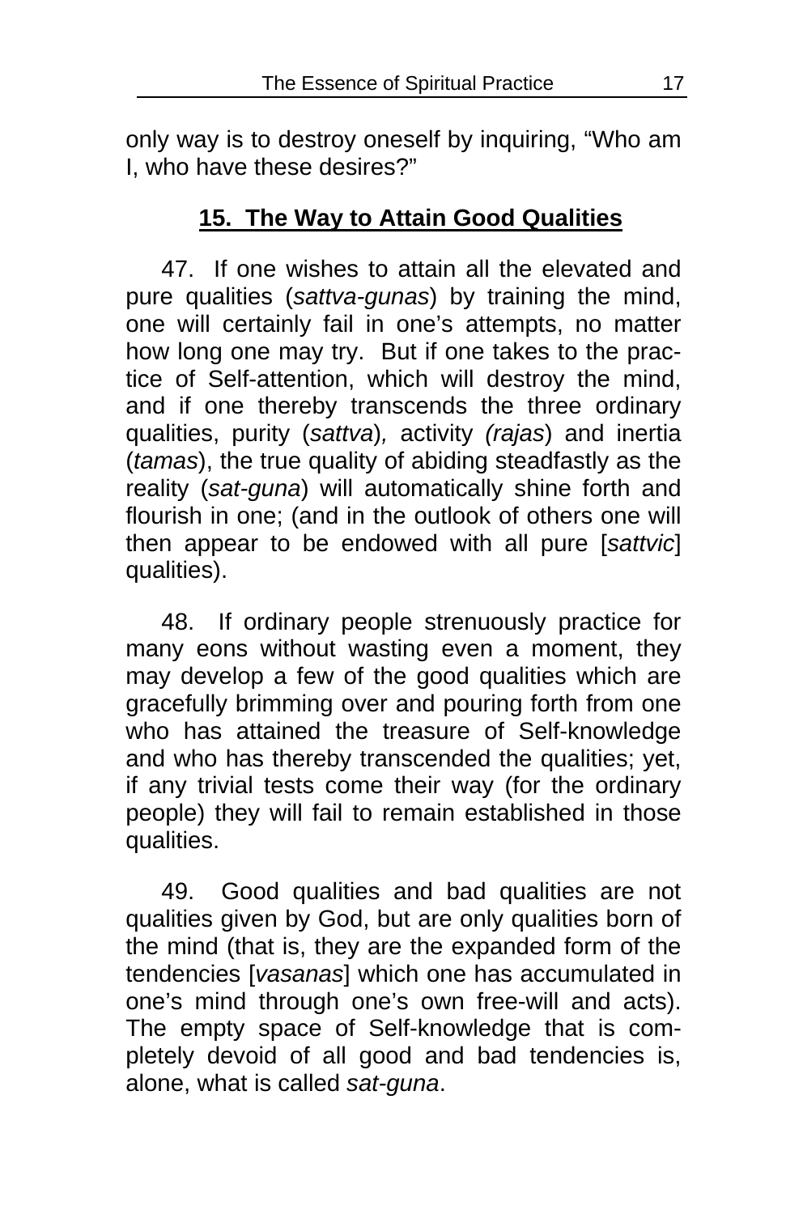only way is to destroy oneself by inquiring, "Who am I, who have these desires?"

## 15. The Way to Attain Good Qualities

47. If one wishes to attain all the elevated and pure qualities (*sattva-gunas*) by training the mind, one will certainly fail in one's attempts, no matter how long one may try. But if one takes to the practice of Self-attention, which will destroy the mind, and if one thereby transcends the three ordinary qualities, purity (*sattva*), activity *(rajas*) and inertia (*tamas*), the true quality of abiding steadfastly as the reality (*sat-guna*) will automatically shine forth and flourish in one; (and in the outlook of others one will then appear to be endowed with all pure [*sattvic*] qualities).

48. If ordinary people strenuously practice for many eons without wasting even a moment, they may develop a few of the good qualities which are gracefully brimming over and pouring forth from one who has attained the treasure of Self-knowledge and who has thereby transcended the qualities; yet, if any trivial tests come their way (for the ordinary people) they will fail to remain established in those qualities.

49. Good qualities and bad qualities are not qualities given by God, but are only qualities born of the mind (that is, they are the expanded form of the tendencies [*vasanas*] which one has accumulated in one's mind through one's own free-will and acts). The empty space of Self-knowledge that is completely devoid of all good and bad tendencies is, alone, what is called *sat-guna*.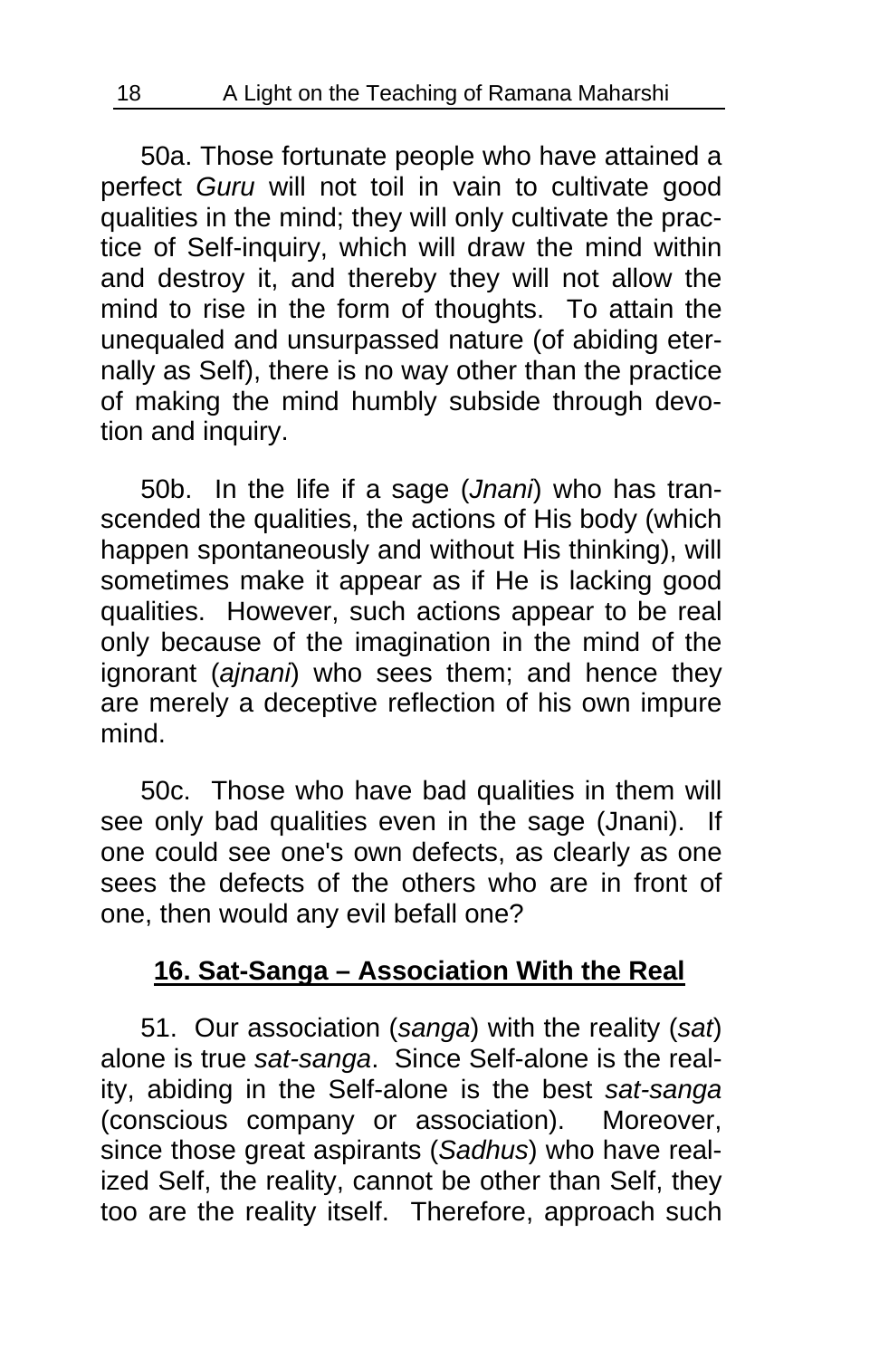50a. Those fortunate people who have attained a perfect *Guru* will not toil in vain to cultivate good qualities in the mind; they will only cultivate the practice of Self-inquiry, which will draw the mind within and destroy it, and thereby they will not allow the mind to rise in the form of thoughts. To attain the unequaled and unsurpassed nature (of abiding eternally as Self), there is no way other than the practice of making the mind humbly subside through devotion and inquiry.

50b. In the life if a sage (*Jnani*) who has transcended the qualities, the actions of His body (which happen spontaneously and without His thinking), will sometimes make it appear as if He is lacking good qualities. However, such actions appear to be real only because of the imagination in the mind of the ignorant (*ajnani*) who sees them; and hence they are merely a deceptive reflection of his own impure mind.

50c. Those who have bad qualities in them will see only bad qualities even in the sage (Jnani). If one could see one's own defects, as clearly as one sees the defects of the others who are in front of one, then would any evil befall one?

## 16. Sat-Sanga – Association With the Real

51. Our association (*sanga*) with the reality (*sat*) alone is true *sat-sanga*. Since Self-alone is the reality, abiding in the Self-alone is the best *sat-sanga* (conscious company or association). Moreover, since those great aspirants (*Sadhus*) who have realized Self, the reality, cannot be other than Self, they too are the reality itself. Therefore, approach such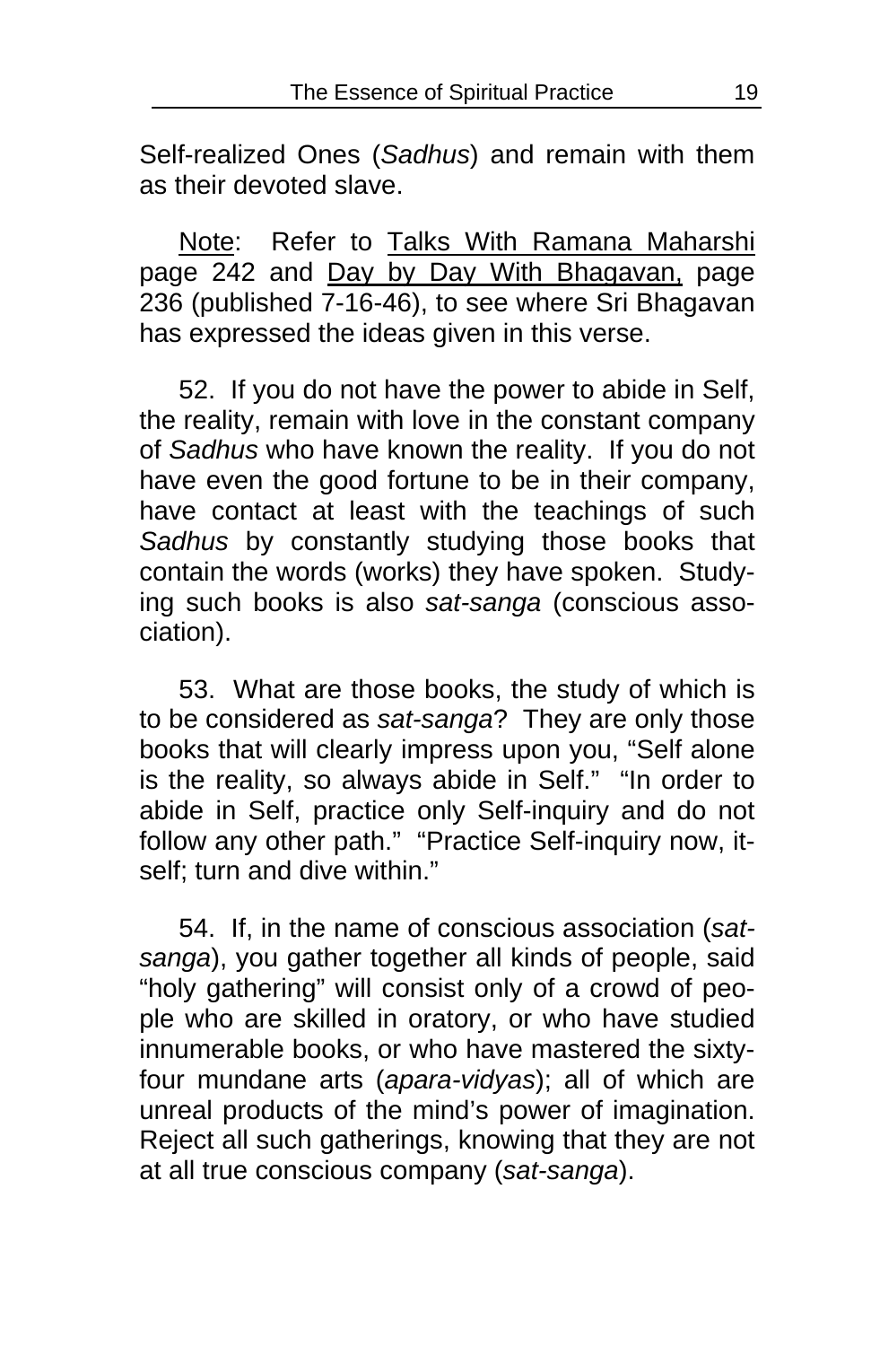Self-realized Ones (*Sadhus*) and remain with them as their devoted slave.

Note: Refer to Talks With Ramana Maharshi page 242 and Day by Day With Bhagavan, page 236 (published 7-16-46), to see where Sri Bhagavan has expressed the ideas given in this verse.

52. If you do not have the power to abide in Self, the reality, remain with love in the constant company of *Sadhus* who have known the reality. If you do not have even the good fortune to be in their company, have contact at least with the teachings of such *Sadhus* by constantly studying those books that contain the words (works) they have spoken. Studying such books is also *sat-sanga* (conscious association).

53. What are those books, the study of which is to be considered as *sat-sanga*? They are only those books that will clearly impress upon you, "Self alone is the reality, so always abide in Self." "In order to abide in Self, practice only Self-inquiry and do not follow any other path." "Practice Self-inquiry now, itself; turn and dive within."

54. If, in the name of conscious association (*sat-sanga*), you gather together all kinds of people, said "holy gathering" will consist only of a crowd of people who are skilled in oratory, or who have studied innumerable books, or who have mastered the sixty-four mundane arts (*apara-vidyas*); all of which are unreal products of the mind's power of imagination. Reject all such gatherings, knowing that they are not at all true conscious company (*sat-sanga*).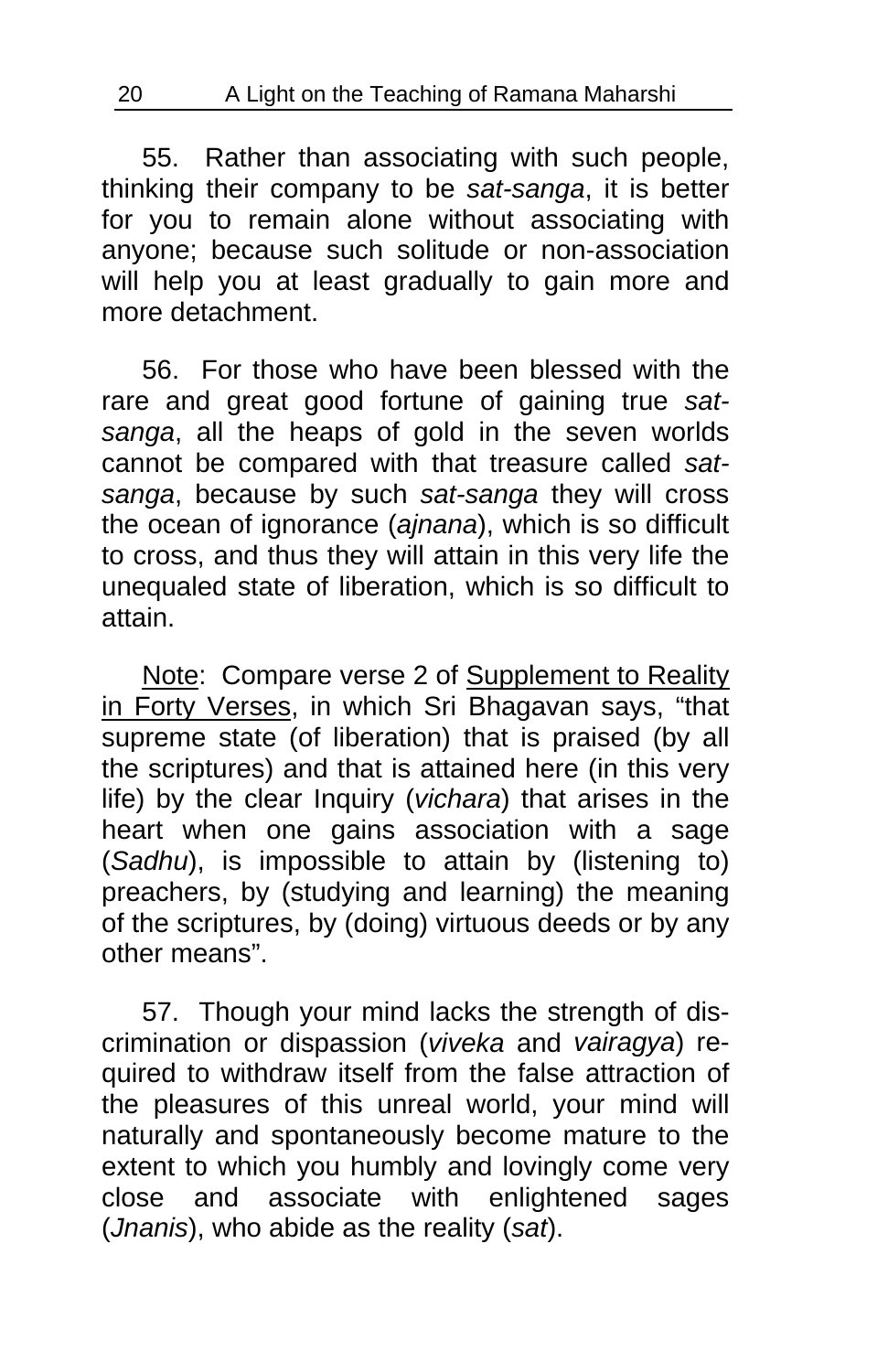55. Rather than associating with such people, thinking their company to be *sat-sanga*, it is better for you to remain alone without associating with anyone; because such solitude or non-association will help you at least gradually to gain more and more detachment.

56. For those who have been blessed with the rare and great good fortune of gaining true *sat-sanga*, all the heaps of gold in the seven worlds cannot be compared with that treasure called *sat-sanga*, because by such *sat-sanga* they will cross the ocean of ignorance (*ajnana*), which is so difficult to cross, and thus they will attain in this very life the unequaled state of liberation, which is so difficult to attain.

<u>Note</u>: Compare verse 2 of <u>Supplement to Reality in Forty Verses</u>, in which Sri Bhagavan says, "that supreme state (of liberation) that is praised (by all the scriptures) and that is attained here (in this very life) by the clear Inquiry (*vichara*) that arises in the heart when one gains association with a sage (*Sadhu*), is impossible to attain by (listening to) preachers, by (studying and learning) the meaning of the scriptures, by (doing) virtuous deeds or by any other means".

57. Though your mind lacks the strength of discrimination or dispassion (*viveka* and *vairagya*) required to withdraw itself from the false attraction of the pleasures of this unreal world, your mind will naturally and spontaneously become mature to the extent to which you humbly and lovingly come very close and associate with enlightened sages (*Jnanis*), who abide as the reality (*sat*).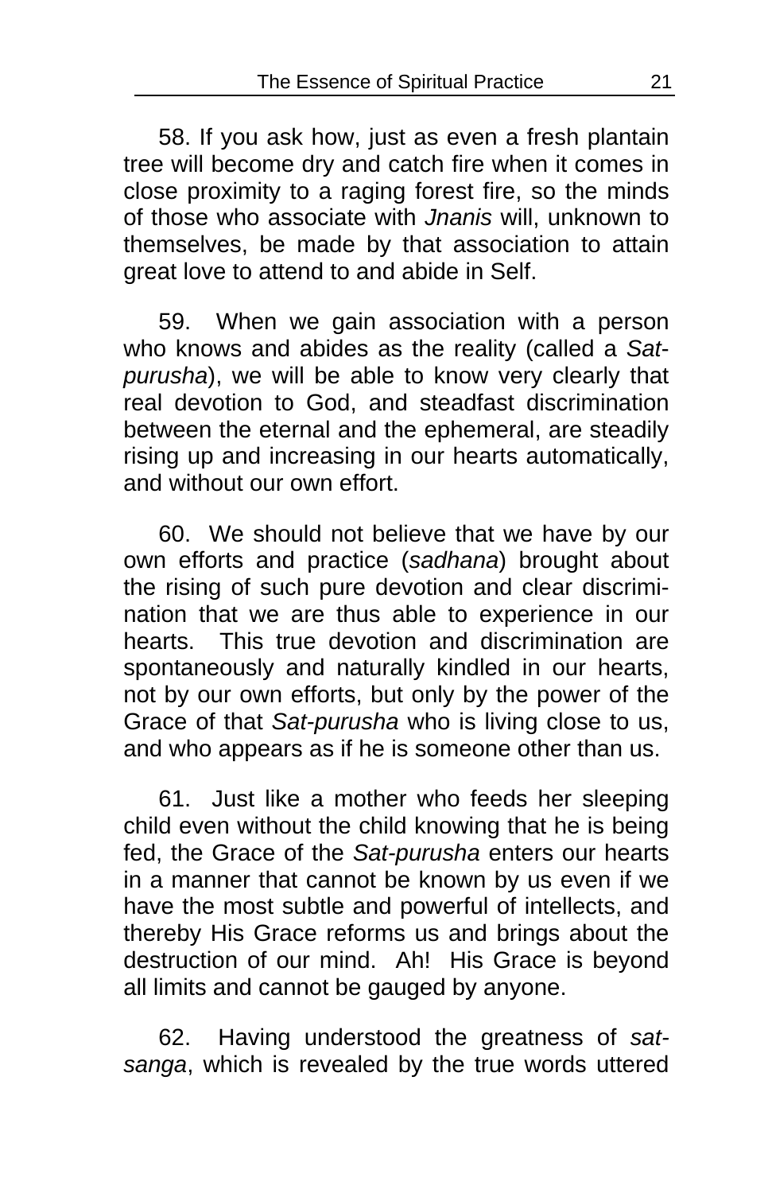58. If you ask how, just as even a fresh plantain tree will become dry and catch fire when it comes in close proximity to a raging forest fire, so the minds of those who associate with *Jnanis* will, unknown to themselves, be made by that association to attain great love to attend to and abide in Self.

59. When we gain association with a person who knows and abides as the reality (called a *Sat-purusha*), we will be able to know very clearly that real devotion to God, and steadfast discrimination between the eternal and the ephemeral, are steadily rising up and increasing in our hearts automatically, and without our own effort.

60. We should not believe that we have by our own efforts and practice (*sadhana*) brought about the rising of such pure devotion and clear discrimination that we are thus able to experience in our hearts. This true devotion and discrimination are spontaneously and naturally kindled in our hearts, not by our own efforts, but only by the power of the Grace of that *Sat-purusha* who is living close to us, and who appears as if he is someone other than us.

61. Just like a mother who feeds her sleeping child even without the child knowing that he is being fed, the Grace of the *Sat-purusha* enters our hearts in a manner that cannot be known by us even if we have the most subtle and powerful of intellects, and thereby His Grace reforms us and brings about the destruction of our mind. Ah! His Grace is beyond all limits and cannot be gauged by anyone.

62. Having understood the greatness of *sat-sanga*, which is revealed by the true words uttered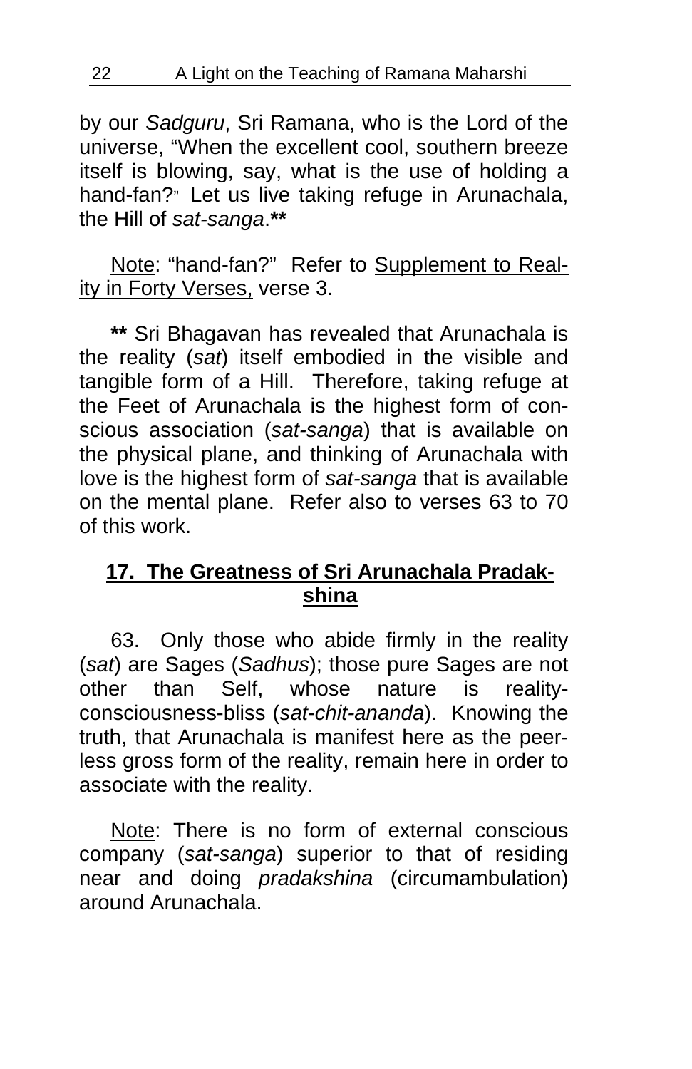by our *Sadguru*, Sri Ramana, who is the Lord of the universe, "When the excellent cool, southern breeze itself is blowing, say, what is the use of holding a hand-fan?" Let us live taking refuge in Arunachala, the Hill of *sat-sanga*.**

Note: "hand-fan?" Refer to Supplement to Reality in Forty Verses, verse 3.

** Sri Bhagavan has revealed that Arunachala is the reality (*sat*) itself embodied in the visible and tangible form of a Hill. Therefore, taking refuge at the Feet of Arunachala is the highest form of conscious association (*sat-sanga*) that is available on the physical plane, and thinking of Arunachala with love is the highest form of *sat-sanga* that is available on the mental plane. Refer also to verses 63 to 70 of this work.

## 17. The Greatness of Sri Arunachala Pradakshina

63. Only those who abide firmly in the reality (*sat*) are Sages (*Sadhus*); those pure Sages are not other than Self, whose nature is reality-consciousness-bliss (*sat-chit-ananda*). Knowing the truth, that Arunachala is manifest here as the peerless gross form of the reality, remain here in order to associate with the reality.

Note: There is no form of external conscious company (*sat-sanga*) superior to that of residing near and doing *pradakshina* (circumambulation) around Arunachala.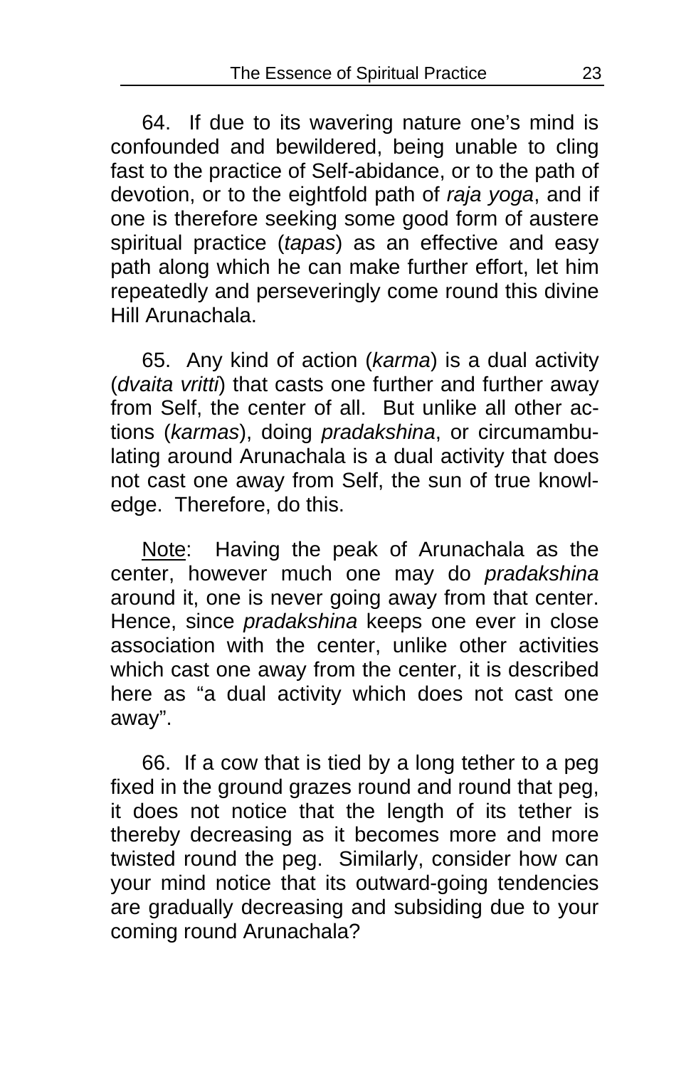64. If due to its wavering nature one's mind is confounded and bewildered, being unable to cling fast to the practice of Self-abidance, or to the path of devotion, or to the eightfold path of *raja yoga*, and if one is therefore seeking some good form of austere spiritual practice (*tapas*) as an effective and easy path along which he can make further effort, let him repeatedly and perseveringly come round this divine Hill Arunachala.

65. Any kind of action (*karma*) is a dual activity (*dvaita vritti*) that casts one further and further away from Self, the center of all. But unlike all other actions (*karmas*), doing *pradakshina*, or circumambulating around Arunachala is a dual activity that does not cast one away from Self, the sun of true knowledge. Therefore, do this.

<u>Note</u>: Having the peak of Arunachala as the center, however much one may do *pradakshina* around it, one is never going away from that center. Hence, since *pradakshina* keeps one ever in close association with the center, unlike other activities which cast one away from the center, it is described here as "a dual activity which does not cast one away".

66. If a cow that is tied by a long tether to a peg fixed in the ground grazes round and round that peg, it does not notice that the length of its tether is thereby decreasing as it becomes more and more twisted round the peg. Similarly, consider how can your mind notice that its outward-going tendencies are gradually decreasing and subsiding due to your coming round Arunachala?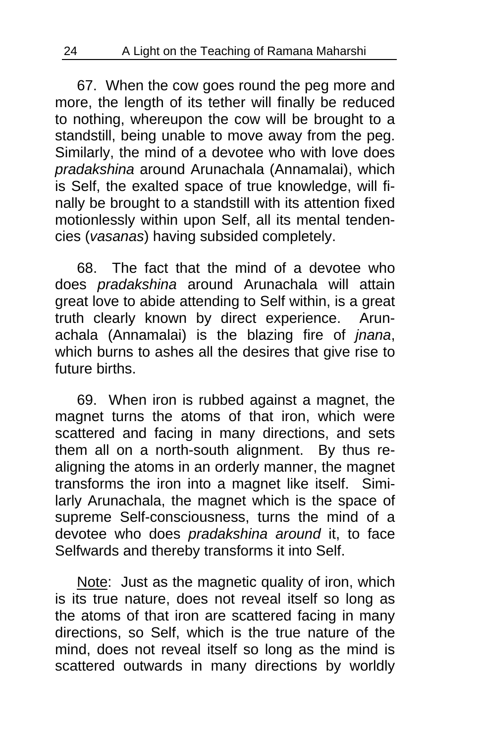67. When the cow goes round the peg more and more, the length of its tether will finally be reduced to nothing, whereupon the cow will be brought to a standstill, being unable to move away from the peg. Similarly, the mind of a devotee who with love does *pradakshina* around Arunachala (Annamalai), which is Self, the exalted space of true knowledge, will finally be brought to a standstill with its attention fixed motionlessly within upon Self, all its mental tendencies (*vasanas*) having subsided completely.

68. The fact that the mind of a devotee who does *pradakshina* around Arunachala will attain great love to abide attending to Self within, is a great truth clearly known by direct experience. Arunachala (Annamalai) is the blazing fire of *jnana*, which burns to ashes all the desires that give rise to future births.

69. When iron is rubbed against a magnet, the magnet turns the atoms of that iron, which were scattered and facing in many directions, and sets them all on a north-south alignment. By thus re-aligning the atoms in an orderly manner, the magnet transforms the iron into a magnet like itself. Similarly Arunachala, the magnet which is the space of supreme Self-consciousness, turns the mind of a devotee who does *pradakshina around* it, to face Selfwards and thereby transforms it into Self.

Note: Just as the magnetic quality of iron, which is its true nature, does not reveal itself so long as the atoms of that iron are scattered facing in many directions, so Self, which is the true nature of the mind, does not reveal itself so long as the mind is scattered outwards in many directions by worldly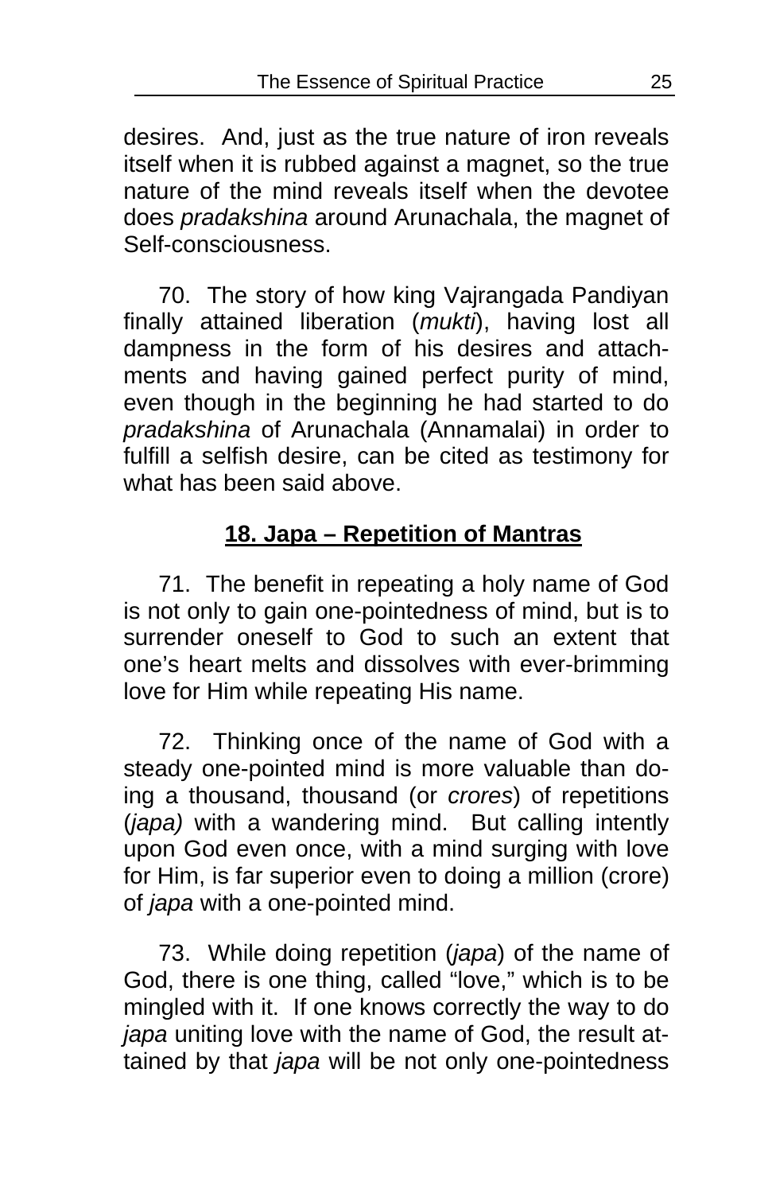desires. And, just as the true nature of iron reveals itself when it is rubbed against a magnet, so the true nature of the mind reveals itself when the devotee does *pradakshina* around Arunachala, the magnet of Self-consciousness.

70. The story of how king Vajrangada Pandiyan finally attained liberation (*mukti*), having lost all dampness in the form of his desires and attachments and having gained perfect purity of mind, even though in the beginning he had started to do *pradakshina* of Arunachala (Annamalai) in order to fulfill a selfish desire, can be cited as testimony for what has been said above.

## 18. Japa – Repetition of Mantras

71. The benefit in repeating a holy name of God is not only to gain one-pointedness of mind, but is to surrender oneself to God to such an extent that one's heart melts and dissolves with ever-brimming love for Him while repeating His name.

72. Thinking once of the name of God with a steady one-pointed mind is more valuable than doing a thousand, thousand (or *crores*) of repetitions (*japa)* with a wandering mind. But calling intently upon God even once, with a mind surging with love for Him, is far superior even to doing a million (crore) of *japa* with a one-pointed mind.

73. While doing repetition (*japa*) of the name of God, there is one thing, called "love," which is to be mingled with it. If one knows correctly the way to do *japa* uniting love with the name of God, the result attained by that *japa* will be not only one-pointedness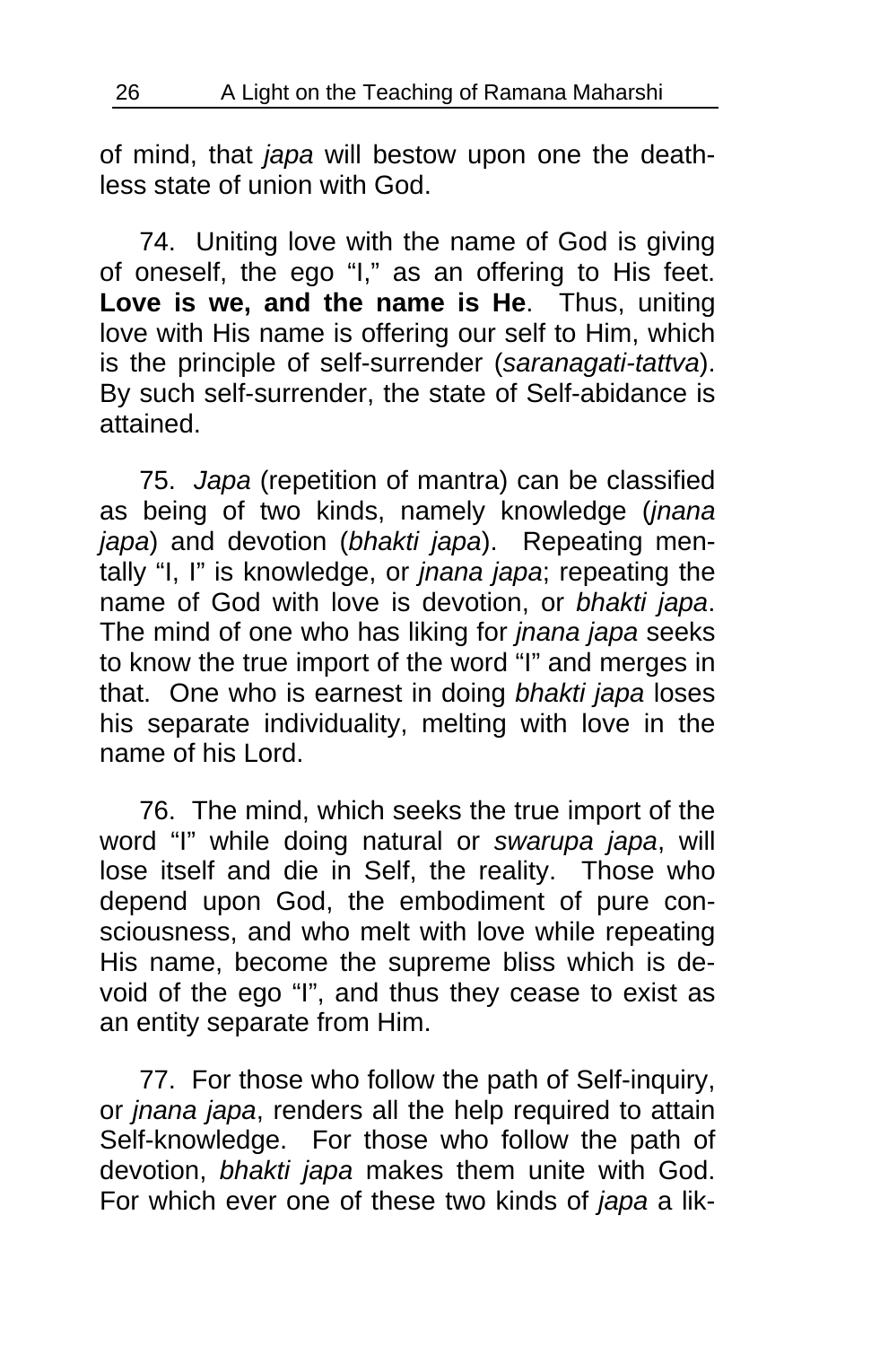of mind, that *japa* will bestow upon one the deathless state of union with God.

74. Uniting love with the name of God is giving of oneself, the ego "I," as an offering to His feet. **Love is we, and the name is He**. Thus, uniting love with His name is offering our self to Him, which is the principle of self-surrender (*saranagati-tattva*). By such self-surrender, the state of Self-abidance is attained.

75. *Japa* (repetition of mantra) can be classified as being of two kinds, namely knowledge (*jnana japa*) and devotion (*bhakti japa*). Repeating mentally "I, I" is knowledge, or *jnana japa*; repeating the name of God with love is devotion, or *bhakti japa*. The mind of one who has liking for *jnana japa* seeks to know the true import of the word "I" and merges in that. One who is earnest in doing *bhakti japa* loses his separate individuality, melting with love in the name of his Lord.

76. The mind, which seeks the true import of the word "I" while doing natural or *swarupa japa*, will lose itself and die in Self, the reality. Those who depend upon God, the embodiment of pure consciousness, and who melt with love while repeating His name, become the supreme bliss which is devoid of the ego "I", and thus they cease to exist as an entity separate from Him.

77. For those who follow the path of Self-inquiry, or *jnana japa*, renders all the help required to attain Self-knowledge. For those who follow the path of devotion, *bhakti japa* makes them unite with God. For which ever one of these two kinds of *japa* a lik-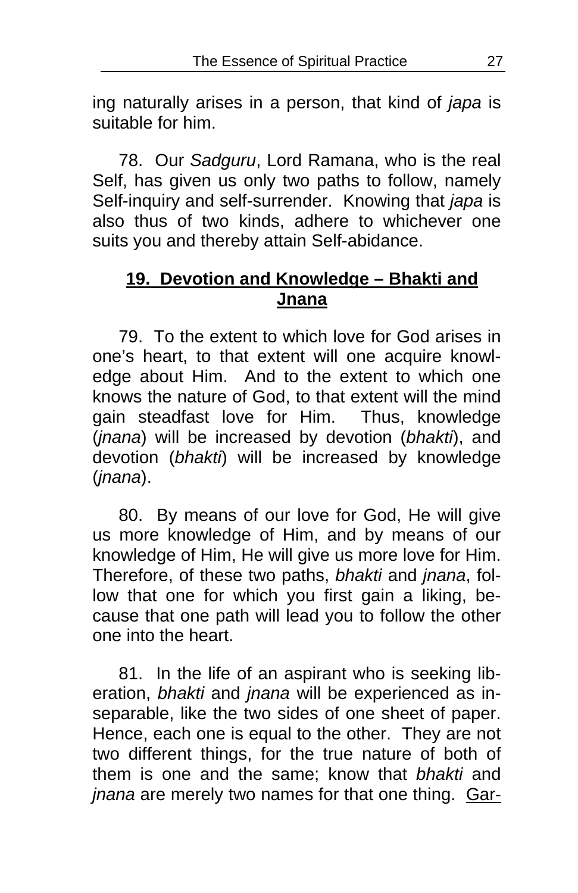ing naturally arises in a person, that kind of *japa* is suitable for him.

78. Our *Sadguru*, Lord Ramana, who is the real Self, has given us only two paths to follow, namely Self-inquiry and self-surrender. Knowing that *japa* is also thus of two kinds, adhere to whichever one suits you and thereby attain Self-abidance.

## 19. Devotion and Knowledge – Bhakti and Jnana

79. To the extent to which love for God arises in one's heart, to that extent will one acquire knowledge about Him. And to the extent to which one knows the nature of God, to that extent will the mind gain steadfast love for Him. Thus, knowledge (*jnana*) will be increased by devotion (*bhakti*), and devotion (*bhakti*) will be increased by knowledge (*jnana*).

80. By means of our love for God, He will give us more knowledge of Him, and by means of our knowledge of Him, He will give us more love for Him. Therefore, of these two paths, *bhakti* and *jnana*, follow that one for which you first gain a liking, because that one path will lead you to follow the other one into the heart.

81. In the life of an aspirant who is seeking liberation, *bhakti* and *jnana* will be experienced as inseparable, like the two sides of one sheet of paper. Hence, each one is equal to the other. They are not two different things, for the true nature of both of them is one and the same; know that *bhakti* and *jnana* are merely two names for that one thing. Gar-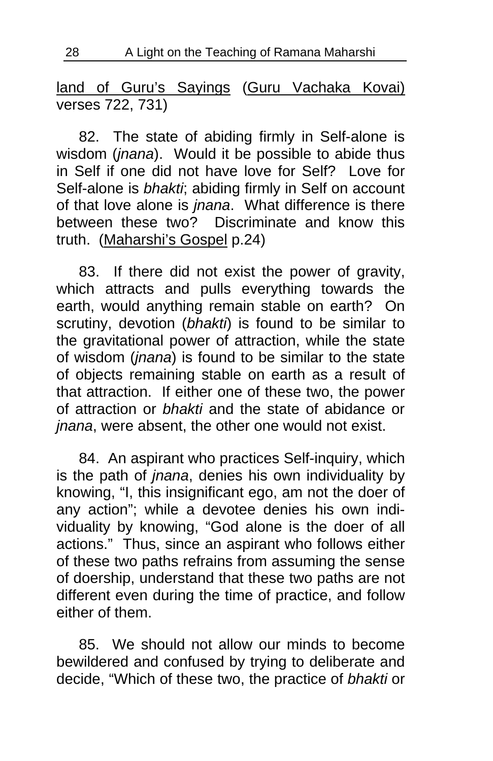land of Guru's Sayings (Guru Vachaka Kovai) verses 722, 731)

82. The state of abiding firmly in Self-alone is wisdom (*jnana*). Would it be possible to abide thus in Self if one did not have love for Self? Love for Self-alone is *bhakti*; abiding firmly in Self on account of that love alone is *jnana*. What difference is there between these two? Discriminate and know this truth. (Maharshi's Gospel p.24)

83. If there did not exist the power of gravity, which attracts and pulls everything towards the earth, would anything remain stable on earth? On scrutiny, devotion (*bhakti*) is found to be similar to the gravitational power of attraction, while the state of wisdom (*jnana*) is found to be similar to the state of objects remaining stable on earth as a result of that attraction. If either one of these two, the power of attraction or *bhakti* and the state of abidance or *jnana*, were absent, the other one would not exist.

84. An aspirant who practices Self-inquiry, which is the path of *jnana*, denies his own individuality by knowing, "I, this insignificant ego, am not the doer of any action"; while a devotee denies his own individuality by knowing, "God alone is the doer of all actions." Thus, since an aspirant who follows either of these two paths refrains from assuming the sense of doership, understand that these two paths are not different even during the time of practice, and follow either of them.

85. We should not allow our minds to become bewildered and confused by trying to deliberate and decide, "Which of these two, the practice of *bhakti* or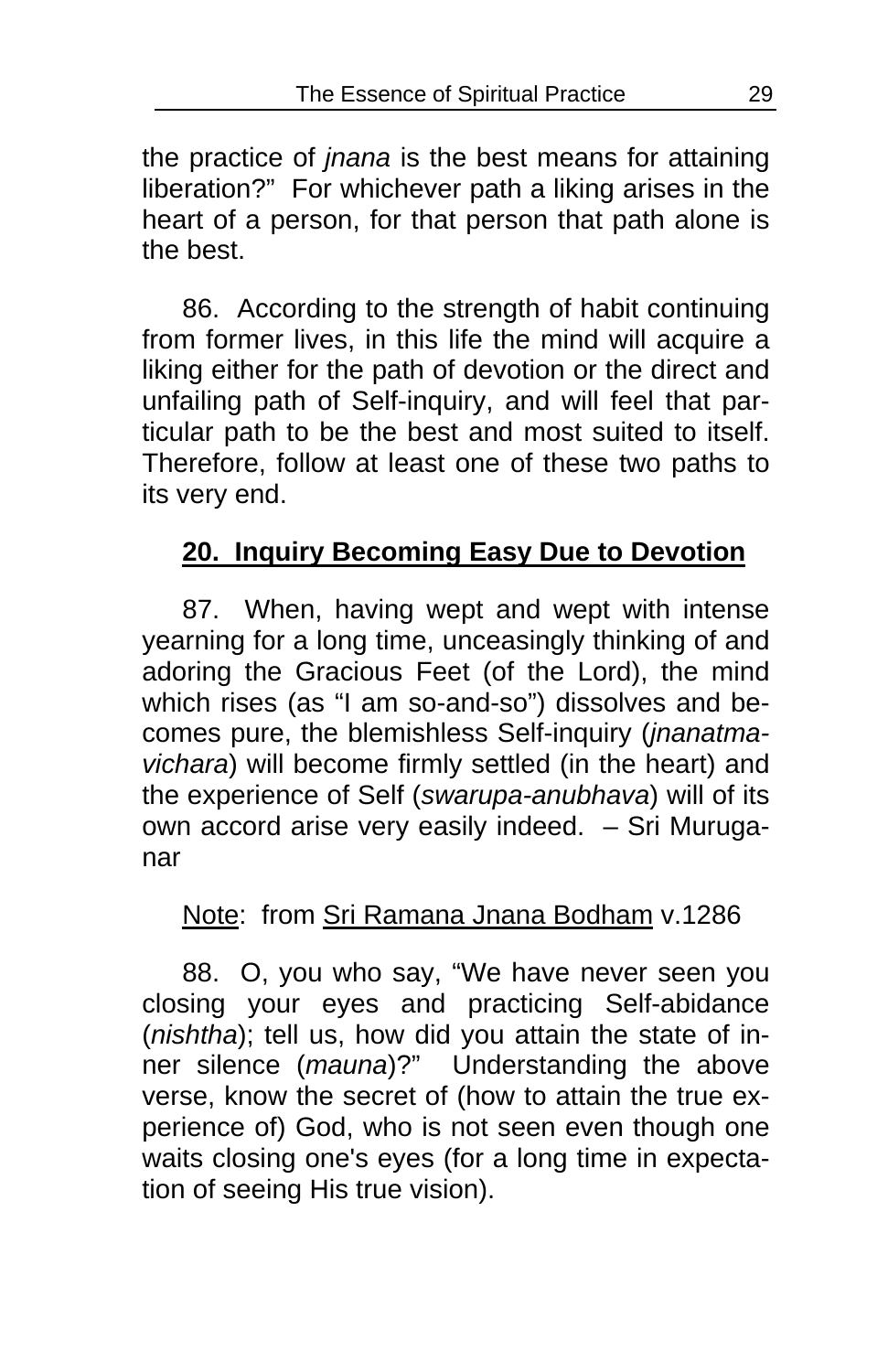the practice of *jnana* is the best means for attaining liberation?" For whichever path a liking arises in the heart of a person, for that person that path alone is the best.

86. According to the strength of habit continuing from former lives, in this life the mind will acquire a liking either for the path of devotion or the direct and unfailing path of Self-inquiry, and will feel that particular path to be the best and most suited to itself. Therefore, follow at least one of these two paths to its very end.

## 20. Inquiry Becoming Easy Due to Devotion

87. When, having wept and wept with intense yearning for a long time, unceasingly thinking of and adoring the Gracious Feet (of the Lord), the mind which rises (as "I am so-and-so") dissolves and becomes pure, the blemishless Self-inquiry (*jnanatma-vichara*) will become firmly settled (in the heart) and the experience of Self (*swarupa-anubhava*) will of its own accord arise very easily indeed. – Sri Muruganar

<u>Note</u>: from <u>Sri Ramana Jnana Bodham</u> v.1286

88. O, you who say, "We have never seen you closing your eyes and practicing Self-abidance (*nishtha*); tell us, how did you attain the state of inner silence (*mauna*)?" Understanding the above verse, know the secret of (how to attain the true experience of) God, who is not seen even though one waits closing one's eyes (for a long time in expectation of seeing His true vision).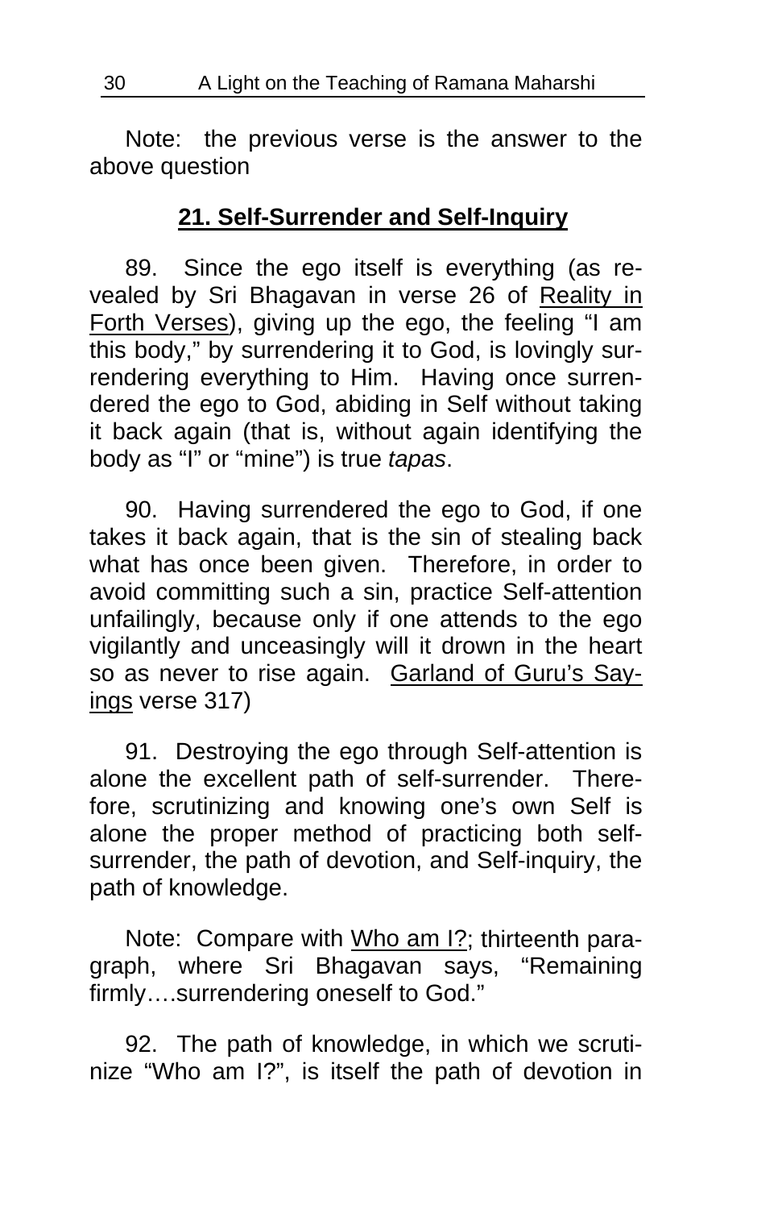Note: the previous verse is the answer to the above question

## 21. Self-Surrender and Self-Inquiry

89. Since the ego itself is everything (as revealed by Sri Bhagavan in verse 26 of Reality in Forth Verses), giving up the ego, the feeling "I am this body," by surrendering it to God, is lovingly surrendering everything to Him. Having once surrendered the ego to God, abiding in Self without taking it back again (that is, without again identifying the body as "I" or "mine") is true *tapas*.

90. Having surrendered the ego to God, if one takes it back again, that is the sin of stealing back what has once been given. Therefore, in order to avoid committing such a sin, practice Self-attention unfailingly, because only if one attends to the ego vigilantly and unceasingly will it drown in the heart so as never to rise again. Garland of Guru's Sayings verse 317)

91. Destroying the ego through Self-attention is alone the excellent path of self-surrender. Therefore, scrutinizing and knowing one's own Self is alone the proper method of practicing both self-surrender, the path of devotion, and Self-inquiry, the path of knowledge.

Note: Compare with Who am I?; thirteenth paragraph, where Sri Bhagavan says, "Remaining firmly….surrendering oneself to God."

92. The path of knowledge, in which we scrutinize "Who am I?", is itself the path of devotion in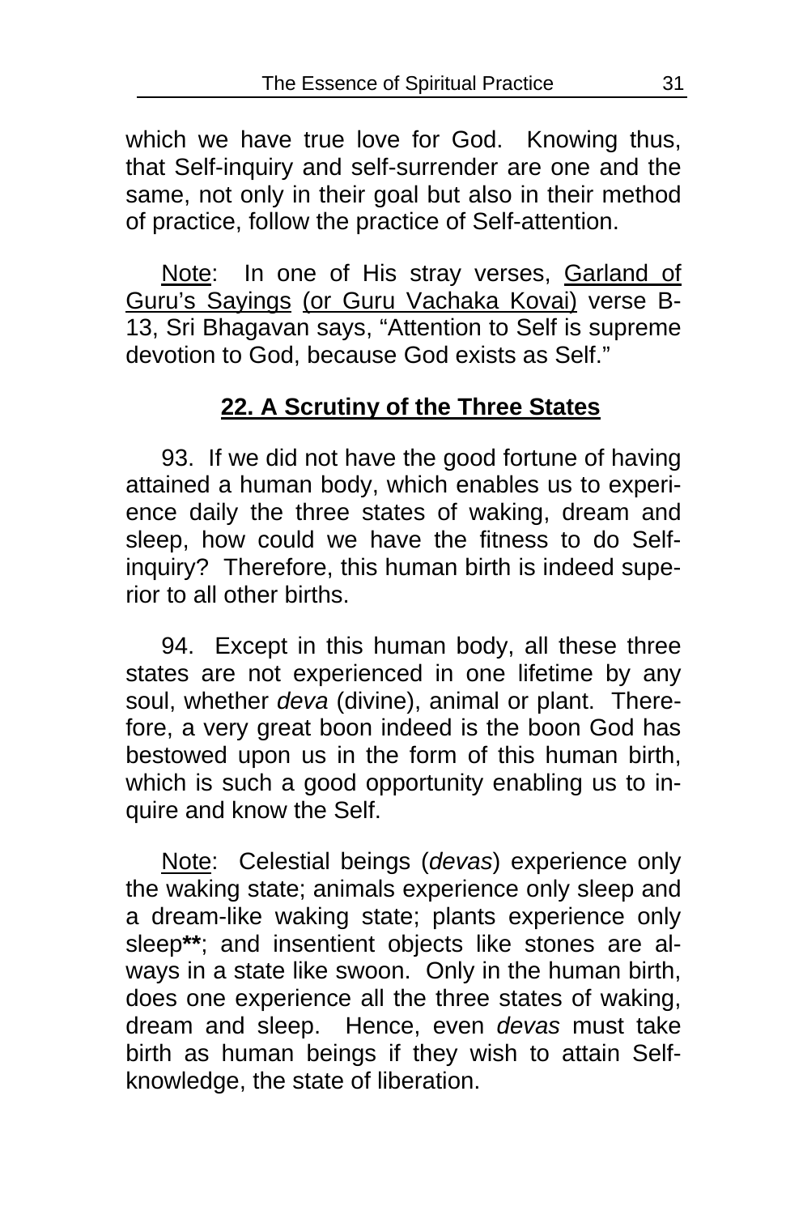which we have true love for God. Knowing thus, that Self-inquiry and self-surrender are one and the same, not only in their goal but also in their method of practice, follow the practice of Self-attention.

<u>Note</u>: In one of His stray verses, <u>Garland of Guru's Sayings</u> <u>(or Guru Vachaka Kovai)</u> verse B-13, Sri Bhagavan says, "Attention to Self is supreme devotion to God, because God exists as Self."

## <u>22. A Scrutiny of the Three States</u>

93. If we did not have the good fortune of having attained a human body, which enables us to experience daily the three states of waking, dream and sleep, how could we have the fitness to do Self-inquiry? Therefore, this human birth is indeed superior to all other births.

94. Except in this human body, all these three states are not experienced in one lifetime by any soul, whether *deva* (divine), animal or plant. Therefore, a very great boon indeed is the boon God has bestowed upon us in the form of this human birth, which is such a good opportunity enabling us to inquire and know the Self.

<u>Note</u>: Celestial beings (*devas*) experience only the waking state; animals experience only sleep and a dream-like waking state; plants experience only sleep**; and insentient objects like stones are always in a state like swoon. Only in the human birth, does one experience all the three states of waking, dream and sleep. Hence, even *devas* must take birth as human beings if they wish to attain Self-knowledge, the state of liberation.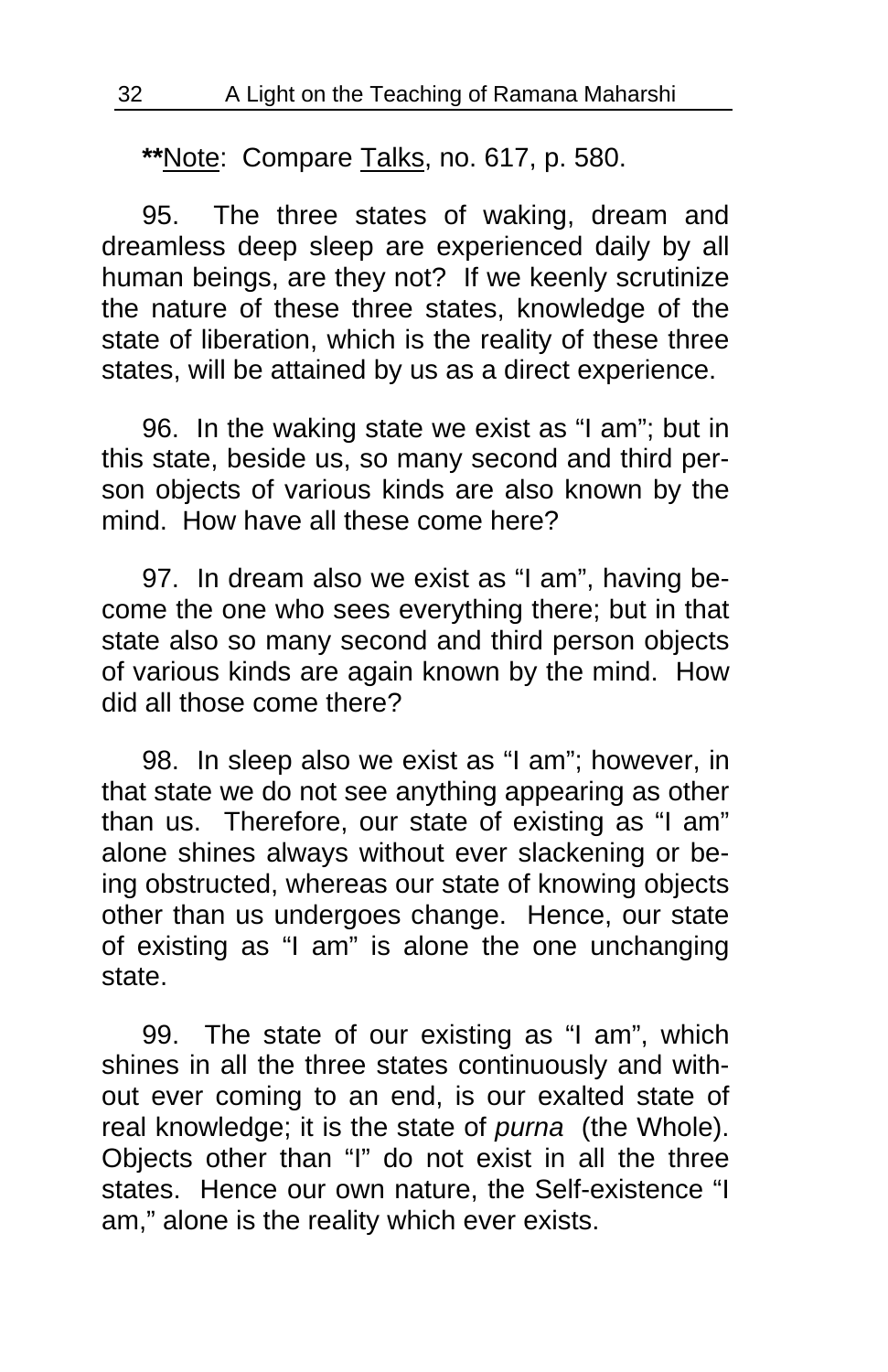**Note: Compare Talks, no. 617, p. 580.

95. The three states of waking, dream and dreamless deep sleep are experienced daily by all human beings, are they not? If we keenly scrutinize the nature of these three states, knowledge of the state of liberation, which is the reality of these three states, will be attained by us as a direct experience.

96. In the waking state we exist as "I am"; but in this state, beside us, so many second and third person objects of various kinds are also known by the mind. How have all these come here?

97. In dream also we exist as "I am", having become the one who sees everything there; but in that state also so many second and third person objects of various kinds are again known by the mind. How did all those come there?

98. In sleep also we exist as "I am"; however, in that state we do not see anything appearing as other than us. Therefore, our state of existing as "I am" alone shines always without ever slackening or being obstructed, whereas our state of knowing objects other than us undergoes change. Hence, our state of existing as "I am" is alone the one unchanging state.

99. The state of our existing as "I am", which shines in all the three states continuously and without ever coming to an end, is our exalted state of real knowledge; it is the state of *purna* (the Whole). Objects other than "I" do not exist in all the three states. Hence our own nature, the Self-existence "I am," alone is the reality which ever exists.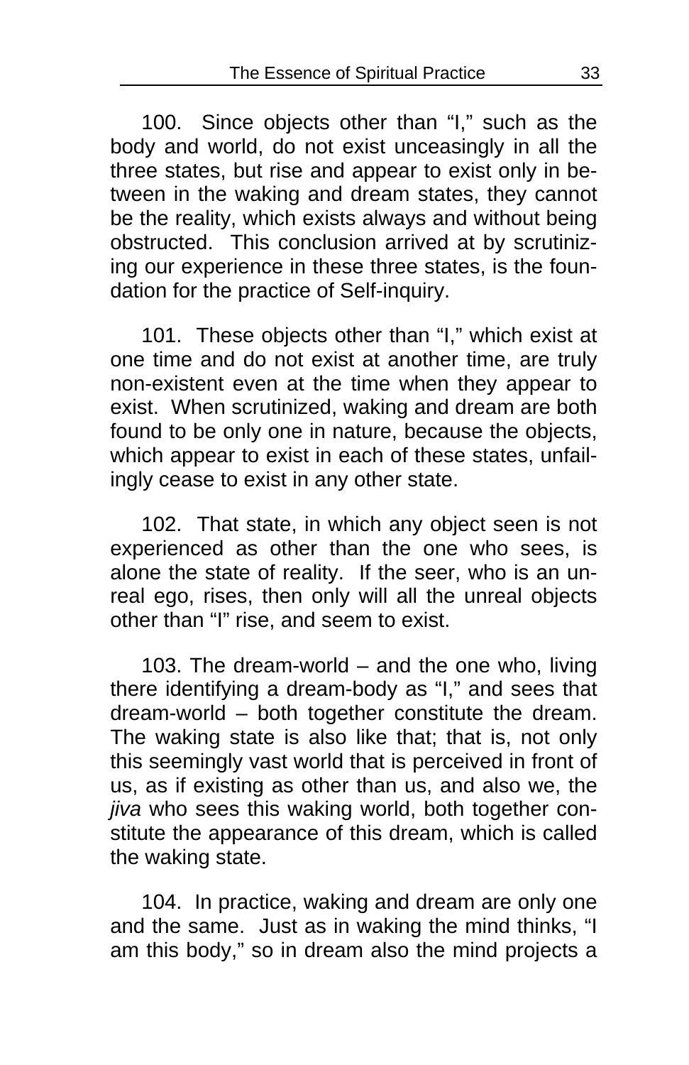100. Since objects other than "I," such as the body and world, do not exist unceasingly in all the three states, but rise and appear to exist only in between in the waking and dream states, they cannot be the reality, which exists always and without being obstructed. This conclusion arrived at by scrutinizing our experience in these three states, is the foundation for the practice of Self-inquiry.

101. These objects other than "I," which exist at one time and do not exist at another time, are truly non-existent even at the time when they appear to exist. When scrutinized, waking and dream are both found to be only one in nature, because the objects, which appear to exist in each of these states, unfailingly cease to exist in any other state.

102. That state, in which any object seen is not experienced as other than the one who sees, is alone the state of reality. If the seer, who is an unreal ego, rises, then only will all the unreal objects other than "I" rise, and seem to exist.

103. The dream-world – and the one who, living there identifying a dream-body as "I," and sees that dream-world – both together constitute the dream. The waking state is also like that; that is, not only this seemingly vast world that is perceived in front of us, as if existing as other than us, and also we, the *jiva* who sees this waking world, both together constitute the appearance of this dream, which is called the waking state.

104. In practice, waking and dream are only one and the same. Just as in waking the mind thinks, "I am this body," so in dream also the mind projects a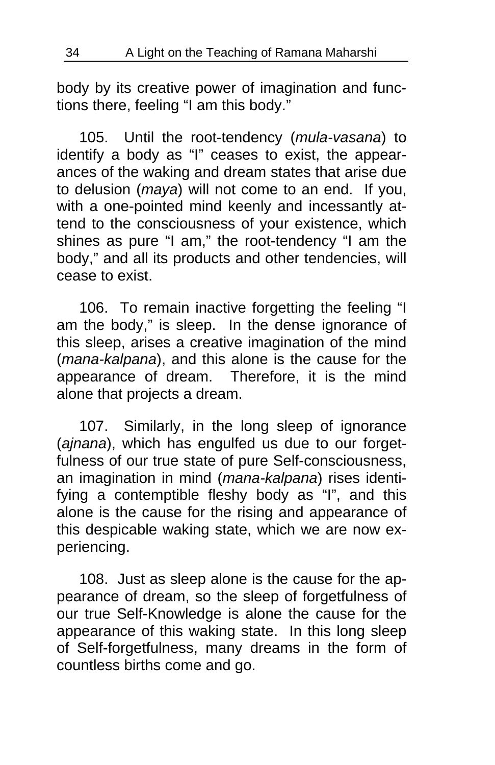body by its creative power of imagination and functions there, feeling "I am this body."

105. Until the root-tendency (*mula-vasana*) to identify a body as "I" ceases to exist, the appearances of the waking and dream states that arise due to delusion (*maya*) will not come to an end. If you, with a one-pointed mind keenly and incessantly attend to the consciousness of your existence, which shines as pure "I am," the root-tendency "I am the body," and all its products and other tendencies, will cease to exist.

106. To remain inactive forgetting the feeling "I am the body," is sleep. In the dense ignorance of this sleep, arises a creative imagination of the mind (*mana-kalpana*), and this alone is the cause for the appearance of dream. Therefore, it is the mind alone that projects a dream.

107. Similarly, in the long sleep of ignorance (*ajnana*), which has engulfed us due to our forgetfulness of our true state of pure Self-consciousness, an imagination in mind (*mana-kalpana*) rises identifying a contemptible fleshy body as "I", and this alone is the cause for the rising and appearance of this despicable waking state, which we are now experiencing.

108. Just as sleep alone is the cause for the appearance of dream, so the sleep of forgetfulness of our true Self-Knowledge is alone the cause for the appearance of this waking state. In this long sleep of Self-forgetfulness, many dreams in the form of countless births come and go.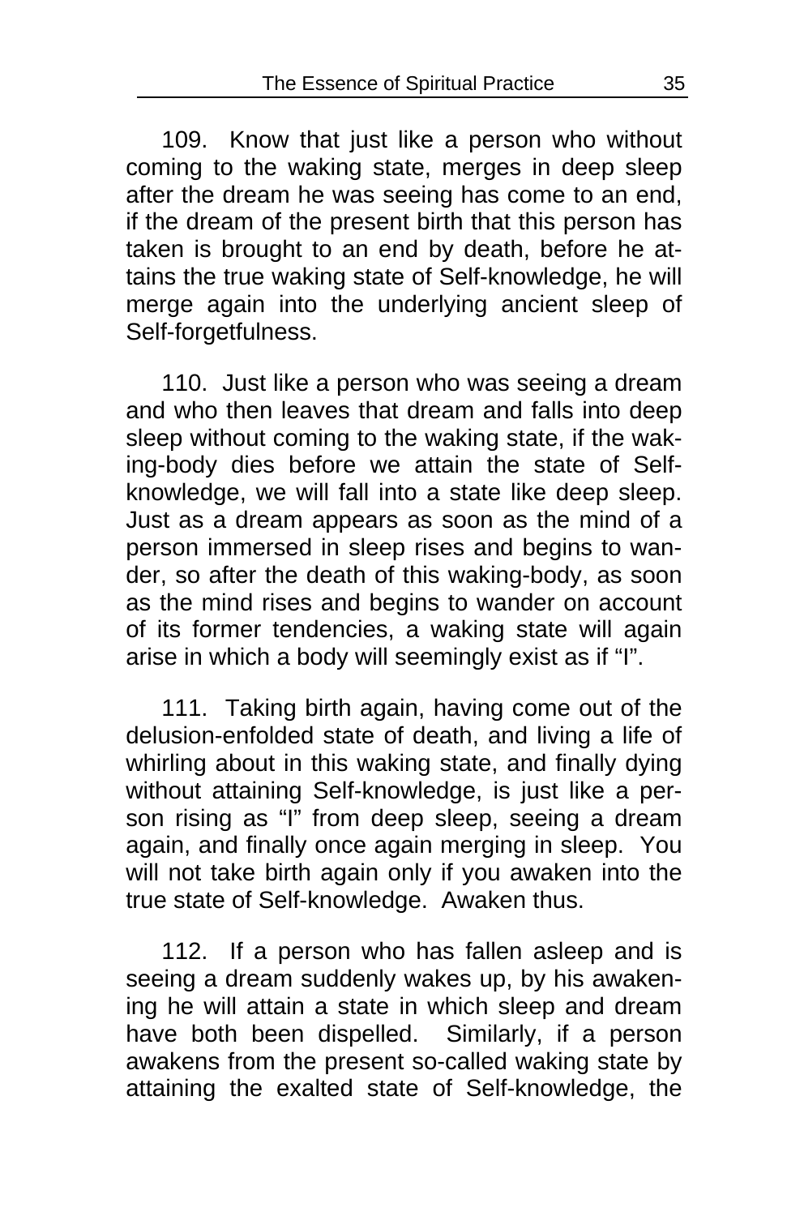109. Know that just like a person who without coming to the waking state, merges in deep sleep after the dream he was seeing has come to an end, if the dream of the present birth that this person has taken is brought to an end by death, before he attains the true waking state of Self-knowledge, he will merge again into the underlying ancient sleep of Self-forgetfulness.

110. Just like a person who was seeing a dream and who then leaves that dream and falls into deep sleep without coming to the waking state, if the waking-body dies before we attain the state of Self-knowledge, we will fall into a state like deep sleep. Just as a dream appears as soon as the mind of a person immersed in sleep rises and begins to wander, so after the death of this waking-body, as soon as the mind rises and begins to wander on account of its former tendencies, a waking state will again arise in which a body will seemingly exist as if "I".

111. Taking birth again, having come out of the delusion-enfolded state of death, and living a life of whirling about in this waking state, and finally dying without attaining Self-knowledge, is just like a person rising as "I" from deep sleep, seeing a dream again, and finally once again merging in sleep. You will not take birth again only if you awaken into the true state of Self-knowledge. Awaken thus.

112. If a person who has fallen asleep and is seeing a dream suddenly wakes up, by his awakening he will attain a state in which sleep and dream have both been dispelled. Similarly, if a person awakens from the present so-called waking state by attaining the exalted state of Self-knowledge, the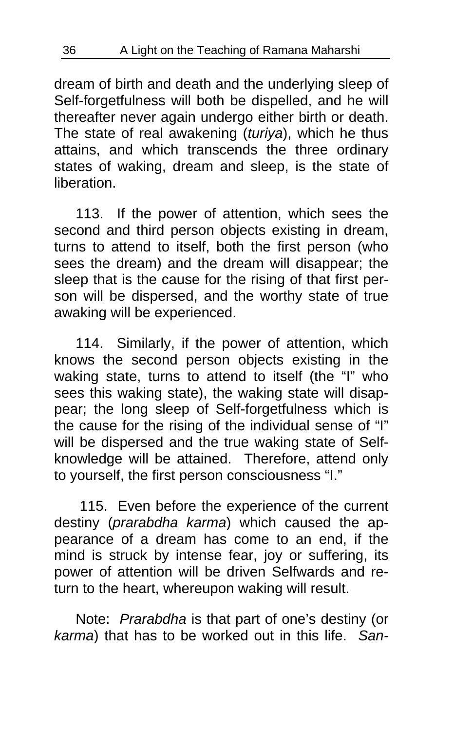dream of birth and death and the underlying sleep of Self-forgetfulness will both be dispelled, and he will thereafter never again undergo either birth or death. The state of real awakening (*turiya*), which he thus attains, and which transcends the three ordinary states of waking, dream and sleep, is the state of liberation.

113. If the power of attention, which sees the second and third person objects existing in dream, turns to attend to itself, both the first person (who sees the dream) and the dream will disappear; the sleep that is the cause for the rising of that first person will be dispersed, and the worthy state of true awaking will be experienced.

114. Similarly, if the power of attention, which knows the second person objects existing in the waking state, turns to attend to itself (the "I" who sees this waking state), the waking state will disappear; the long sleep of Self-forgetfulness which is the cause for the rising of the individual sense of "I" will be dispersed and the true waking state of Self-knowledge will be attained. Therefore, attend only to yourself, the first person consciousness "I."

115. Even before the experience of the current destiny (*prarabdha karma*) which caused the appearance of a dream has come to an end, if the mind is struck by intense fear, joy or suffering, its power of attention will be driven Selfwards and return to the heart, whereupon waking will result.

Note: *Prarabdha* is that part of one's destiny (or *karma*) that has to be worked out in this life. *San-*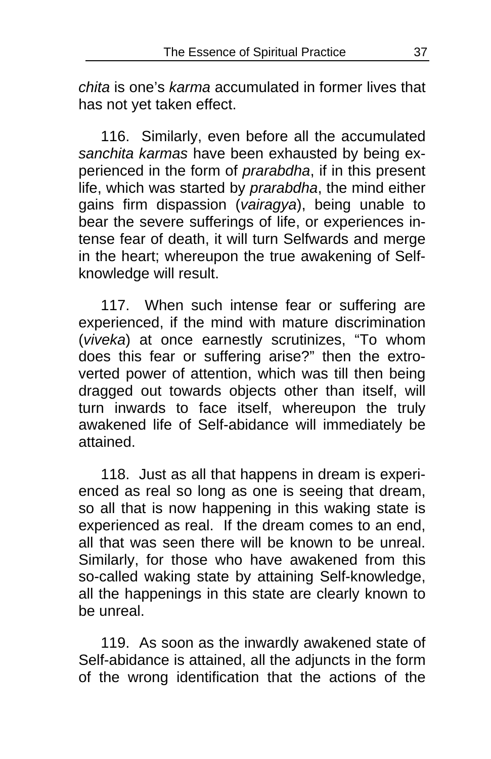*chita* is one's *karma* accumulated in former lives that has not yet taken effect.

116. Similarly, even before all the accumulated *sanchita karmas* have been exhausted by being experienced in the form of *prarabdha*, if in this present life, which was started by *prarabdha*, the mind either gains firm dispassion (*vairagya*), being unable to bear the severe sufferings of life, or experiences intense fear of death, it will turn Selfwards and merge in the heart; whereupon the true awakening of Self-knowledge will result.

117. When such intense fear or suffering are experienced, if the mind with mature discrimination (*viveka*) at once earnestly scrutinizes, "To whom does this fear or suffering arise?" then the extroverted power of attention, which was till then being dragged out towards objects other than itself, will turn inwards to face itself, whereupon the truly awakened life of Self-abidance will immediately be attained.

118. Just as all that happens in dream is experienced as real so long as one is seeing that dream, so all that is now happening in this waking state is experienced as real. If the dream comes to an end, all that was seen there will be known to be unreal. Similarly, for those who have awakened from this so-called waking state by attaining Self-knowledge, all the happenings in this state are clearly known to be unreal.

119. As soon as the inwardly awakened state of Self-abidance is attained, all the adjuncts in the form of the wrong identification that the actions of the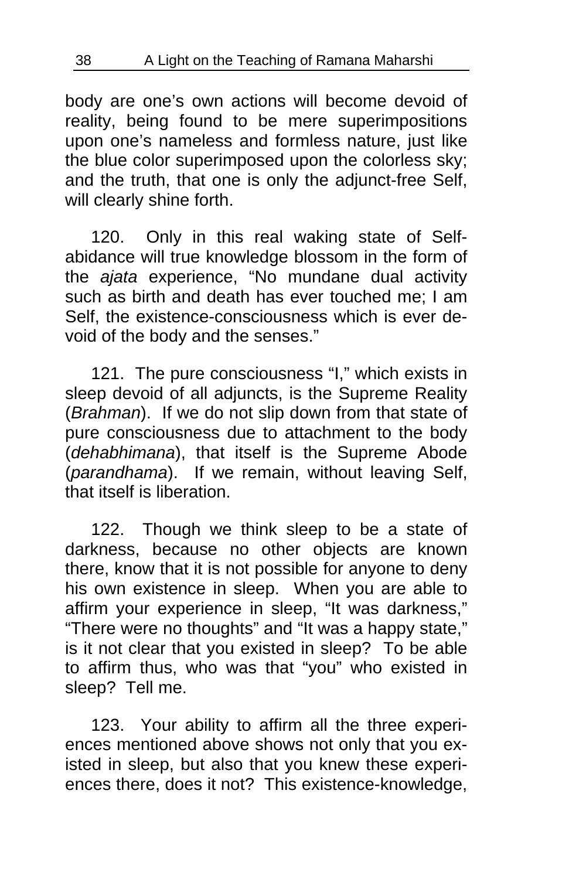body are one's own actions will become devoid of reality, being found to be mere superimpositions upon one's nameless and formless nature, just like the blue color superimposed upon the colorless sky; and the truth, that one is only the adjunct-free Self, will clearly shine forth.

120. Only in this real waking state of Self-abidance will true knowledge blossom in the form of the *ajata* experience, "No mundane dual activity such as birth and death has ever touched me; I am Self, the existence-consciousness which is ever devoid of the body and the senses."

121. The pure consciousness "I," which exists in sleep devoid of all adjuncts, is the Supreme Reality (*Brahman*). If we do not slip down from that state of pure consciousness due to attachment to the body (*dehabhimana*), that itself is the Supreme Abode (*parandhama*). If we remain, without leaving Self, that itself is liberation.

122. Though we think sleep to be a state of darkness, because no other objects are known there, know that it is not possible for anyone to deny his own existence in sleep. When you are able to affirm your experience in sleep, "It was darkness," "There were no thoughts" and "It was a happy state," is it not clear that you existed in sleep? To be able to affirm thus, who was that "you" who existed in sleep? Tell me.

123. Your ability to affirm all the three experiences mentioned above shows not only that you existed in sleep, but also that you knew these experiences there, does it not? This existence-knowledge,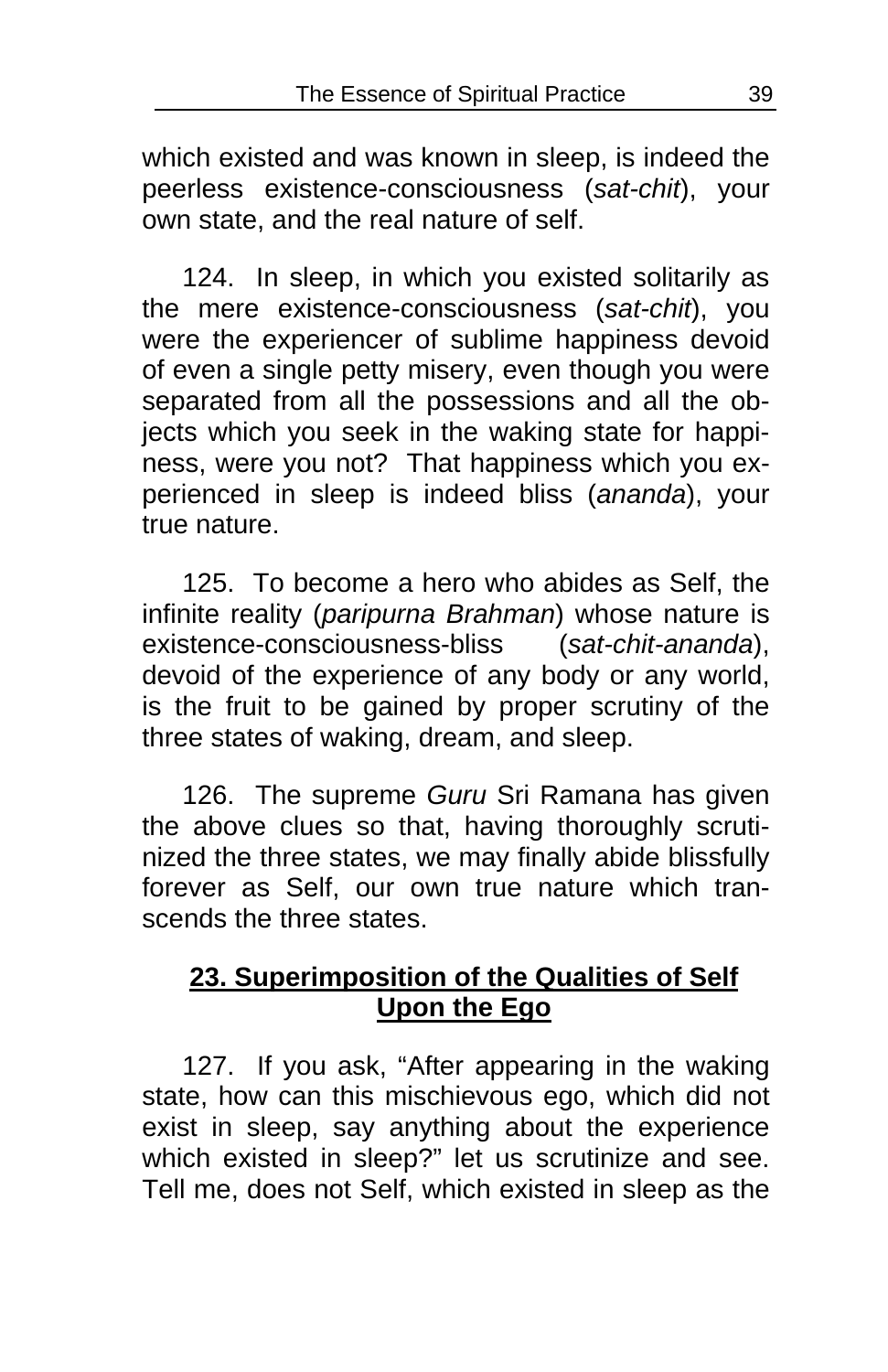which existed and was known in sleep, is indeed the peerless existence-consciousness (*sat-chit*), your own state, and the real nature of self.

124. In sleep, in which you existed solitarily as the mere existence-consciousness (*sat-chit*), you were the experiencer of sublime happiness devoid of even a single petty misery, even though you were separated from all the possessions and all the objects which you seek in the waking state for happiness, were you not? That happiness which you experienced in sleep is indeed bliss (*ananda*), your true nature.

125. To become a hero who abides as Self, the infinite reality (*paripurna Brahman*) whose nature is existence-consciousness-bliss (*sat-chit-ananda*), devoid of the experience of any body or any world, is the fruit to be gained by proper scrutiny of the three states of waking, dream, and sleep.

126. The supreme *Guru* Sri Ramana has given the above clues so that, having thoroughly scrutinized the three states, we may finally abide blissfully forever as Self, our own true nature which transcends the three states.

## 23. Superimposition of the Qualities of Self Upon the Ego

127. If you ask, "After appearing in the waking state, how can this mischievous ego, which did not exist in sleep, say anything about the experience which existed in sleep?" let us scrutinize and see. Tell me, does not Self, which existed in sleep as the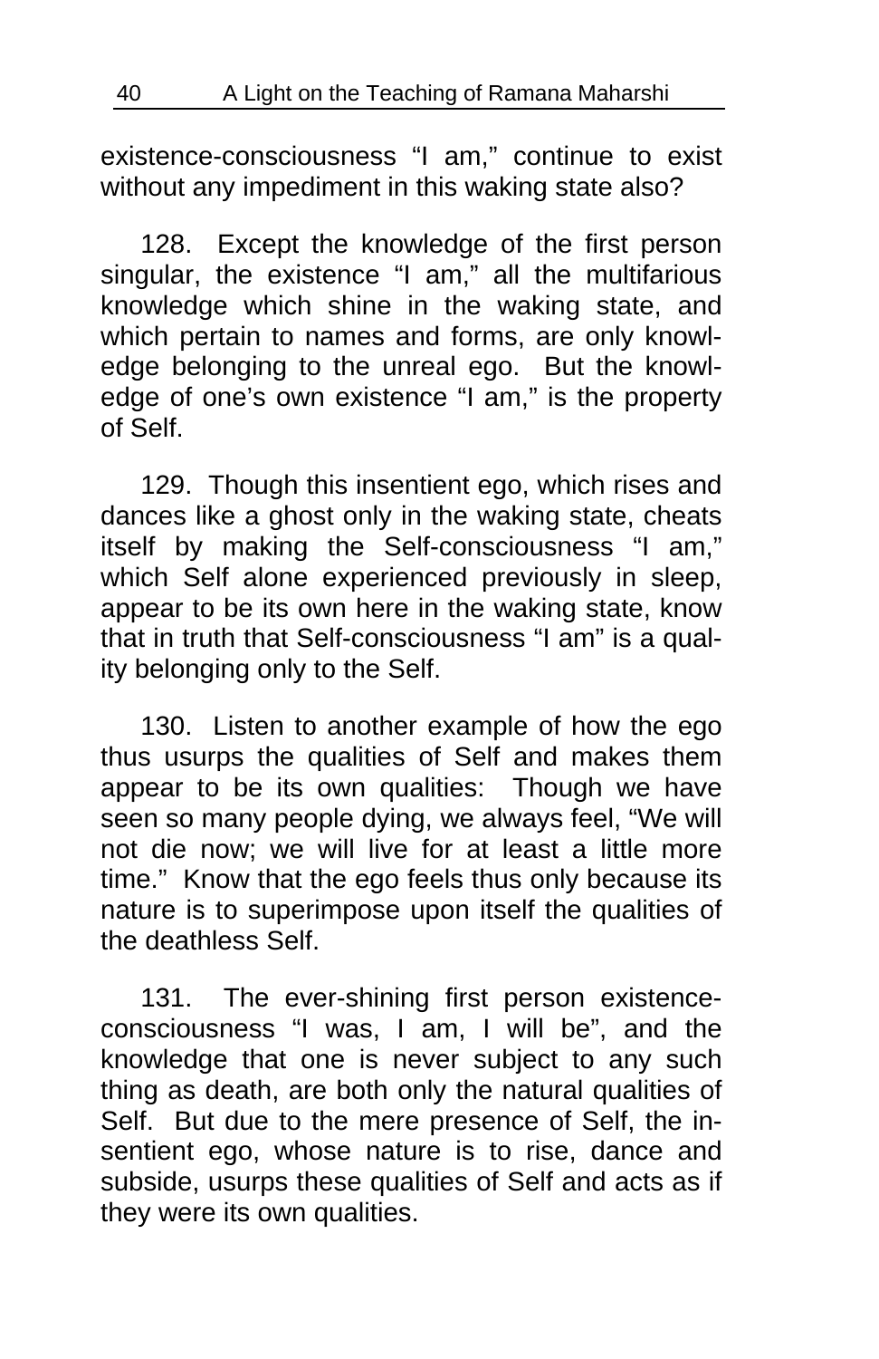existence-consciousness "I am," continue to exist without any impediment in this waking state also?

128. Except the knowledge of the first person singular, the existence "I am," all the multifarious knowledge which shine in the waking state, and which pertain to names and forms, are only knowledge belonging to the unreal ego. But the knowledge of one's own existence "I am," is the property of Self.

129. Though this insentient ego, which rises and dances like a ghost only in the waking state, cheats itself by making the Self-consciousness "I am," which Self alone experienced previously in sleep, appear to be its own here in the waking state, know that in truth that Self-consciousness "I am" is a quality belonging only to the Self.

130. Listen to another example of how the ego thus usurps the qualities of Self and makes them appear to be its own qualities: Though we have seen so many people dying, we always feel, "We will not die now; we will live for at least a little more time." Know that the ego feels thus only because its nature is to superimpose upon itself the qualities of the deathless Self.

131. The ever-shining first person existence-consciousness "I was, I am, I will be", and the knowledge that one is never subject to any such thing as death, are both only the natural qualities of Self. But due to the mere presence of Self, the insentient ego, whose nature is to rise, dance and subside, usurps these qualities of Self and acts as if they were its own qualities.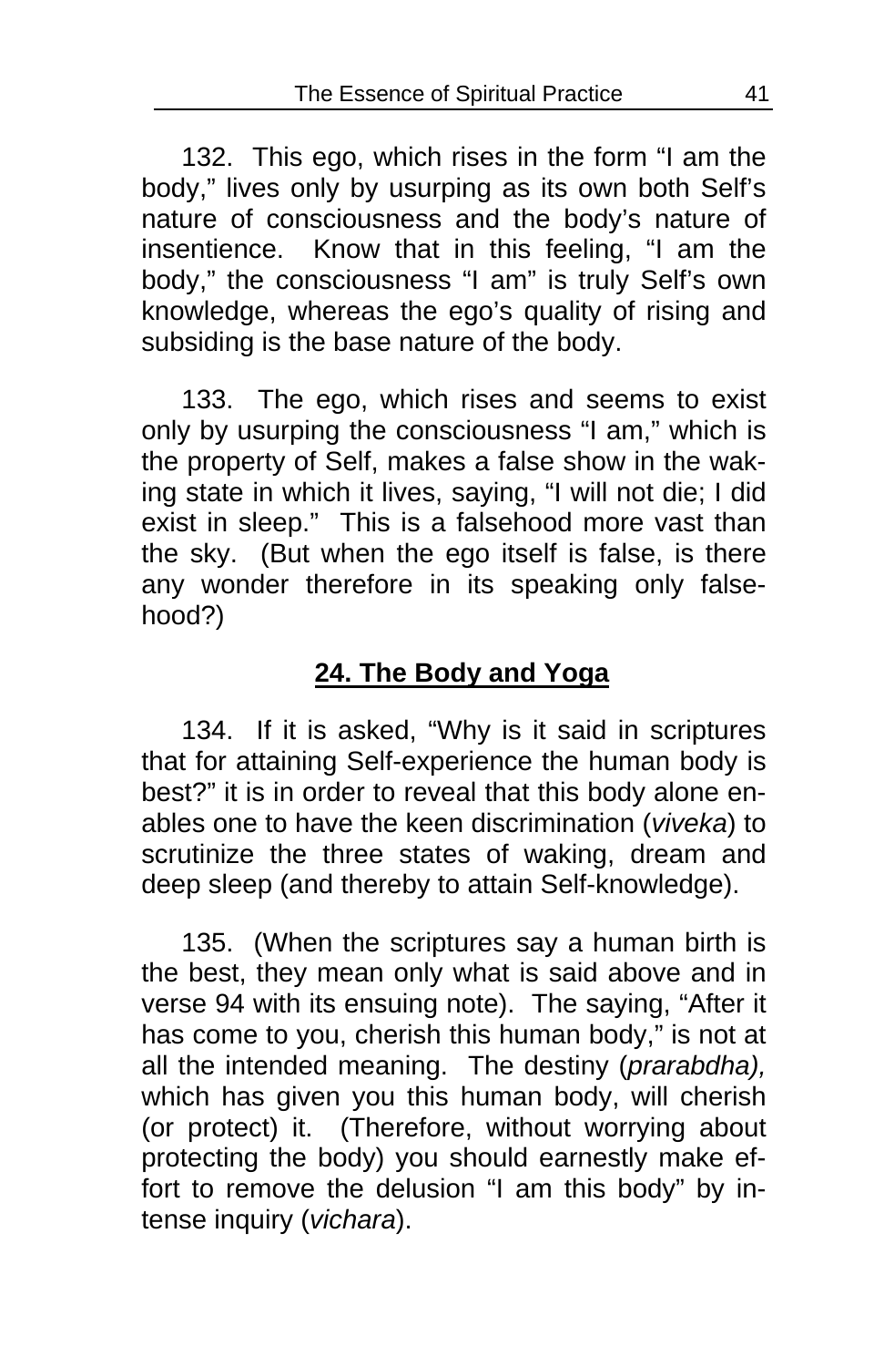132. This ego, which rises in the form "I am the body," lives only by usurping as its own both Self's nature of consciousness and the body's nature of insentience. Know that in this feeling, "I am the body," the consciousness "I am" is truly Self's own knowledge, whereas the ego's quality of rising and subsiding is the base nature of the body.

133. The ego, which rises and seems to exist only by usurping the consciousness "I am," which is the property of Self, makes a false show in the waking state in which it lives, saying, "I will not die; I did exist in sleep." This is a falsehood more vast than the sky. (But when the ego itself is false, is there any wonder therefore in its speaking only falsehood?)

## 24. The Body and Yoga

134. If it is asked, "Why is it said in scriptures that for attaining Self-experience the human body is best?" it is in order to reveal that this body alone enables one to have the keen discrimination (*viveka*) to scrutinize the three states of waking, dream and deep sleep (and thereby to attain Self-knowledge).

135. (When the scriptures say a human birth is the best, they mean only what is said above and in verse 94 with its ensuing note). The saying, "After it has come to you, cherish this human body," is not at all the intended meaning. The destiny (*prarabdha),* which has given you this human body, will cherish (or protect) it. (Therefore, without worrying about protecting the body) you should earnestly make effort to remove the delusion "I am this body" by intense inquiry (*vichara*).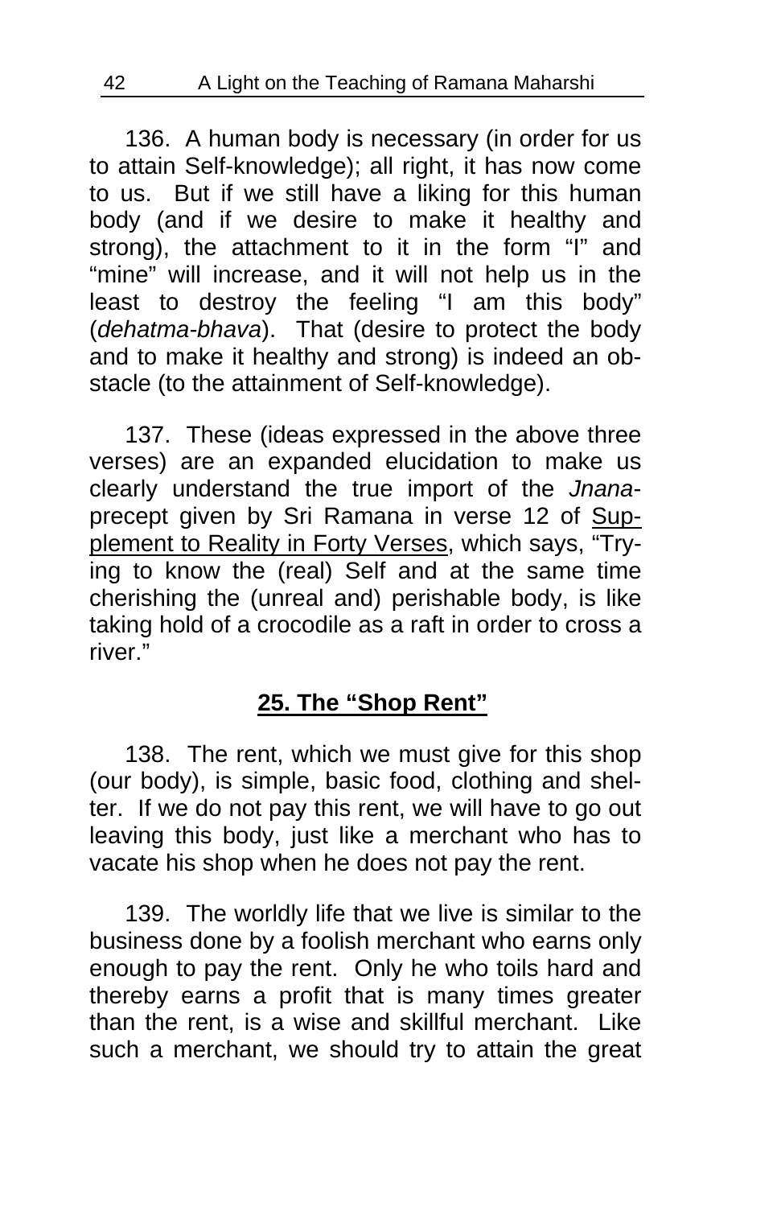136. A human body is necessary (in order for us to attain Self-knowledge); all right, it has now come to us. But if we still have a liking for this human body (and if we desire to make it healthy and strong), the attachment to it in the form "I" and "mine" will increase, and it will not help us in the least to destroy the feeling "I am this body" (*dehatma-bhava*). That (desire to protect the body and to make it healthy and strong) is indeed an obstacle (to the attainment of Self-knowledge).

137. These (ideas expressed in the above three verses) are an expanded elucidation to make us clearly understand the true import of the *Jnana*-precept given by Sri Ramana in verse 12 of Supplement to Reality in Forty Verses, which says, "Trying to know the (real) Self and at the same time cherishing the (unreal and) perishable body, is like taking hold of a crocodile as a raft in order to cross a river."

## 25. The "Shop Rent"

138. The rent, which we must give for this shop (our body), is simple, basic food, clothing and shelter. If we do not pay this rent, we will have to go out leaving this body, just like a merchant who has to vacate his shop when he does not pay the rent.

139. The worldly life that we live is similar to the business done by a foolish merchant who earns only enough to pay the rent. Only he who toils hard and thereby earns a profit that is many times greater than the rent, is a wise and skillful merchant. Like such a merchant, we should try to attain the great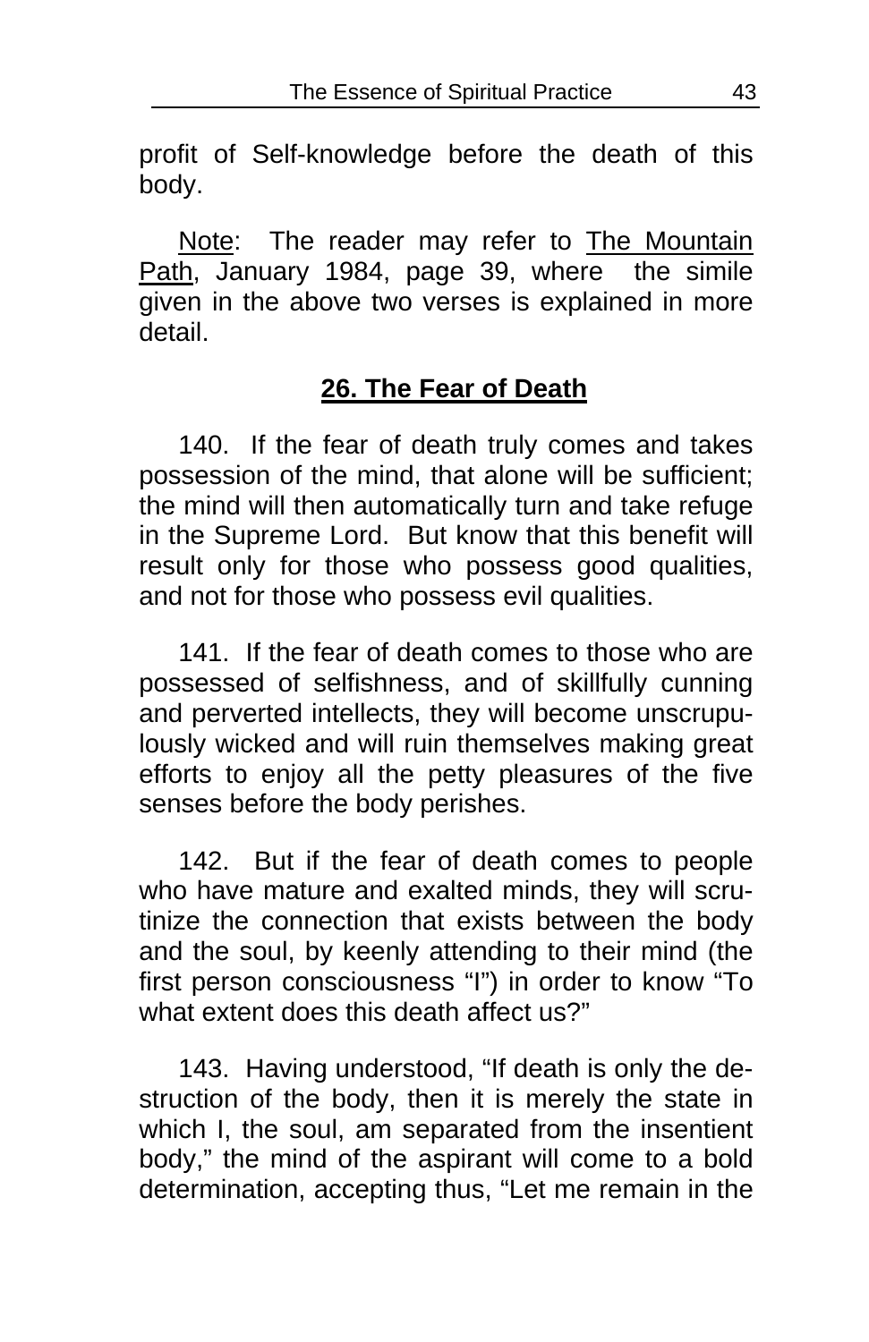profit of Self-knowledge before the death of this body.

Note: The reader may refer to The Mountain Path, January 1984, page 39, where the simile given in the above two verses is explained in more detail.

## 26. The Fear of Death

140. If the fear of death truly comes and takes possession of the mind, that alone will be sufficient; the mind will then automatically turn and take refuge in the Supreme Lord. But know that this benefit will result only for those who possess good qualities, and not for those who possess evil qualities.

141. If the fear of death comes to those who are possessed of selfishness, and of skillfully cunning and perverted intellects, they will become unscrupulously wicked and will ruin themselves making great efforts to enjoy all the petty pleasures of the five senses before the body perishes.

142. But if the fear of death comes to people who have mature and exalted minds, they will scrutinize the connection that exists between the body and the soul, by keenly attending to their mind (the first person consciousness "I") in order to know "To what extent does this death affect us?"

143. Having understood, "If death is only the destruction of the body, then it is merely the state in which I, the soul, am separated from the insentient body," the mind of the aspirant will come to a bold determination, accepting thus, "Let me remain in the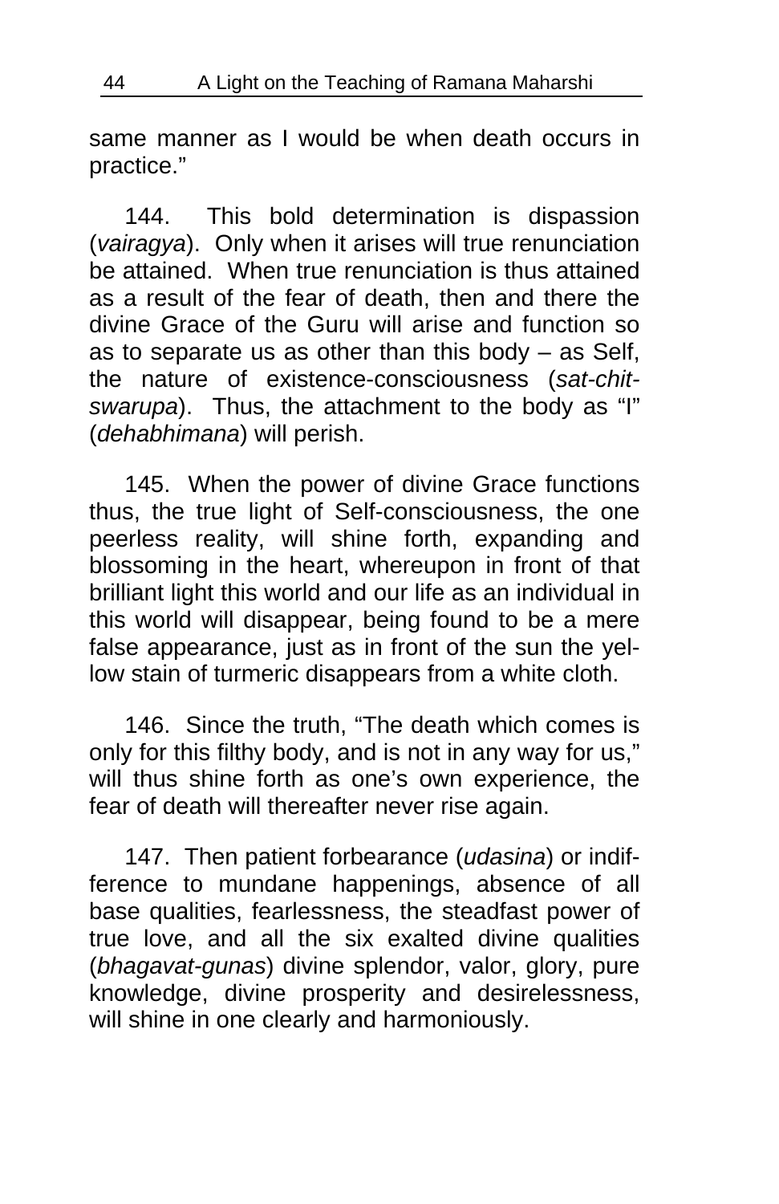same manner as I would be when death occurs in practice."

144. This bold determination is dispassion (*vairagya*). Only when it arises will true renunciation be attained. When true renunciation is thus attained as a result of the fear of death, then and there the divine Grace of the Guru will arise and function so as to separate us as other than this body – as Self, the nature of existence-consciousness (*sat-chit-swarupa*). Thus, the attachment to the body as "I" (*dehabhimana*) will perish.

145. When the power of divine Grace functions thus, the true light of Self-consciousness, the one peerless reality, will shine forth, expanding and blossoming in the heart, whereupon in front of that brilliant light this world and our life as an individual in this world will disappear, being found to be a mere false appearance, just as in front of the sun the yellow stain of turmeric disappears from a white cloth.

146. Since the truth, "The death which comes is only for this filthy body, and is not in any way for us," will thus shine forth as one's own experience, the fear of death will thereafter never rise again.

147. Then patient forbearance (*udasina*) or indifference to mundane happenings, absence of all base qualities, fearlessness, the steadfast power of true love, and all the six exalted divine qualities (*bhagavat-gunas*) divine splendor, valor, glory, pure knowledge, divine prosperity and desirelessness, will shine in one clearly and harmoniously.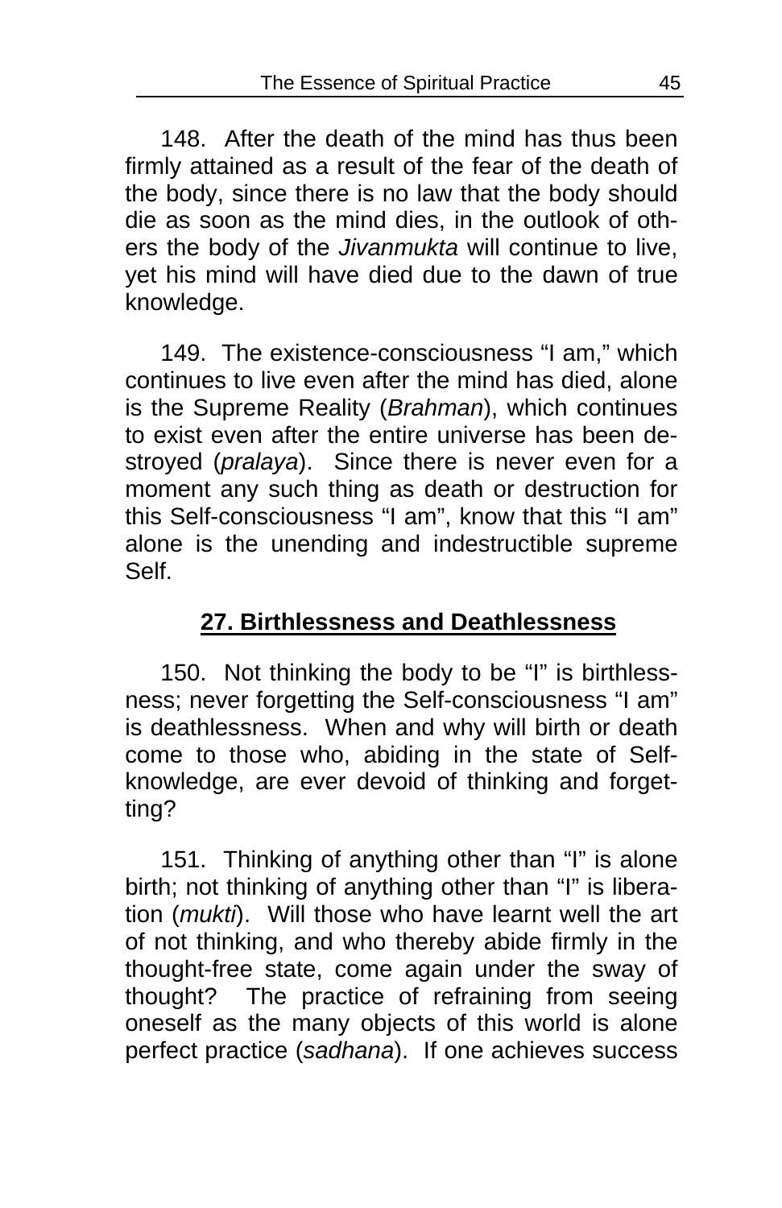148. After the death of the mind has thus been firmly attained as a result of the fear of the death of the body, since there is no law that the body should die as soon as the mind dies, in the outlook of others the body of the *Jivanmukta* will continue to live, yet his mind will have died due to the dawn of true knowledge.

149. The existence-consciousness "I am," which continues to live even after the mind has died, alone is the Supreme Reality (*Brahman*), which continues to exist even after the entire universe has been destroyed (*pralaya*). Since there is never even for a moment any such thing as death or destruction for this Self-consciousness "I am", know that this "I am" alone is the unending and indestructible supreme Self.

## 27. Birthlessness and Deathlessness

150. Not thinking the body to be "I" is birthlessness; never forgetting the Self-consciousness "I am" is deathlessness. When and why will birth or death come to those who, abiding in the state of Self-knowledge, are ever devoid of thinking and forgetting?

151. Thinking of anything other than "I" is alone birth; not thinking of anything other than "I" is liberation (*mukti*). Will those who have learnt well the art of not thinking, and who thereby abide firmly in the thought-free state, come again under the sway of thought? The practice of refraining from seeing oneself as the many objects of this world is alone perfect practice (*sadhana*). If one achieves success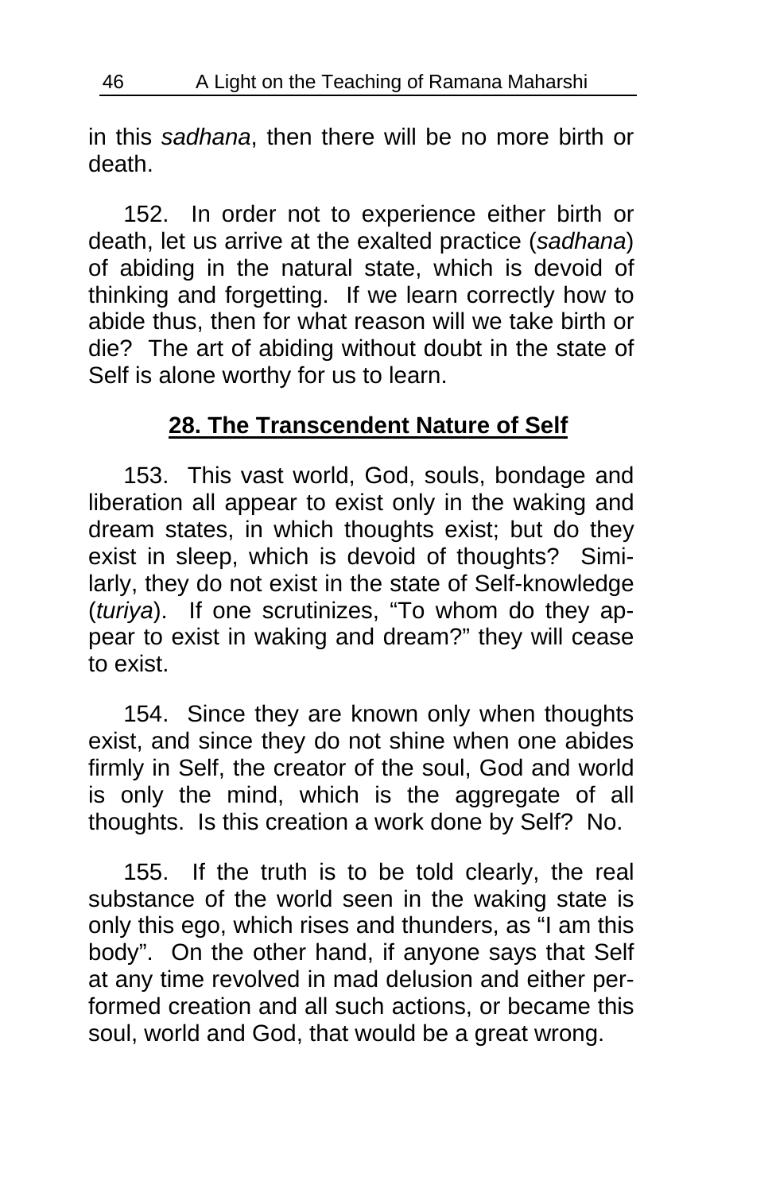in this *sadhana*, then there will be no more birth or death.

152. In order not to experience either birth or death, let us arrive at the exalted practice (*sadhana*) of abiding in the natural state, which is devoid of thinking and forgetting. If we learn correctly how to abide thus, then for what reason will we take birth or die? The art of abiding without doubt in the state of Self is alone worthy for us to learn.

## 28. The Transcendent Nature of Self

153. This vast world, God, souls, bondage and liberation all appear to exist only in the waking and dream states, in which thoughts exist; but do they exist in sleep, which is devoid of thoughts? Similarly, they do not exist in the state of Self-knowledge (*turiya*). If one scrutinizes, "To whom do they appear to exist in waking and dream?" they will cease to exist.

154. Since they are known only when thoughts exist, and since they do not shine when one abides firmly in Self, the creator of the soul, God and world is only the mind, which is the aggregate of all thoughts. Is this creation a work done by Self? No.

155. If the truth is to be told clearly, the real substance of the world seen in the waking state is only this ego, which rises and thunders, as "I am this body". On the other hand, if anyone says that Self at any time revolved in mad delusion and either performed creation and all such actions, or became this soul, world and God, that would be a great wrong.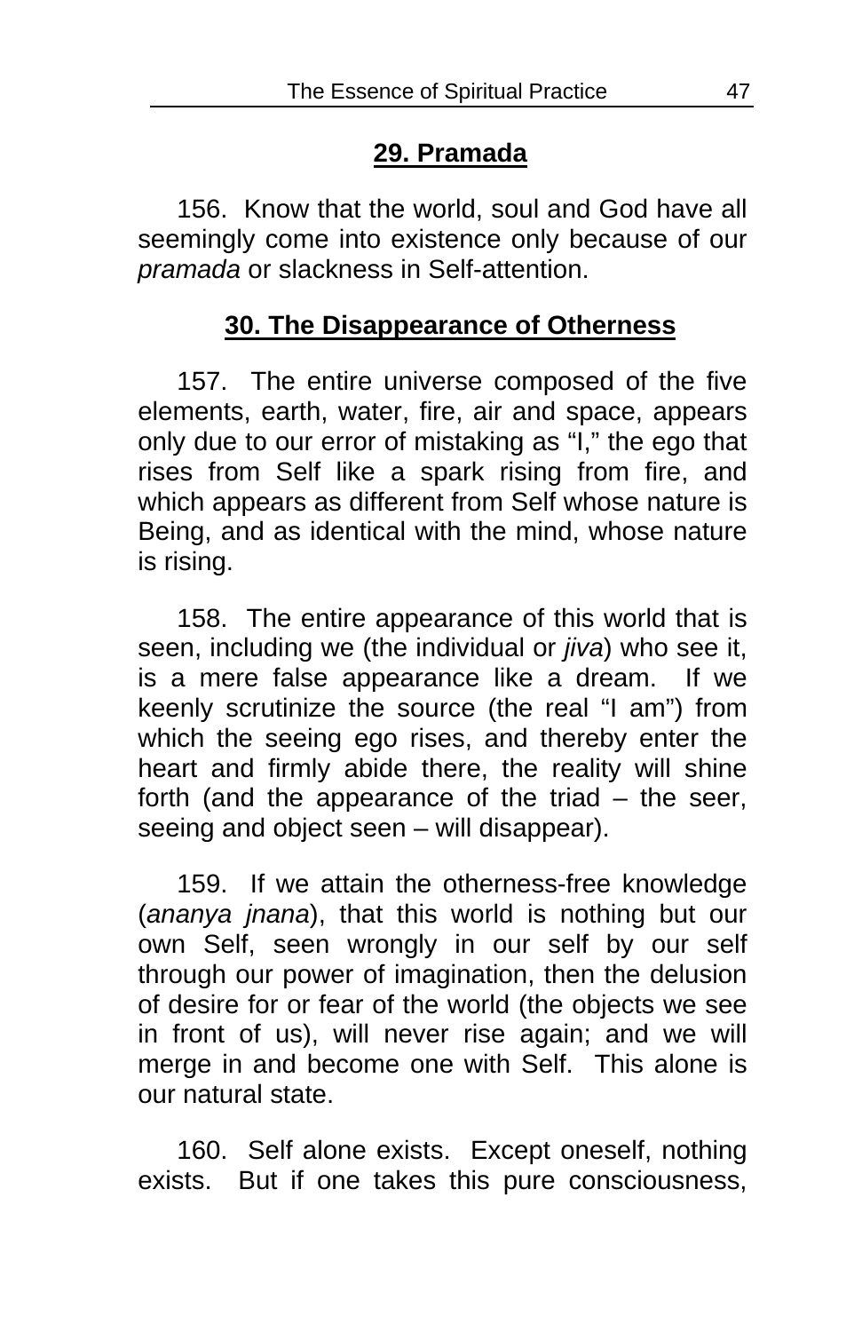## 29. Pramada

156. Know that the world, soul and God have all seemingly come into existence only because of our *pramada* or slackness in Self-attention.

## 30. The Disappearance of Otherness

157. The entire universe composed of the five elements, earth, water, fire, air and space, appears only due to our error of mistaking as "I," the ego that rises from Self like a spark rising from fire, and which appears as different from Self whose nature is Being, and as identical with the mind, whose nature is rising.

158. The entire appearance of this world that is seen, including we (the individual or *jiva*) who see it, is a mere false appearance like a dream. If we keenly scrutinize the source (the real "I am") from which the seeing ego rises, and thereby enter the heart and firmly abide there, the reality will shine forth (and the appearance of the triad – the seer, seeing and object seen – will disappear).

159. If we attain the otherness-free knowledge (*ananya jnana*), that this world is nothing but our own Self, seen wrongly in our self by our self through our power of imagination, then the delusion of desire for or fear of the world (the objects we see in front of us), will never rise again; and we will merge in and become one with Self. This alone is our natural state.

160. Self alone exists. Except oneself, nothing exists. But if one takes this pure consciousness,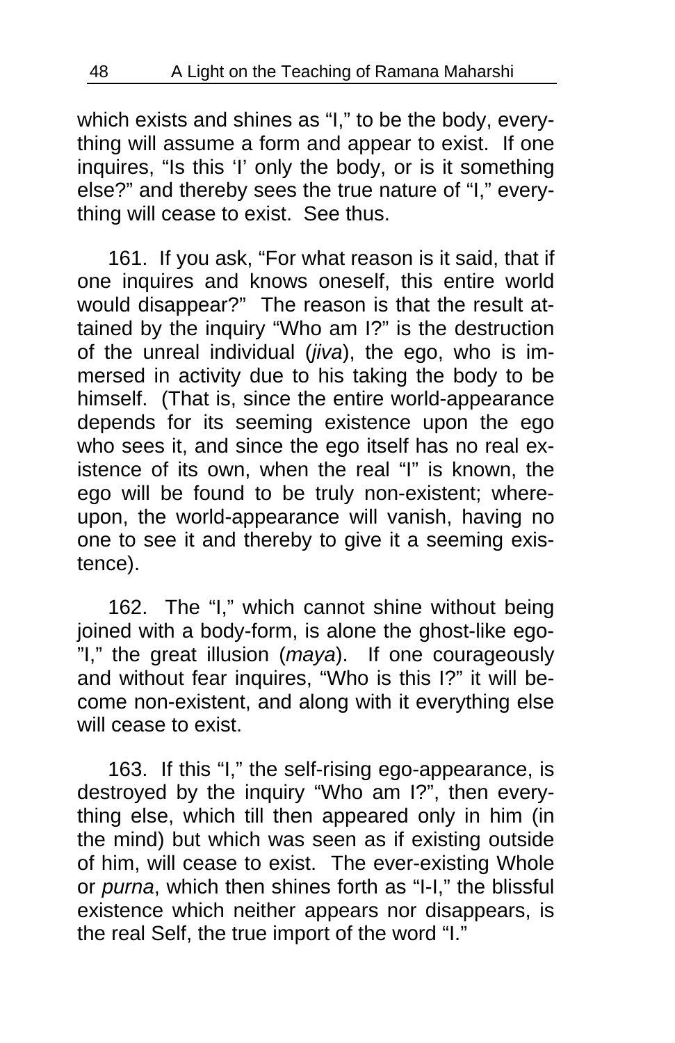which exists and shines as "I," to be the body, everything will assume a form and appear to exist. If one inquires, "Is this 'I' only the body, or is it something else?" and thereby sees the true nature of "I," everything will cease to exist. See thus.

161. If you ask, "For what reason is it said, that if one inquires and knows oneself, this entire world would disappear?" The reason is that the result attained by the inquiry "Who am I?" is the destruction of the unreal individual (*jiva*), the ego, who is immersed in activity due to his taking the body to be himself. (That is, since the entire world-appearance depends for its seeming existence upon the ego who sees it, and since the ego itself has no real existence of its own, when the real "I" is known, the ego will be found to be truly non-existent; whereupon, the world-appearance will vanish, having no one to see it and thereby to give it a seeming existence).

162. The "I," which cannot shine without being joined with a body-form, is alone the ghost-like ego-"I," the great illusion (*maya*). If one courageously and without fear inquires, "Who is this I?" it will become non-existent, and along with it everything else will cease to exist.

163. If this "I," the self-rising ego-appearance, is destroyed by the inquiry "Who am I?", then everything else, which till then appeared only in him (in the mind) but which was seen as if existing outside of him, will cease to exist. The ever-existing Whole or *purna*, which then shines forth as "I-I," the blissful existence which neither appears nor disappears, is the real Self, the true import of the word "I."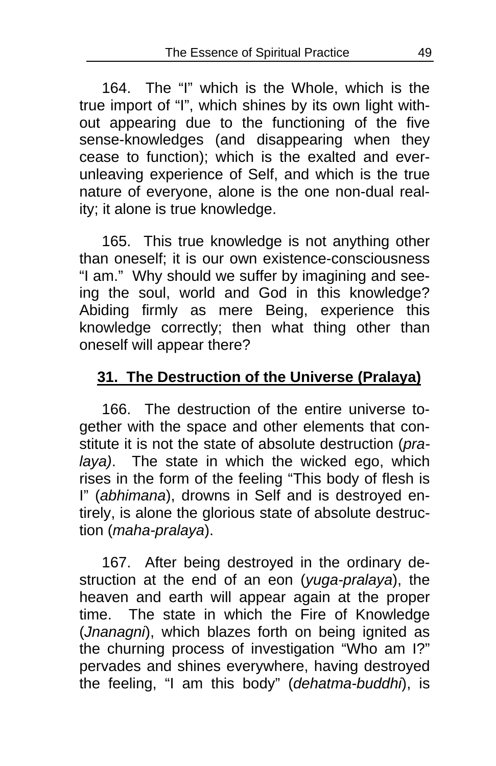164. The "I" which is the Whole, which is the true import of "I", which shines by its own light without appearing due to the functioning of the five sense-knowledges (and disappearing when they cease to function); which is the exalted and ever-unleaving experience of Self, and which is the true nature of everyone, alone is the one non-dual reality; it alone is true knowledge.

165. This true knowledge is not anything other than oneself; it is our own existence-consciousness "I am." Why should we suffer by imagining and seeing the soul, world and God in this knowledge? Abiding firmly as mere Being, experience this knowledge correctly; then what thing other than oneself will appear there?

## 31. The Destruction of the Universe (Pralaya)

166. The destruction of the entire universe together with the space and other elements that constitute it is not the state of absolute destruction (*pralaya)*. The state in which the wicked ego, which rises in the form of the feeling "This body of flesh is I" (*abhimana*), drowns in Self and is destroyed entirely, is alone the glorious state of absolute destruction (*maha-pralaya*).

167. After being destroyed in the ordinary destruction at the end of an eon (*yuga-pralaya*), the heaven and earth will appear again at the proper time. The state in which the Fire of Knowledge (*Jnanagni*), which blazes forth on being ignited as the churning process of investigation "Who am I?" pervades and shines everywhere, having destroyed the feeling, "I am this body" (*dehatma-buddhi*), is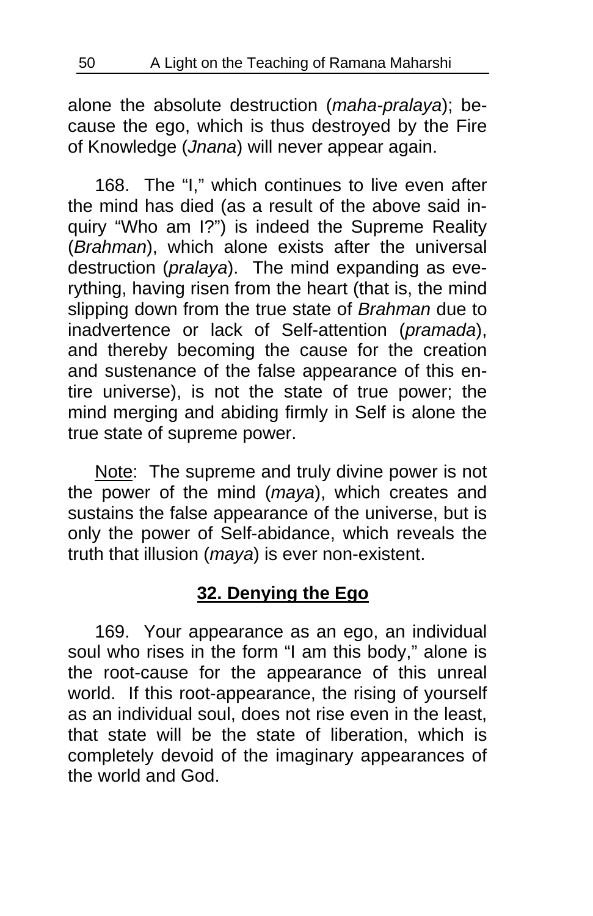alone the absolute destruction (*maha-pralaya*); because the ego, which is thus destroyed by the Fire of Knowledge (*Jnana*) will never appear again.

168. The "I," which continues to live even after the mind has died (as a result of the above said inquiry "Who am I?") is indeed the Supreme Reality (*Brahman*), which alone exists after the universal destruction (*pralaya*). The mind expanding as everything, having risen from the heart (that is, the mind slipping down from the true state of *Brahman* due to inadvertence or lack of Self-attention (*pramada*), and thereby becoming the cause for the creation and sustenance of the false appearance of this entire universe), is not the state of true power; the mind merging and abiding firmly in Self is alone the true state of supreme power.

Note: The supreme and truly divine power is not the power of the mind (*maya*), which creates and sustains the false appearance of the universe, but is only the power of Self-abidance, which reveals the truth that illusion (*maya*) is ever non-existent.

## 32. Denying the Ego

169. Your appearance as an ego, an individual soul who rises in the form "I am this body," alone is the root-cause for the appearance of this unreal world. If this root-appearance, the rising of yourself as an individual soul, does not rise even in the least, that state will be the state of liberation, which is completely devoid of the imaginary appearances of the world and God.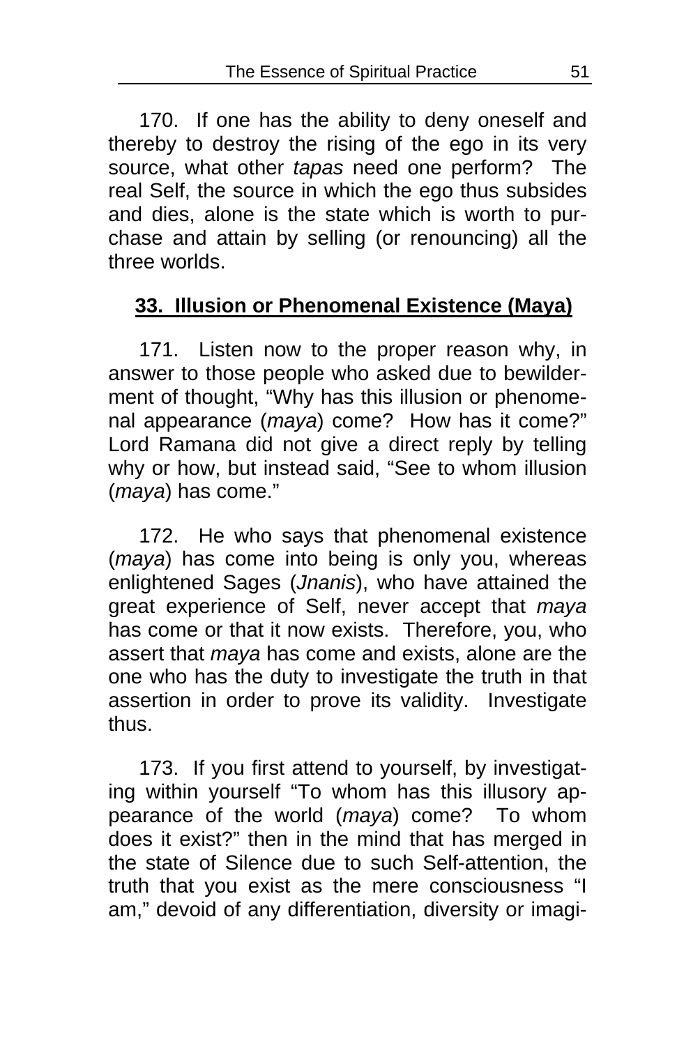170. If one has the ability to deny oneself and thereby to destroy the rising of the ego in its very source, what other *tapas* need one perform? The real Self, the source in which the ego thus subsides and dies, alone is the state which is worth to purchase and attain by selling (or renouncing) all the three worlds.

## 33. Illusion or Phenomenal Existence (Maya)

171. Listen now to the proper reason why, in answer to those people who asked due to bewilderment of thought, "Why has this illusion or phenomenal appearance (*maya*) come? How has it come?" Lord Ramana did not give a direct reply by telling why or how, but instead said, "See to whom illusion (*maya*) has come."

172. He who says that phenomenal existence (*maya*) has come into being is only you, whereas enlightened Sages (*Jnanis*), who have attained the great experience of Self, never accept that *maya* has come or that it now exists. Therefore, you, who assert that *maya* has come and exists, alone are the one who has the duty to investigate the truth in that assertion in order to prove its validity. Investigate thus.

173. If you first attend to yourself, by investigating within yourself "To whom has this illusory appearance of the world (*maya*) come? To whom does it exist?" then in the mind that has merged in the state of Silence due to such Self-attention, the truth that you exist as the mere consciousness "I am," devoid of any differentiation, diversity or imagi-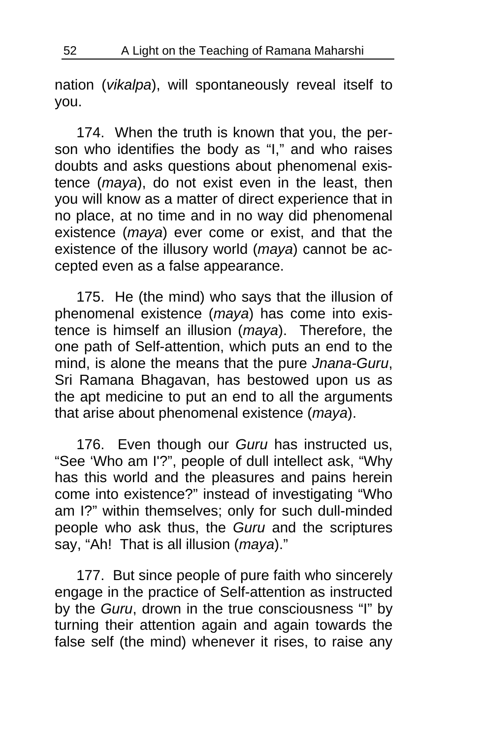nation (*vikalpa*), will spontaneously reveal itself to you.

174. When the truth is known that you, the person who identifies the body as "I," and who raises doubts and asks questions about phenomenal existence (*maya*), do not exist even in the least, then you will know as a matter of direct experience that in no place, at no time and in no way did phenomenal existence (*maya*) ever come or exist, and that the existence of the illusory world (*maya*) cannot be accepted even as a false appearance.

175. He (the mind) who says that the illusion of phenomenal existence (*maya*) has come into existence is himself an illusion (*maya*). Therefore, the one path of Self-attention, which puts an end to the mind, is alone the means that the pure *Jnana-Guru*, Sri Ramana Bhagavan, has bestowed upon us as the apt medicine to put an end to all the arguments that arise about phenomenal existence (*maya*).

176. Even though our *Guru* has instructed us, "See 'Who am I'?", people of dull intellect ask, "Why has this world and the pleasures and pains herein come into existence?" instead of investigating "Who am I?" within themselves; only for such dull-minded people who ask thus, the *Guru* and the scriptures say, "Ah! That is all illusion (*maya*)."

177. But since people of pure faith who sincerely engage in the practice of Self-attention as instructed by the *Guru*, drown in the true consciousness "I" by turning their attention again and again towards the false self (the mind) whenever it rises, to raise any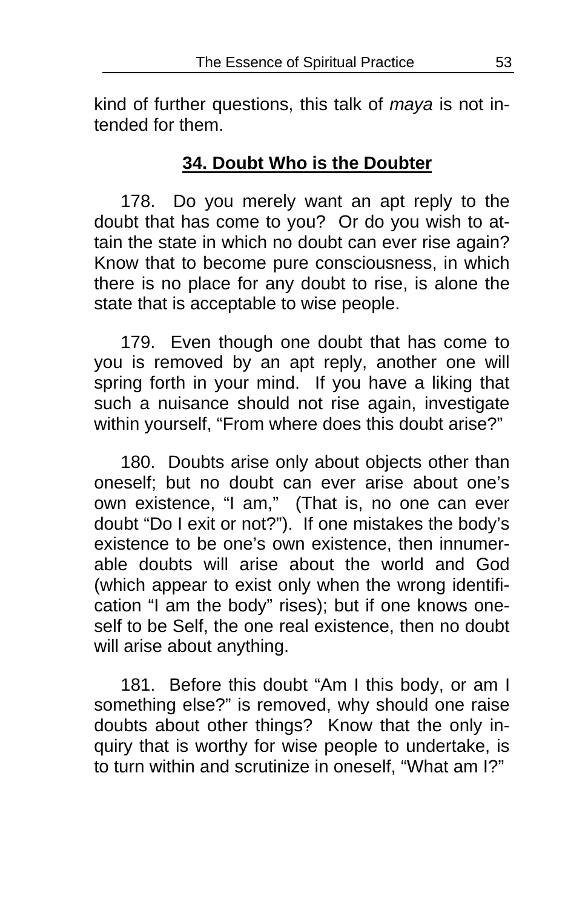kind of further questions, this talk of *maya* is not intended for them.

## **34. Doubt Who is the Doubter**

178. Do you merely want an apt reply to the doubt that has come to you? Or do you wish to attain the state in which no doubt can ever rise again? Know that to become pure consciousness, in which there is no place for any doubt to rise, is alone the state that is acceptable to wise people.

179. Even though one doubt that has come to you is removed by an apt reply, another one will spring forth in your mind. If you have a liking that such a nuisance should not rise again, investigate within yourself, "From where does this doubt arise?"

180. Doubts arise only about objects other than oneself; but no doubt can ever arise about one's own existence, "I am," (That is, no one can ever doubt "Do I exit or not?"). If one mistakes the body's existence to be one's own existence, then innumerable doubts will arise about the world and God (which appear to exist only when the wrong identification "I am the body" rises); but if one knows oneself to be Self, the one real existence, then no doubt will arise about anything.

181. Before this doubt "Am I this body, or am I something else?" is removed, why should one raise doubts about other things? Know that the only inquiry that is worthy for wise people to undertake, is to turn within and scrutinize in oneself, "What am I?"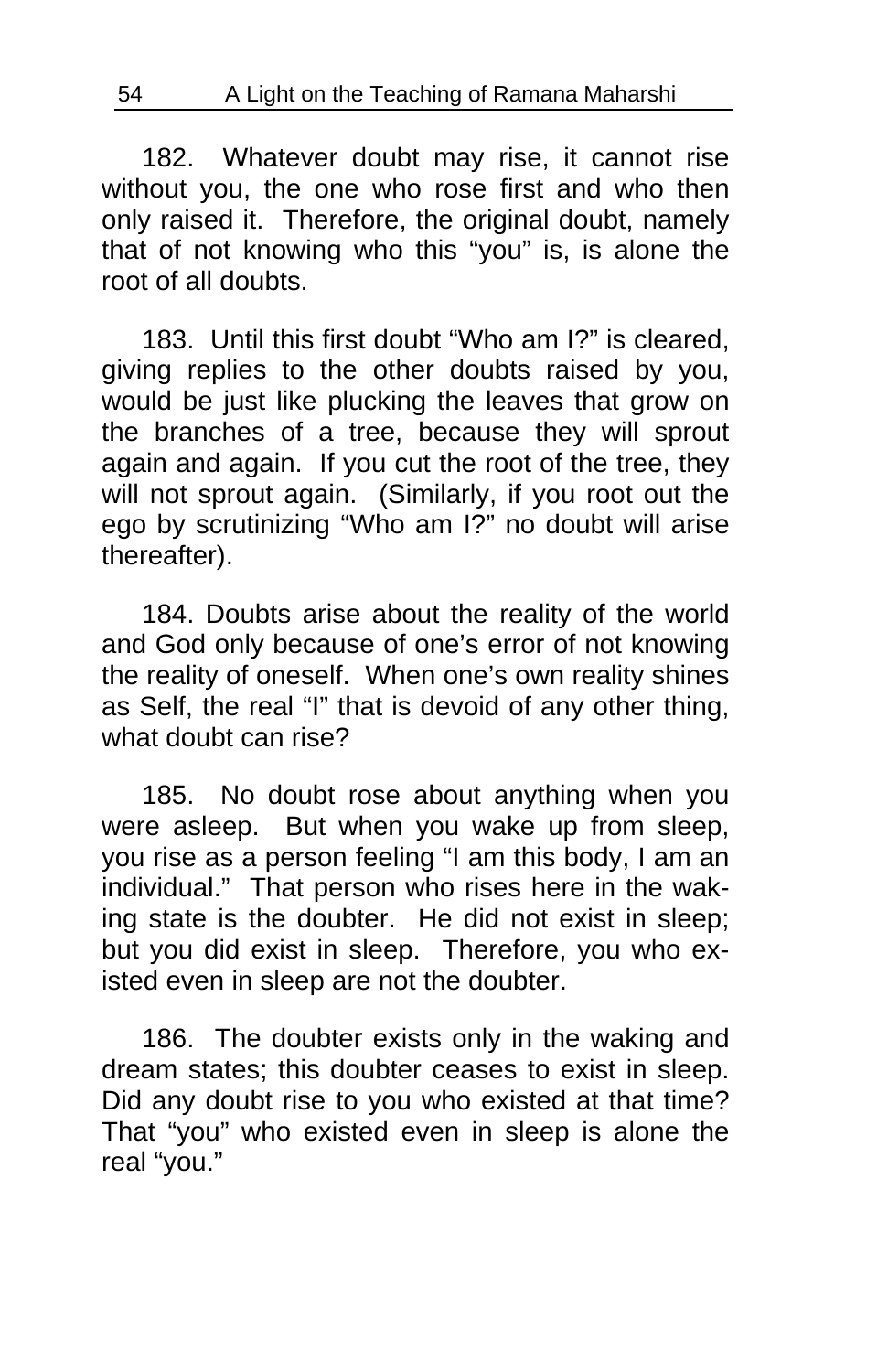182. Whatever doubt may rise, it cannot rise without you, the one who rose first and who then only raised it. Therefore, the original doubt, namely that of not knowing who this "you" is, is alone the root of all doubts.

183. Until this first doubt "Who am I?" is cleared, giving replies to the other doubts raised by you, would be just like plucking the leaves that grow on the branches of a tree, because they will sprout again and again. If you cut the root of the tree, they will not sprout again. (Similarly, if you root out the ego by scrutinizing "Who am I?" no doubt will arise thereafter).

184. Doubts arise about the reality of the world and God only because of one's error of not knowing the reality of oneself. When one's own reality shines as Self, the real "I" that is devoid of any other thing, what doubt can rise?

185. No doubt rose about anything when you were asleep. But when you wake up from sleep, you rise as a person feeling "I am this body, I am an individual." That person who rises here in the waking state is the doubter. He did not exist in sleep; but you did exist in sleep. Therefore, you who existed even in sleep are not the doubter.

186. The doubter exists only in the waking and dream states; this doubter ceases to exist in sleep. Did any doubt rise to you who existed at that time? That "you" who existed even in sleep is alone the real "you."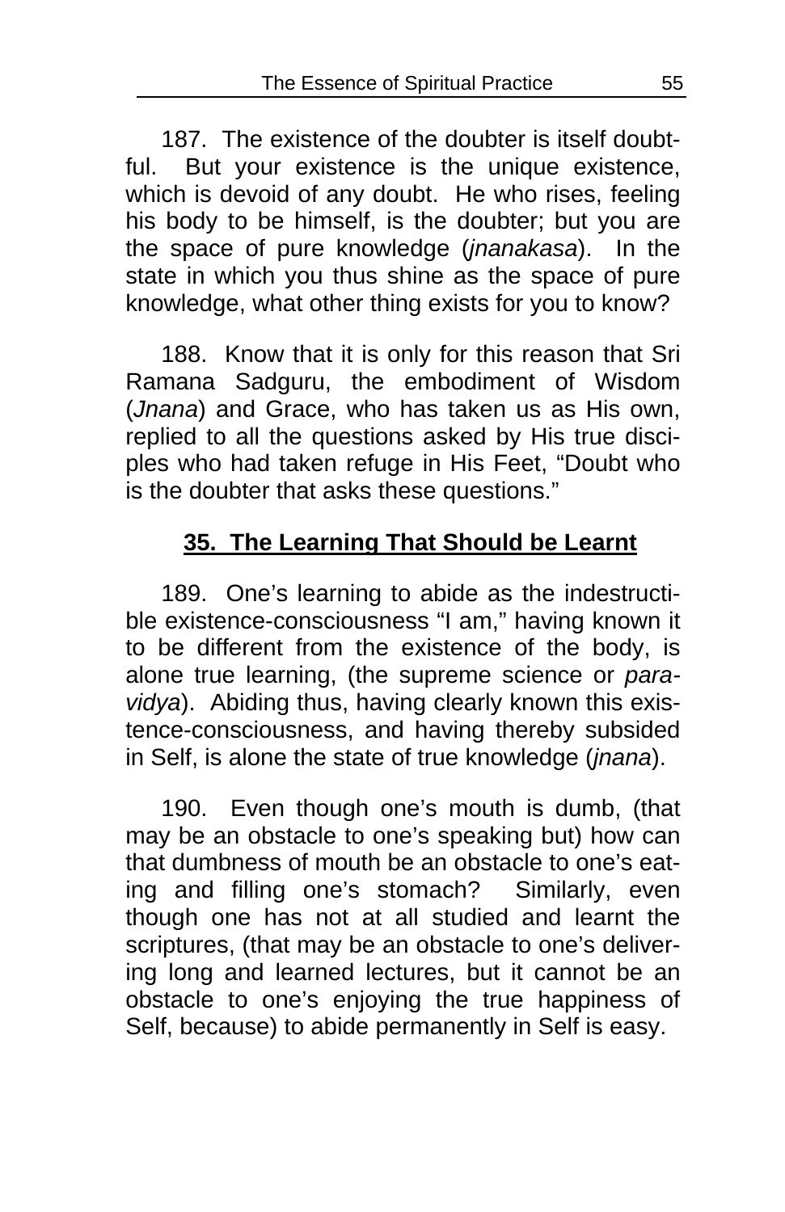187. The existence of the doubter is itself doubtful. But your existence is the unique existence, which is devoid of any doubt. He who rises, feeling his body to be himself, is the doubter; but you are the space of pure knowledge (*jnanakasa*). In the state in which you thus shine as the space of pure knowledge, what other thing exists for you to know?

188. Know that it is only for this reason that Sri Ramana Sadguru, the embodiment of Wisdom (*Jnana*) and Grace, who has taken us as His own, replied to all the questions asked by His true disciples who had taken refuge in His Feet, "Doubt who is the doubter that asks these questions."

## **35. The Learning That Should be Learnt**

189. One's learning to abide as the indestructible existence-consciousness "I am," having known it to be different from the existence of the body, is alone true learning, (the supreme science or *para-vidya*). Abiding thus, having clearly known this existence-consciousness, and having thereby subsided in Self, is alone the state of true knowledge (*jnana*).

190. Even though one's mouth is dumb, (that may be an obstacle to one's speaking but) how can that dumbness of mouth be an obstacle to one's eating and filling one's stomach? Similarly, even though one has not at all studied and learnt the scriptures, (that may be an obstacle to one's delivering long and learned lectures, but it cannot be an obstacle to one's enjoying the true happiness of Self, because) to abide permanently in Self is easy.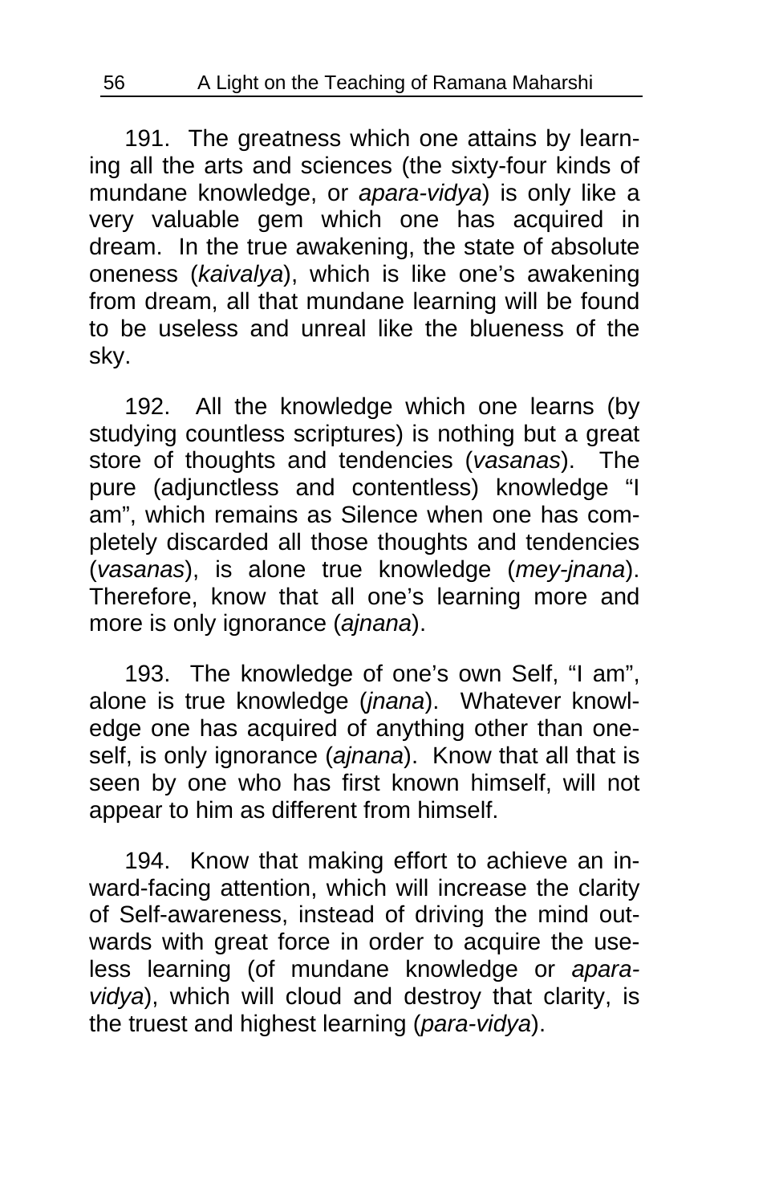191. The greatness which one attains by learning all the arts and sciences (the sixty-four kinds of mundane knowledge, or *apara-vidya*) is only like a very valuable gem which one has acquired in dream. In the true awakening, the state of absolute oneness (*kaivalya*), which is like one's awakening from dream, all that mundane learning will be found to be useless and unreal like the blueness of the sky.

192. All the knowledge which one learns (by studying countless scriptures) is nothing but a great store of thoughts and tendencies (*vasanas*). The pure (adjunctless and contentless) knowledge "I am", which remains as Silence when one has completely discarded all those thoughts and tendencies (*vasanas*), is alone true knowledge (*mey-jnana*). Therefore, know that all one's learning more and more is only ignorance (*ajnana*).

193. The knowledge of one's own Self, "I am", alone is true knowledge (*jnana*). Whatever knowledge one has acquired of anything other than oneself, is only ignorance (*ajnana*). Know that all that is seen by one who has first known himself, will not appear to him as different from himself.

194. Know that making effort to achieve an inward-facing attention, which will increase the clarity of Self-awareness, instead of driving the mind outwards with great force in order to acquire the useless learning (of mundane knowledge or *apara-vidya*), which will cloud and destroy that clarity, is the truest and highest learning (*para-vidya*).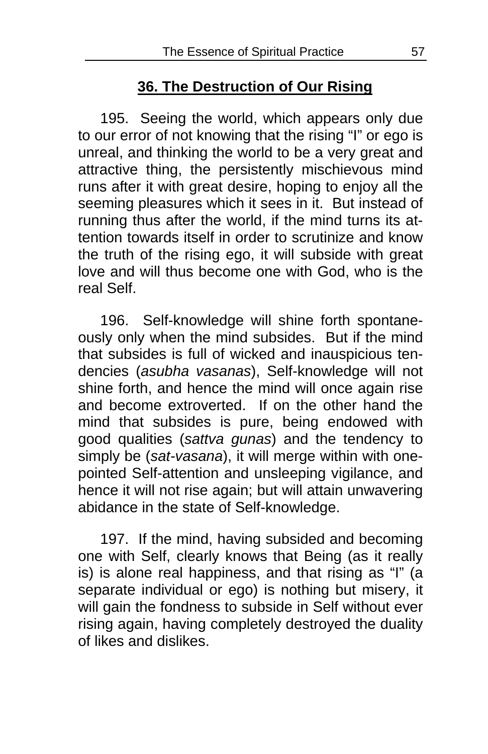## 36. The Destruction of Our Rising

195. Seeing the world, which appears only due to our error of not knowing that the rising "I" or ego is unreal, and thinking the world to be a very great and attractive thing, the persistently mischievous mind runs after it with great desire, hoping to enjoy all the seeming pleasures which it sees in it. But instead of running thus after the world, if the mind turns its attention towards itself in order to scrutinize and know the truth of the rising ego, it will subside with great love and will thus become one with God, who is the real Self.

196. Self-knowledge will shine forth spontaneously only when the mind subsides. But if the mind that subsides is full of wicked and inauspicious tendencies (*asubha vasanas*), Self-knowledge will not shine forth, and hence the mind will once again rise and become extroverted. If on the other hand the mind that subsides is pure, being endowed with good qualities (*sattva gunas*) and the tendency to simply be (*sat-vasana*), it will merge within with one-pointed Self-attention and unsleeping vigilance, and hence it will not rise again; but will attain unwavering abidance in the state of Self-knowledge.

197. If the mind, having subsided and becoming one with Self, clearly knows that Being (as it really is) is alone real happiness, and that rising as "I" (a separate individual or ego) is nothing but misery, it will gain the fondness to subside in Self without ever rising again, having completely destroyed the duality of likes and dislikes.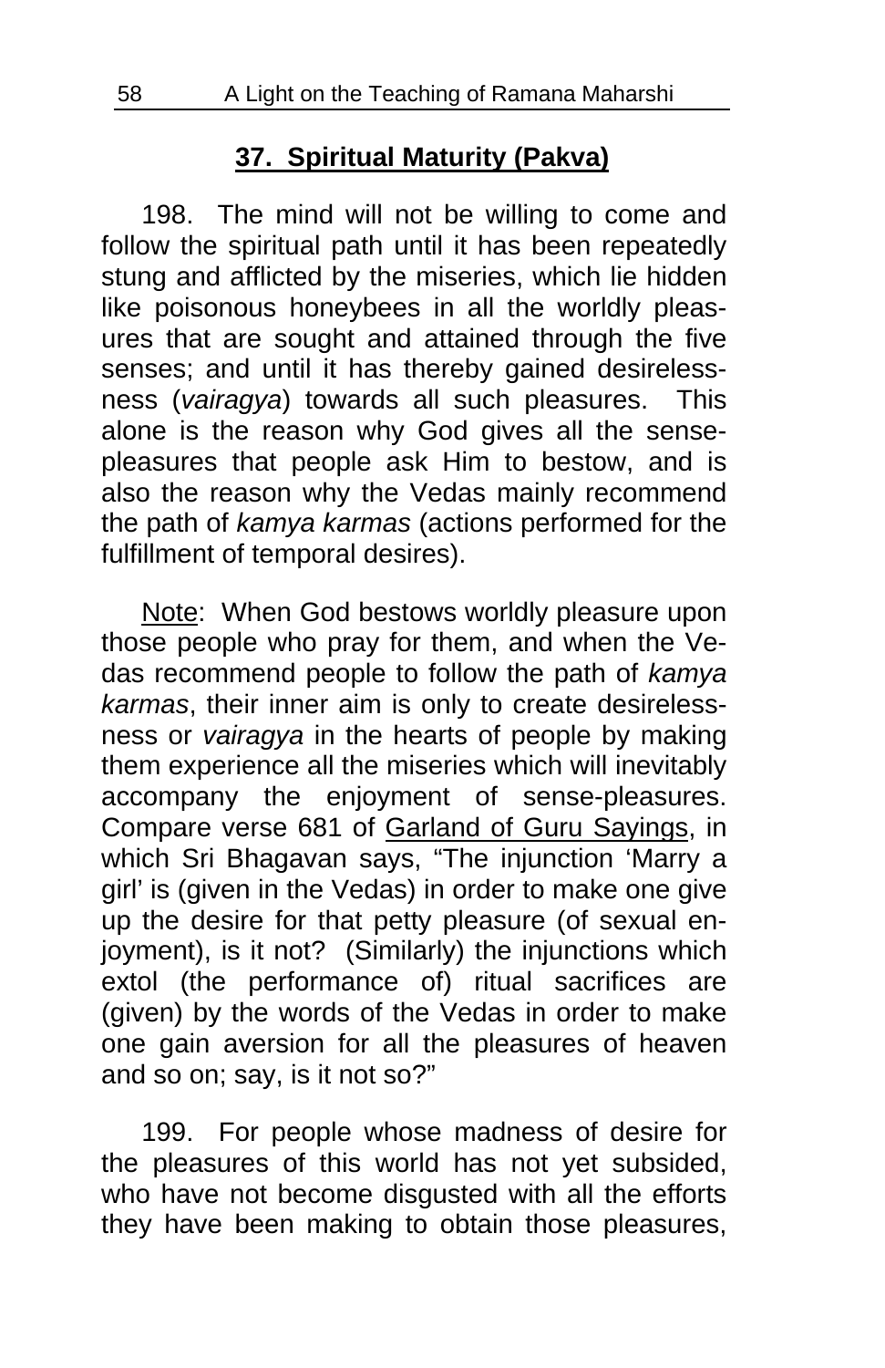## 37. Spiritual Maturity (Pakva)

198. The mind will not be willing to come and follow the spiritual path until it has been repeatedly stung and afflicted by the miseries, which lie hidden like poisonous honeybees in all the worldly pleasures that are sought and attained through the five senses; and until it has thereby gained desirelessness (*vairagya*) towards all such pleasures. This alone is the reason why God gives all the sense-pleasures that people ask Him to bestow, and is also the reason why the Vedas mainly recommend the path of *kamya karmas* (actions performed for the fulfillment of temporal desires).

Note: When God bestows worldly pleasure upon those people who pray for them, and when the Vedas recommend people to follow the path of *kamya karmas*, their inner aim is only to create desirelessness or *vairagya* in the hearts of people by making them experience all the miseries which will inevitably accompany the enjoyment of sense-pleasures. Compare verse 681 of Garland of Guru Sayings, in which Sri Bhagavan says, "The injunction 'Marry a girl' is (given in the Vedas) in order to make one give up the desire for that petty pleasure (of sexual enjoyment), is it not? (Similarly) the injunctions which extol (the performance of) ritual sacrifices are (given) by the words of the Vedas in order to make one gain aversion for all the pleasures of heaven and so on; say, is it not so?"

199. For people whose madness of desire for the pleasures of this world has not yet subsided, who have not become disgusted with all the efforts they have been making to obtain those pleasures,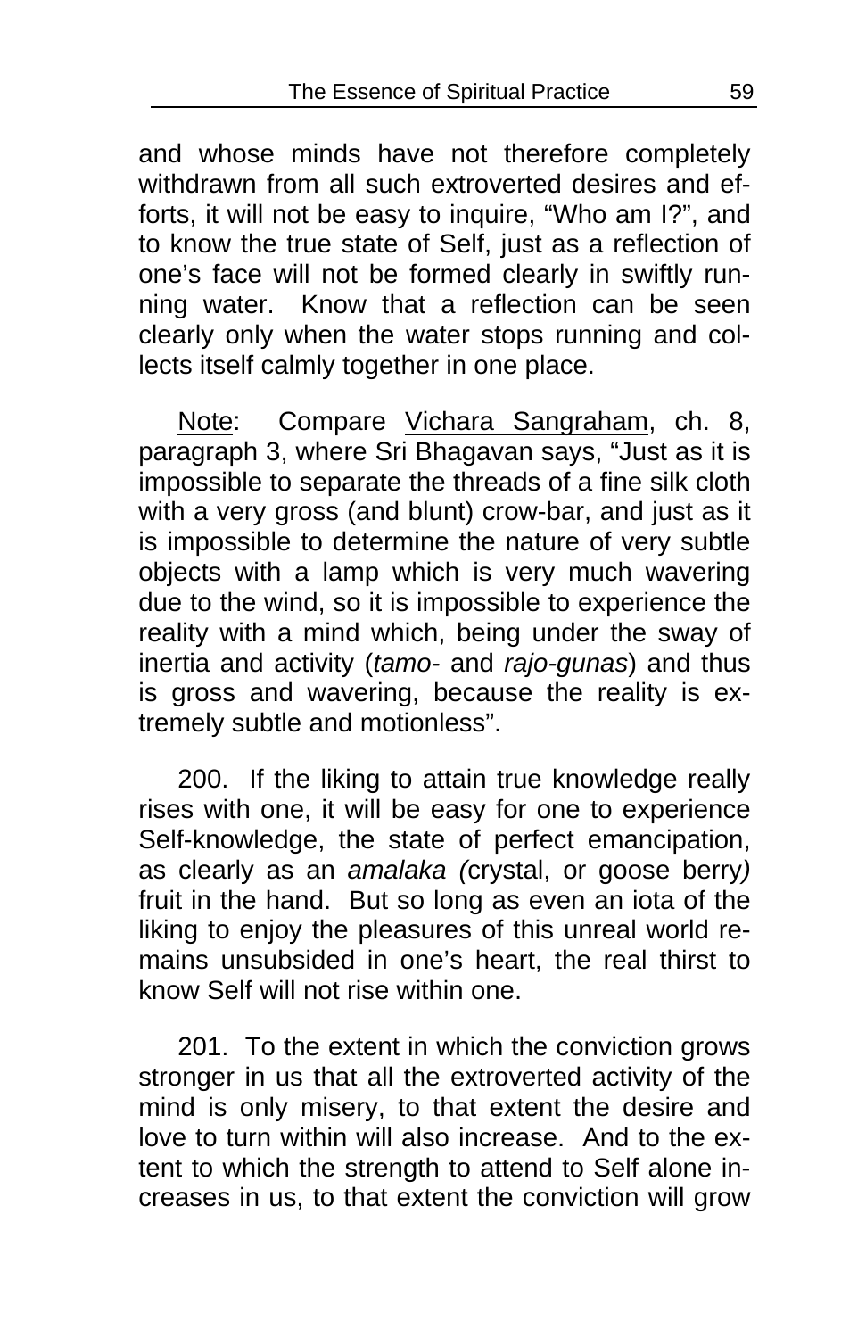and whose minds have not therefore completely withdrawn from all such extroverted desires and efforts, it will not be easy to inquire, "Who am I?", and to know the true state of Self, just as a reflection of one's face will not be formed clearly in swiftly running water. Know that a reflection can be seen clearly only when the water stops running and collects itself calmly together in one place.

Note: Compare Vichara Sangraham, ch. 8, paragraph 3, where Sri Bhagavan says, "Just as it is impossible to separate the threads of a fine silk cloth with a very gross (and blunt) crow-bar, and just as it is impossible to determine the nature of very subtle objects with a lamp which is very much wavering due to the wind, so it is impossible to experience the reality with a mind which, being under the sway of inertia and activity (*tamo-* and *rajo-gunas*) and thus is gross and wavering, because the reality is extremely subtle and motionless".

200. If the liking to attain true knowledge really rises with one, it will be easy for one to experience Self-knowledge, the state of perfect emancipation, as clearly as an *amalaka (*crystal, or goose berry*)* fruit in the hand. But so long as even an iota of the liking to enjoy the pleasures of this unreal world remains unsubsided in one's heart, the real thirst to know Self will not rise within one.

201. To the extent in which the conviction grows stronger in us that all the extroverted activity of the mind is only misery, to that extent the desire and love to turn within will also increase. And to the extent to which the strength to attend to Self alone increases in us, to that extent the conviction will grow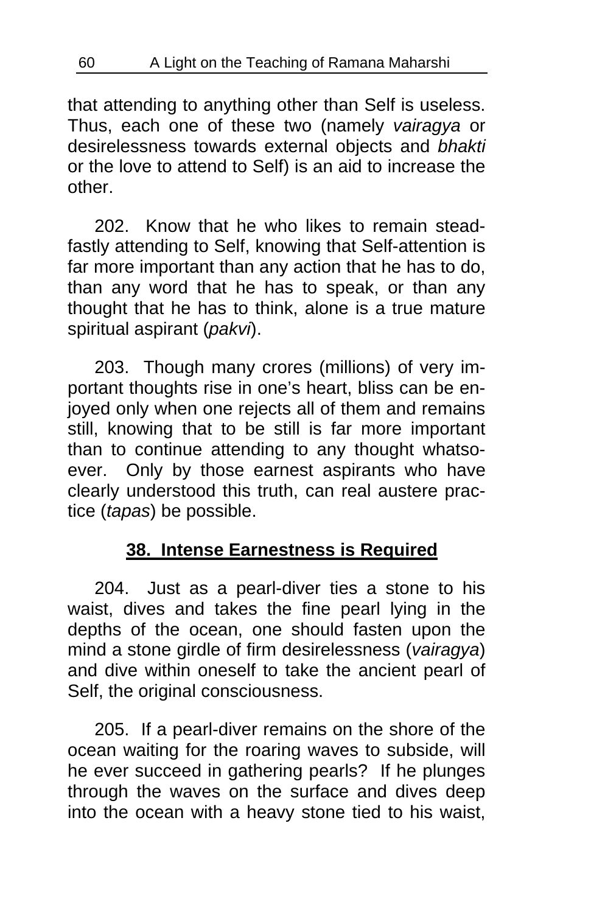that attending to anything other than Self is useless. Thus, each one of these two (namely *vairagya* or desirelessness towards external objects and *bhakti* or the love to attend to Self) is an aid to increase the other.

202. Know that he who likes to remain steadfastly attending to Self, knowing that Self-attention is far more important than any action that he has to do, than any word that he has to speak, or than any thought that he has to think, alone is a true mature spiritual aspirant (*pakvi*).

203. Though many crores (millions) of very important thoughts rise in one's heart, bliss can be enjoyed only when one rejects all of them and remains still, knowing that to be still is far more important than to continue attending to any thought whatsoever. Only by those earnest aspirants who have clearly understood this truth, can real austere practice (*tapas*) be possible.

## 38. Intense Earnestness is Required

204. Just as a pearl-diver ties a stone to his waist, dives and takes the fine pearl lying in the depths of the ocean, one should fasten upon the mind a stone girdle of firm desirelessness (*vairagya*) and dive within oneself to take the ancient pearl of Self, the original consciousness.

205. If a pearl-diver remains on the shore of the ocean waiting for the roaring waves to subside, will he ever succeed in gathering pearls? If he plunges through the waves on the surface and dives deep into the ocean with a heavy stone tied to his waist,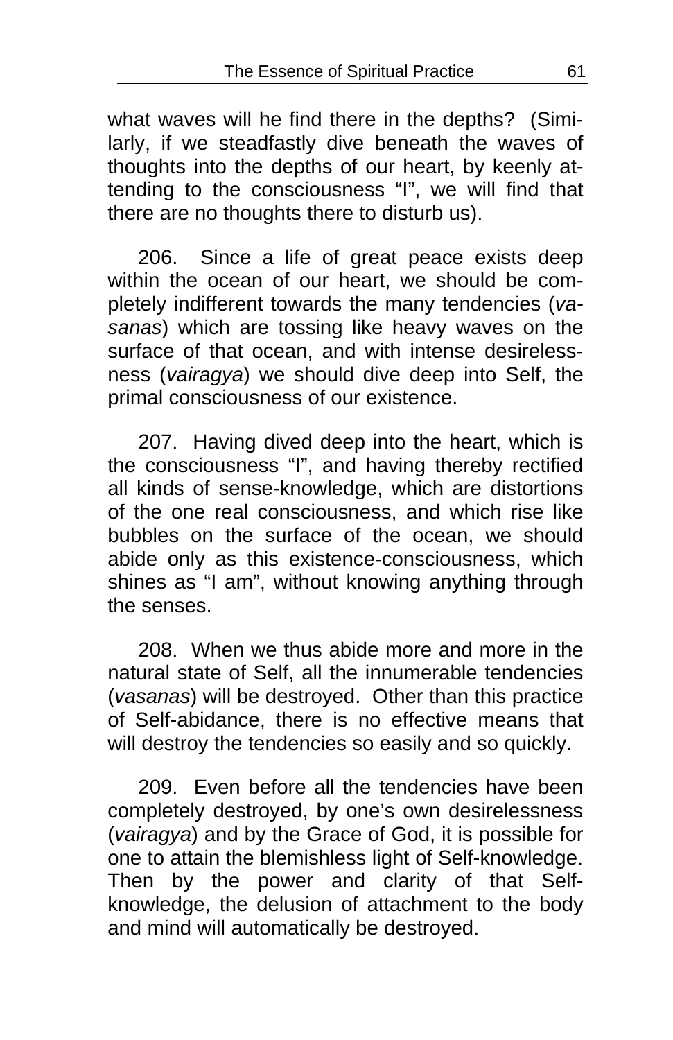what waves will he find there in the depths? (Similarly, if we steadfastly dive beneath the waves of thoughts into the depths of our heart, by keenly attending to the consciousness "I", we will find that there are no thoughts there to disturb us).

206. Since a life of great peace exists deep within the ocean of our heart, we should be completely indifferent towards the many tendencies (*vasanas*) which are tossing like heavy waves on the surface of that ocean, and with intense desirelessness (*vairagya*) we should dive deep into Self, the primal consciousness of our existence.

207. Having dived deep into the heart, which is the consciousness "I", and having thereby rectified all kinds of sense-knowledge, which are distortions of the one real consciousness, and which rise like bubbles on the surface of the ocean, we should abide only as this existence-consciousness, which shines as "I am", without knowing anything through the senses.

208. When we thus abide more and more in the natural state of Self, all the innumerable tendencies (*vasanas*) will be destroyed. Other than this practice of Self-abidance, there is no effective means that will destroy the tendencies so easily and so quickly.

209. Even before all the tendencies have been completely destroyed, by one's own desirelessness (*vairagya*) and by the Grace of God, it is possible for one to attain the blemishless light of Self-knowledge. Then by the power and clarity of that Self-knowledge, the delusion of attachment to the body and mind will automatically be destroyed.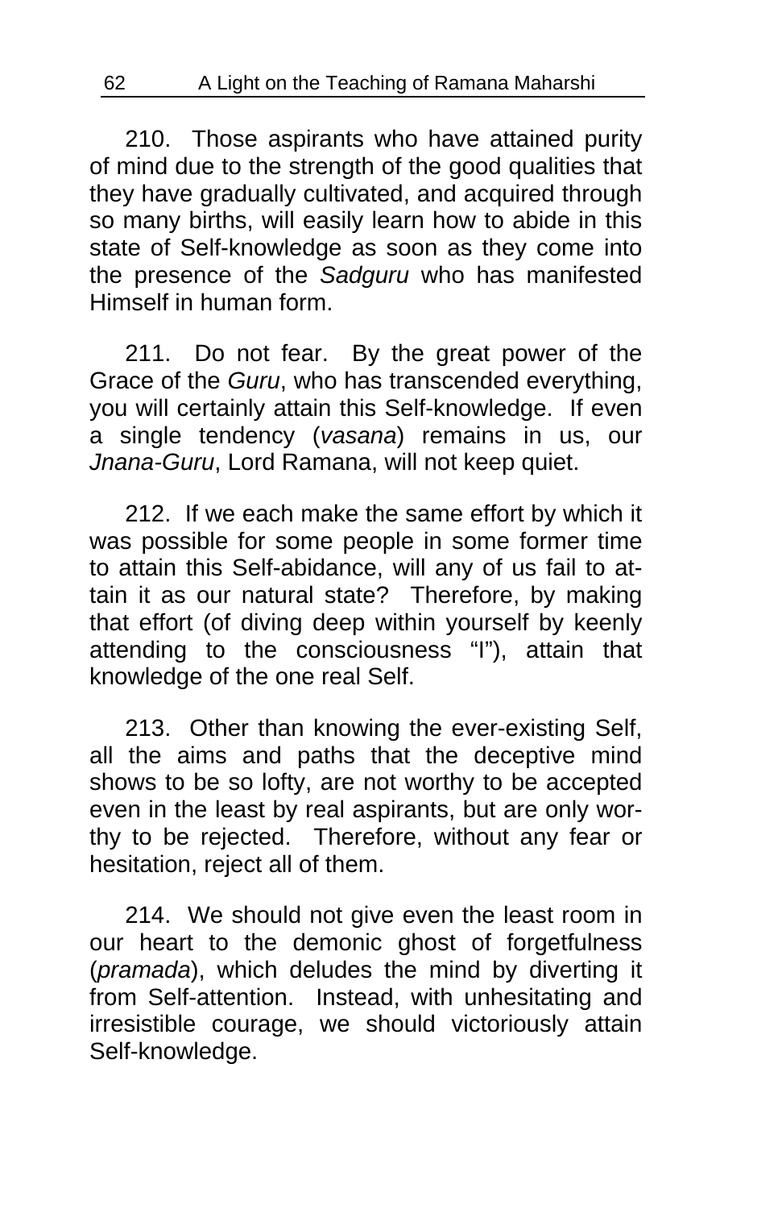210. Those aspirants who have attained purity of mind due to the strength of the good qualities that they have gradually cultivated, and acquired through so many births, will easily learn how to abide in this state of Self-knowledge as soon as they come into the presence of the *Sadguru* who has manifested Himself in human form.

211. Do not fear. By the great power of the Grace of the *Guru*, who has transcended everything, you will certainly attain this Self-knowledge. If even a single tendency (*vasana*) remains in us, our *Jnana-Guru*, Lord Ramana, will not keep quiet.

212. If we each make the same effort by which it was possible for some people in some former time to attain this Self-abidance, will any of us fail to attain it as our natural state? Therefore, by making that effort (of diving deep within yourself by keenly attending to the consciousness "I"), attain that knowledge of the one real Self.

213. Other than knowing the ever-existing Self, all the aims and paths that the deceptive mind shows to be so lofty, are not worthy to be accepted even in the least by real aspirants, but are only worthy to be rejected. Therefore, without any fear or hesitation, reject all of them.

214. We should not give even the least room in our heart to the demonic ghost of forgetfulness (*pramada*), which deludes the mind by diverting it from Self-attention. Instead, with unhesitating and irresistible courage, we should victoriously attain Self-knowledge.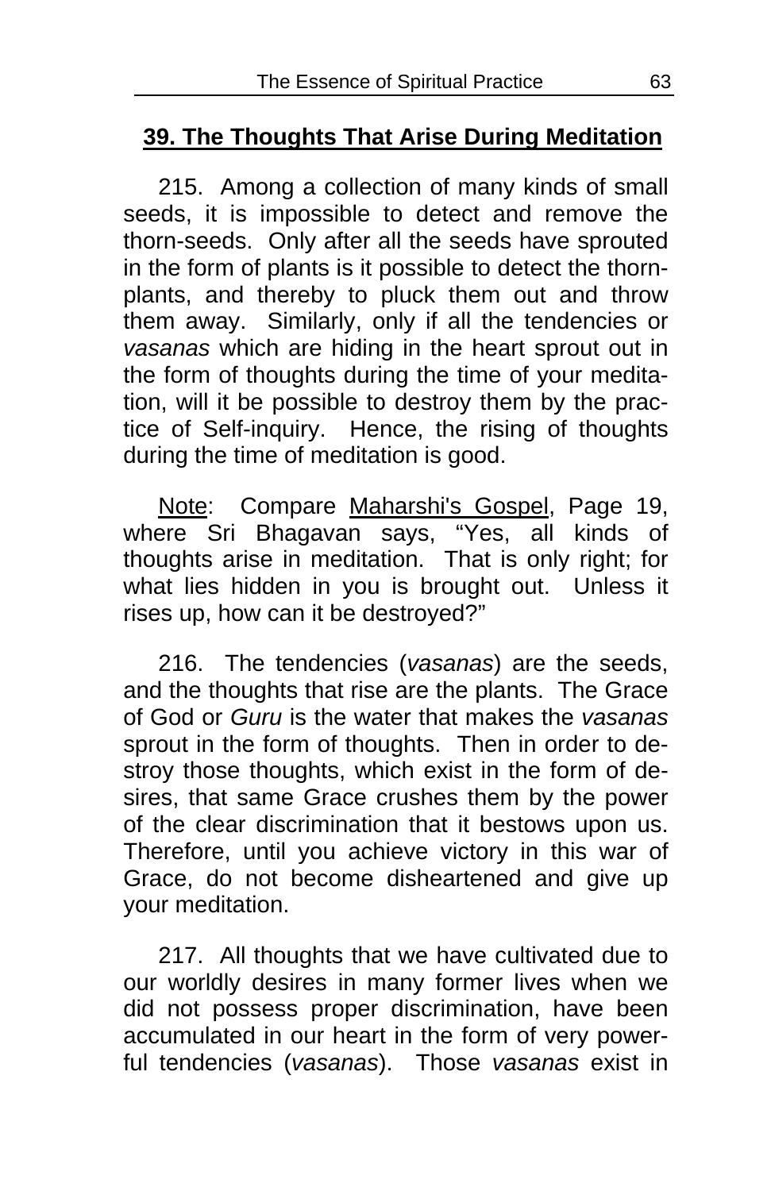## 39. The Thoughts That Arise During Meditation

215. Among a collection of many kinds of small seeds, it is impossible to detect and remove the thorn-seeds. Only after all the seeds have sprouted in the form of plants is it possible to detect the thorn-plants, and thereby to pluck them out and throw them away. Similarly, only if all the tendencies or *vasanas* which are hiding in the heart sprout out in the form of thoughts during the time of your meditation, will it be possible to destroy them by the practice of Self-inquiry. Hence, the rising of thoughts during the time of meditation is good.

Note: Compare Maharshi's Gospel, Page 19, where Sri Bhagavan says, "Yes, all kinds of thoughts arise in meditation. That is only right; for what lies hidden in you is brought out. Unless it rises up, how can it be destroyed?"

216. The tendencies (*vasanas*) are the seeds, and the thoughts that rise are the plants. The Grace of God or *Guru* is the water that makes the *vasanas* sprout in the form of thoughts. Then in order to destroy those thoughts, which exist in the form of desires, that same Grace crushes them by the power of the clear discrimination that it bestows upon us. Therefore, until you achieve victory in this war of Grace, do not become disheartened and give up your meditation.

217. All thoughts that we have cultivated due to our worldly desires in many former lives when we did not possess proper discrimination, have been accumulated in our heart in the form of very powerful tendencies (*vasanas*). Those *vasanas* exist in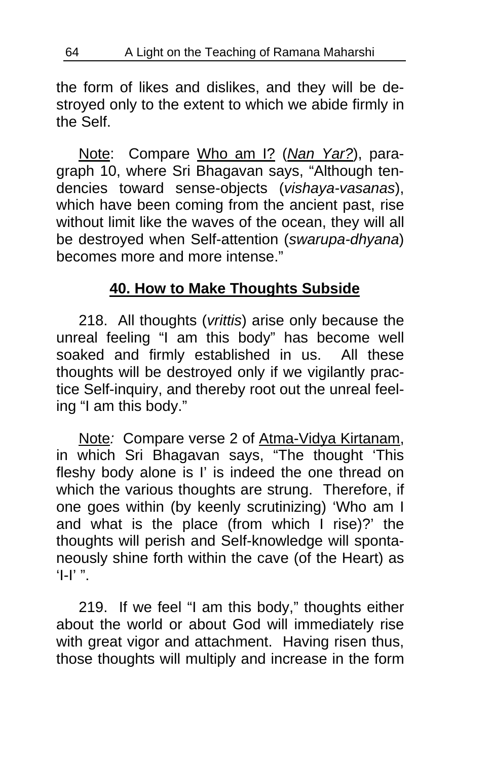the form of likes and dislikes, and they will be destroyed only to the extent to which we abide firmly in the Self.

Note: Compare Who am I? (*Nan Yar?*), paragraph 10, where Sri Bhagavan says, "Although tendencies toward sense-objects (*vishaya-vasanas*), which have been coming from the ancient past, rise without limit like the waves of the ocean, they will all be destroyed when Self-attention (*swarupa-dhyana*) becomes more and more intense."

## 40. How to Make Thoughts Subside

218. All thoughts (*vrittis*) arise only because the unreal feeling "I am this body" has become well soaked and firmly established in us. All these thoughts will be destroyed only if we vigilantly practice Self-inquiry, and thereby root out the unreal feeling "I am this body."

Note: Compare verse 2 of Atma-Vidya Kirtanam, in which Sri Bhagavan says, "The thought 'This fleshy body alone is I' is indeed the one thread on which the various thoughts are strung. Therefore, if one goes within (by keenly scrutinizing) 'Who am I and what is the place (from which I rise)?' the thoughts will perish and Self-knowledge will spontaneously shine forth within the cave (of the Heart) as 'I-I' ".

219. If we feel "I am this body," thoughts either about the world or about God will immediately rise with great vigor and attachment. Having risen thus, those thoughts will multiply and increase in the form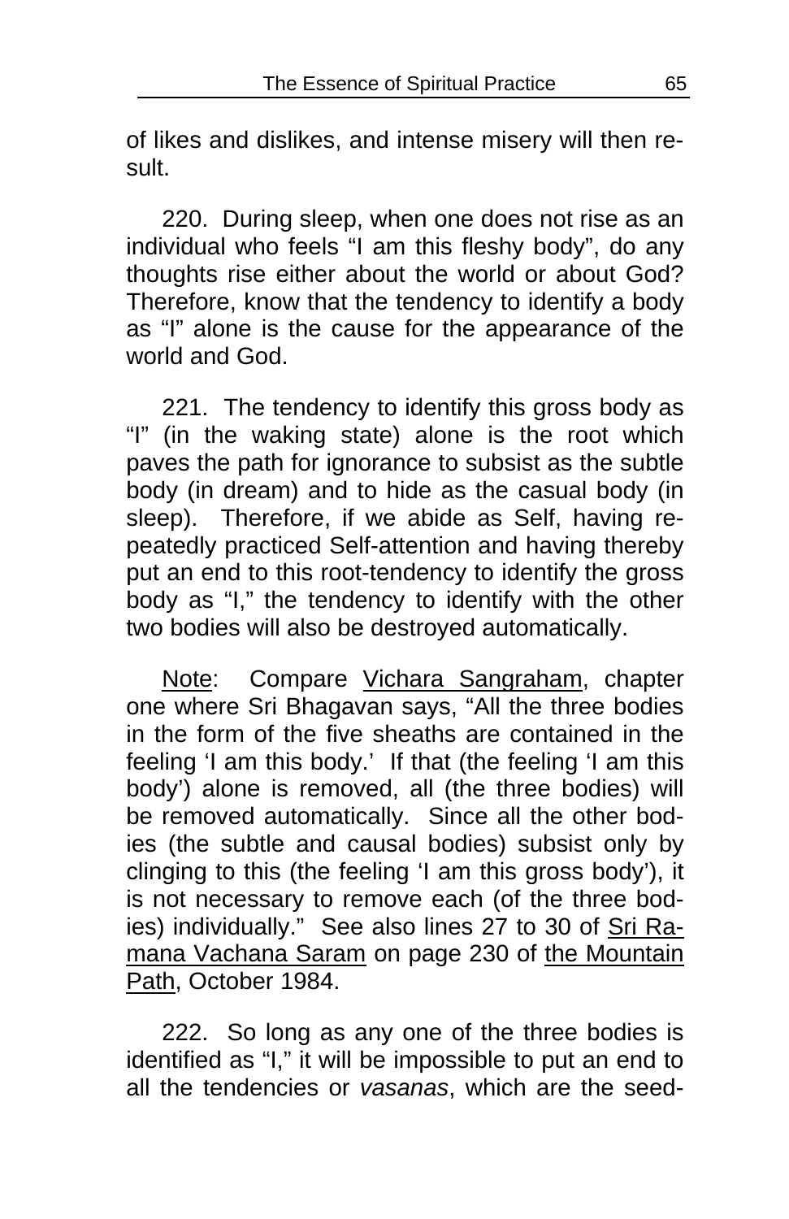of likes and dislikes, and intense misery will then result.

220. During sleep, when one does not rise as an individual who feels "I am this fleshy body", do any thoughts rise either about the world or about God? Therefore, know that the tendency to identify a body as "I" alone is the cause for the appearance of the world and God.

221. The tendency to identify this gross body as "I" (in the waking state) alone is the root which paves the path for ignorance to subsist as the subtle body (in dream) and to hide as the casual body (in sleep). Therefore, if we abide as Self, having repeatedly practiced Self-attention and having thereby put an end to this root-tendency to identify the gross body as "I," the tendency to identify with the other two bodies will also be destroyed automatically.

<u>Note</u>: Compare <u>Vichara Sangraham</u>, chapter one where Sri Bhagavan says, "All the three bodies in the form of the five sheaths are contained in the feeling 'I am this body.' If that (the feeling 'I am this body') alone is removed, all (the three bodies) will be removed automatically. Since all the other bodies (the subtle and causal bodies) subsist only by clinging to this (the feeling 'I am this gross body'), it is not necessary to remove each (of the three bodies) individually." See also lines 27 to 30 of <u>Sri Ramana Vachana Saram</u> on page 230 of <u>the Mountain Path</u>, October 1984.

222. So long as any one of the three bodies is identified as "I," it will be impossible to put an end to all the tendencies or *vasanas*, which are the seed-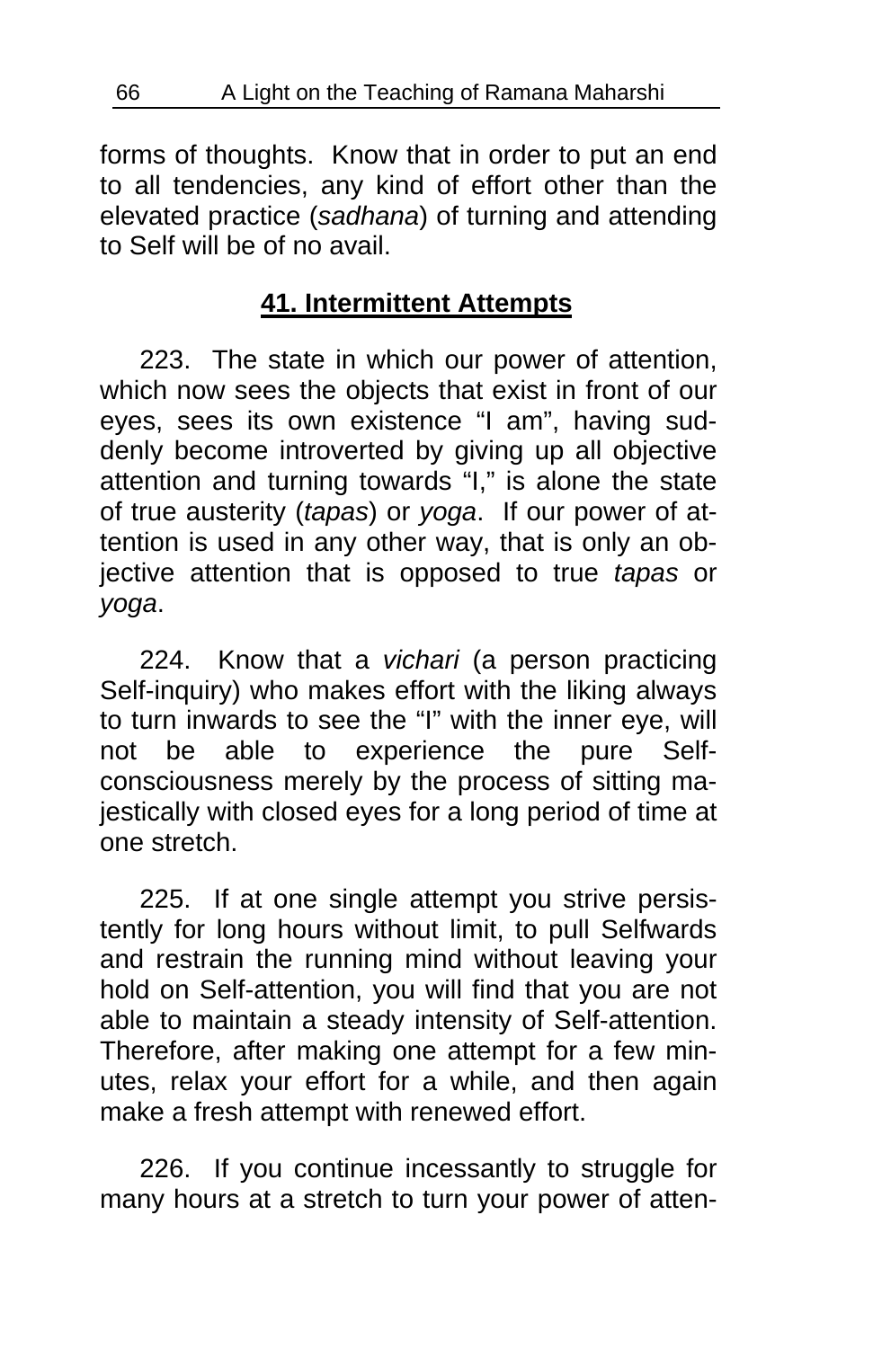forms of thoughts. Know that in order to put an end to all tendencies, any kind of effort other than the elevated practice (*sadhana*) of turning and attending to Self will be of no avail.

## **41. Intermittent Attempts**

223. The state in which our power of attention, which now sees the objects that exist in front of our eyes, sees its own existence "I am", having suddenly become introverted by giving up all objective attention and turning towards "I," is alone the state of true austerity (*tapas*) or *yoga*. If our power of attention is used in any other way, that is only an objective attention that is opposed to true *tapas* or *yoga*.

224. Know that a *vichari* (a person practicing Self-inquiry) who makes effort with the liking always to turn inwards to see the "I" with the inner eye, will not be able to experience the pure Self-consciousness merely by the process of sitting majestically with closed eyes for a long period of time at one stretch.

225. If at one single attempt you strive persistently for long hours without limit, to pull Selfwards and restrain the running mind without leaving your hold on Self-attention, you will find that you are not able to maintain a steady intensity of Self-attention. Therefore, after making one attempt for a few minutes, relax your effort for a while, and then again make a fresh attempt with renewed effort.

226. If you continue incessantly to struggle for many hours at a stretch to turn your power of atten-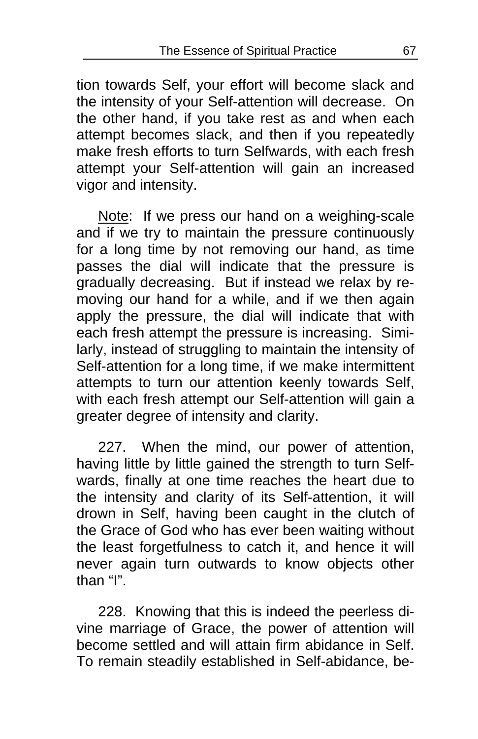tion towards Self, your effort will become slack and the intensity of your Self-attention will decrease. On the other hand, if you take rest as and when each attempt becomes slack, and then if you repeatedly make fresh efforts to turn Selfwards, with each fresh attempt your Self-attention will gain an increased vigor and intensity.

<u>Note</u>: If we press our hand on a weighing-scale and if we try to maintain the pressure continuously for a long time by not removing our hand, as time passes the dial will indicate that the pressure is gradually decreasing. But if instead we relax by removing our hand for a while, and if we then again apply the pressure, the dial will indicate that with each fresh attempt the pressure is increasing. Similarly, instead of struggling to maintain the intensity of Self-attention for a long time, if we make intermittent attempts to turn our attention keenly towards Self, with each fresh attempt our Self-attention will gain a greater degree of intensity and clarity.

227. When the mind, our power of attention, having little by little gained the strength to turn Selfwards, finally at one time reaches the heart due to the intensity and clarity of its Self-attention, it will drown in Self, having been caught in the clutch of the Grace of God who has ever been waiting without the least forgetfulness to catch it, and hence it will never again turn outwards to know objects other than "I".

228. Knowing that this is indeed the peerless divine marriage of Grace, the power of attention will become settled and will attain firm abidance in Self. To remain steadily established in Self-abidance, be-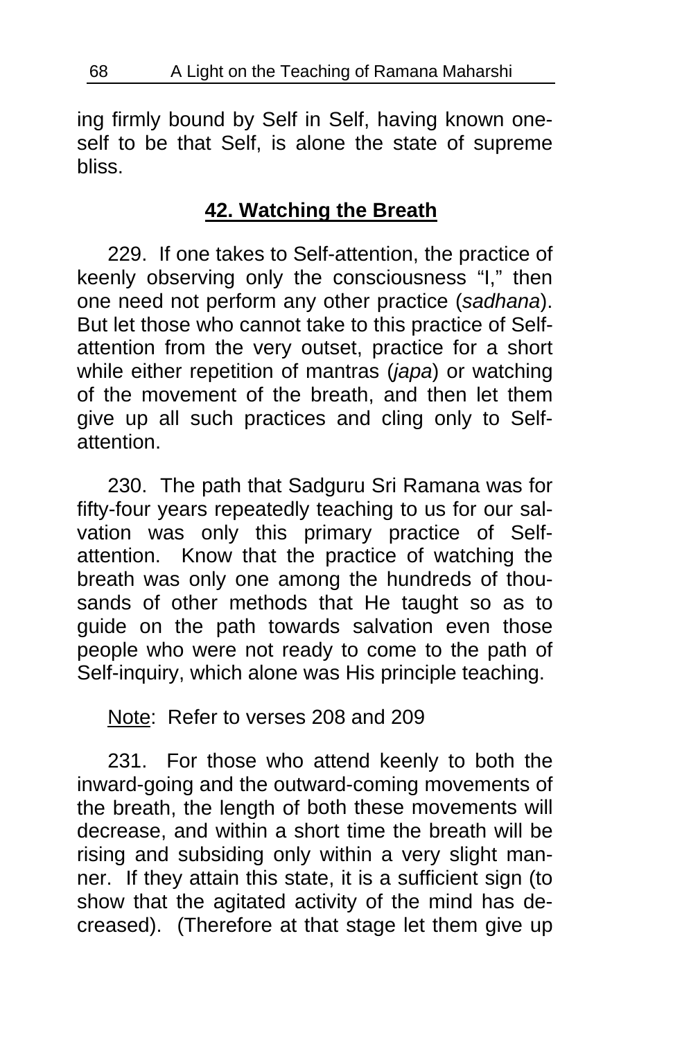ing firmly bound by Self in Self, having known oneself to be that Self, is alone the state of supreme bliss.

## 42. Watching the Breath

229. If one takes to Self-attention, the practice of keenly observing only the consciousness "I," then one need not perform any other practice (*sadhana*). But let those who cannot take to this practice of Self-attention from the very outset, practice for a short while either repetition of mantras (*japa*) or watching of the movement of the breath, and then let them give up all such practices and cling only to Self-attention.

230. The path that Sadguru Sri Ramana was for fifty-four years repeatedly teaching to us for our salvation was only this primary practice of Self-attention. Know that the practice of watching the breath was only one among the hundreds of thousands of other methods that He taught so as to guide on the path towards salvation even those people who were not ready to come to the path of Self-inquiry, which alone was His principle teaching.

Note: Refer to verses 208 and 209

231. For those who attend keenly to both the inward-going and the outward-coming movements of the breath, the length of both these movements will decrease, and within a short time the breath will be rising and subsiding only within a very slight manner. If they attain this state, it is a sufficient sign (to show that the agitated activity of the mind has decreased). (Therefore at that stage let them give up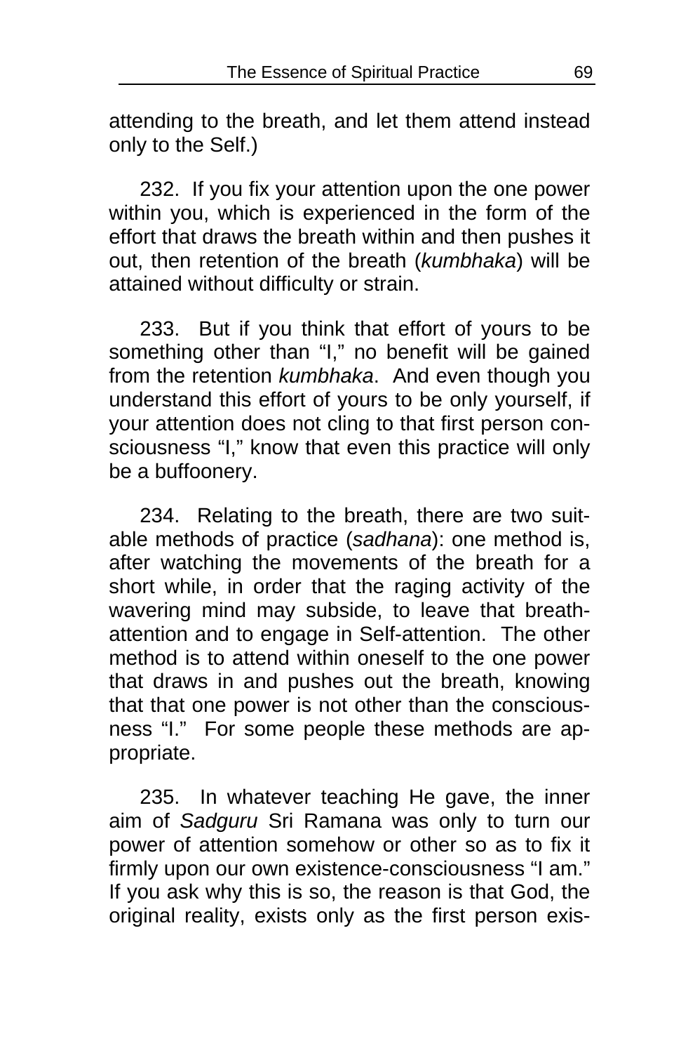attending to the breath, and let them attend instead only to the Self.)

232. If you fix your attention upon the one power within you, which is experienced in the form of the effort that draws the breath within and then pushes it out, then retention of the breath (*kumbhaka*) will be attained without difficulty or strain.

233. But if you think that effort of yours to be something other than "I," no benefit will be gained from the retention *kumbhaka*. And even though you understand this effort of yours to be only yourself, if your attention does not cling to that first person consciousness "I," know that even this practice will only be a buffoonery.

234. Relating to the breath, there are two suitable methods of practice (*sadhana*): one method is, after watching the movements of the breath for a short while, in order that the raging activity of the wavering mind may subside, to leave that breath-attention and to engage in Self-attention. The other method is to attend within oneself to the one power that draws in and pushes out the breath, knowing that that one power is not other than the consciousness "I." For some people these methods are appropriate.

235. In whatever teaching He gave, the inner aim of *Sadguru* Sri Ramana was only to turn our power of attention somehow or other so as to fix it firmly upon our own existence-consciousness "I am." If you ask why this is so, the reason is that God, the original reality, exists only as the first person exis-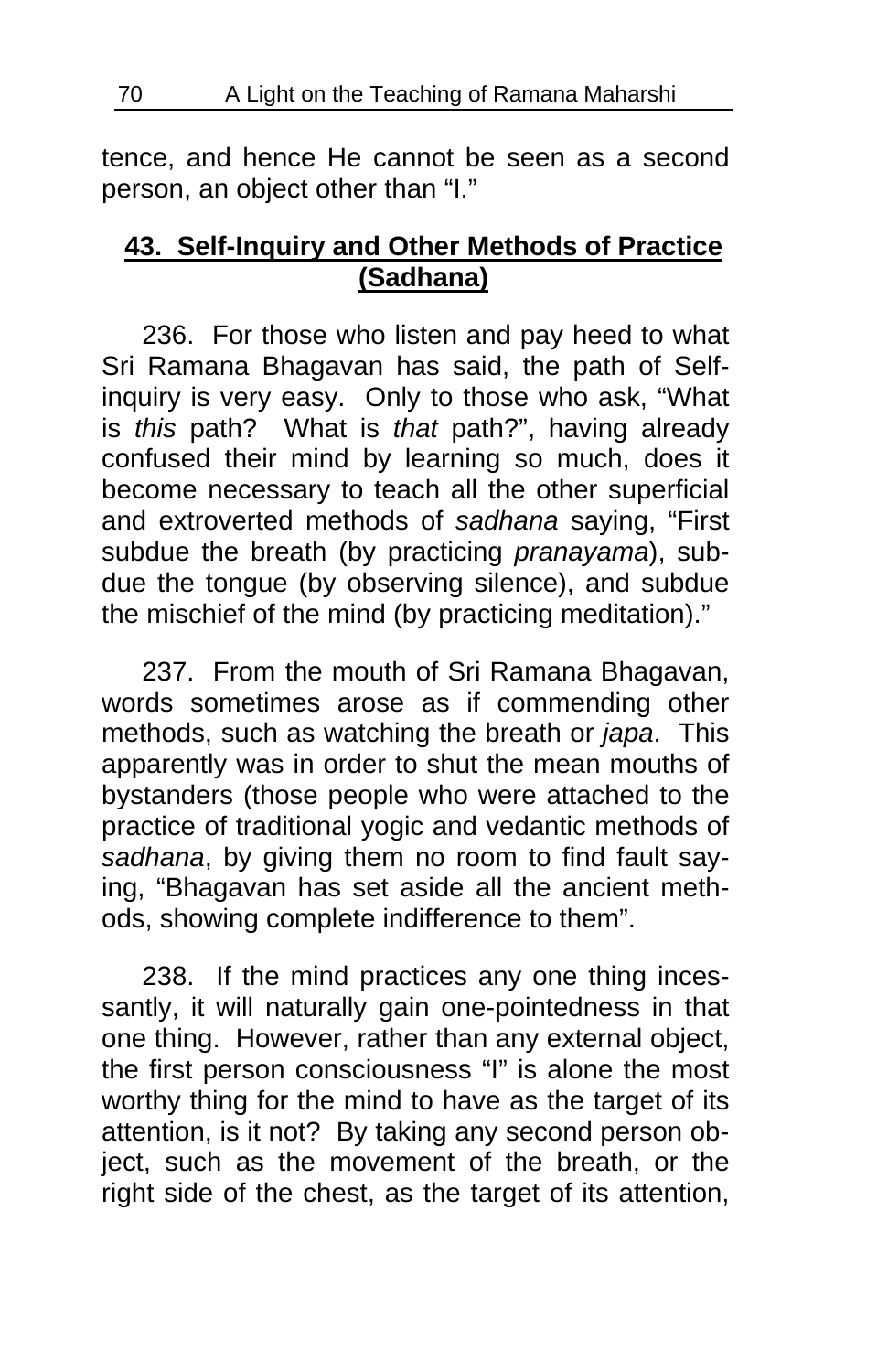tence, and hence He cannot be seen as a second person, an object other than "I."

## 43. Self-Inquiry and Other Methods of Practice (Sadhana)

236. For those who listen and pay heed to what Sri Ramana Bhagavan has said, the path of Self-inquiry is very easy. Only to those who ask, "What is *this* path? What is *that* path?", having already confused their mind by learning so much, does it become necessary to teach all the other superficial and extroverted methods of *sadhana* saying, "First subdue the breath (by practicing *pranayama*), subdue the tongue (by observing silence), and subdue the mischief of the mind (by practicing meditation)."

237. From the mouth of Sri Ramana Bhagavan, words sometimes arose as if commending other methods, such as watching the breath or *japa*. This apparently was in order to shut the mean mouths of bystanders (those people who were attached to the practice of traditional yogic and vedantic methods of *sadhana*, by giving them no room to find fault saying, "Bhagavan has set aside all the ancient methods, showing complete indifference to them".

238. If the mind practices any one thing incessantly, it will naturally gain one-pointedness in that one thing. However, rather than any external object, the first person consciousness "I" is alone the most worthy thing for the mind to have as the target of its attention, is it not? By taking any second person object, such as the movement of the breath, or the right side of the chest, as the target of its attention,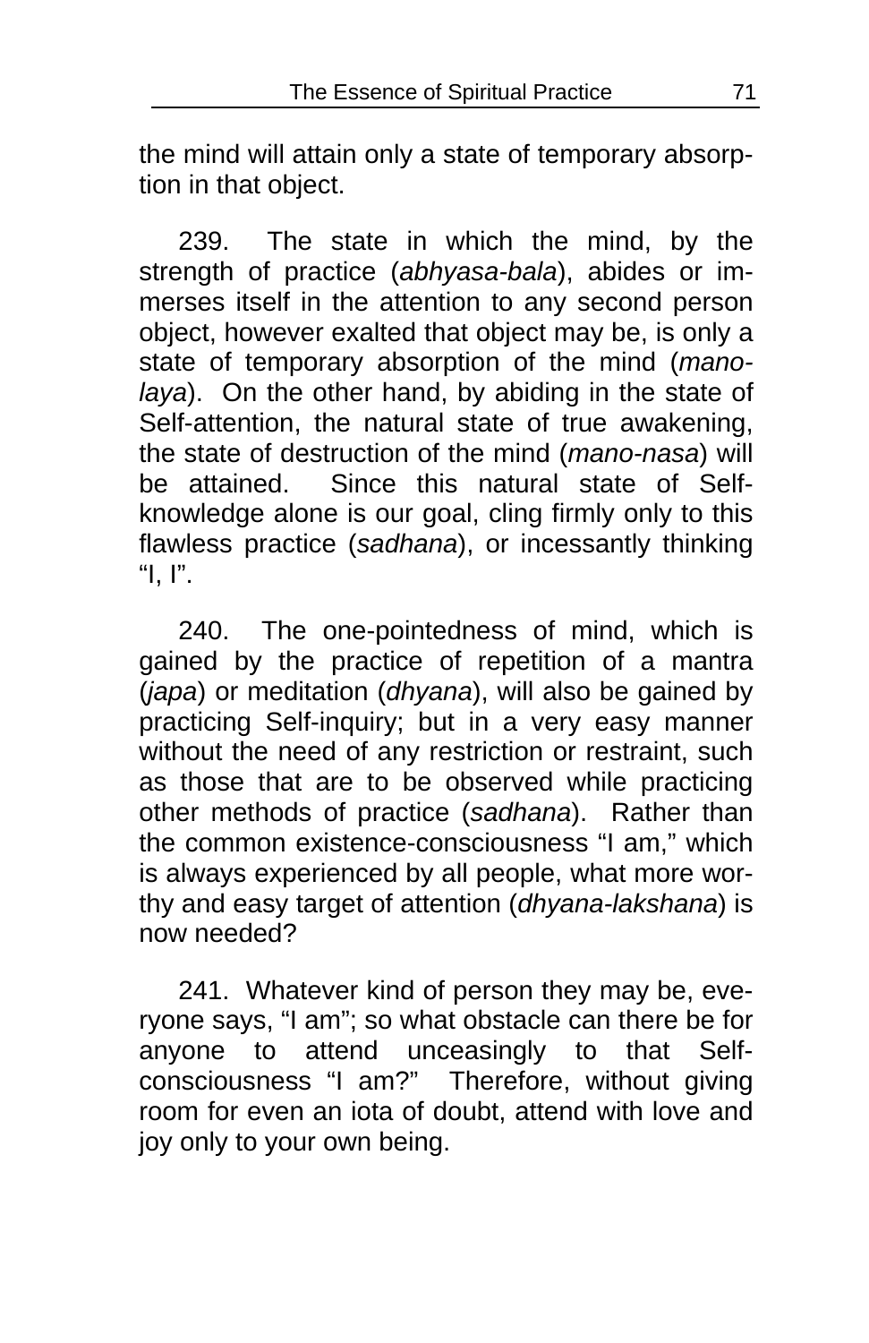the mind will attain only a state of temporary absorption in that object.

239. The state in which the mind, by the strength of practice (*abhyasa-bala*), abides or immerses itself in the attention to any second person object, however exalted that object may be, is only a state of temporary absorption of the mind (*mano-laya*). On the other hand, by abiding in the state of Self-attention, the natural state of true awakening, the state of destruction of the mind (*mano-nasa*) will be attained. Since this natural state of Self-knowledge alone is our goal, cling firmly only to this flawless practice (*sadhana*), or incessantly thinking "I, I".

240. The one-pointedness of mind, which is gained by the practice of repetition of a mantra (*japa*) or meditation (*dhyana*), will also be gained by practicing Self-inquiry; but in a very easy manner without the need of any restriction or restraint, such as those that are to be observed while practicing other methods of practice (*sadhana*). Rather than the common existence-consciousness "I am," which is always experienced by all people, what more worthy and easy target of attention (*dhyana-lakshana*) is now needed?

241. Whatever kind of person they may be, everyone says, "I am"; so what obstacle can there be for anyone to attend unceasingly to that Self-consciousness "I am?" Therefore, without giving room for even an iota of doubt, attend with love and joy only to your own being.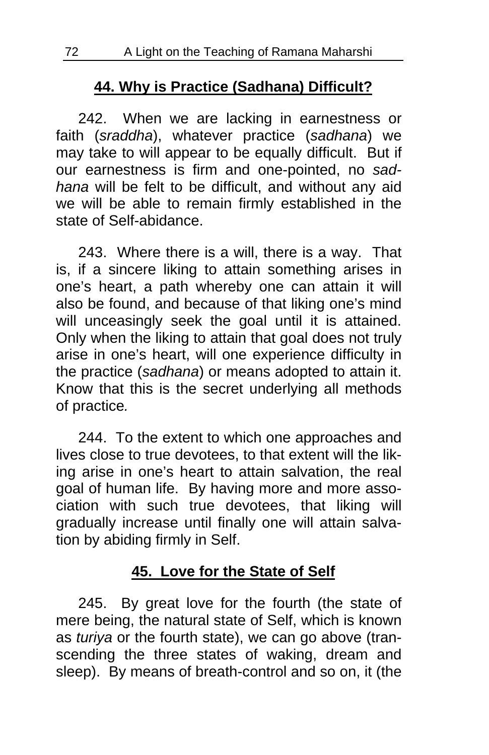## 44. Why is Practice (Sadhana) Difficult?

242. When we are lacking in earnestness or faith (*sraddha*), whatever practice (*sadhana*) we may take to will appear to be equally difficult. But if our earnestness is firm and one-pointed, no *sadhana* will be felt to be difficult, and without any aid we will be able to remain firmly established in the state of Self-abidance.

243. Where there is a will, there is a way. That is, if a sincere liking to attain something arises in one's heart, a path whereby one can attain it will also be found, and because of that liking one's mind will unceasingly seek the goal until it is attained. Only when the liking to attain that goal does not truly arise in one's heart, will one experience difficulty in the practice (*sadhana*) or means adopted to attain it. Know that this is the secret underlying all methods of practice.

244. To the extent to which one approaches and lives close to true devotees, to that extent will the liking arise in one's heart to attain salvation, the real goal of human life. By having more and more association with such true devotees, that liking will gradually increase until finally one will attain salvation by abiding firmly in Self.

## 45. Love for the State of Self

245. By great love for the fourth (the state of mere being, the natural state of Self, which is known as *turiya* or the fourth state), we can go above (transcending the three states of waking, dream and sleep). By means of breath-control and so on, it (the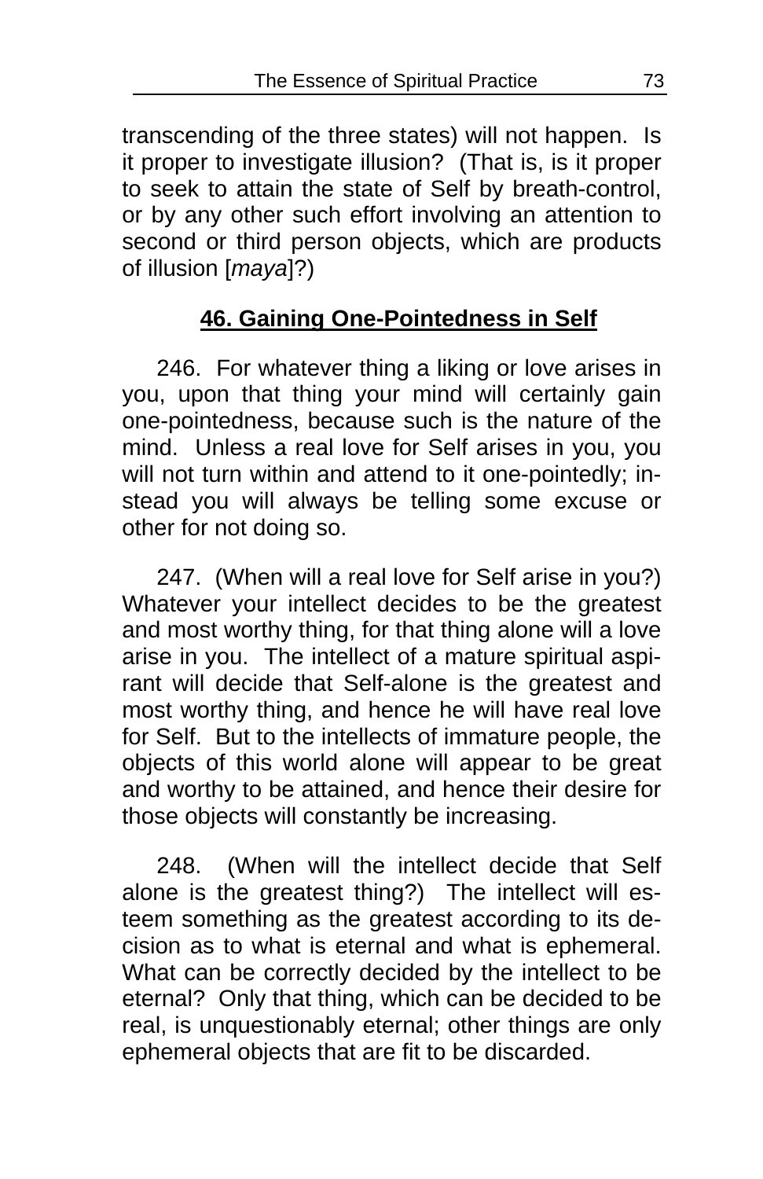transcending of the three states) will not happen. Is it proper to investigate illusion? (That is, is it proper to seek to attain the state of Self by breath-control, or by any other such effort involving an attention to second or third person objects, which are products of illusion [*maya*]?)

## 46. Gaining One-Pointedness in Self

246. For whatever thing a liking or love arises in you, upon that thing your mind will certainly gain one-pointedness, because such is the nature of the mind. Unless a real love for Self arises in you, you will not turn within and attend to it one-pointedly; instead you will always be telling some excuse or other for not doing so.

247. (When will a real love for Self arise in you?) Whatever your intellect decides to be the greatest and most worthy thing, for that thing alone will a love arise in you. The intellect of a mature spiritual aspirant will decide that Self-alone is the greatest and most worthy thing, and hence he will have real love for Self. But to the intellects of immature people, the objects of this world alone will appear to be great and worthy to be attained, and hence their desire for those objects will constantly be increasing.

248. (When will the intellect decide that Self alone is the greatest thing?) The intellect will esteem something as the greatest according to its decision as to what is eternal and what is ephemeral. What can be correctly decided by the intellect to be eternal? Only that thing, which can be decided to be real, is unquestionably eternal; other things are only ephemeral objects that are fit to be discarded.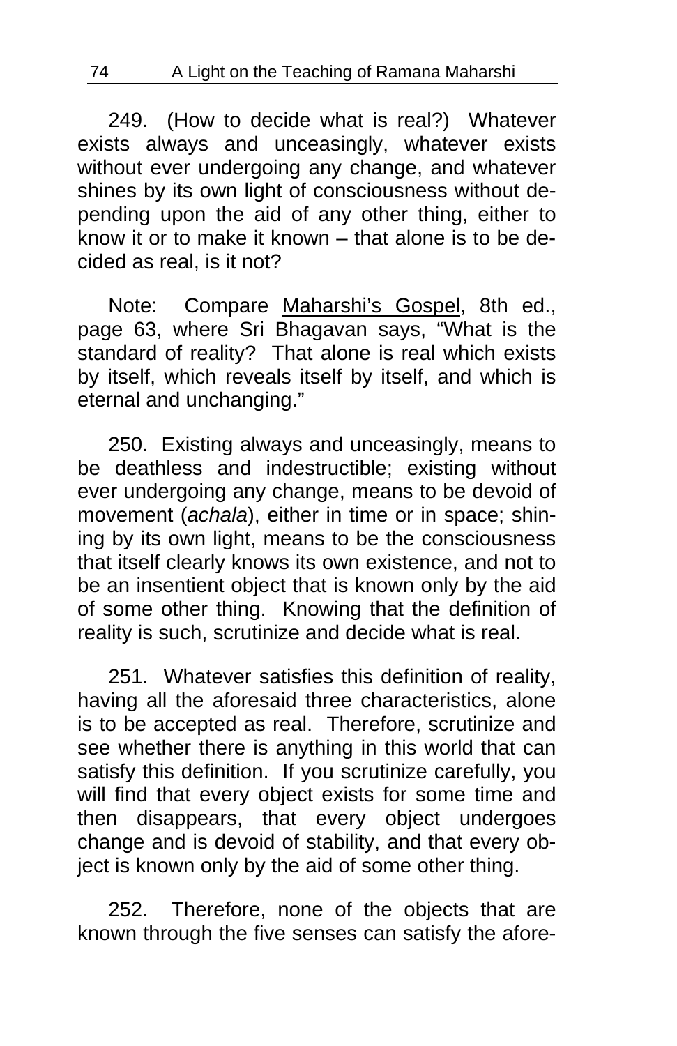249. (How to decide what is real?) Whatever exists always and unceasingly, whatever exists without ever undergoing any change, and whatever shines by its own light of consciousness without depending upon the aid of any other thing, either to know it or to make it known – that alone is to be decided as real, is it not?

Note: Compare Maharshi's Gospel, 8th ed., page 63, where Sri Bhagavan says, "What is the standard of reality? That alone is real which exists by itself, which reveals itself by itself, and which is eternal and unchanging."

250. Existing always and unceasingly, means to be deathless and indestructible; existing without ever undergoing any change, means to be devoid of movement (*achala*), either in time or in space; shining by its own light, means to be the consciousness that itself clearly knows its own existence, and not to be an insentient object that is known only by the aid of some other thing. Knowing that the definition of reality is such, scrutinize and decide what is real.

251. Whatever satisfies this definition of reality, having all the aforesaid three characteristics, alone is to be accepted as real. Therefore, scrutinize and see whether there is anything in this world that can satisfy this definition. If you scrutinize carefully, you will find that every object exists for some time and then disappears, that every object undergoes change and is devoid of stability, and that every object is known only by the aid of some other thing.

252. Therefore, none of the objects that are known through the five senses can satisfy the afore-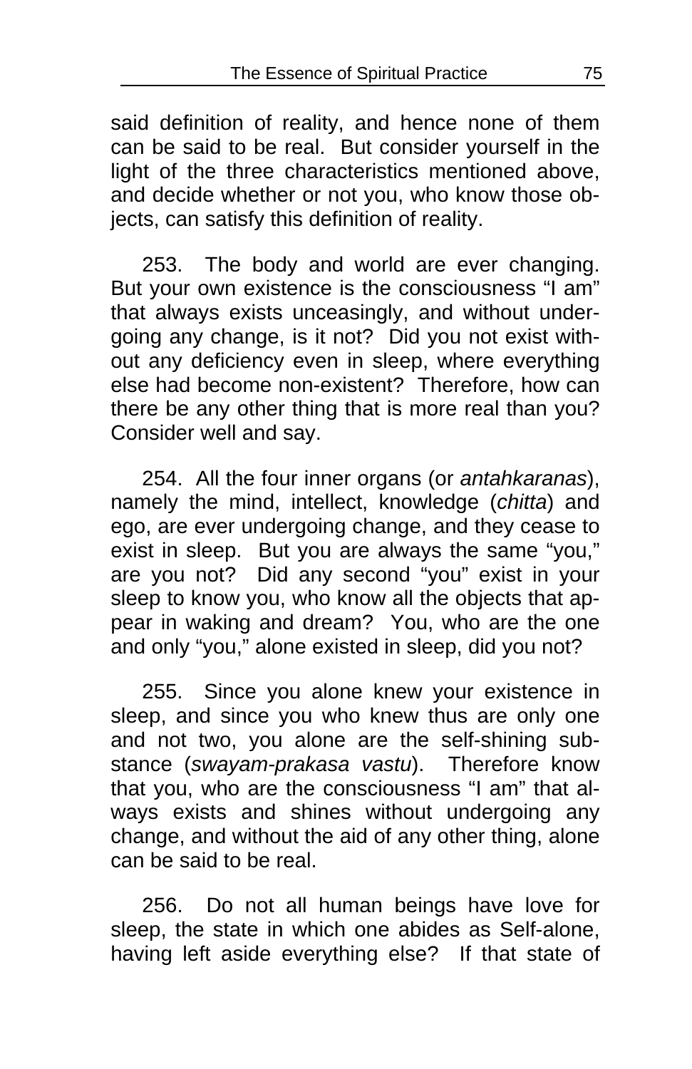said definition of reality, and hence none of them can be said to be real. But consider yourself in the light of the three characteristics mentioned above, and decide whether or not you, who know those objects, can satisfy this definition of reality.

253. The body and world are ever changing. But your own existence is the consciousness "I am" that always exists unceasingly, and without undergoing any change, is it not? Did you not exist without any deficiency even in sleep, where everything else had become non-existent? Therefore, how can there be any other thing that is more real than you? Consider well and say.

254. All the four inner organs (or *antahkaranas*), namely the mind, intellect, knowledge (*chitta*) and ego, are ever undergoing change, and they cease to exist in sleep. But you are always the same "you," are you not? Did any second "you" exist in your sleep to know you, who know all the objects that appear in waking and dream? You, who are the one and only "you," alone existed in sleep, did you not?

255. Since you alone knew your existence in sleep, and since you who knew thus are only one and not two, you alone are the self-shining substance (*swayam-prakasa vastu*). Therefore know that you, who are the consciousness "I am" that always exists and shines without undergoing any change, and without the aid of any other thing, alone can be said to be real.

256. Do not all human beings have love for sleep, the state in which one abides as Self-alone, having left aside everything else? If that state of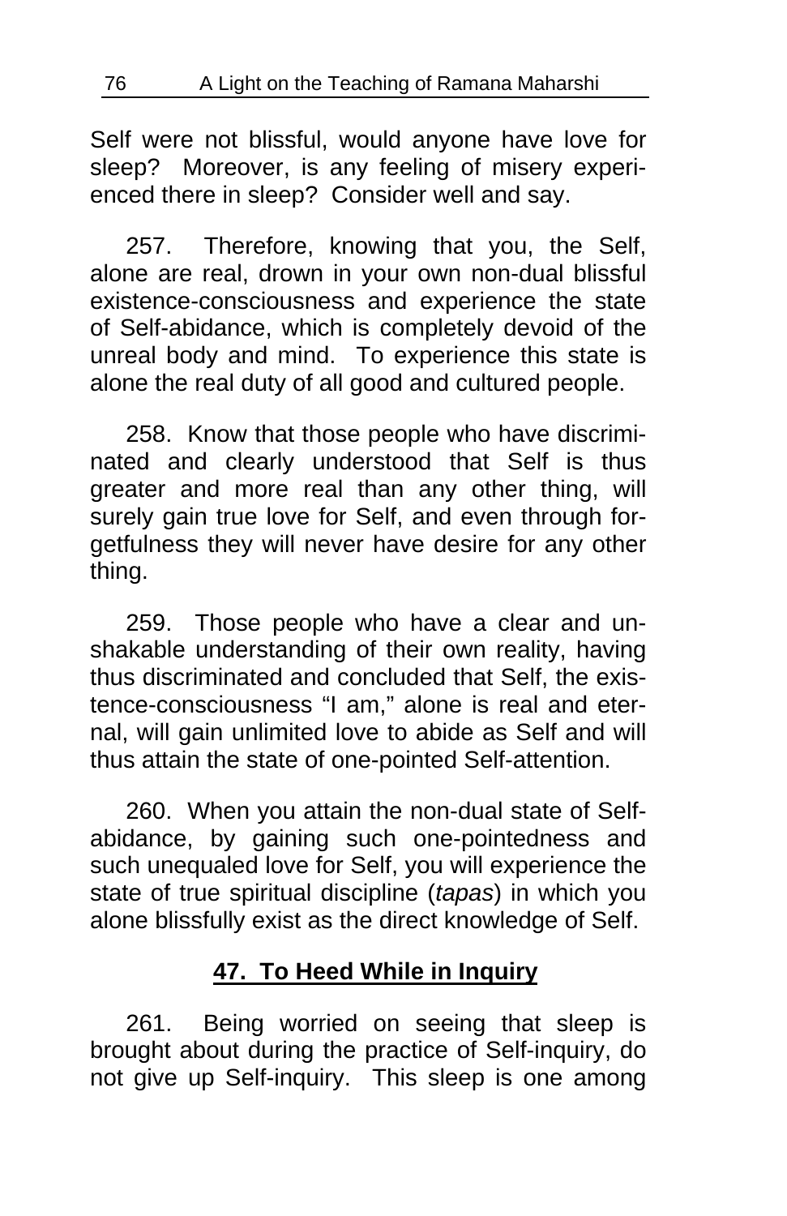Self were not blissful, would anyone have love for sleep? Moreover, is any feeling of misery experienced there in sleep? Consider well and say.

257. Therefore, knowing that you, the Self, alone are real, drown in your own non-dual blissful existence-consciousness and experience the state of Self-abidance, which is completely devoid of the unreal body and mind. To experience this state is alone the real duty of all good and cultured people.

258. Know that those people who have discriminated and clearly understood that Self is thus greater and more real than any other thing, will surely gain true love for Self, and even through forgetfulness they will never have desire for any other thing.

259. Those people who have a clear and unshakable understanding of their own reality, having thus discriminated and concluded that Self, the existence-consciousness "I am," alone is real and eternal, will gain unlimited love to abide as Self and will thus attain the state of one-pointed Self-attention.

260. When you attain the non-dual state of Self-abidance, by gaining such one-pointedness and such unequaled love for Self, you will experience the state of true spiritual discipline (*tapas*) in which you alone blissfully exist as the direct knowledge of Self.

## 47. To Heed While in Inquiry

261. Being worried on seeing that sleep is brought about during the practice of Self-inquiry, do not give up Self-inquiry. This sleep is one among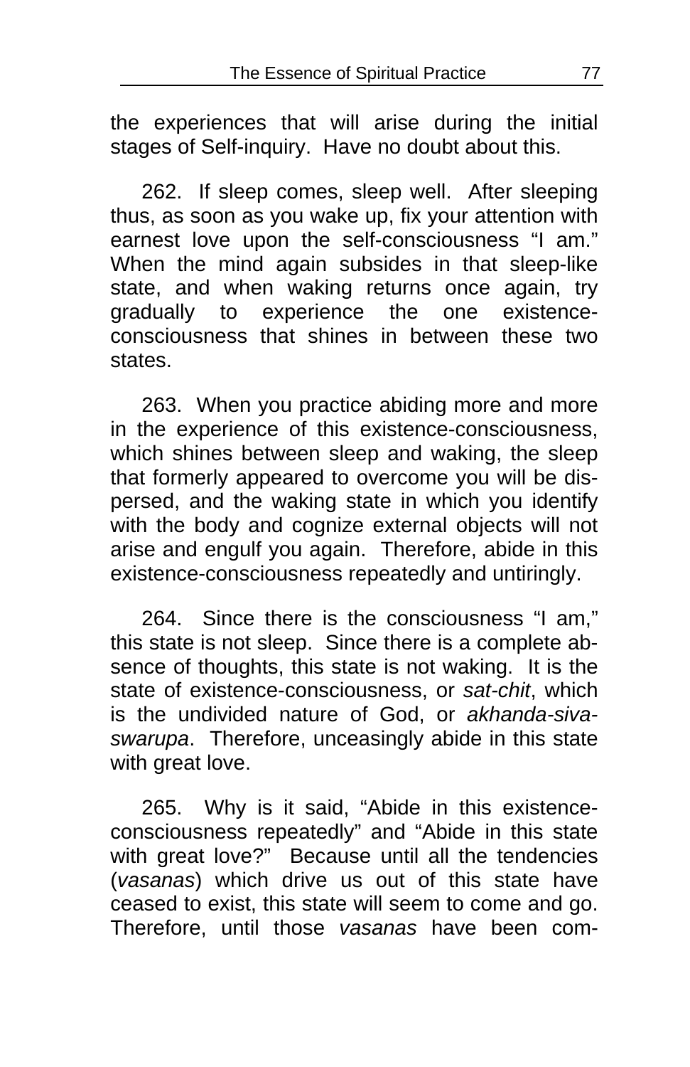the experiences that will arise during the initial stages of Self-inquiry. Have no doubt about this.

262. If sleep comes, sleep well. After sleeping thus, as soon as you wake up, fix your attention with earnest love upon the self-consciousness "I am." When the mind again subsides in that sleep-like state, and when waking returns once again, try gradually to experience the one existence-consciousness that shines in between these two states.

263. When you practice abiding more and more in the experience of this existence-consciousness, which shines between sleep and waking, the sleep that formerly appeared to overcome you will be dispersed, and the waking state in which you identify with the body and cognize external objects will not arise and engulf you again. Therefore, abide in this existence-consciousness repeatedly and untiringly.

264. Since there is the consciousness "I am," this state is not sleep. Since there is a complete absence of thoughts, this state is not waking. It is the state of existence-consciousness, or *sat-chit*, which is the undivided nature of God, or *akhanda-siva-swarupa*. Therefore, unceasingly abide in this state with great love.

265. Why is it said, "Abide in this existence-consciousness repeatedly" and "Abide in this state with great love?" Because until all the tendencies (*vasanas*) which drive us out of this state have ceased to exist, this state will seem to come and go. Therefore, until those *vasanas* have been com-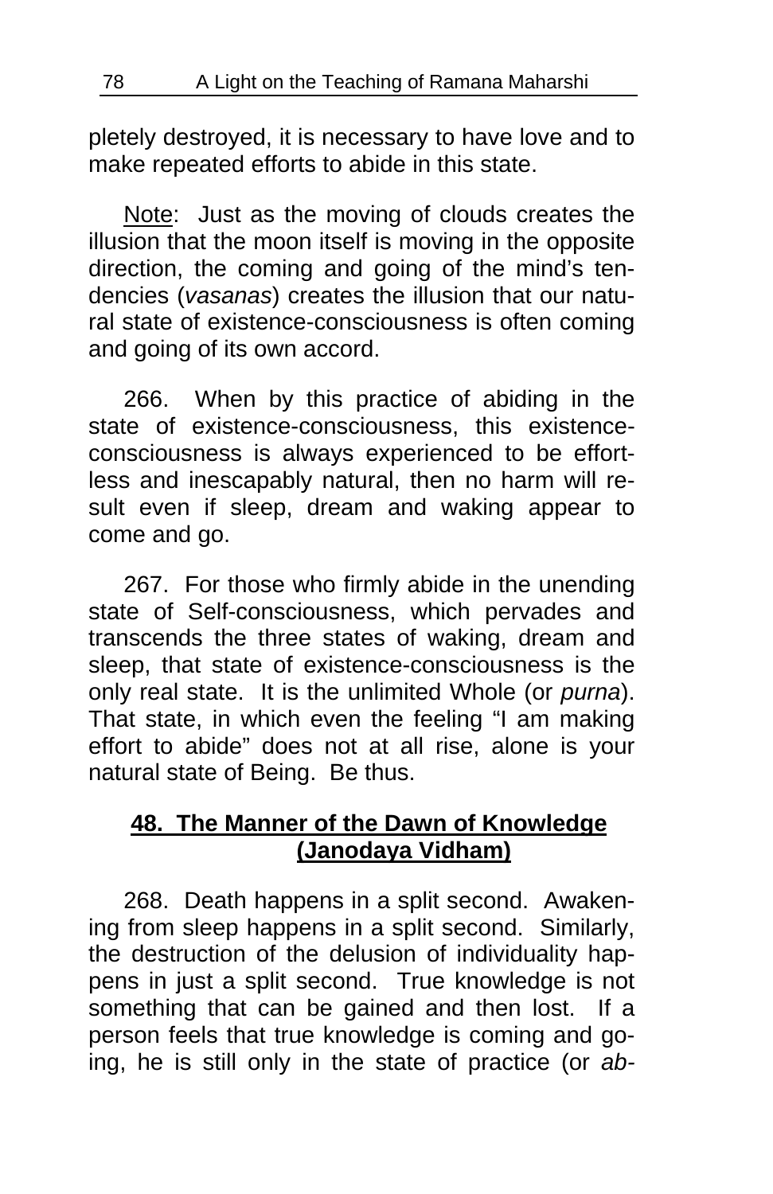pletely destroyed, it is necessary to have love and to make repeated efforts to abide in this state.

Note: Just as the moving of clouds creates the illusion that the moon itself is moving in the opposite direction, the coming and going of the mind's tendencies (*vasanas*) creates the illusion that our natural state of existence-consciousness is often coming and going of its own accord.

266. When by this practice of abiding in the state of existence-consciousness, this existence-consciousness is always experienced to be effortless and inescapably natural, then no harm will result even if sleep, dream and waking appear to come and go.

267. For those who firmly abide in the unending state of Self-consciousness, which pervades and transcends the three states of waking, dream and sleep, that state of existence-consciousness is the only real state. It is the unlimited Whole (or *purna*). That state, in which even the feeling "I am making effort to abide" does not at all rise, alone is your natural state of Being. Be thus.

## 48. The Manner of the Dawn of Knowledge (Janodaya Vidham)

268. Death happens in a split second. Awakening from sleep happens in a split second. Similarly, the destruction of the delusion of individuality happens in just a split second. True knowledge is not something that can be gained and then lost. If a person feels that true knowledge is coming and going, he is still only in the state of practice (or *ab-*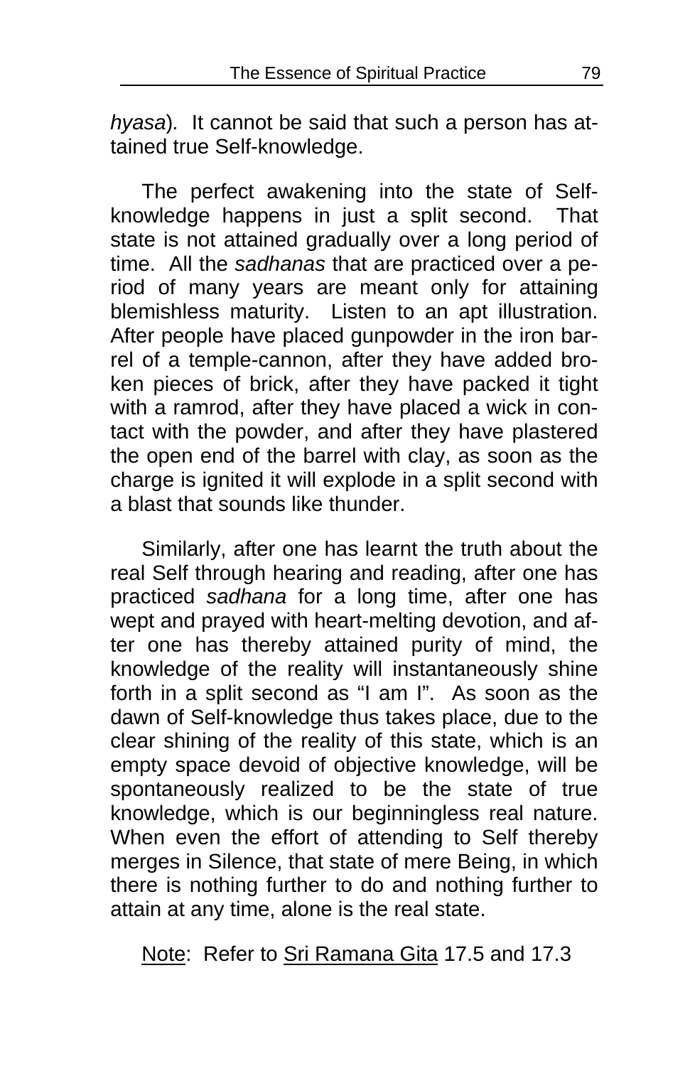*hyasa*). It cannot be said that such a person has attained true Self-knowledge.

The perfect awakening into the state of Self-knowledge happens in just a split second. That state is not attained gradually over a long period of time. All the *sadhanas* that are practiced over a period of many years are meant only for attaining blemishless maturity. Listen to an apt illustration. After people have placed gunpowder in the iron barrel of a temple-cannon, after they have added broken pieces of brick, after they have packed it tight with a ramrod, after they have placed a wick in contact with the powder, and after they have plastered the open end of the barrel with clay, as soon as the charge is ignited it will explode in a split second with a blast that sounds like thunder.

Similarly, after one has learnt the truth about the real Self through hearing and reading, after one has practiced *sadhana* for a long time, after one has wept and prayed with heart-melting devotion, and after one has thereby attained purity of mind, the knowledge of the reality will instantaneously shine forth in a split second as "I am I". As soon as the dawn of Self-knowledge thus takes place, due to the clear shining of the reality of this state, which is an empty space devoid of objective knowledge, will be spontaneously realized to be the state of true knowledge, which is our beginningless real nature. When even the effort of attending to Self thereby merges in Silence, that state of mere Being, in which there is nothing further to do and nothing further to attain at any time, alone is the real state.

<u>Note</u>: Refer to <u>Sri Ramana Gita</u> 17.5 and 17.3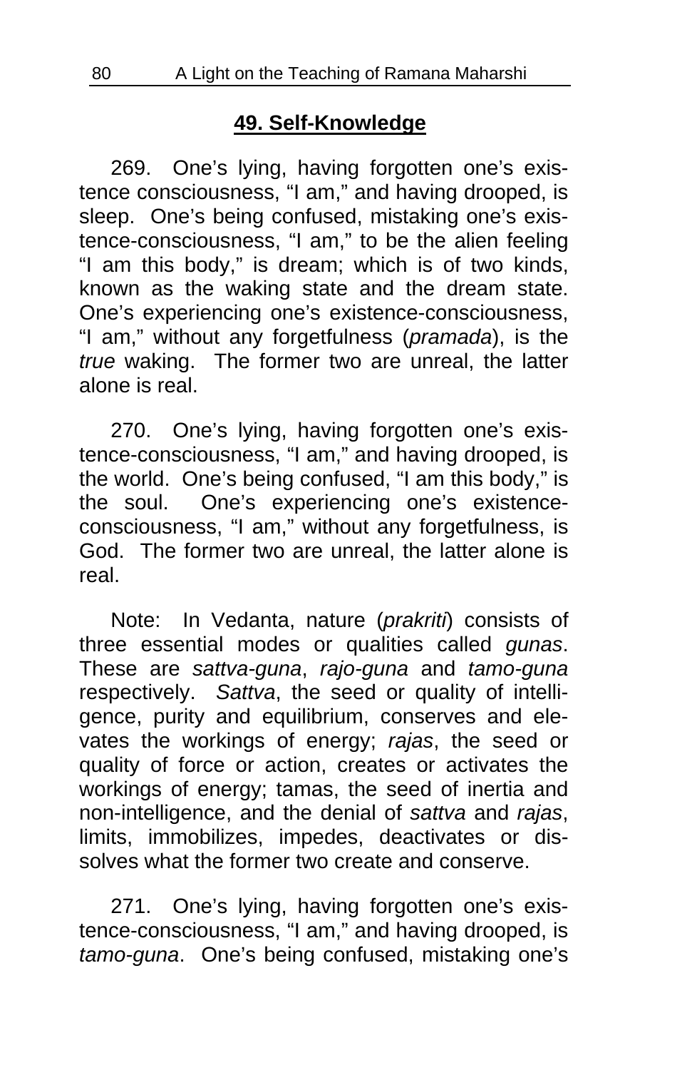## 49. Self-Knowledge

269. One's lying, having forgotten one's existence consciousness, "I am," and having drooped, is sleep. One's being confused, mistaking one's existence-consciousness, "I am," to be the alien feeling "I am this body," is dream; which is of two kinds, known as the waking state and the dream state. One's experiencing one's existence-consciousness, "I am," without any forgetfulness (*pramada*), is the *true* waking. The former two are unreal, the latter alone is real.

270. One's lying, having forgotten one's existence-consciousness, "I am," and having drooped, is the world. One's being confused, "I am this body," is the soul. One's experiencing one's existence-consciousness, "I am," without any forgetfulness, is God. The former two are unreal, the latter alone is real.

Note: In Vedanta, nature (*prakriti*) consists of three essential modes or qualities called *gunas*. These are *sattva-guna*, *rajo-guna* and *tamo-guna* respectively. *Sattva*, the seed or quality of intelligence, purity and equilibrium, conserves and elevates the workings of energy; *rajas*, the seed or quality of force or action, creates or activates the workings of energy; tamas, the seed of inertia and non-intelligence, and the denial of *sattva* and *rajas*, limits, immobilizes, impedes, deactivates or dissolves what the former two create and conserve.

271. One's lying, having forgotten one's existence-consciousness, "I am," and having drooped, is *tamo-guna*. One's being confused, mistaking one's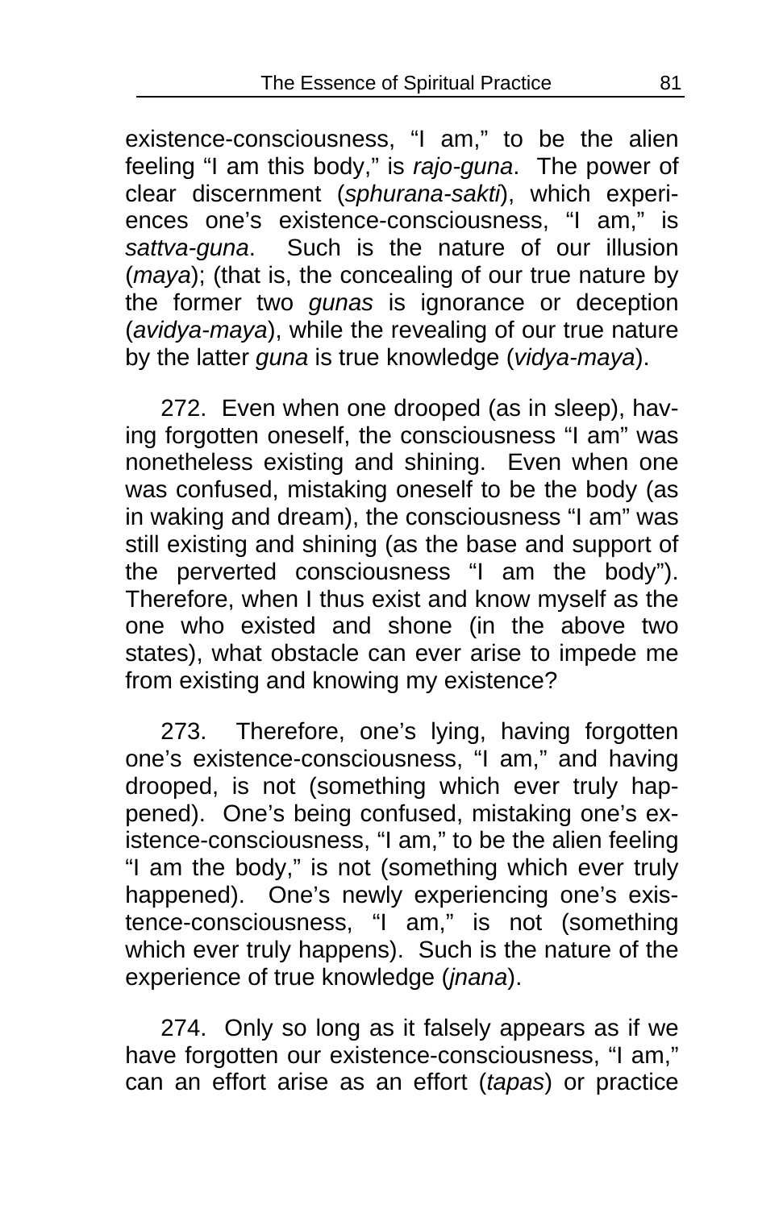existence-consciousness, "I am," to be the alien feeling "I am this body," is *rajo-guna*. The power of clear discernment (*sphurana-sakti*), which experiences one's existence-consciousness, "I am," is *sattva-guna*. Such is the nature of our illusion (*maya*); (that is, the concealing of our true nature by the former two *gunas* is ignorance or deception (*avidya-maya*), while the revealing of our true nature by the latter *guna* is true knowledge (*vidya-maya*).

272. Even when one drooped (as in sleep), having forgotten oneself, the consciousness "I am" was nonetheless existing and shining. Even when one was confused, mistaking oneself to be the body (as in waking and dream), the consciousness "I am" was still existing and shining (as the base and support of the perverted consciousness "I am the body"). Therefore, when I thus exist and know myself as the one who existed and shone (in the above two states), what obstacle can ever arise to impede me from existing and knowing my existence?

273. Therefore, one's lying, having forgotten one's existence-consciousness, "I am," and having drooped, is not (something which ever truly happened). One's being confused, mistaking one's existence-consciousness, "I am," to be the alien feeling "I am the body," is not (something which ever truly happened). One's newly experiencing one's existence-consciousness, "I am," is not (something which ever truly happens). Such is the nature of the experience of true knowledge (*jnana*).

274. Only so long as it falsely appears as if we have forgotten our existence-consciousness, "I am," can an effort arise as an effort (*tapas*) or practice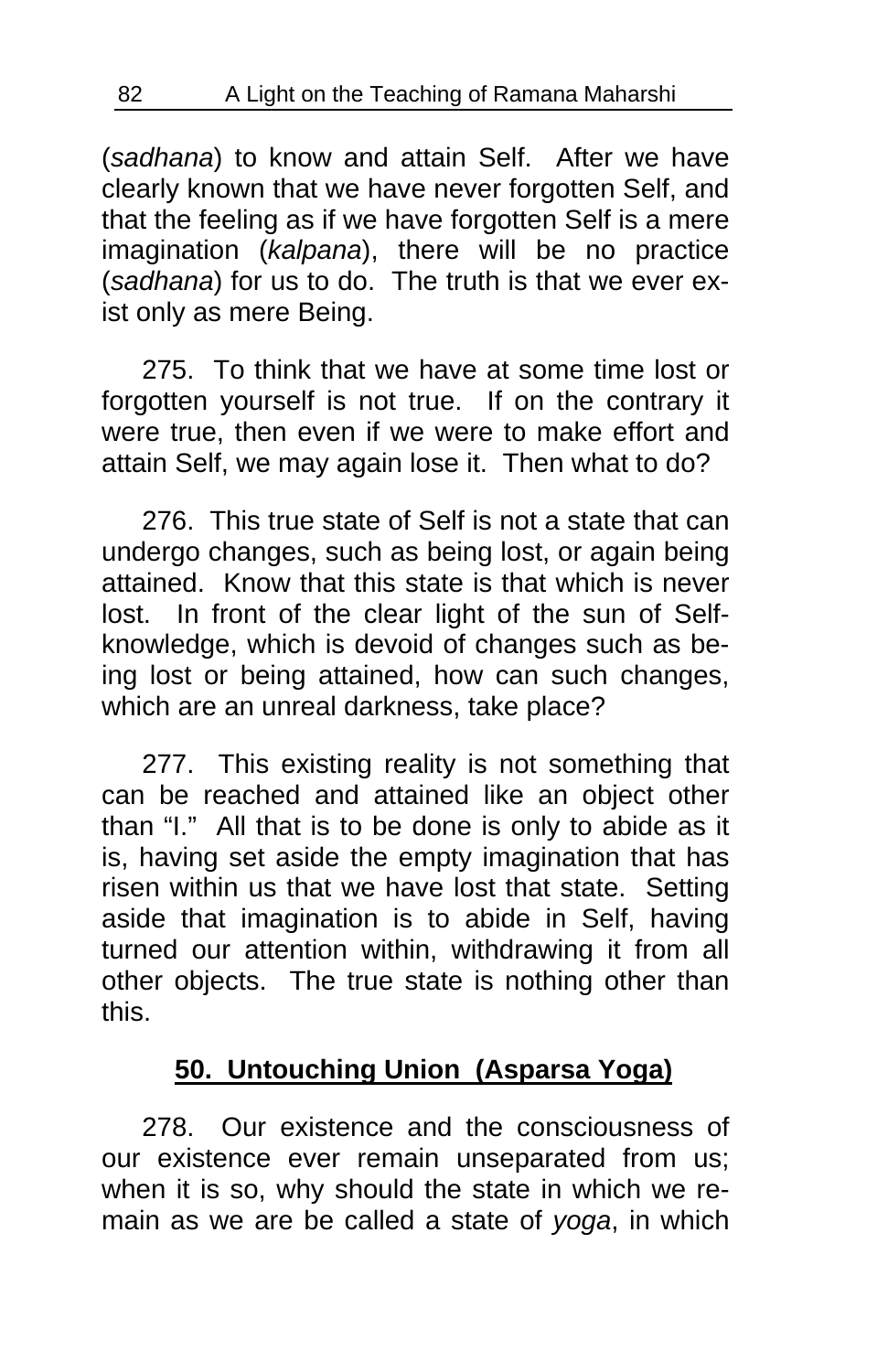(*sadhana*) to know and attain Self. After we have clearly known that we have never forgotten Self, and that the feeling as if we have forgotten Self is a mere imagination (*kalpana*), there will be no practice (*sadhana*) for us to do. The truth is that we ever exist only as mere Being.

275. To think that we have at some time lost or forgotten yourself is not true. If on the contrary it were true, then even if we were to make effort and attain Self, we may again lose it. Then what to do?

276. This true state of Self is not a state that can undergo changes, such as being lost, or again being attained. Know that this state is that which is never lost. In front of the clear light of the sun of Self-knowledge, which is devoid of changes such as being lost or being attained, how can such changes, which are an unreal darkness, take place?

277. This existing reality is not something that can be reached and attained like an object other than "I." All that is to be done is only to abide as it is, having set aside the empty imagination that has risen within us that we have lost that state. Setting aside that imagination is to abide in Self, having turned our attention within, withdrawing it from all other objects. The true state is nothing other than this.

## 50. Untouching Union (Asparsa Yoga)

278. Our existence and the consciousness of our existence ever remain unseparated from us; when it is so, why should the state in which we remain as we are be called a state of *yoga*, in which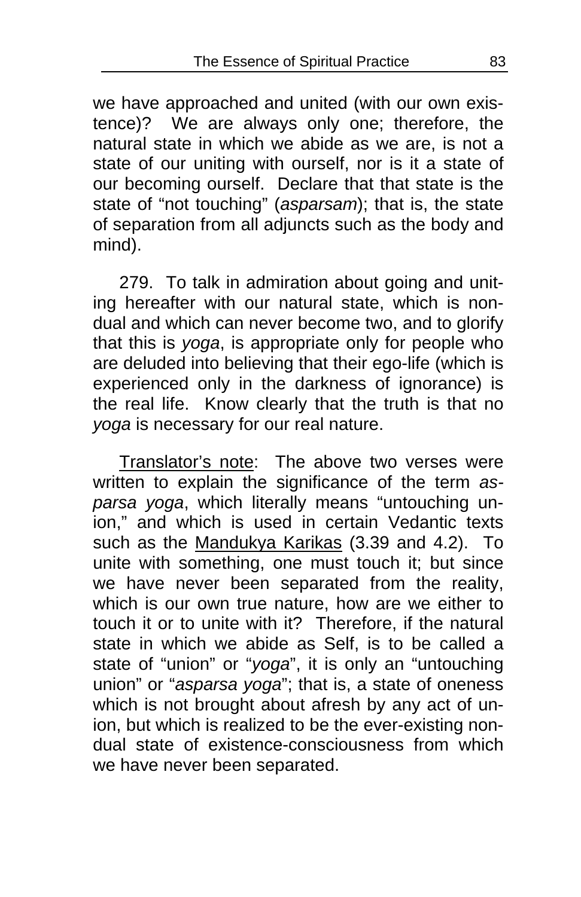we have approached and united (with our own existence)? We are always only one; therefore, the natural state in which we abide as we are, is not a state of our uniting with ourself, nor is it a state of our becoming ourself. Declare that that state is the state of "not touching" (*asparsam*); that is, the state of separation from all adjuncts such as the body and mind).

279. To talk in admiration about going and uniting hereafter with our natural state, which is non-dual and which can never become two, and to glorify that this is *yoga*, is appropriate only for people who are deluded into believing that their ego-life (which is experienced only in the darkness of ignorance) is the real life. Know clearly that the truth is that no *yoga* is necessary for our real nature.

<u>Translator's note</u>: The above two verses were written to explain the significance of the term *asparsa yoga*, which literally means "untouching union," and which is used in certain Vedantic texts such as the <u>Mandukya Karikas</u> (3.39 and 4.2). To unite with something, one must touch it; but since we have never been separated from the reality, which is our own true nature, how are we either to touch it or to unite with it? Therefore, if the natural state in which we abide as Self, is to be called a state of "union" or "*yoga*", it is only an "untouching union" or "*asparsa yoga*"; that is, a state of oneness which is not brought about afresh by any act of union, but which is realized to be the ever-existing non-dual state of existence-consciousness from which we have never been separated.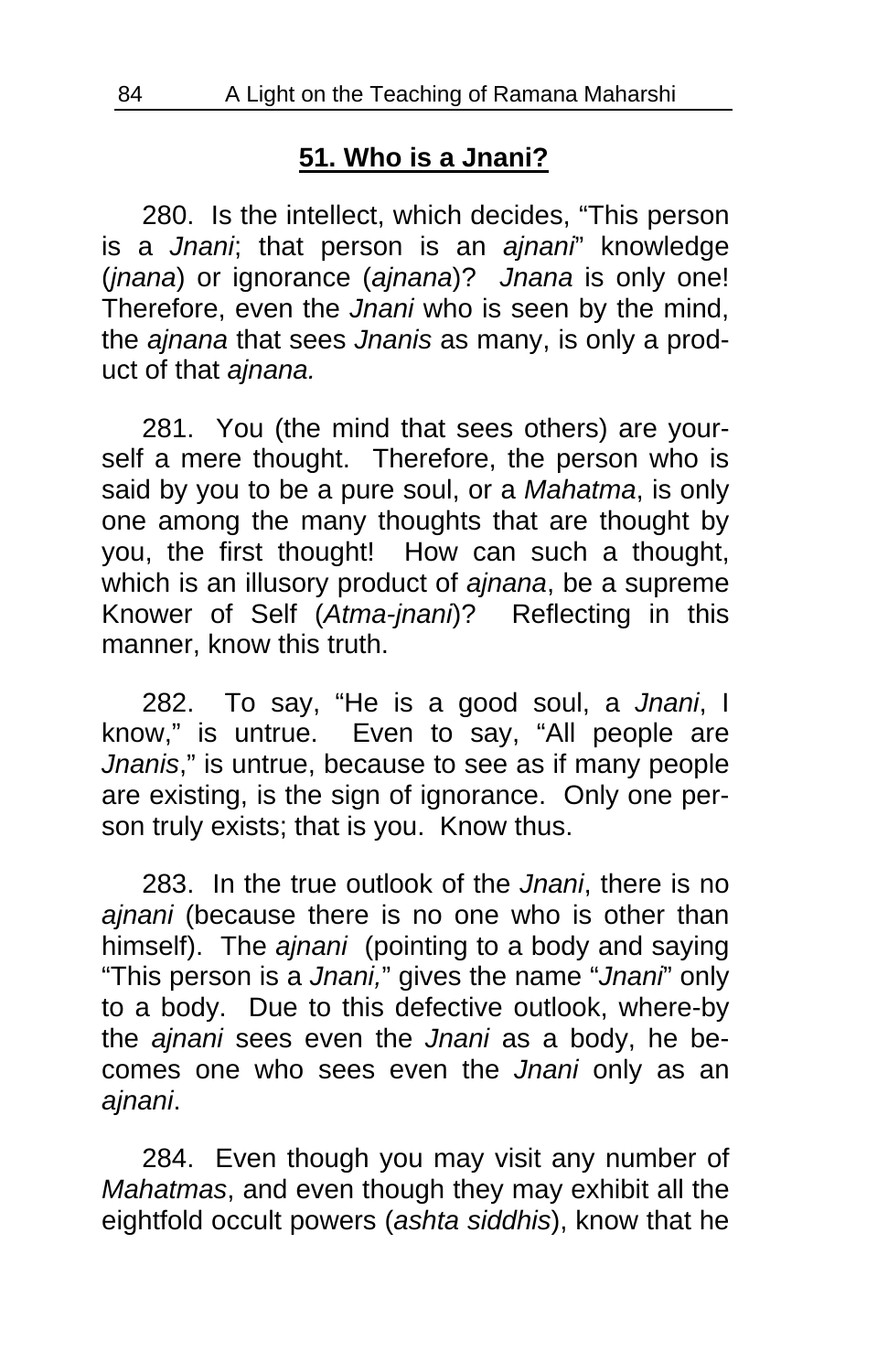## 51. Who is a Jnani?

280. Is the intellect, which decides, "This person is a *Jnani*; that person is an *ajnani*" knowledge (*jnana*) or ignorance (*ajnana*)? *Jnana* is only one! Therefore, even the *Jnani* who is seen by the mind, the *ajnana* that sees *Jnanis* as many, is only a product of that *ajnana.*

281. You (the mind that sees others) are yourself a mere thought. Therefore, the person who is said by you to be a pure soul, or a *Mahatma*, is only one among the many thoughts that are thought by you, the first thought! How can such a thought, which is an illusory product of *ajnana*, be a supreme Knower of Self (*Atma-jnani*)? Reflecting in this manner, know this truth.

282. To say, "He is a good soul, a *Jnani*, I know," is untrue. Even to say, "All people are *Jnanis*," is untrue, because to see as if many people are existing, is the sign of ignorance. Only one person truly exists; that is you. Know thus.

283. In the true outlook of the *Jnani*, there is no *ajnani* (because there is no one who is other than himself). The *ajnani* (pointing to a body and saying "This person is a *Jnani,*" gives the name "*Jnani*" only to a body. Due to this defective outlook, where-by the *ajnani* sees even the *Jnani* as a body, he becomes one who sees even the *Jnani* only as an *ajnani*.

284. Even though you may visit any number of *Mahatmas*, and even though they may exhibit all the eightfold occult powers (*ashta siddhis*), know that he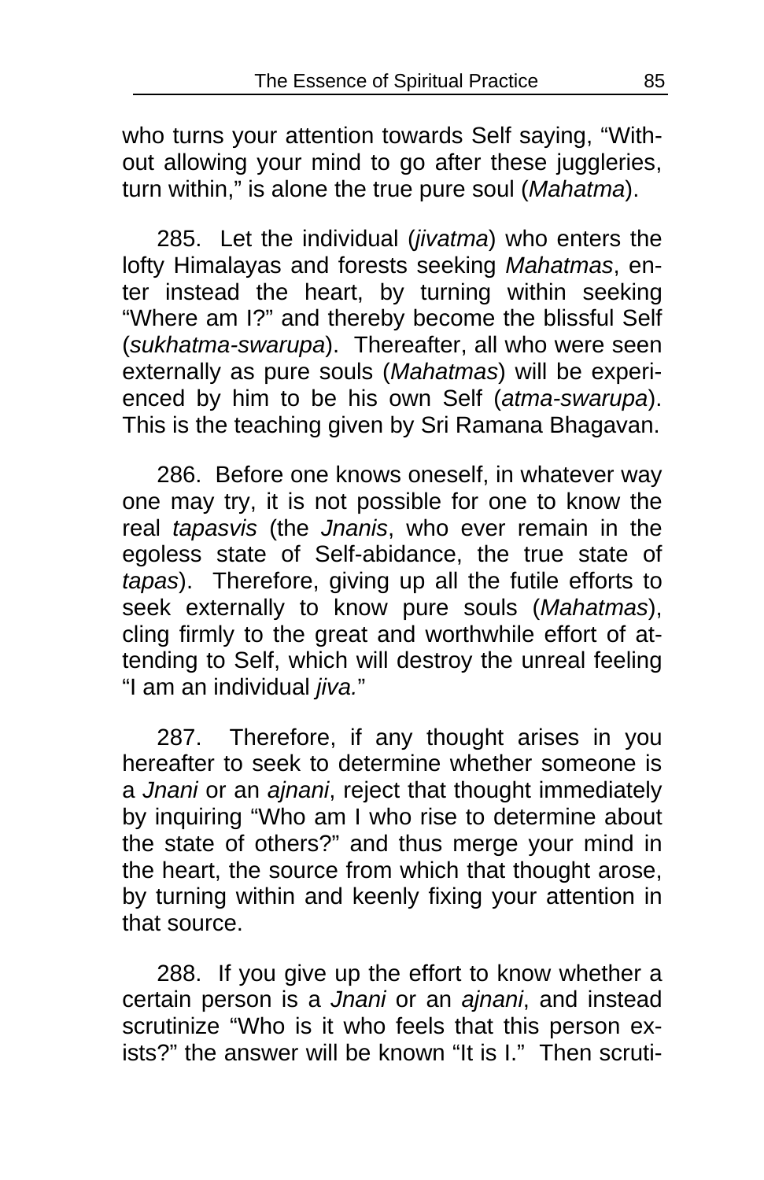who turns your attention towards Self saying, "Without allowing your mind to go after these juggleries, turn within," is alone the true pure soul (*Mahatma*).

285. Let the individual (*jivatma*) who enters the lofty Himalayas and forests seeking *Mahatmas*, enter instead the heart, by turning within seeking "Where am I?" and thereby become the blissful Self (*sukhatma-swarupa*). Thereafter, all who were seen externally as pure souls (*Mahatmas*) will be experienced by him to be his own Self (*atma-swarupa*). This is the teaching given by Sri Ramana Bhagavan.

286. Before one knows oneself, in whatever way one may try, it is not possible for one to know the real *tapasvis* (the *Jnanis*, who ever remain in the egoless state of Self-abidance, the true state of *tapas*). Therefore, giving up all the futile efforts to seek externally to know pure souls (*Mahatmas*), cling firmly to the great and worthwhile effort of attending to Self, which will destroy the unreal feeling "I am an individual *jiva.*"

287. Therefore, if any thought arises in you hereafter to seek to determine whether someone is a *Jnani* or an *ajnani*, reject that thought immediately by inquiring "Who am I who rise to determine about the state of others?" and thus merge your mind in the heart, the source from which that thought arose, by turning within and keenly fixing your attention in that source.

288. If you give up the effort to know whether a certain person is a *Jnani* or an *ajnani*, and instead scrutinize "Who is it who feels that this person exists?" the answer will be known "It is I." Then scruti-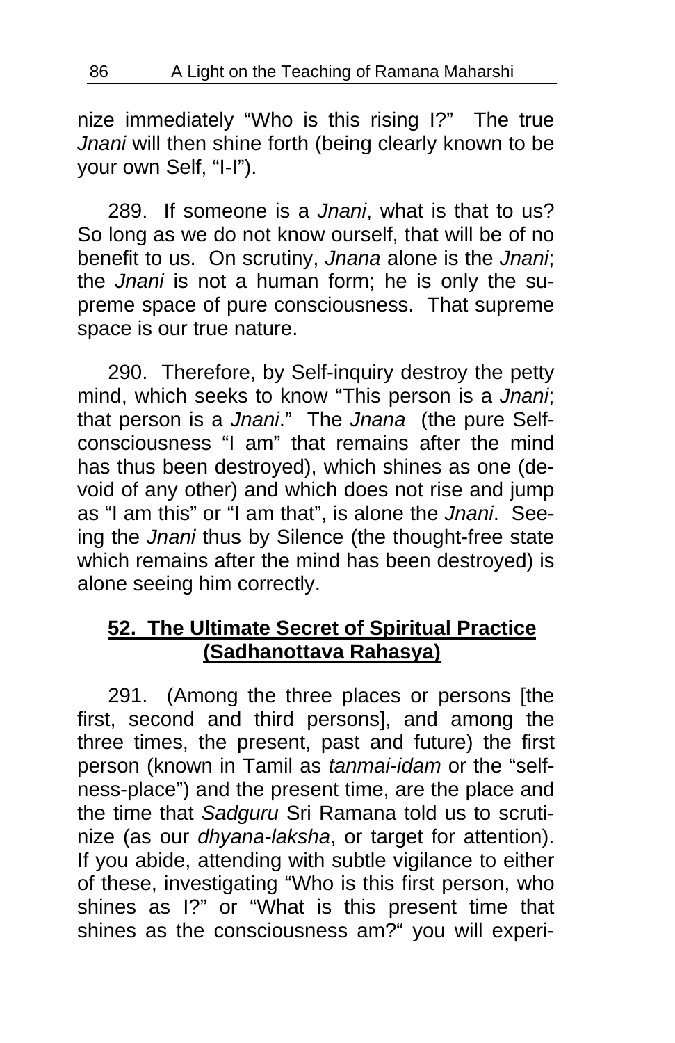nize immediately "Who is this rising I?" The true *Jnani* will then shine forth (being clearly known to be your own Self, "I-I").

289. If someone is a *Jnani*, what is that to us? So long as we do not know ourself, that will be of no benefit to us. On scrutiny, *Jnana* alone is the *Jnani*; the *Jnani* is not a human form; he is only the supreme space of pure consciousness. That supreme space is our true nature.

290. Therefore, by Self-inquiry destroy the petty mind, which seeks to know "This person is a *Jnani*; that person is a *Jnani*." The *Jnana* (the pure Self-consciousness "I am" that remains after the mind has thus been destroyed), which shines as one (devoid of any other) and which does not rise and jump as "I am this" or "I am that", is alone the *Jnani*. Seeing the *Jnani* thus by Silence (the thought-free state which remains after the mind has been destroyed) is alone seeing him correctly.

## 52. The Ultimate Secret of Spiritual Practice (Sadhanottava Rahasya)

291. (Among the three places or persons [the first, second and third persons], and among the three times, the present, past and future) the first person (known in Tamil as *tanmai-idam* or the "selfness-place") and the present time, are the place and the time that *Sadguru* Sri Ramana told us to scrutinize (as our *dhyana-laksha*, or target for attention). If you abide, attending with subtle vigilance to either of these, investigating "Who is this first person, who shines as I?" or "What is this present time that shines as the consciousness am?" you will experi-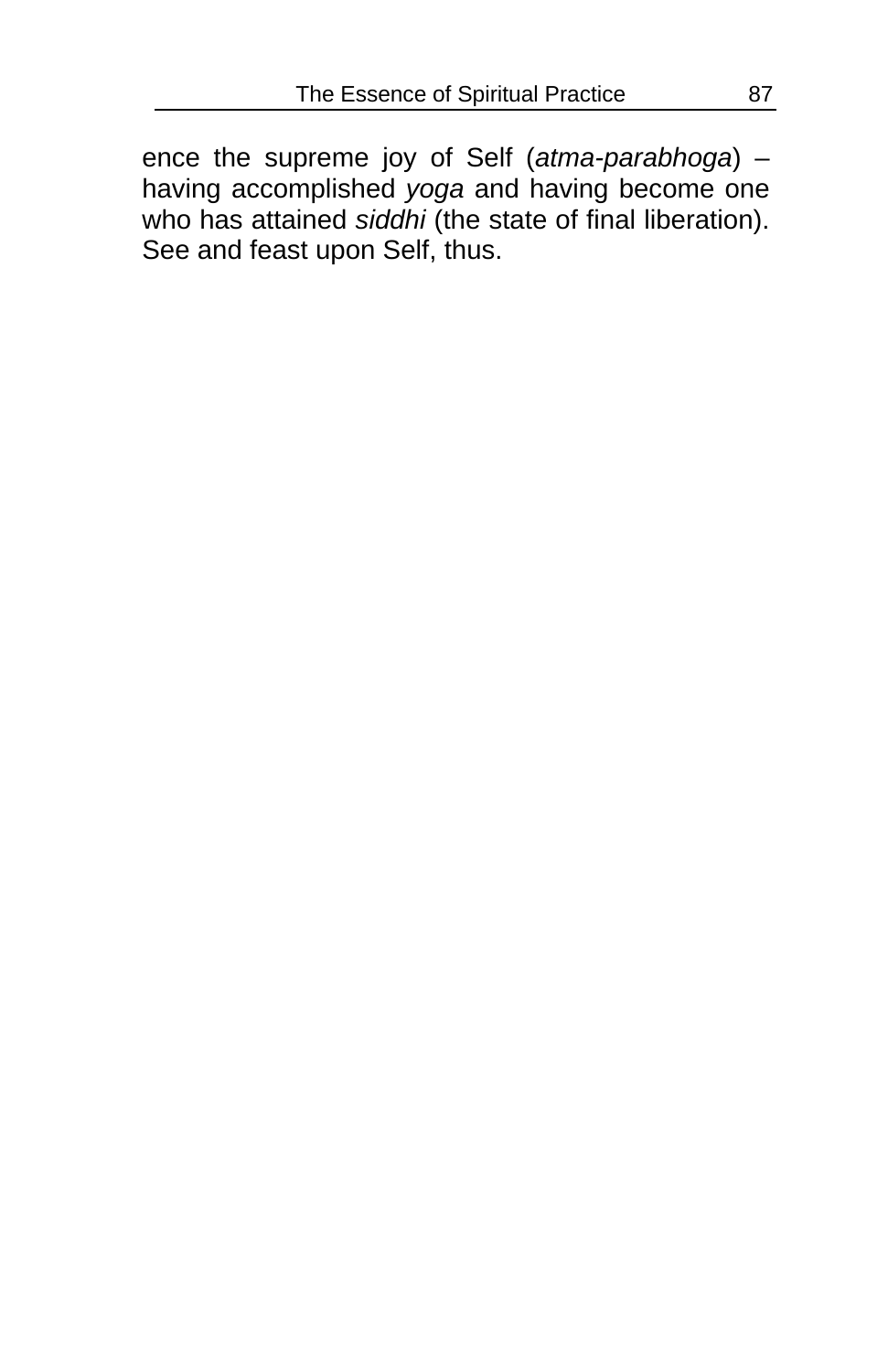ence the supreme joy of Self (*atma-parabhoga*) – having accomplished *yoga* and having become one who has attained *siddhi* (the state of final liberation). See and feast upon Self, thus.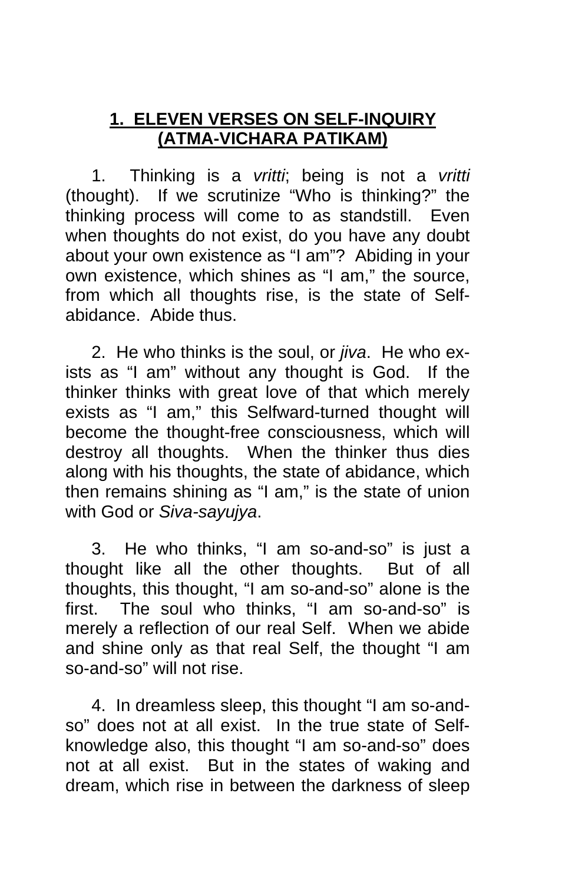## **1. ELEVEN VERSES ON SELF-INQUIRY (ATMA-VICHARA PATIKAM)**

1. Thinking is a *vritti*; being is not a *vritti* (thought). If we scrutinize "Who is thinking?" the thinking process will come to as standstill. Even when thoughts do not exist, do you have any doubt about your own existence as "I am"? Abiding in your own existence, which shines as "I am," the source, from which all thoughts rise, is the state of Self-abidance. Abide thus.

2. He who thinks is the soul, or *jiva*. He who exists as "I am" without any thought is God. If the thinker thinks with great love of that which merely exists as "I am," this Selfward-turned thought will become the thought-free consciousness, which will destroy all thoughts. When the thinker thus dies along with his thoughts, the state of abidance, which then remains shining as "I am," is the state of union with God or *Siva-sayujya*.

3. He who thinks, "I am so-and-so" is just a thought like all the other thoughts. But of all thoughts, this thought, "I am so-and-so" alone is the first. The soul who thinks, "I am so-and-so" is merely a reflection of our real Self. When we abide and shine only as that real Self, the thought "I am so-and-so" will not rise.

4. In dreamless sleep, this thought "I am so-and-so" does not at all exist. In the true state of Self-knowledge also, this thought "I am so-and-so" does not at all exist. But in the states of waking and dream, which rise in between the darkness of sleep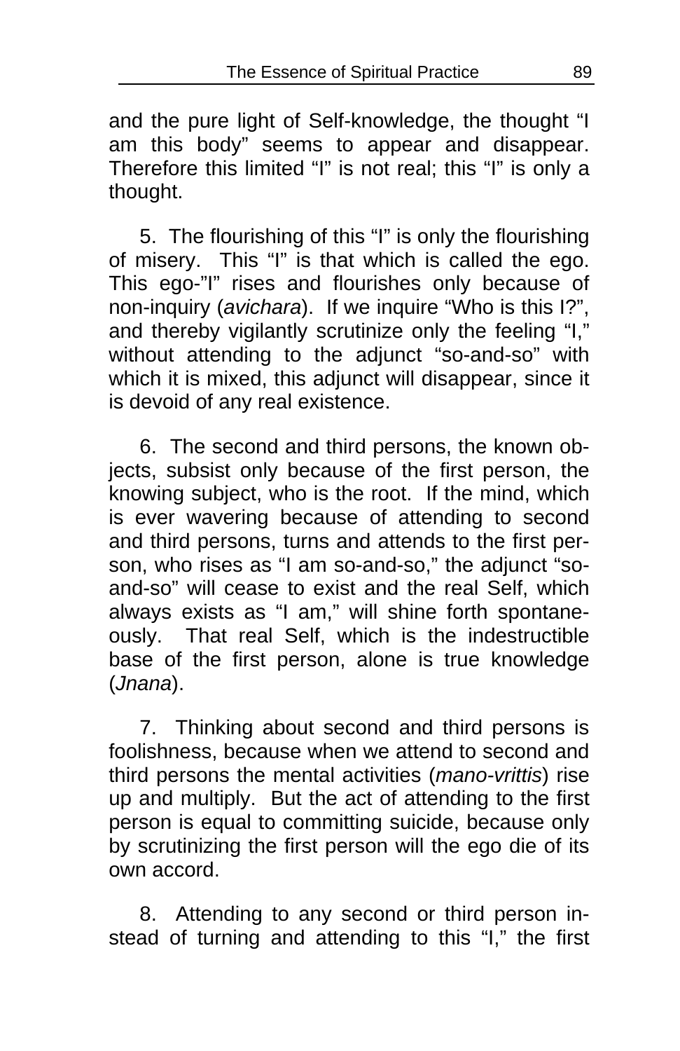and the pure light of Self-knowledge, the thought "I am this body" seems to appear and disappear. Therefore this limited "I" is not real; this "I" is only a thought.

5. The flourishing of this "I" is only the flourishing of misery. This "I" is that which is called the ego. This ego-"I" rises and flourishes only because of non-inquiry (*avichara*). If we inquire "Who is this I?", and thereby vigilantly scrutinize only the feeling "I," without attending to the adjunct "so-and-so" with which it is mixed, this adjunct will disappear, since it is devoid of any real existence.

6. The second and third persons, the known objects, subsist only because of the first person, the knowing subject, who is the root. If the mind, which is ever wavering because of attending to second and third persons, turns and attends to the first person, who rises as "I am so-and-so," the adjunct "so-and-so" will cease to exist and the real Self, which always exists as "I am," will shine forth spontaneously. That real Self, which is the indestructible base of the first person, alone is true knowledge (*Jnana*).

7. Thinking about second and third persons is foolishness, because when we attend to second and third persons the mental activities (*mano-vrittis*) rise up and multiply. But the act of attending to the first person is equal to committing suicide, because only by scrutinizing the first person will the ego die of its own accord.

8. Attending to any second or third person instead of turning and attending to this "I," the first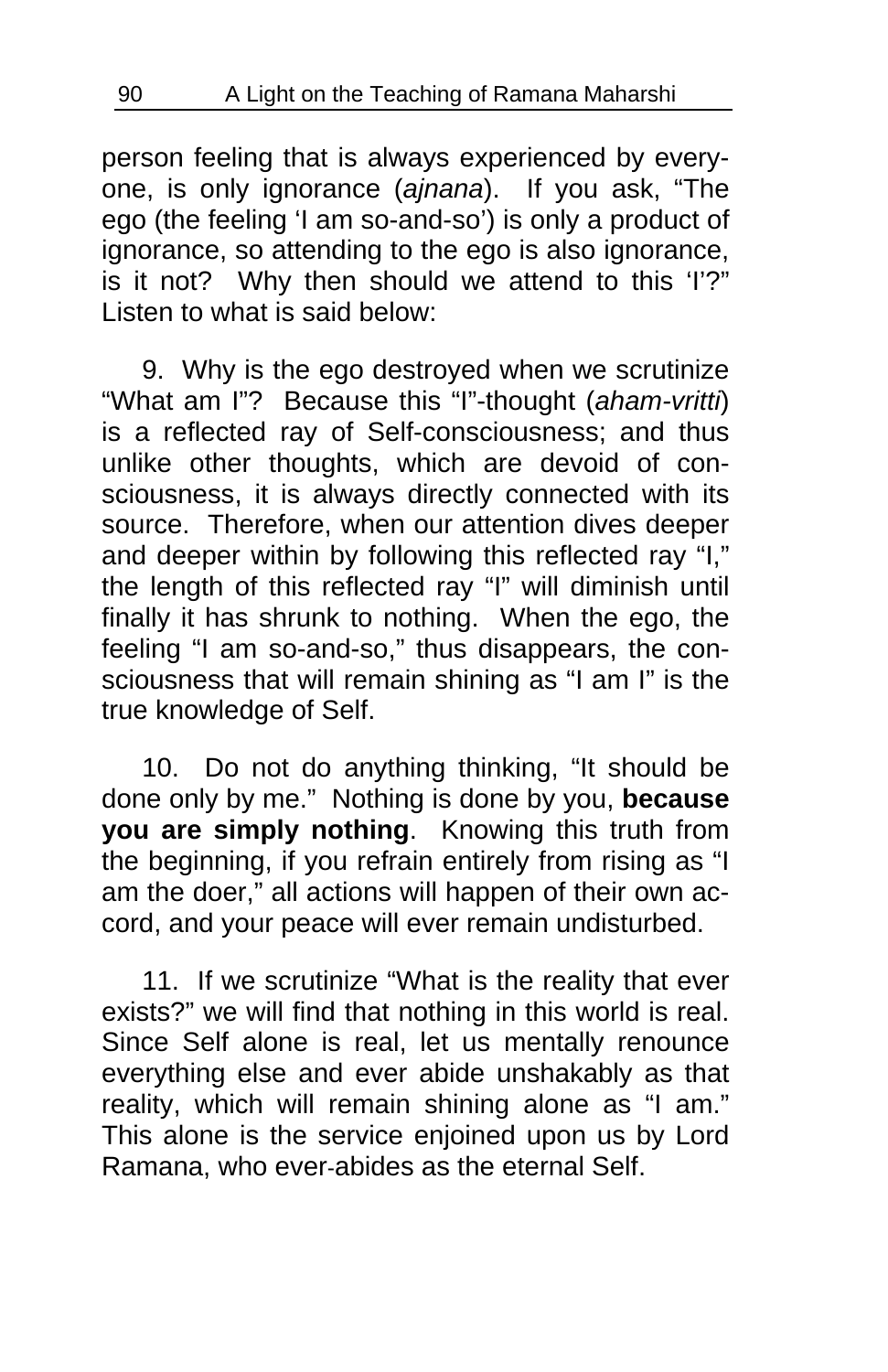person feeling that is always experienced by everyone, is only ignorance (*ajnana*). If you ask, "The ego (the feeling 'I am so-and-so') is only a product of ignorance, so attending to the ego is also ignorance, is it not? Why then should we attend to this 'I'?" Listen to what is said below:

9. Why is the ego destroyed when we scrutinize "What am I"? Because this "I"-thought (*aham-vritti*) is a reflected ray of Self-consciousness; and thus unlike other thoughts, which are devoid of consciousness, it is always directly connected with its source. Therefore, when our attention dives deeper and deeper within by following this reflected ray "I," the length of this reflected ray "I" will diminish until finally it has shrunk to nothing. When the ego, the feeling "I am so-and-so," thus disappears, the consciousness that will remain shining as "I am I" is the true knowledge of Self.

10. Do not do anything thinking, "It should be done only by me." Nothing is done by you, **because you are simply nothing**. Knowing this truth from the beginning, if you refrain entirely from rising as "I am the doer," all actions will happen of their own accord, and your peace will ever remain undisturbed.

11. If we scrutinize "What is the reality that ever exists?" we will find that nothing in this world is real. Since Self alone is real, let us mentally renounce everything else and ever abide unshakably as that reality, which will remain shining alone as "I am." This alone is the service enjoined upon us by Lord Ramana, who ever-abides as the eternal Self.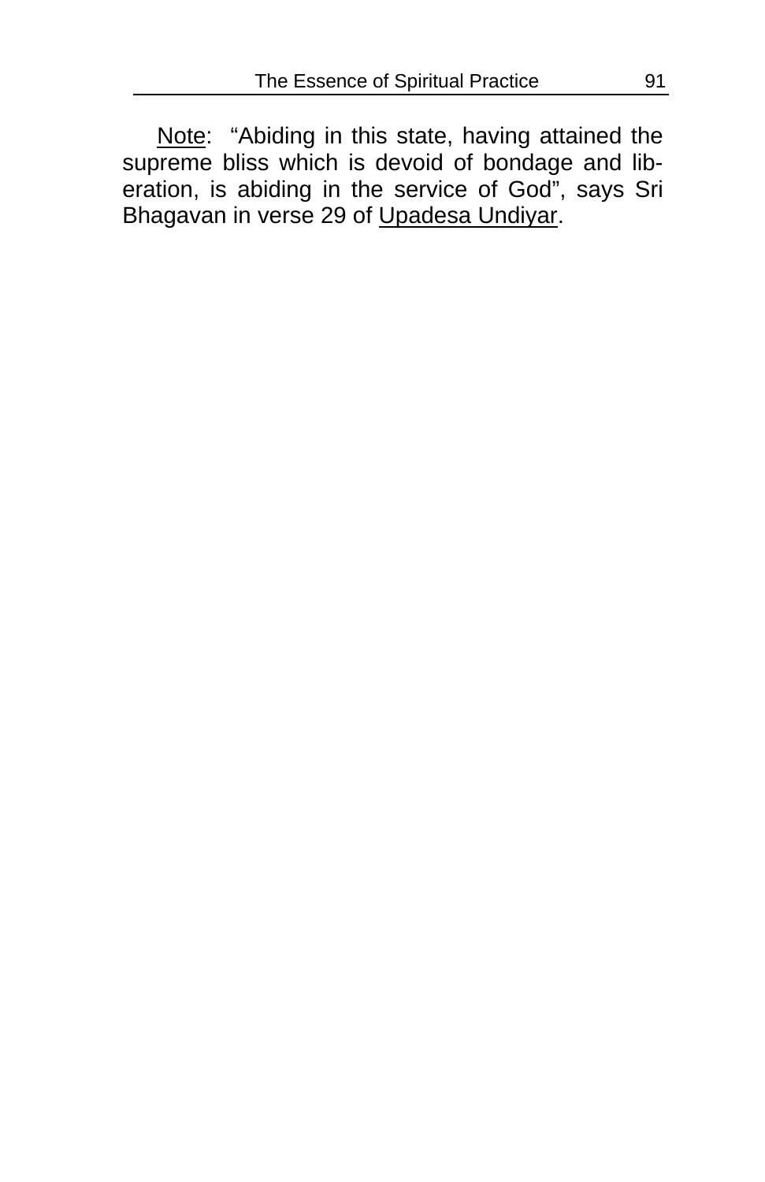Note: "Abiding in this state, having attained the supreme bliss which is devoid of bondage and liberation, is abiding in the service of God", says Sri Bhagavan in verse 29 of Upadesa Undiyar.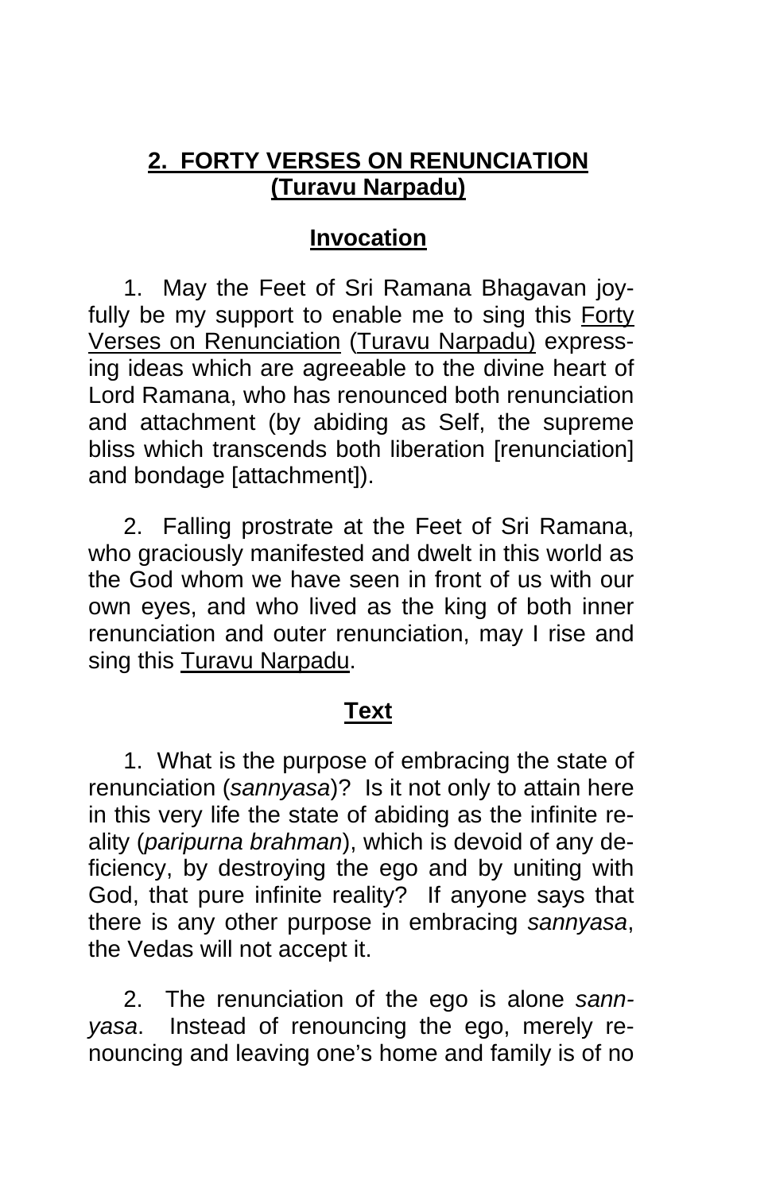## 2. FORTY VERSES ON RENUNCIATION (Turavu Narpadu)

### Invocation

1. May the Feet of Sri Ramana Bhagavan joyfully be my support to enable me to sing this Forty Verses on Renunciation (Turavu Narpadu) expressing ideas which are agreeable to the divine heart of Lord Ramana, who has renounced both renunciation and attachment (by abiding as Self, the supreme bliss which transcends both liberation [renunciation] and bondage [attachment]).

2. Falling prostrate at the Feet of Sri Ramana, who graciously manifested and dwelt in this world as the God whom we have seen in front of us with our own eyes, and who lived as the king of both inner renunciation and outer renunciation, may I rise and sing this Turavu Narpadu.

### Text

1. What is the purpose of embracing the state of renunciation (*sannyasa*)? Is it not only to attain here in this very life the state of abiding as the infinite reality (*paripurna brahman*), which is devoid of any deficiency, by destroying the ego and by uniting with God, that pure infinite reality? If anyone says that there is any other purpose in embracing *sannyasa*, the Vedas will not accept it.

2. The renunciation of the ego is alone *sannyasa*. Instead of renouncing the ego, merely renouncing and leaving one's home and family is of no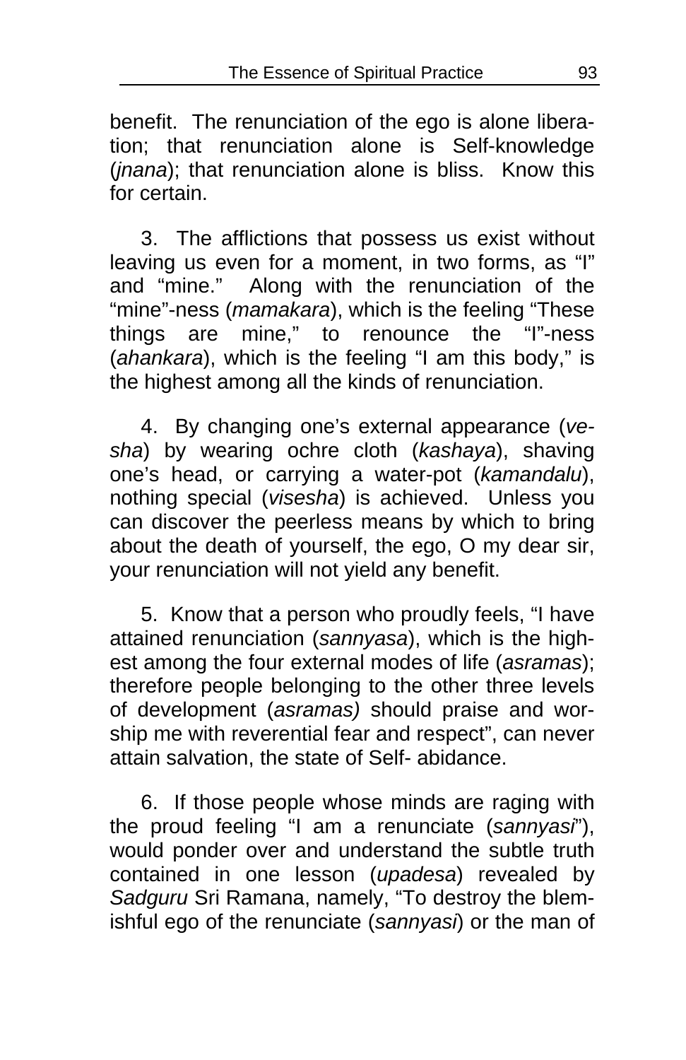benefit. The renunciation of the ego is alone liberation; that renunciation alone is Self-knowledge (*jnana*); that renunciation alone is bliss. Know this for certain.

3. The afflictions that possess us exist without leaving us even for a moment, in two forms, as "I" and "mine." Along with the renunciation of the "mine"-ness (*mamakara*), which is the feeling "These things are mine," to renounce the "I"-ness (*ahankara*), which is the feeling "I am this body," is the highest among all the kinds of renunciation.

4. By changing one's external appearance (*vesha*) by wearing ochre cloth (*kashaya*), shaving one's head, or carrying a water-pot (*kamandalu*), nothing special (*visesha*) is achieved. Unless you can discover the peerless means by which to bring about the death of yourself, the ego, O my dear sir, your renunciation will not yield any benefit.

5. Know that a person who proudly feels, "I have attained renunciation (*sannyasa*), which is the highest among the four external modes of life (*asramas*); therefore people belonging to the other three levels of development (*asramas)* should praise and worship me with reverential fear and respect", can never attain salvation, the state of Self- abidance.

6. If those people whose minds are raging with the proud feeling "I am a renunciate (*sannyasi*"), would ponder over and understand the subtle truth contained in one lesson (*upadesa*) revealed by *Sadguru* Sri Ramana, namely, "To destroy the blemishful ego of the renunciate (*sannyasi*) or the man of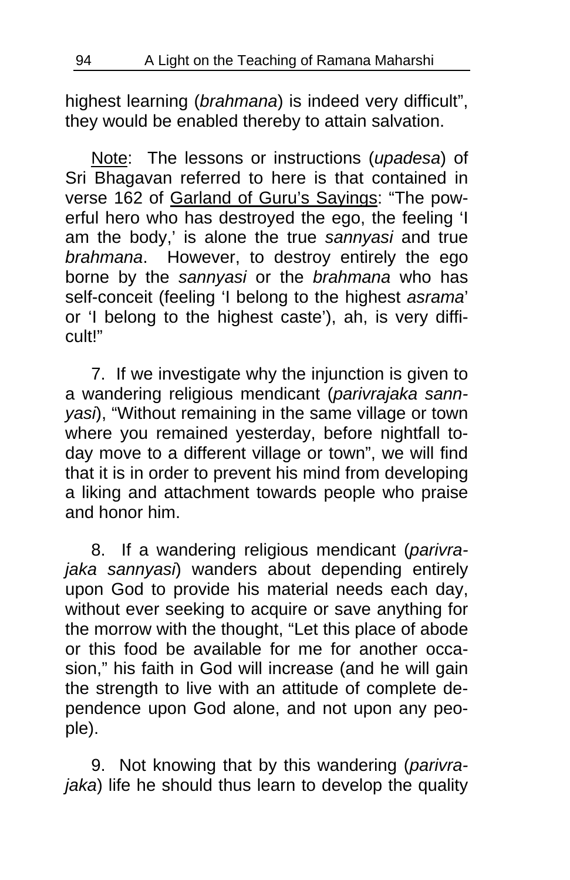highest learning (*brahmana*) is indeed very difficult", they would be enabled thereby to attain salvation.

Note: The lessons or instructions (*upadesa*) of Sri Bhagavan referred to here is that contained in verse 162 of Garland of Guru's Sayings: "The powerful hero who has destroyed the ego, the feeling 'I am the body,' is alone the true *sannyasi* and true *brahmana*. However, to destroy entirely the ego borne by the *sannyasi* or the *brahmana* who has self-conceit (feeling 'I belong to the highest *asrama*' or 'I belong to the highest caste'), ah, is very difficult!"

7. If we investigate why the injunction is given to a wandering religious mendicant (*parivrajaka sannyasi*), "Without remaining in the same village or town where you remained yesterday, before nightfall today move to a different village or town", we will find that it is in order to prevent his mind from developing a liking and attachment towards people who praise and honor him.

8. If a wandering religious mendicant (*parivrajaka sannyasi*) wanders about depending entirely upon God to provide his material needs each day, without ever seeking to acquire or save anything for the morrow with the thought, "Let this place of abode or this food be available for me for another occasion," his faith in God will increase (and he will gain the strength to live with an attitude of complete dependence upon God alone, and not upon any people).

9. Not knowing that by this wandering (*parivrajaka*) life he should thus learn to develop the quality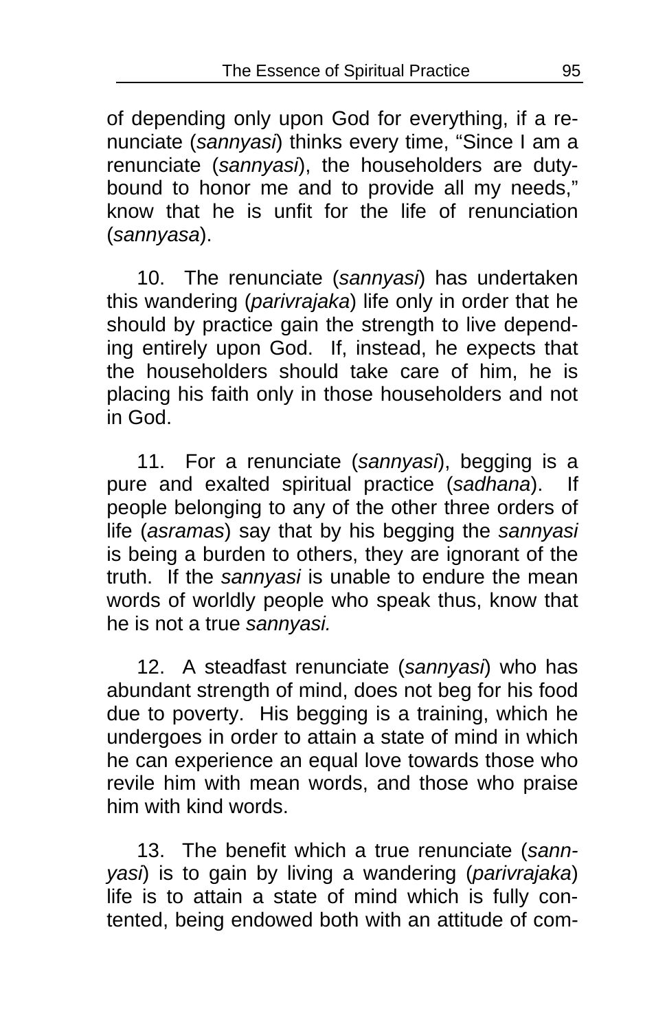of depending only upon God for everything, if a renunciate (*sannyasi*) thinks every time, "Since I am a renunciate (*sannyasi*), the householders are duty-bound to honor me and to provide all my needs," know that he is unfit for the life of renunciation (*sannyasa*).

10. The renunciate (*sannyasi*) has undertaken this wandering (*parivrajaka*) life only in order that he should by practice gain the strength to live depending entirely upon God. If, instead, he expects that the householders should take care of him, he is placing his faith only in those householders and not in God.

11. For a renunciate (*sannyasi*), begging is a pure and exalted spiritual practice (*sadhana*). If people belonging to any of the other three orders of life (*asramas*) say that by his begging the *sannyasi* is being a burden to others, they are ignorant of the truth. If the *sannyasi* is unable to endure the mean words of worldly people who speak thus, know that he is not a true *sannyasi.*

12. A steadfast renunciate (*sannyasi*) who has abundant strength of mind, does not beg for his food due to poverty. His begging is a training, which he undergoes in order to attain a state of mind in which he can experience an equal love towards those who revile him with mean words, and those who praise him with kind words.

13. The benefit which a true renunciate (*sannyasi*) is to gain by living a wandering (*parivrajaka*) life is to attain a state of mind which is fully contented, being endowed both with an attitude of com-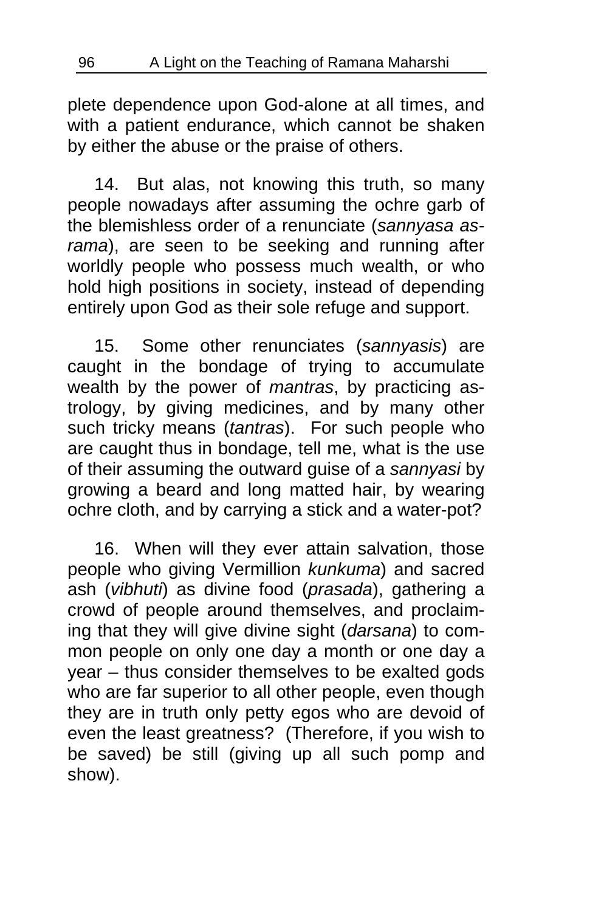plete dependence upon God-alone at all times, and with a patient endurance, which cannot be shaken by either the abuse or the praise of others.

14. But alas, not knowing this truth, so many people nowadays after assuming the ochre garb of the blemishless order of a renunciate (*sannyasa asrama*), are seen to be seeking and running after worldly people who possess much wealth, or who hold high positions in society, instead of depending entirely upon God as their sole refuge and support.

15. Some other renunciates (*sannyasis*) are caught in the bondage of trying to accumulate wealth by the power of *mantras*, by practicing astrology, by giving medicines, and by many other such tricky means (*tantras*). For such people who are caught thus in bondage, tell me, what is the use of their assuming the outward guise of a *sannyasi* by growing a beard and long matted hair, by wearing ochre cloth, and by carrying a stick and a water-pot?

16. When will they ever attain salvation, those people who giving Vermillion *kunkuma*) and sacred ash (*vibhuti*) as divine food (*prasada*), gathering a crowd of people around themselves, and proclaiming that they will give divine sight (*darsana*) to common people on only one day a month or one day a year – thus consider themselves to be exalted gods who are far superior to all other people, even though they are in truth only petty egos who are devoid of even the least greatness? (Therefore, if you wish to be saved) be still (giving up all such pomp and show).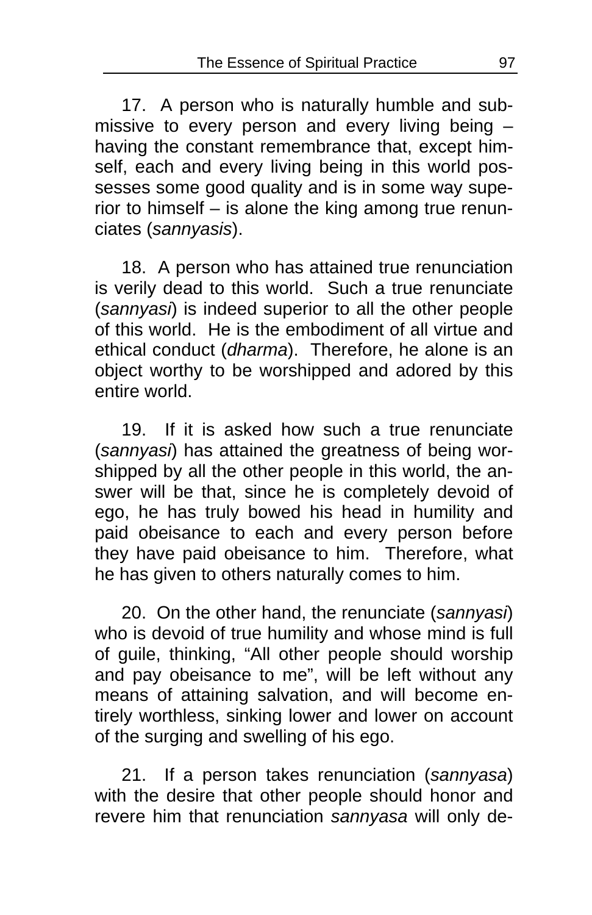17. A person who is naturally humble and submissive to every person and every living being – having the constant remembrance that, except himself, each and every living being in this world possesses some good quality and is in some way superior to himself – is alone the king among true renunciates (*sannyasis*).

18. A person who has attained true renunciation is verily dead to this world. Such a true renunciate (*sannyasi*) is indeed superior to all the other people of this world. He is the embodiment of all virtue and ethical conduct (*dharma*). Therefore, he alone is an object worthy to be worshipped and adored by this entire world.

19. If it is asked how such a true renunciate (*sannyasi*) has attained the greatness of being worshipped by all the other people in this world, the answer will be that, since he is completely devoid of ego, he has truly bowed his head in humility and paid obeisance to each and every person before they have paid obeisance to him. Therefore, what he has given to others naturally comes to him.

20. On the other hand, the renunciate (*sannyasi*) who is devoid of true humility and whose mind is full of guile, thinking, "All other people should worship and pay obeisance to me", will be left without any means of attaining salvation, and will become entirely worthless, sinking lower and lower on account of the surging and swelling of his ego.

21. If a person takes renunciation (*sannyasa*) with the desire that other people should honor and revere him that renunciation *sannyasa* will only de-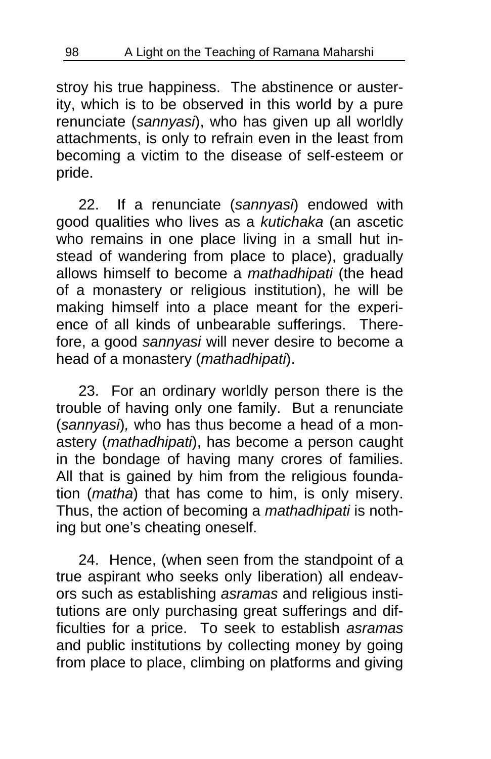stroy his true happiness. The abstinence or austerity, which is to be observed in this world by a pure renunciate (*sannyasi*), who has given up all worldly attachments, is only to refrain even in the least from becoming a victim to the disease of self-esteem or pride.

22. If a renunciate (*sannyasi*) endowed with good qualities who lives as a *kutichaka* (an ascetic who remains in one place living in a small hut instead of wandering from place to place), gradually allows himself to become a *mathadhipati* (the head of a monastery or religious institution), he will be making himself into a place meant for the experience of all kinds of unbearable sufferings. Therefore, a good *sannyasi* will never desire to become a head of a monastery (*mathadhipati*).

23. For an ordinary worldly person there is the trouble of having only one family. But a renunciate (*sannyasi*), who has thus become a head of a monastery (*mathadhipati*), has become a person caught in the bondage of having many crores of families. All that is gained by him from the religious foundation (*matha*) that has come to him, is only misery. Thus, the action of becoming a *mathadhipati* is nothing but one's cheating oneself.

24. Hence, (when seen from the standpoint of a true aspirant who seeks only liberation) all endeavors such as establishing *asramas* and religious institutions are only purchasing great sufferings and difficulties for a price. To seek to establish *asramas* and public institutions by collecting money by going from place to place, climbing on platforms and giving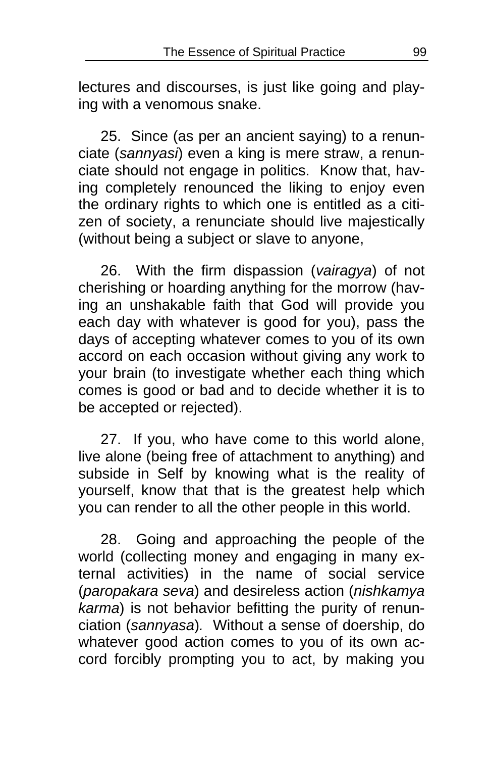lectures and discourses, is just like going and playing with a venomous snake.

25. Since (as per an ancient saying) to a renunciate (*sannyasi*) even a king is mere straw, a renunciate should not engage in politics. Know that, having completely renounced the liking to enjoy even the ordinary rights to which one is entitled as a citizen of society, a renunciate should live majestically (without being a subject or slave to anyone,

26. With the firm dispassion (*vairagya*) of not cherishing or hoarding anything for the morrow (having an unshakable faith that God will provide you each day with whatever is good for you), pass the days of accepting whatever comes to you of its own accord on each occasion without giving any work to your brain (to investigate whether each thing which comes is good or bad and to decide whether it is to be accepted or rejected).

27. If you, who have come to this world alone, live alone (being free of attachment to anything) and subside in Self by knowing what is the reality of yourself, know that that is the greatest help which you can render to all the other people in this world.

28. Going and approaching the people of the world (collecting money and engaging in many external activities) in the name of social service (*paropakara seva*) and desireless action (*nishkamya karma*) is not behavior befitting the purity of renunciation (*sannyasa*). Without a sense of doership, do whatever good action comes to you of its own accord forcibly prompting you to act, by making you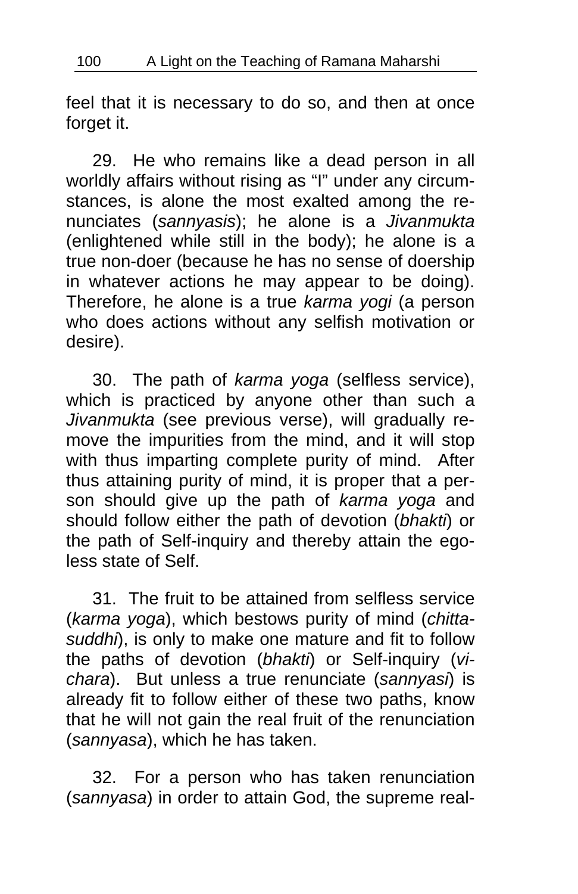feel that it is necessary to do so, and then at once forget it.

29. He who remains like a dead person in all worldly affairs without rising as "I" under any circumstances, is alone the most exalted among the renunciates (*sannyasis*); he alone is a *Jivanmukta* (enlightened while still in the body); he alone is a true non-doer (because he has no sense of doership in whatever actions he may appear to be doing). Therefore, he alone is a true *karma yogi* (a person who does actions without any selfish motivation or desire).

30. The path of *karma yoga* (selfless service), which is practiced by anyone other than such a *Jivanmukta* (see previous verse), will gradually remove the impurities from the mind, and it will stop with thus imparting complete purity of mind. After thus attaining purity of mind, it is proper that a person should give up the path of *karma yoga* and should follow either the path of devotion (*bhakti*) or the path of Self-inquiry and thereby attain the egoless state of Self.

31. The fruit to be attained from selfless service (*karma yoga*), which bestows purity of mind (*chitta-suddhi*), is only to make one mature and fit to follow the paths of devotion (*bhakti*) or Self-inquiry (*vichara*). But unless a true renunciate (*sannyasi*) is already fit to follow either of these two paths, know that he will not gain the real fruit of the renunciation (*sannyasa*), which he has taken.

32. For a person who has taken renunciation (*sannyasa*) in order to attain God, the supreme real-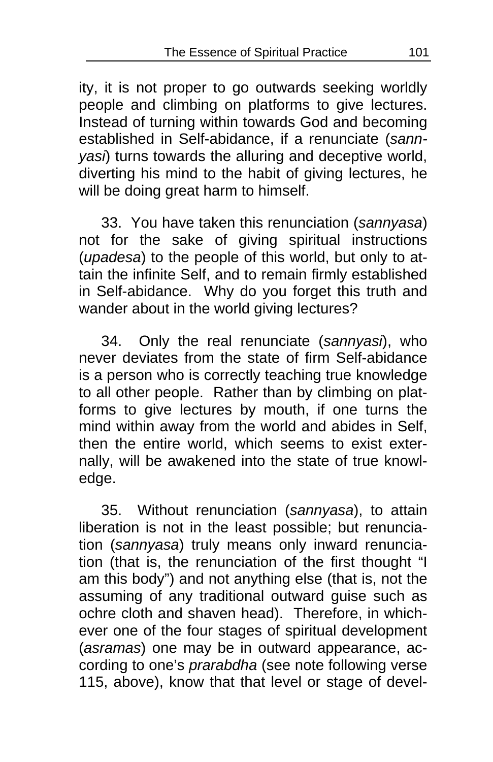ity, it is not proper to go outwards seeking worldly people and climbing on platforms to give lectures. Instead of turning within towards God and becoming established in Self-abidance, if a renunciate (*sannyasi*) turns towards the alluring and deceptive world, diverting his mind to the habit of giving lectures, he will be doing great harm to himself.

33. You have taken this renunciation (*sannyasa*) not for the sake of giving spiritual instructions (*upadesa*) to the people of this world, but only to attain the infinite Self, and to remain firmly established in Self-abidance. Why do you forget this truth and wander about in the world giving lectures?

34. Only the real renunciate (*sannyasi*), who never deviates from the state of firm Self-abidance is a person who is correctly teaching true knowledge to all other people. Rather than by climbing on platforms to give lectures by mouth, if one turns the mind within away from the world and abides in Self, then the entire world, which seems to exist externally, will be awakened into the state of true knowledge.

35. Without renunciation (*sannyasa*), to attain liberation is not in the least possible; but renunciation (*sannyasa*) truly means only inward renunciation (that is, the renunciation of the first thought "I am this body") and not anything else (that is, not the assuming of any traditional outward guise such as ochre cloth and shaven head). Therefore, in whichever one of the four stages of spiritual development (*asramas*) one may be in outward appearance, according to one's *prarabdha* (see note following verse 115, above), know that that level or stage of devel-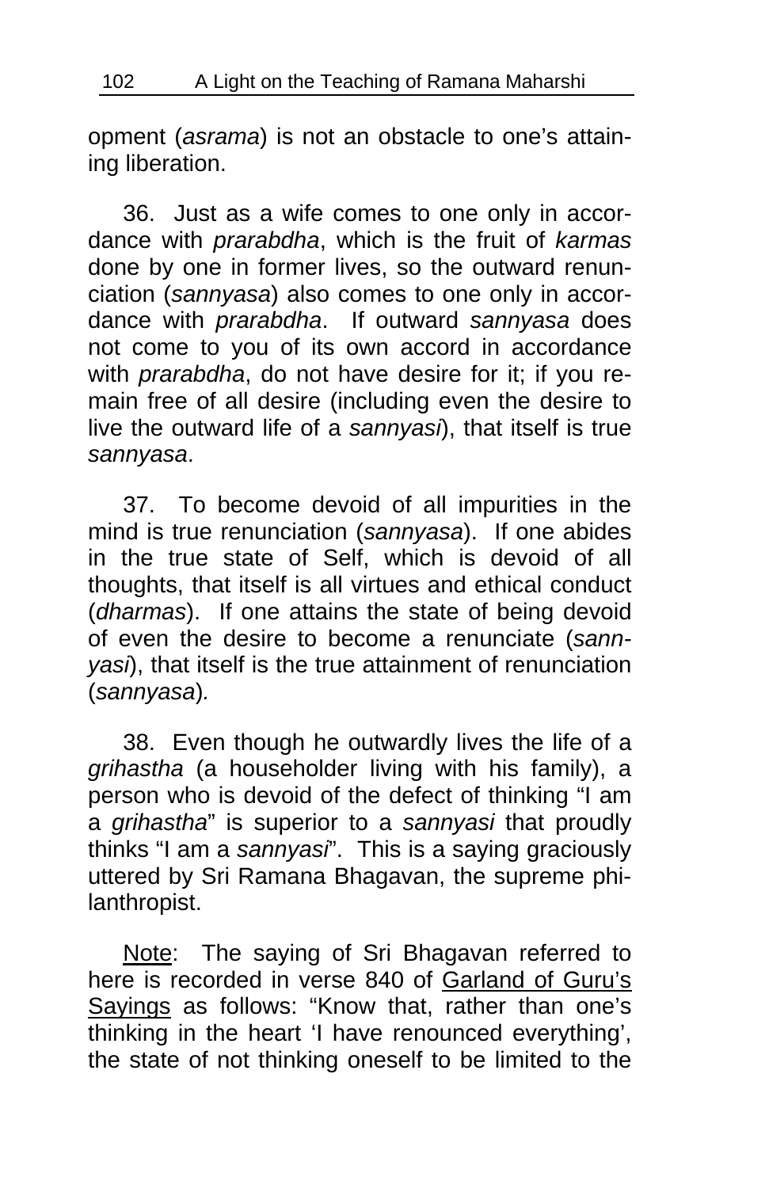opment (*asrama*) is not an obstacle to one's attaining liberation.

36. Just as a wife comes to one only in accordance with *prarabdha*, which is the fruit of *karmas* done by one in former lives, so the outward renunciation (*sannyasa*) also comes to one only in accordance with *prarabdha*. If outward *sannyasa* does not come to you of its own accord in accordance with *prarabdha*, do not have desire for it; if you remain free of all desire (including even the desire to live the outward life of a *sannyasi*), that itself is true *sannyasa*.

37. To become devoid of all impurities in the mind is true renunciation (*sannyasa*). If one abides in the true state of Self, which is devoid of all thoughts, that itself is all virtues and ethical conduct (*dharmas*). If one attains the state of being devoid of even the desire to become a renunciate (*sannyasi*), that itself is the true attainment of renunciation (*sannyasa*).

38. Even though he outwardly lives the life of a *grihastha* (a householder living with his family), a person who is devoid of the defect of thinking "I am a *grihastha*" is superior to a *sannyasi* that proudly thinks "I am a *sannyasi*". This is a saying graciously uttered by Sri Ramana Bhagavan, the supreme philanthropist.

<u>Note</u>: The saying of Sri Bhagavan referred to here is recorded in verse 840 of <u>Garland of Guru's Sayings</u> as follows: "Know that, rather than one's thinking in the heart 'I have renounced everything', the state of not thinking oneself to be limited to the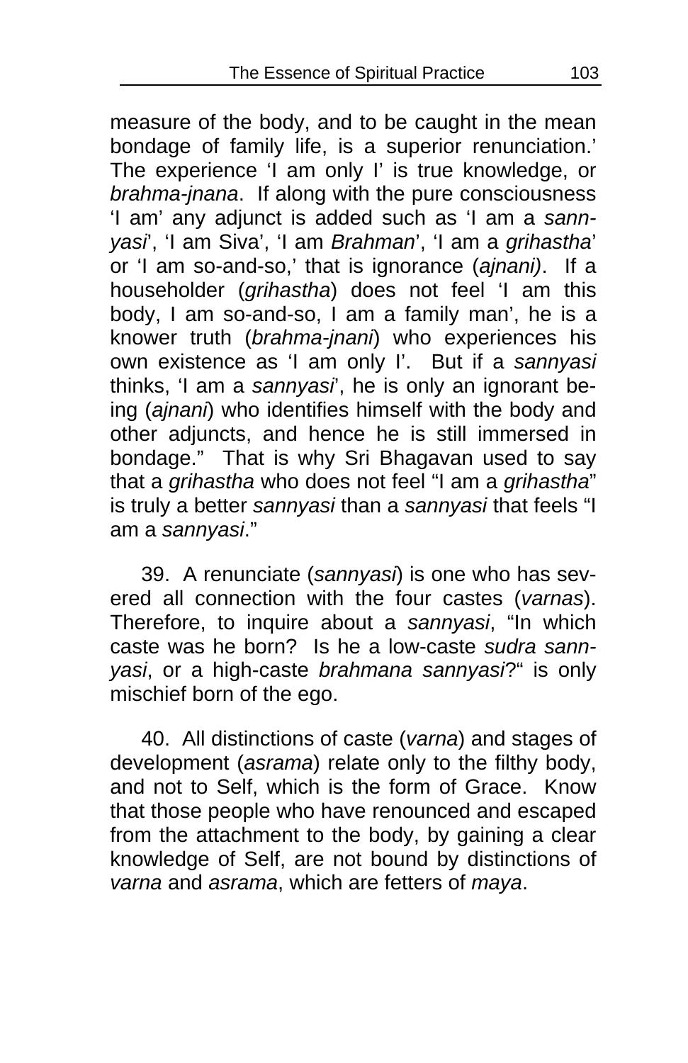measure of the body, and to be caught in the mean bondage of family life, is a superior renunciation.' The experience 'I am only I' is true knowledge, or *brahma-jnana*. If along with the pure consciousness 'I am' any adjunct is added such as 'I am a *sannyasi*', 'I am Siva', 'I am *Brahman*', 'I am a *grihastha*' or 'I am so-and-so,' that is ignorance (*ajnani)*. If a householder (*grihastha*) does not feel 'I am this body, I am so-and-so, I am a family man', he is a knower truth (*brahma-jnani*) who experiences his own existence as 'I am only I'. But if a *sannyasi* thinks, 'I am a *sannyasi*', he is only an ignorant being (*ajnani*) who identifies himself with the body and other adjuncts, and hence he is still immersed in bondage." That is why Sri Bhagavan used to say that a *grihastha* who does not feel "I am a *grihastha*" is truly a better *sannyasi* than a *sannyasi* that feels "I am a *sannyasi*."

39. A renunciate (*sannyasi*) is one who has severed all connection with the four castes (*varnas*). Therefore, to inquire about a *sannyasi*, "In which caste was he born? Is he a low-caste *sudra sannyasi*, or a high-caste *brahmana sannyasi*?" is only mischief born of the ego.

40. All distinctions of caste (*varna*) and stages of development (*asrama*) relate only to the filthy body, and not to Self, which is the form of Grace. Know that those people who have renounced and escaped from the attachment to the body, by gaining a clear knowledge of Self, are not bound by distinctions of *varna* and *asrama*, which are fetters of *maya*.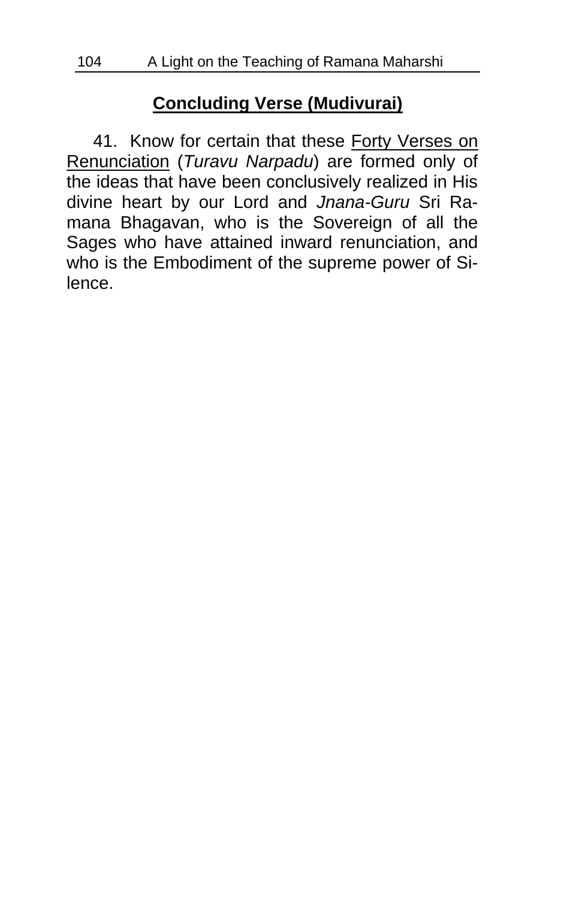## <u>Concluding Verse (Mudivurai)</u>

41. Know for certain that these <u>Forty Verses on Renunciation</u> (*Turavu Narpadu*) are formed only of the ideas that have been conclusively realized in His divine heart by our Lord and *Jnana-Guru* Sri Ramana Bhagavan, who is the Sovereign of all the Sages who have attained inward renunciation, and who is the Embodiment of the supreme power of Silence.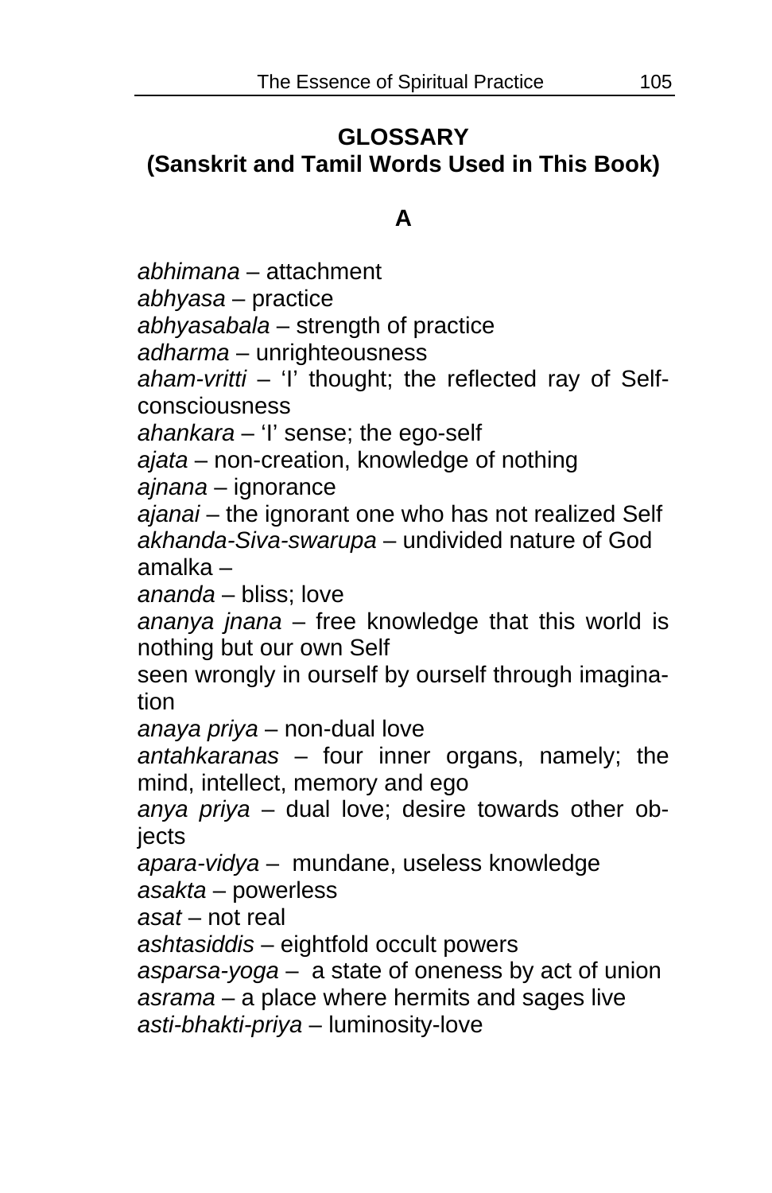## GLOSSARY
## (Sanskrit and Tamil Words Used in This Book)

### A

*abhimana* – attachment
*abhyasa* – practice
*abhyasabala* – strength of practice
*adharma* – unrighteousness
*aham-vritti* – 'I' thought; the reflected ray of Self-consciousness
*ahankara* – 'I' sense; the ego-self
*ajata* – non-creation, knowledge of nothing
*ajnana* – ignorance
*ajanai* – the ignorant one who has not realized Self
*akhanda-Siva-swarupa* – undivided nature of God
amalka –
*ananda* – bliss; love
*ananya jnana* – free knowledge that this world is nothing but our own Self
seen wrongly in ourself by ourself through imagination
*anaya priya* – non-dual love
*antahkaranas* – four inner organs, namely; the mind, intellect, memory and ego
*anya priya* – dual love; desire towards other objects
*apara-vidya* – mundane, useless knowledge
*asakta* – powerless
*asat* – not real
*ashtasiddis* – eightfold occult powers
*asparsa-yoga* – a state of oneness by act of union
*asrama* – a place where hermits and sages live
*asti-bhakti-priya* – luminosity-love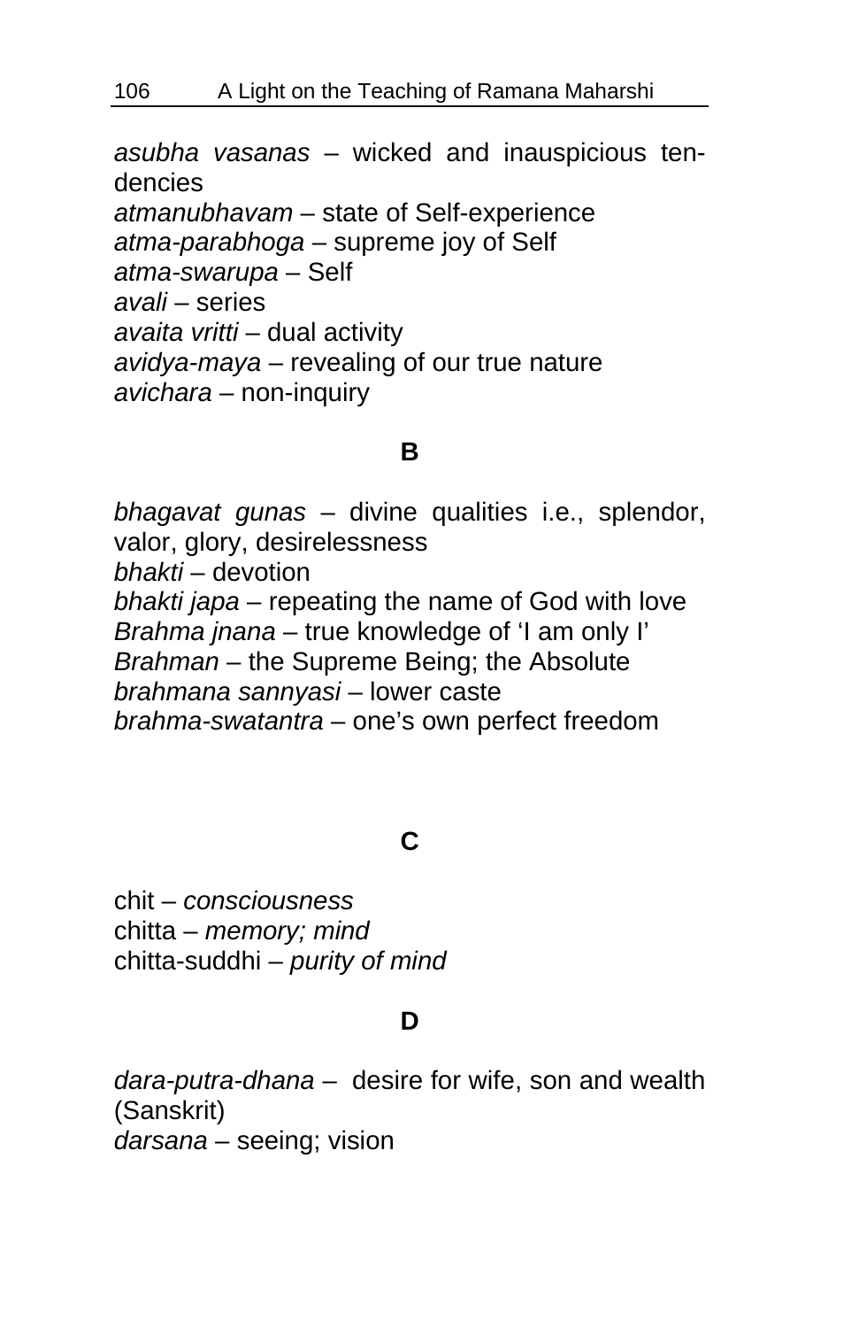*asubha vasanas* – wicked and inauspicious tendencies
*atmanubhavam* – state of Self-experience
*atma-parabhoga* – supreme joy of Self
*atma-swarupa* – Self
*avali* – series
*avaita vritti* – dual activity
*avidya-maya* – revealing of our true nature
*avichara* – non-inquiry

## B

*bhagavat gunas* – divine qualities i.e., splendor, valor, glory, desirelessness
*bhakti* – devotion
*bhakti japa* – repeating the name of God with love
*Brahma jnana* – true knowledge of 'I am only I'
*Brahman* – the Supreme Being; the Absolute
*brahmana sannyasi* – lower caste
*brahma-swatantra* – one's own perfect freedom

## C

chit – *consciousness*
chitta – *memory; mind*
chitta-suddhi – *purity of mind*

## D

*dara-putra-dhana* – desire for wife, son and wealth (Sanskrit)
*darsana* – seeing; vision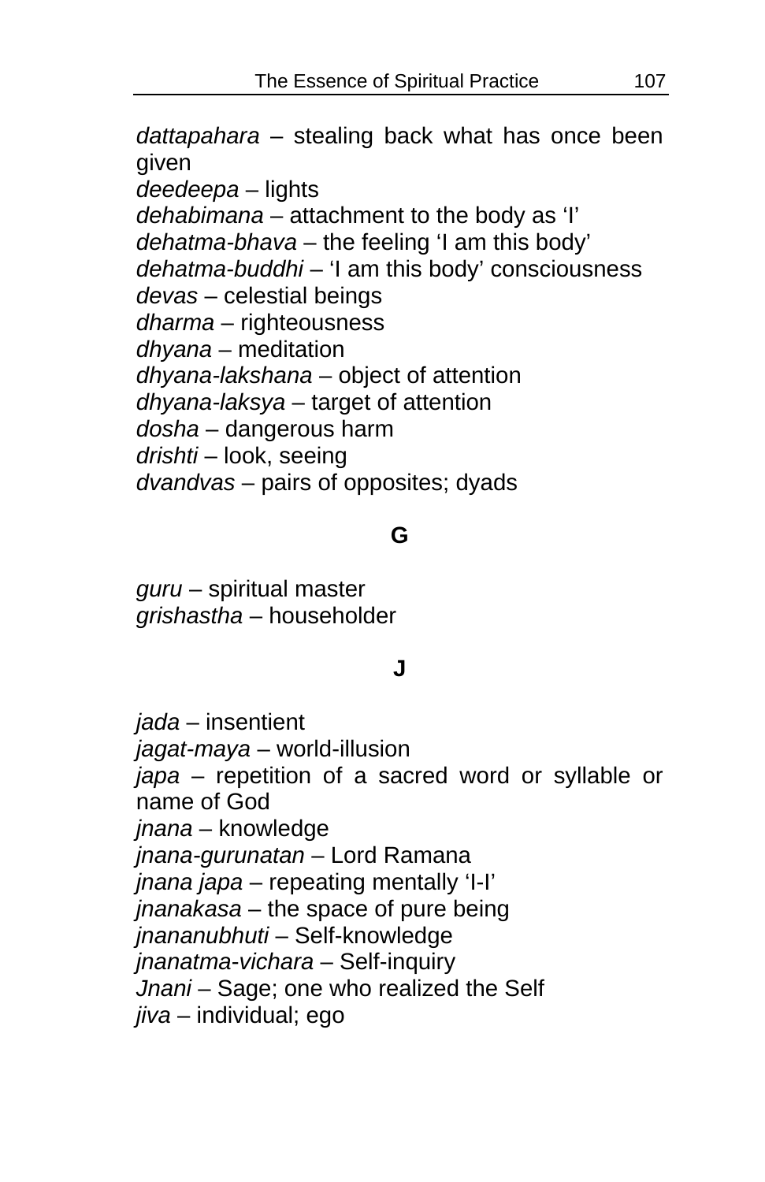*dattapahara* – stealing back what has once been given
*deedeepa* – lights
*dehabimana* – attachment to the body as 'I'
*dehatma-bhava* – the feeling 'I am this body'
*dehatma-buddhi* – 'I am this body' consciousness
*devas* – celestial beings
*dharma* – righteousness
*dhyana* – meditation
*dhyana-lakshana* – object of attention
*dhyana-laksya* – target of attention
*dosha* – dangerous harm
*drishti* – look, seeing
*dvandvas* – pairs of opposites; dyads

## G

*guru* – spiritual master
*grishastha* – householder

## J

*jada* – insentient
*jagat-maya* – world-illusion
*japa* – repetition of a sacred word or syllable or name of God
*jnana* – knowledge
*jnana-gurunatan* – Lord Ramana
*jnana japa* – repeating mentally 'I-I'
*jnanakasa* – the space of pure being
*jnananubhuti* – Self-knowledge
*jnanatma-vichara* – Self-inquiry
*Jnani* – Sage; one who realized the Self
*jiva* – individual; ego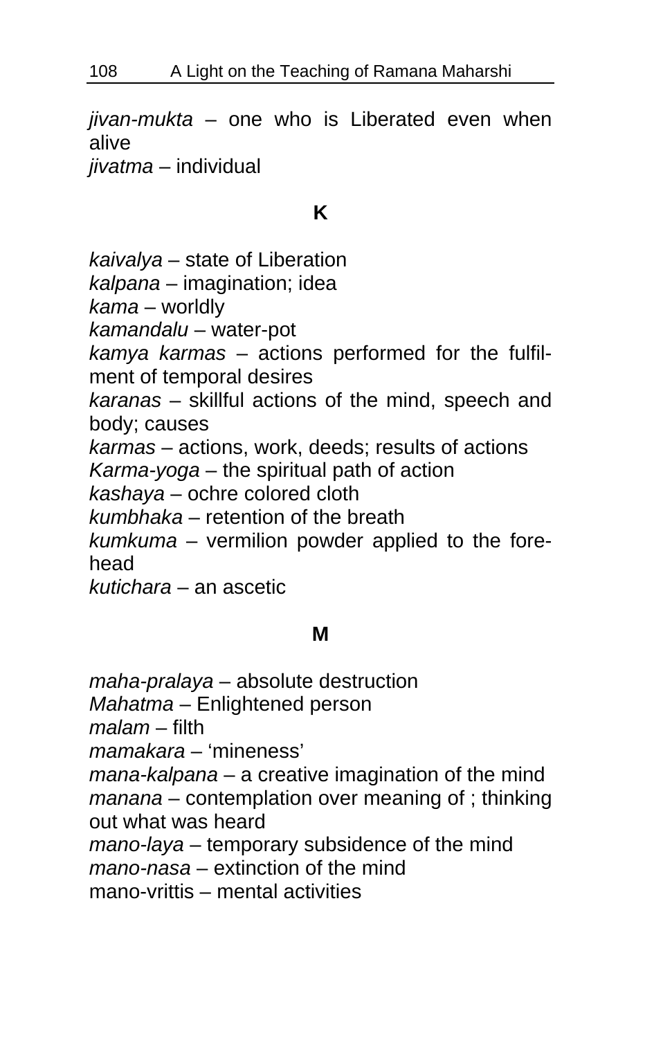*jivan-mukta* – one who is Liberated even when alive
*jivatma* – individual

**K**

*kaivalya* – state of Liberation
*kalpana* – imagination; idea
*kama* – worldly
*kamandalu* – water-pot
*kamya karmas* – actions performed for the fulfilment of temporal desires
*karanas* – skillful actions of the mind, speech and body; causes
*karmas* – actions, work, deeds; results of actions
*Karma-yoga* – the spiritual path of action
*kashaya* – ochre colored cloth
*kumbhaka* – retention of the breath
*kumkuma* – vermilion powder applied to the forehead
*kutichara* – an ascetic

**M**

*maha-pralaya* – absolute destruction
*Mahatma* – Enlightened person
*malam* – filth
*mamakara* – 'mineness'
*mana-kalpana* – a creative imagination of the mind
*manana* – contemplation over meaning of ; thinking out what was heard
*mano-laya* – temporary subsidence of the mind
*mano-nasa* – extinction of the mind
mano-vrittis – mental activities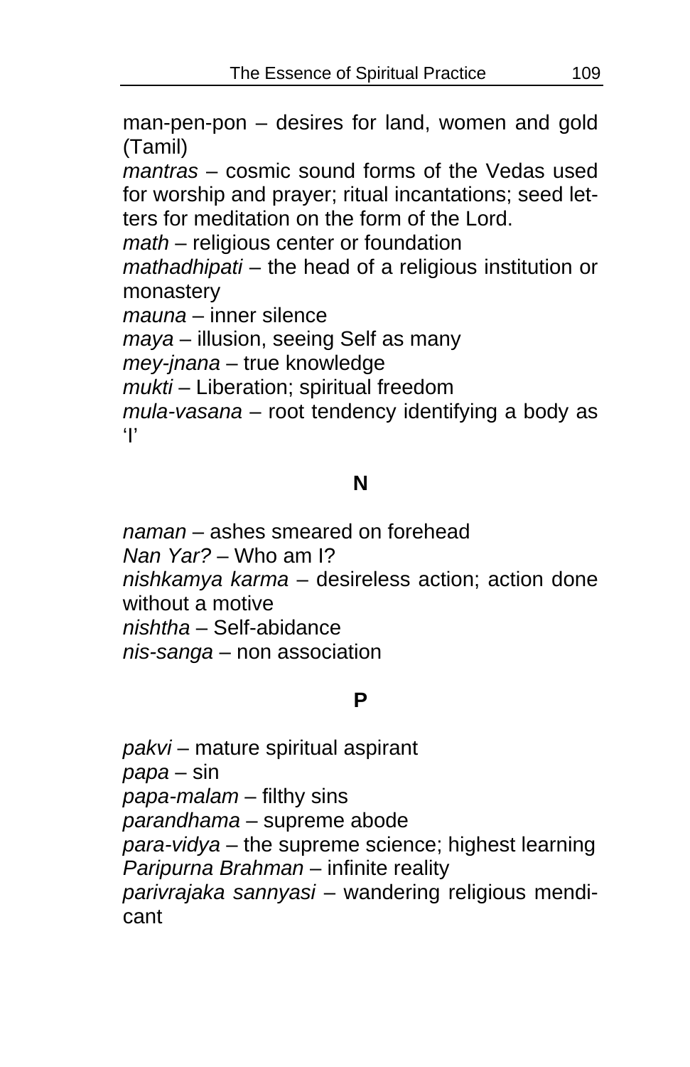man-pen-pon – desires for land, women and gold (Tamil)

*mantras* – cosmic sound forms of the Vedas used for worship and prayer; ritual incantations; seed letters for meditation on the form of the Lord.

*math* – religious center or foundation

*mathadhipati* – the head of a religious institution or monastery

*mauna* – inner silence

*maya* – illusion, seeing Self as many

*mey-jnana* – true knowledge

*mukti* – Liberation; spiritual freedom

*mula-vasana* – root tendency identifying a body as 'I'

### N

*naman* – ashes smeared on forehead

*Nan Yar?* – Who am I?

*nishkamya karma* – desireless action; action done without a motive

*nishtha* – Self-abidance

*nis-sanga* – non association

### P

*pakvi* – mature spiritual aspirant

*papa* – sin

*papa-malam* – filthy sins

*parandhama* – supreme abode

*para-vidya* – the supreme science; highest learning

*Paripurna Brahman* – infinite reality

*parivrajaka sannyasi* – wandering religious mendicant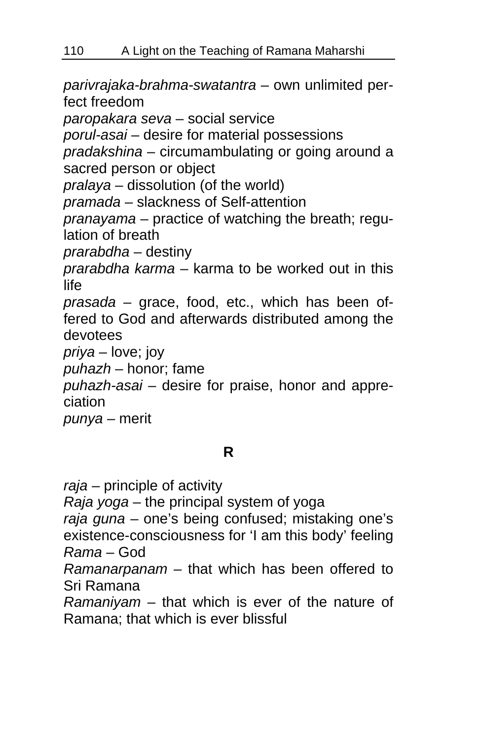*parivrajaka-brahma-swatantra* – own unlimited perfect freedom

*paropakara seva* – social service

*porul-asai* – desire for material possessions

*pradakshina* – circumambulating or going around a sacred person or object

*pralaya* – dissolution (of the world)

*pramada* – slackness of Self-attention

*pranayama* – practice of watching the breath; regulation of breath

*prarabdha* – destiny

*prarabdha karma* – karma to be worked out in this life

*prasada* – grace, food, etc., which has been offered to God and afterwards distributed among the devotees

*priya* – love; joy

*puhazh* – honor; fame

*puhazh-asai* – desire for praise, honor and appreciation

*punya* – merit

## R

*raja* – principle of activity

*Raja yoga* – the principal system of yoga

*raja guna* – one's being confused; mistaking one's existence-consciousness for 'I am this body' feeling

*Rama* – God

*Ramanarpanam* – that which has been offered to Sri Ramana

*Ramaniyam* – that which is ever of the nature of Ramana; that which is ever blissful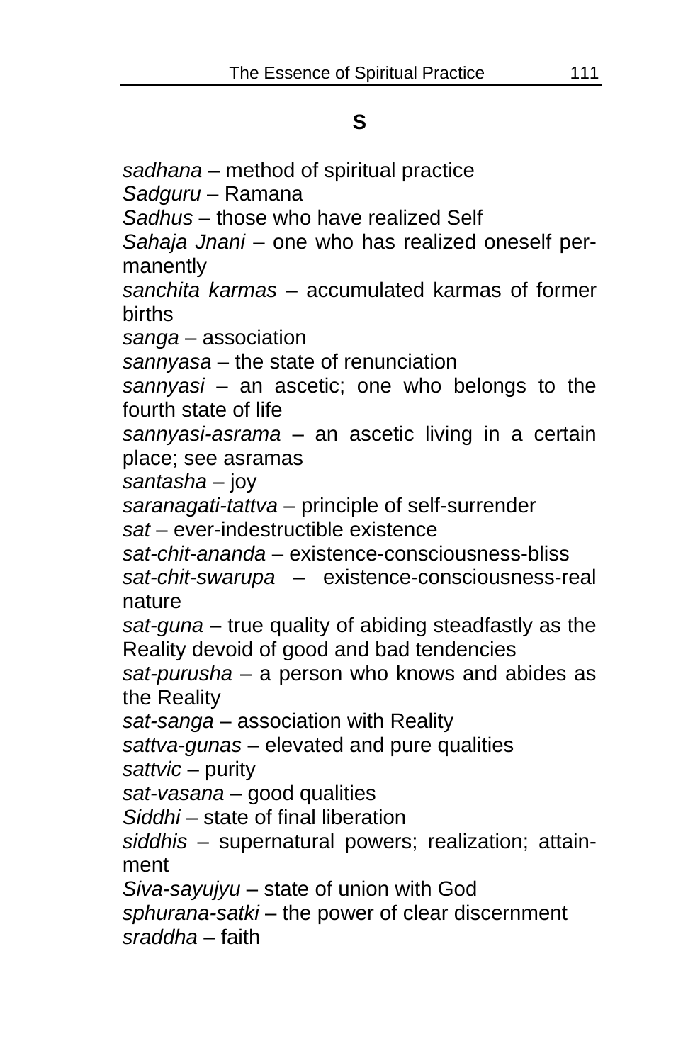## S

*sadhana* – method of spiritual practice
*Sadguru* – Ramana
*Sadhus* – those who have realized Self
*Sahaja Jnani* – one who has realized oneself permanently
*sanchita karmas* – accumulated karmas of former births
*sanga* – association
*sannyasa* – the state of renunciation
*sannyasi* – an ascetic; one who belongs to the fourth state of life
*sannyasi-asrama* – an ascetic living in a certain place; see asramas
*santasha* – joy
*saranagati-tattva* – principle of self-surrender
*sat* – ever-indestructible existence
*sat-chit-ananda* – existence-consciousness-bliss
*sat-chit-swarupa* – existence-consciousness-real nature
*sat-guna* – true quality of abiding steadfastly as the Reality devoid of good and bad tendencies
*sat-purusha* – a person who knows and abides as the Reality
*sat-sanga* – association with Reality
*sattva-gunas* – elevated and pure qualities
*sattvic* – purity
*sat-vasana* – good qualities
*Siddhi* – state of final liberation
*siddhis* – supernatural powers; realization; attainment
*Siva-sayujyu* – state of union with God
*sphurana-satki* – the power of clear discernment
*sraddha* – faith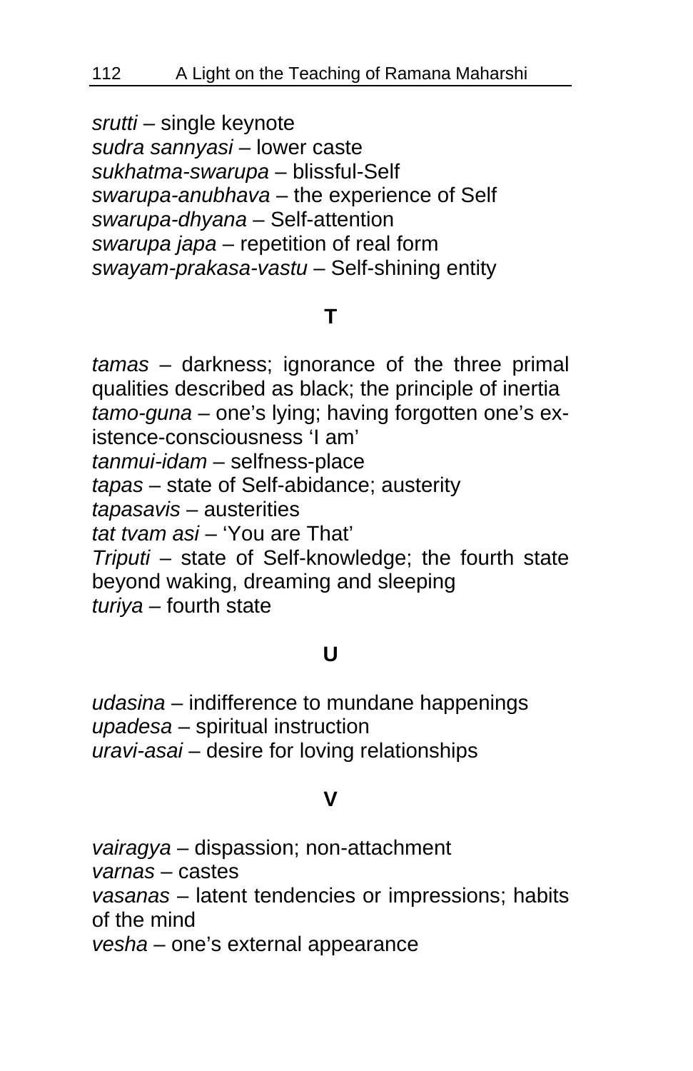*srutti* – single keynote
*sudra sannyasi* – lower caste
*sukhatma-swarupa* – blissful-Self
*swarupa-anubhava* – the experience of Self
*swarupa-dhyana* – Self-attention
*swarupa japa* – repetition of real form
*swayam-prakasa-vastu* – Self-shining entity

**T**

*tamas* – darkness; ignorance of the three primal qualities described as black; the principle of inertia
*tamo-guna* – one's lying; having forgotten one's existence-consciousness 'I am'
*tanmui-idam* – selfness-place
*tapas* – state of Self-abidance; austerity
*tapasavis* – austerities
*tat tvam asi* – 'You are That'
*Triputi* – state of Self-knowledge; the fourth state beyond waking, dreaming and sleeping
*turiya* – fourth state

**U**

*udasina* – indifference to mundane happenings
*upadesa* – spiritual instruction
*uravi-asai* – desire for loving relationships

**V**

*vairagya* – dispassion; non-attachment
*varnas* – castes
*vasanas* – latent tendencies or impressions; habits of the mind
*vesha* – one's external appearance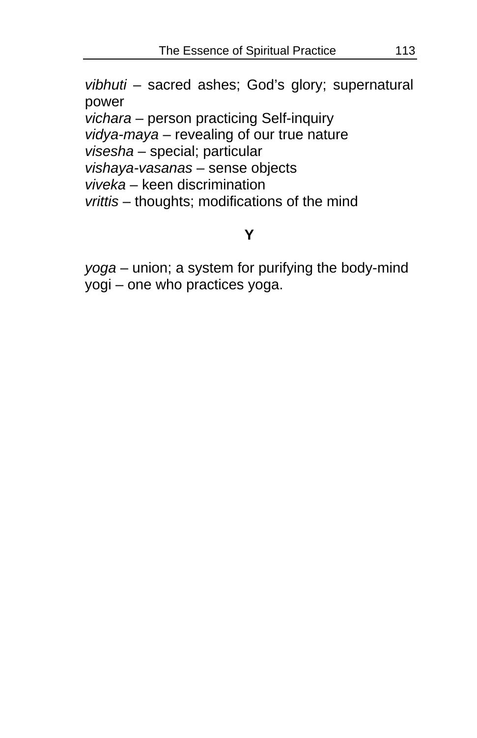*vibhuti* – sacred ashes; God's glory; supernatural power
*vichara* – person practicing Self-inquiry
*vidya-maya* – revealing of our true nature
*visesha* – special; particular
*vishaya-vasanas* – sense objects
*viveka* – keen discrimination
*vrittis* – thoughts; modifications of the mind

**Y**

*yoga* – union; a system for purifying the body-mind
yogi – one who practices yoga.